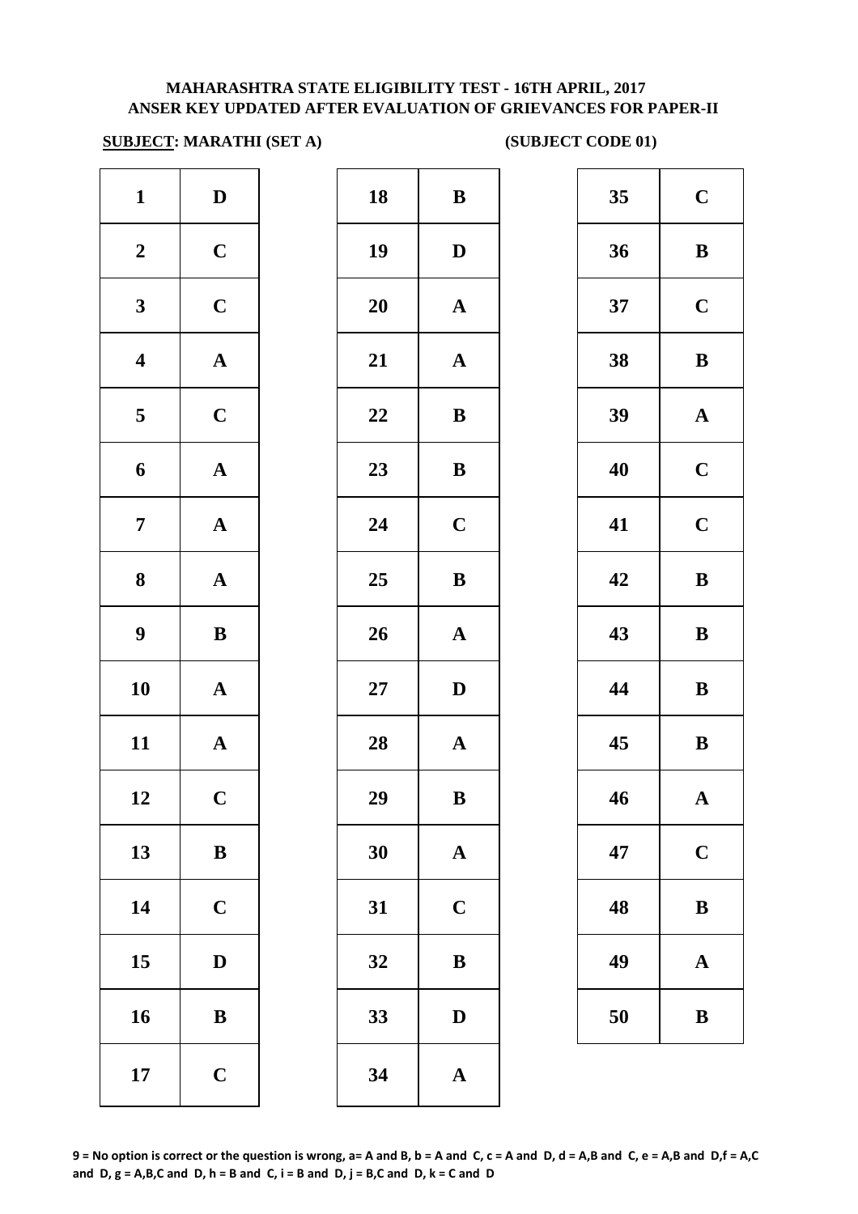**MAHARASHTRA STATE ELIGIBILITY TEST - 16TH APRIL, 2017**
**ANSER KEY UPDATED AFTER EVALUATION OF GRIEVANCES FOR PAPER-II**

**SUBJECT: MARATHI (SET A)** **(SUBJECT CODE 01)**

| Q | Ans | Q | Ans | Q | Ans |
|---|---|---|---|---|---|
| 1 | D | 18 | B | 35 | C |
| 2 | C | 19 | D | 36 | B |
| 3 | C | 20 | A | 37 | C |
| 4 | A | 21 | A | 38 | B |
| 5 | C | 22 | B | 39 | A |
| 6 | A | 23 | B | 40 | C |
| 7 | A | 24 | C | 41 | C |
| 8 | A | 25 | B | 42 | B |
| 9 | B | 26 | A | 43 | B |
| 10 | A | 27 | D | 44 | B |
| 11 | A | 28 | A | 45 | B |
| 12 | C | 29 | B | 46 | A |
| 13 | B | 30 | A | 47 | C |
| 14 | C | 31 | C | 48 | B |
| 15 | D | 32 | B | 49 | A |
| 16 | B | 33 | D | 50 | B |
| 17 | C | 34 | A | | |

**9 = No option is correct or the question is wrong, a= A and B, b = A and C, c = A and D, d = A,B and C, e = A,B and D,f = A,C and D, g = A,B,C and D, h = B and C, i = B and D, j = B,C and D, k = C and D**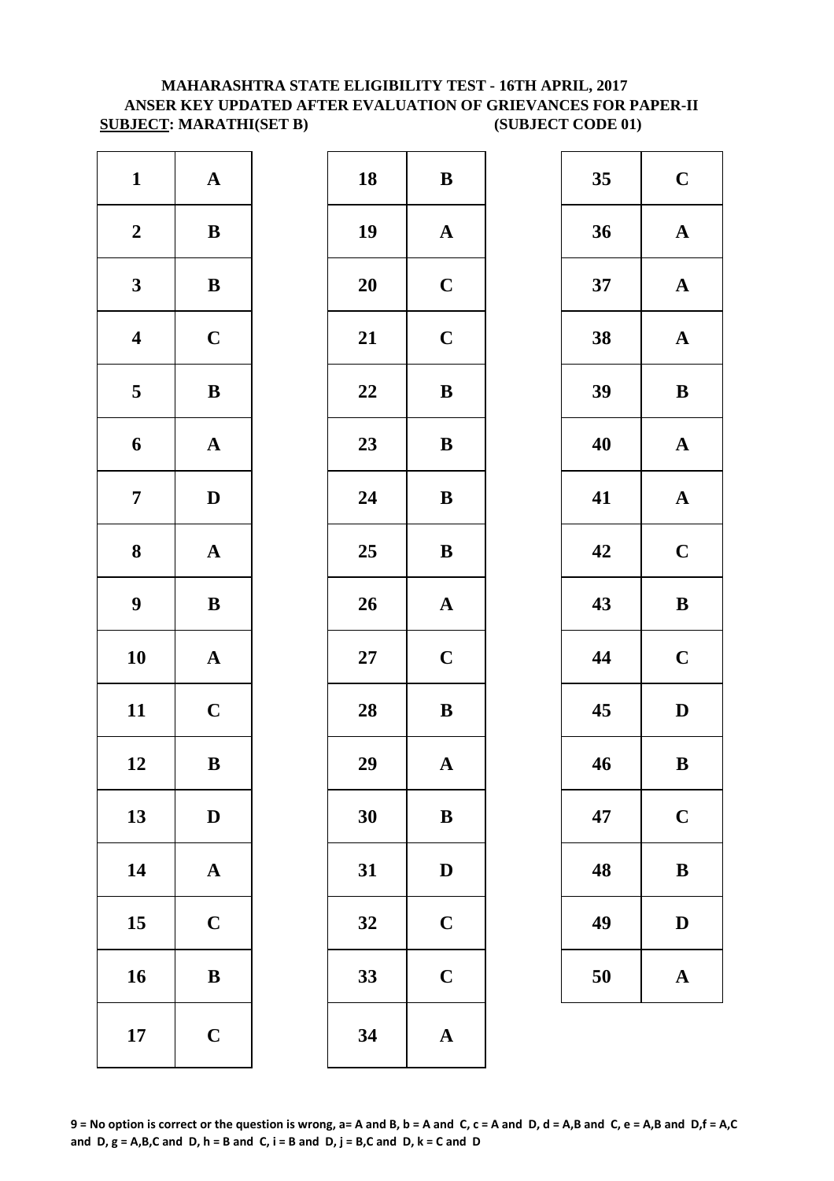**MAHARASHTRA STATE ELIGIBILITY TEST - 16TH APRIL, 2017**
**ANSER KEY UPDATED AFTER EVALUATION OF GRIEVANCES FOR PAPER-II**
**SUBJECT: MARATHI(SET B) (SUBJECT CODE 01)**

| Q | Ans | Q | Ans | Q | Ans |
|---|---|---|---|---|---|
| 1 | A | 18 | B | 35 | C |
| 2 | B | 19 | A | 36 | A |
| 3 | B | 20 | C | 37 | A |
| 4 | C | 21 | C | 38 | A |
| 5 | B | 22 | B | 39 | B |
| 6 | A | 23 | B | 40 | A |
| 7 | D | 24 | B | 41 | A |
| 8 | A | 25 | B | 42 | C |
| 9 | B | 26 | A | 43 | B |
| 10 | A | 27 | C | 44 | C |
| 11 | C | 28 | B | 45 | D |
| 12 | B | 29 | A | 46 | B |
| 13 | D | 30 | B | 47 | C |
| 14 | A | 31 | D | 48 | B |
| 15 | C | 32 | C | 49 | D |
| 16 | B | 33 | C | 50 | A |
| 17 | C | 34 | A | | |

**9 = No option is correct or the question is wrong, a= A and B, b = A and C, c = A and D, d = A,B and C, e = A,B and D,f = A,C and D, g = A,B,C and D, h = B and C, i = B and D, j = B,C and D, k = C and D**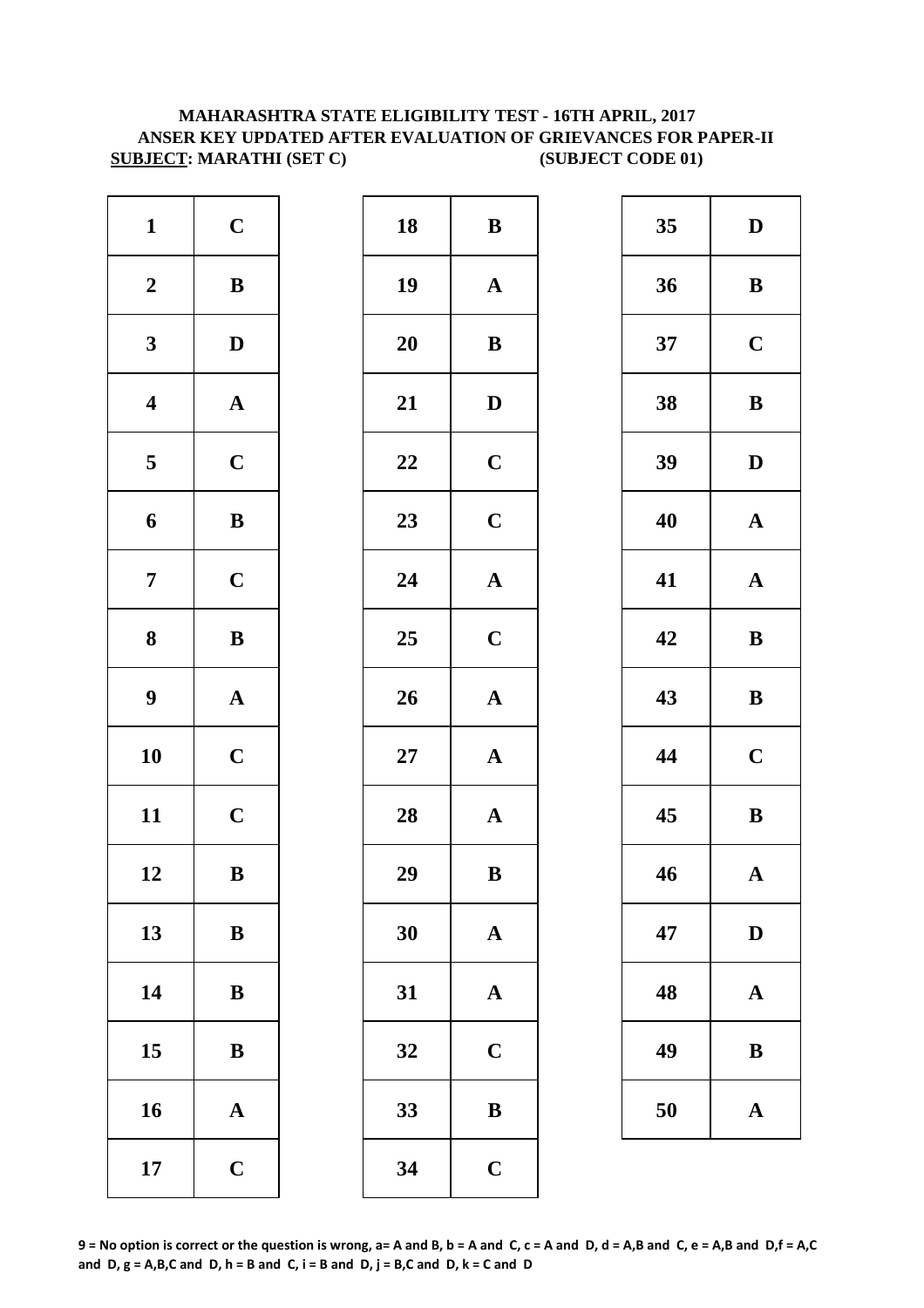**MAHARASHTRA STATE ELIGIBILITY TEST - 16TH APRIL, 2017**
**ANSER KEY UPDATED AFTER EVALUATION OF GRIEVANCES FOR PAPER-II**
**SUBJECT: MARATHI (SET C)** **(SUBJECT CODE 01)**

| Q | Ans | Q | Ans | Q | Ans |
|---|---|---|---|---|---|
| 1 | C | 18 | B | 35 | D |
| 2 | B | 19 | A | 36 | B |
| 3 | D | 20 | B | 37 | C |
| 4 | A | 21 | D | 38 | B |
| 5 | C | 22 | C | 39 | D |
| 6 | B | 23 | C | 40 | A |
| 7 | C | 24 | A | 41 | A |
| 8 | B | 25 | C | 42 | B |
| 9 | A | 26 | A | 43 | B |
| 10 | C | 27 | A | 44 | C |
| 11 | C | 28 | A | 45 | B |
| 12 | B | 29 | B | 46 | A |
| 13 | B | 30 | A | 47 | D |
| 14 | B | 31 | A | 48 | A |
| 15 | B | 32 | C | 49 | B |
| 16 | A | 33 | B | 50 | A |
| 17 | C | 34 | C | | |

**9 = No option is correct or the question is wrong, a= A and B, b = A and C, c = A and D, d = A,B and C, e = A,B and D,f = A,C and D, g = A,B,C and D, h = B and C, i = B and D, j = B,C and D, k = C and D**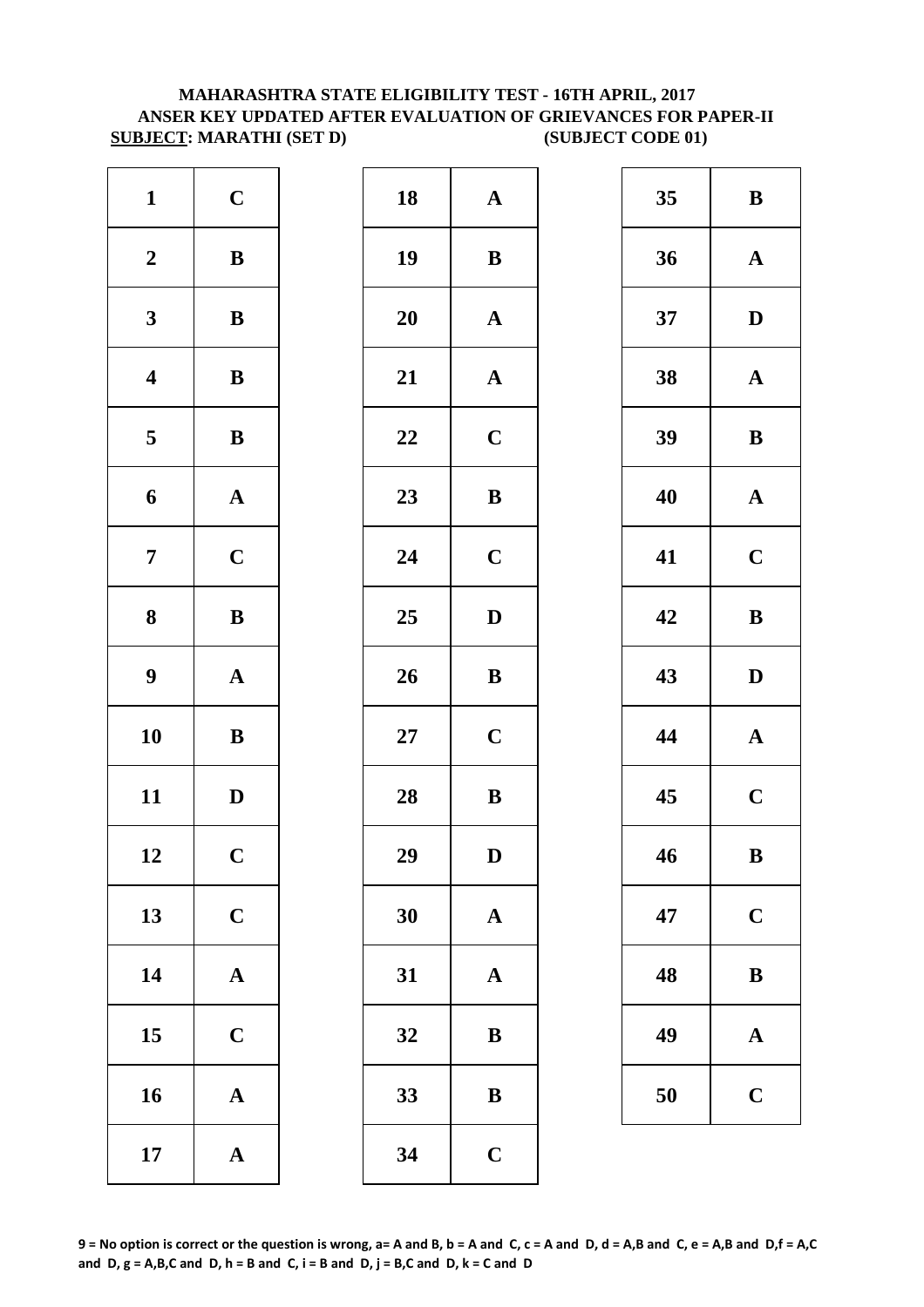**MAHARASHTRA STATE ELIGIBILITY TEST - 16TH APRIL, 2017**
**ANSER KEY UPDATED AFTER EVALUATION OF GRIEVANCES FOR PAPER-II**
**SUBJECT: MARATHI (SET D) (SUBJECT CODE 01)**

| Q | Ans | Q | Ans | Q | Ans |
|---|---|---|---|---|---|
| 1 | C | 18 | A | 35 | B |
| 2 | B | 19 | B | 36 | A |
| 3 | B | 20 | A | 37 | D |
| 4 | B | 21 | A | 38 | A |
| 5 | B | 22 | C | 39 | B |
| 6 | A | 23 | B | 40 | A |
| 7 | C | 24 | C | 41 | C |
| 8 | B | 25 | D | 42 | B |
| 9 | A | 26 | B | 43 | D |
| 10 | B | 27 | C | 44 | A |
| 11 | D | 28 | B | 45 | C |
| 12 | C | 29 | D | 46 | B |
| 13 | C | 30 | A | 47 | C |
| 14 | A | 31 | A | 48 | B |
| 15 | C | 32 | B | 49 | A |
| 16 | A | 33 | B | 50 | C |
| 17 | A | 34 | C | | |

**9 = No option is correct or the question is wrong, a= A and B, b = A and C, c = A and D, d = A,B and C, e = A,B and D,f = A,C and D, g = A,B,C and D, h = B and C, i = B and D, j = B,C and D, k = C and D**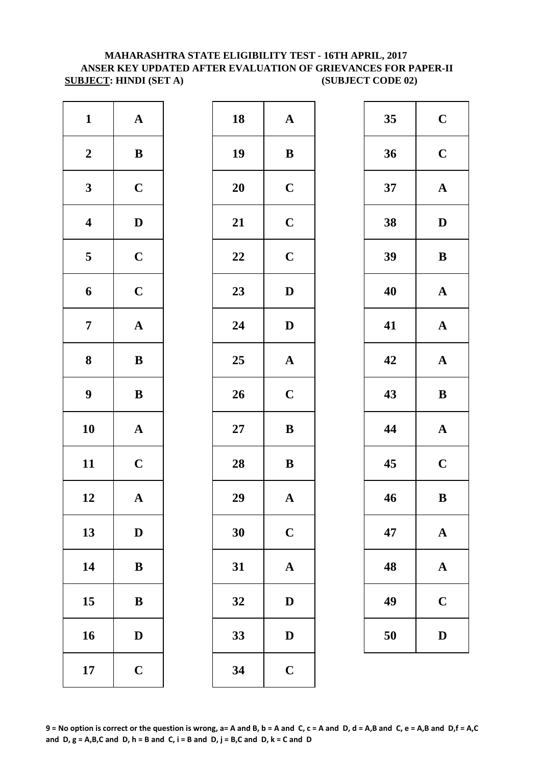**MAHARASHTRA STATE ELIGIBILITY TEST - 16TH APRIL, 2017**
**ANSER KEY UPDATED AFTER EVALUATION OF GRIEVANCES FOR PAPER-II**
**SUBJECT: HINDI (SET A)** **(SUBJECT CODE 02)**

| Q | Ans | Q | Ans | Q | Ans |
|---|---|---|---|---|---|
| 1 | A | 18 | A | 35 | C |
| 2 | B | 19 | B | 36 | C |
| 3 | C | 20 | C | 37 | A |
| 4 | D | 21 | C | 38 | D |
| 5 | C | 22 | C | 39 | B |
| 6 | C | 23 | D | 40 | A |
| 7 | A | 24 | D | 41 | A |
| 8 | B | 25 | A | 42 | A |
| 9 | B | 26 | C | 43 | B |
| 10 | A | 27 | B | 44 | A |
| 11 | C | 28 | B | 45 | C |
| 12 | A | 29 | A | 46 | B |
| 13 | D | 30 | C | 47 | A |
| 14 | B | 31 | A | 48 | A |
| 15 | B | 32 | D | 49 | C |
| 16 | D | 33 | D | 50 | D |
| 17 | C | 34 | C | | |

**9 = No option is correct or the question is wrong, a= A and B, b = A and C, c = A and D, d = A,B and C, e = A,B and D,f = A,C and D, g = A,B,C and D, h = B and C, i = B and D, j = B,C and D, k = C and D**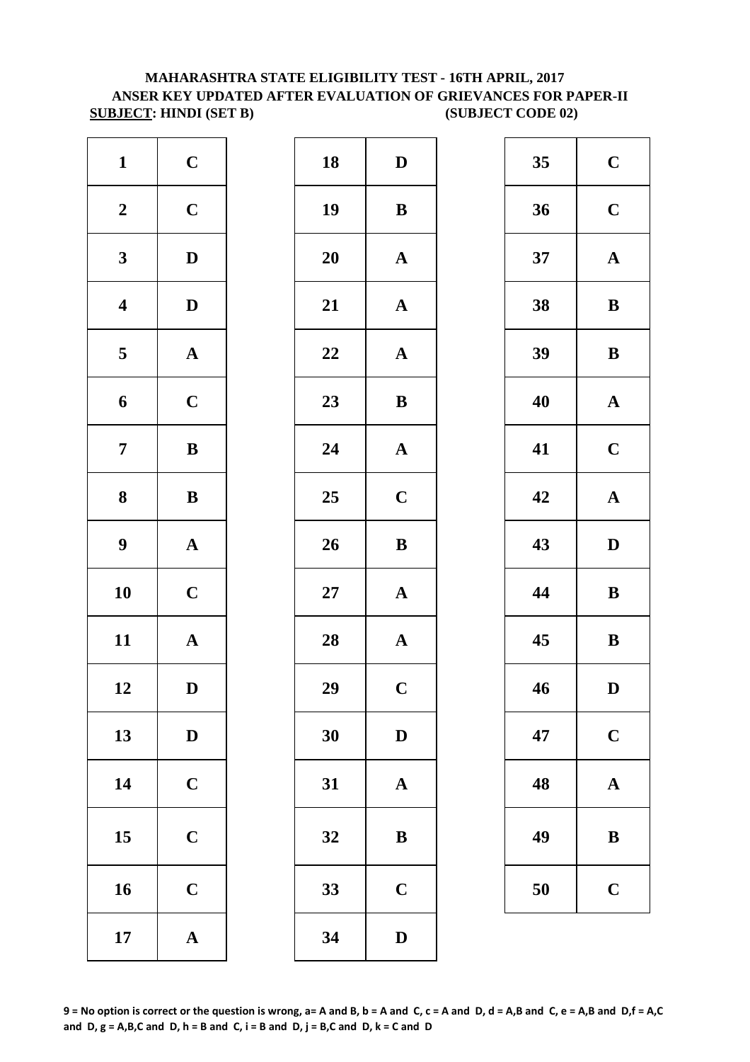**MAHARASHTRA STATE ELIGIBILITY TEST - 16TH APRIL, 2017**
**ANSER KEY UPDATED AFTER EVALUATION OF GRIEVANCES FOR PAPER-II**
**SUBJECT: HINDI (SET B) (SUBJECT CODE 02)**

| Q | Ans | Q | Ans | Q | Ans |
|---|---|---|---|---|---|
| 1 | C | 18 | D | 35 | C |
| 2 | C | 19 | B | 36 | C |
| 3 | D | 20 | A | 37 | A |
| 4 | D | 21 | A | 38 | B |
| 5 | A | 22 | A | 39 | B |
| 6 | C | 23 | B | 40 | A |
| 7 | B | 24 | A | 41 | C |
| 8 | B | 25 | C | 42 | A |
| 9 | A | 26 | B | 43 | D |
| 10 | C | 27 | A | 44 | B |
| 11 | A | 28 | A | 45 | B |
| 12 | D | 29 | C | 46 | D |
| 13 | D | 30 | D | 47 | C |
| 14 | C | 31 | A | 48 | A |
| 15 | C | 32 | B | 49 | B |
| 16 | C | 33 | C | 50 | C |
| 17 | A | 34 | D | | |

**9 = No option is correct or the question is wrong, a= A and B, b = A and C, c = A and D, d = A,B and C, e = A,B and D,f = A,C and D, g = A,B,C and D, h = B and C, i = B and D, j = B,C and D, k = C and D**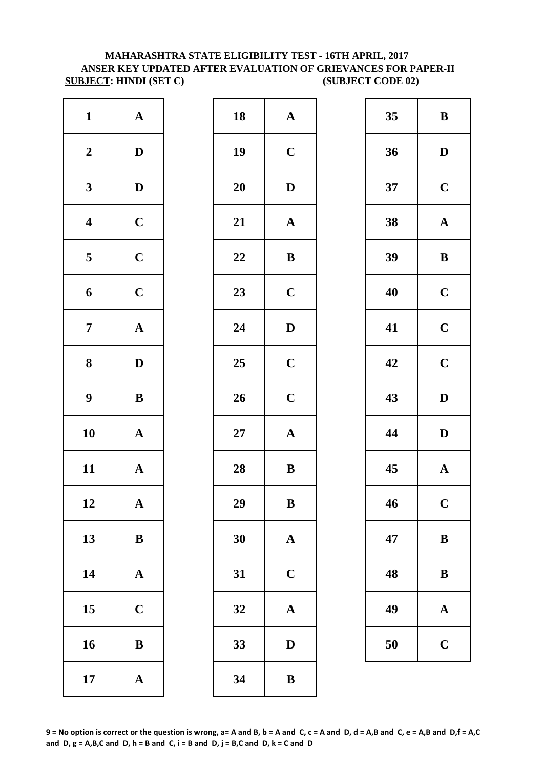**MAHARASHTRA STATE ELIGIBILITY TEST - 16TH APRIL, 2017**
**ANSER KEY UPDATED AFTER EVALUATION OF GRIEVANCES FOR PAPER-II**
**SUBJECT: HINDI (SET C)** **(SUBJECT CODE 02)**

| Q | Ans | Q | Ans | Q | Ans |
|---|---|---|---|---|---|
| 1 | A | 18 | A | 35 | B |
| 2 | D | 19 | C | 36 | D |
| 3 | D | 20 | D | 37 | C |
| 4 | C | 21 | A | 38 | A |
| 5 | C | 22 | B | 39 | B |
| 6 | C | 23 | C | 40 | C |
| 7 | A | 24 | D | 41 | C |
| 8 | D | 25 | C | 42 | C |
| 9 | B | 26 | C | 43 | D |
| 10 | A | 27 | A | 44 | D |
| 11 | A | 28 | B | 45 | A |
| 12 | A | 29 | B | 46 | C |
| 13 | B | 30 | A | 47 | B |
| 14 | A | 31 | C | 48 | B |
| 15 | C | 32 | A | 49 | A |
| 16 | B | 33 | D | 50 | C |
| 17 | A | 34 | B | | |

**9 = No option is correct or the question is wrong, a= A and B, b = A and C, c = A and D, d = A,B and C, e = A,B and D,f = A,C and D, g = A,B,C and D, h = B and C, i = B and D, j = B,C and D, k = C and D**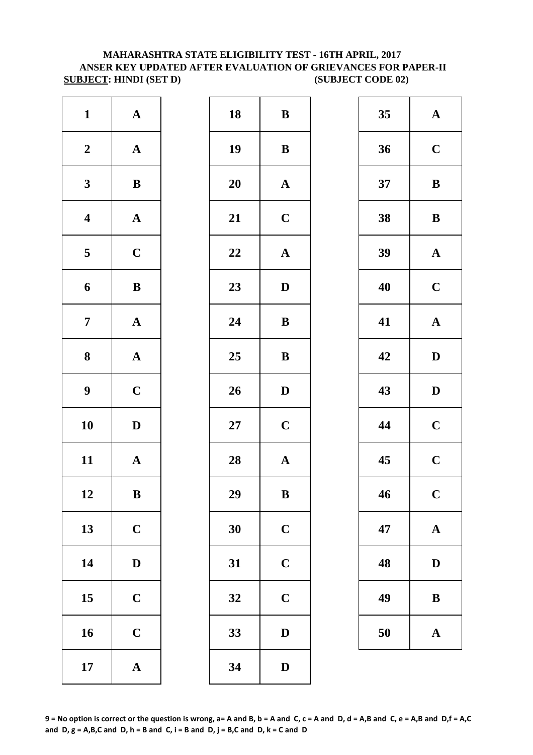**MAHARASHTRA STATE ELIGIBILITY TEST - 16TH APRIL, 2017**
**ANSER KEY UPDATED AFTER EVALUATION OF GRIEVANCES FOR PAPER-II**
**SUBJECT: HINDI (SET D)** **(SUBJECT CODE 02)**

| Q | Ans | Q | Ans | Q | Ans |
|---|---|---|---|---|---|
| 1 | A | 18 | B | 35 | A |
| 2 | A | 19 | B | 36 | C |
| 3 | B | 20 | A | 37 | B |
| 4 | A | 21 | C | 38 | B |
| 5 | C | 22 | A | 39 | A |
| 6 | B | 23 | D | 40 | C |
| 7 | A | 24 | B | 41 | A |
| 8 | A | 25 | B | 42 | D |
| 9 | C | 26 | D | 43 | D |
| 10 | D | 27 | C | 44 | C |
| 11 | A | 28 | A | 45 | C |
| 12 | B | 29 | B | 46 | C |
| 13 | C | 30 | C | 47 | A |
| 14 | D | 31 | C | 48 | D |
| 15 | C | 32 | C | 49 | B |
| 16 | C | 33 | D | 50 | A |
| 17 | A | 34 | D | | |

**9 = No option is correct or the question is wrong, a= A and B, b = A and C, c = A and D, d = A,B and C, e = A,B and D, f = A,C and D, g = A,B,C and D, h = B and C, i = B and D, j = B,C and D, k = C and D**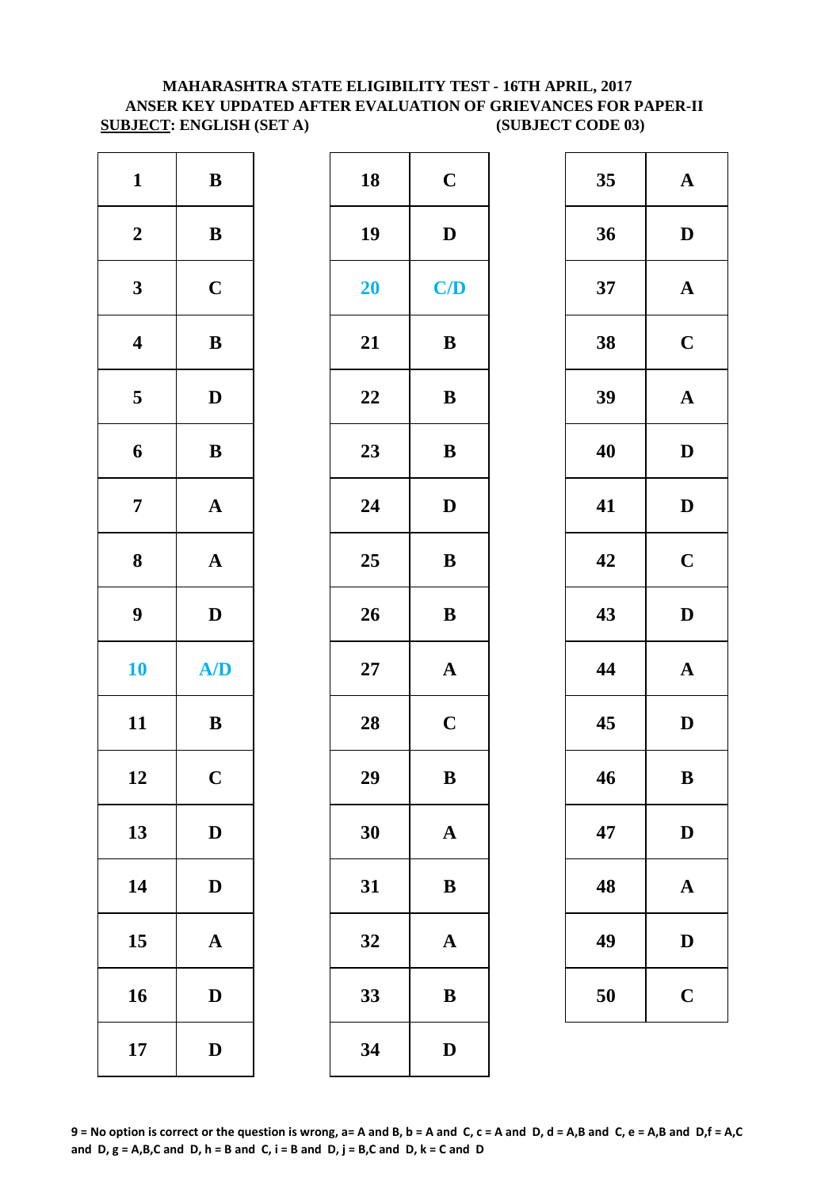**MAHARASHTRA STATE ELIGIBILITY TEST - 16TH APRIL, 2017**
**ANSER KEY UPDATED AFTER EVALUATION OF GRIEVANCES FOR PAPER-II**
**SUBJECT: ENGLISH (SET A) (SUBJECT CODE 03)**

| Q | Ans | Q | Ans | Q | Ans |
|---|---|---|---|---|---|
| 1 | B | 18 | C | 35 | A |
| 2 | B | 19 | D | 36 | D |
| 3 | C | 20 | C/D | 37 | A |
| 4 | B | 21 | B | 38 | C |
| 5 | D | 22 | B | 39 | A |
| 6 | B | 23 | B | 40 | D |
| 7 | A | 24 | D | 41 | D |
| 8 | A | 25 | B | 42 | C |
| 9 | D | 26 | B | 43 | D |
| 10 | A/D | 27 | A | 44 | A |
| 11 | B | 28 | C | 45 | D |
| 12 | C | 29 | B | 46 | B |
| 13 | D | 30 | A | 47 | D |
| 14 | D | 31 | B | 48 | A |
| 15 | A | 32 | A | 49 | D |
| 16 | D | 33 | B | 50 | C |
| 17 | D | 34 | D | | |

**9 = No option is correct or the question is wrong, a= A and B, b = A and C, c = A and D, d = A,B and C, e = A,B and D,f = A,C and D, g = A,B,C and D, h = B and C, i = B and D, j = B,C and D, k = C and D**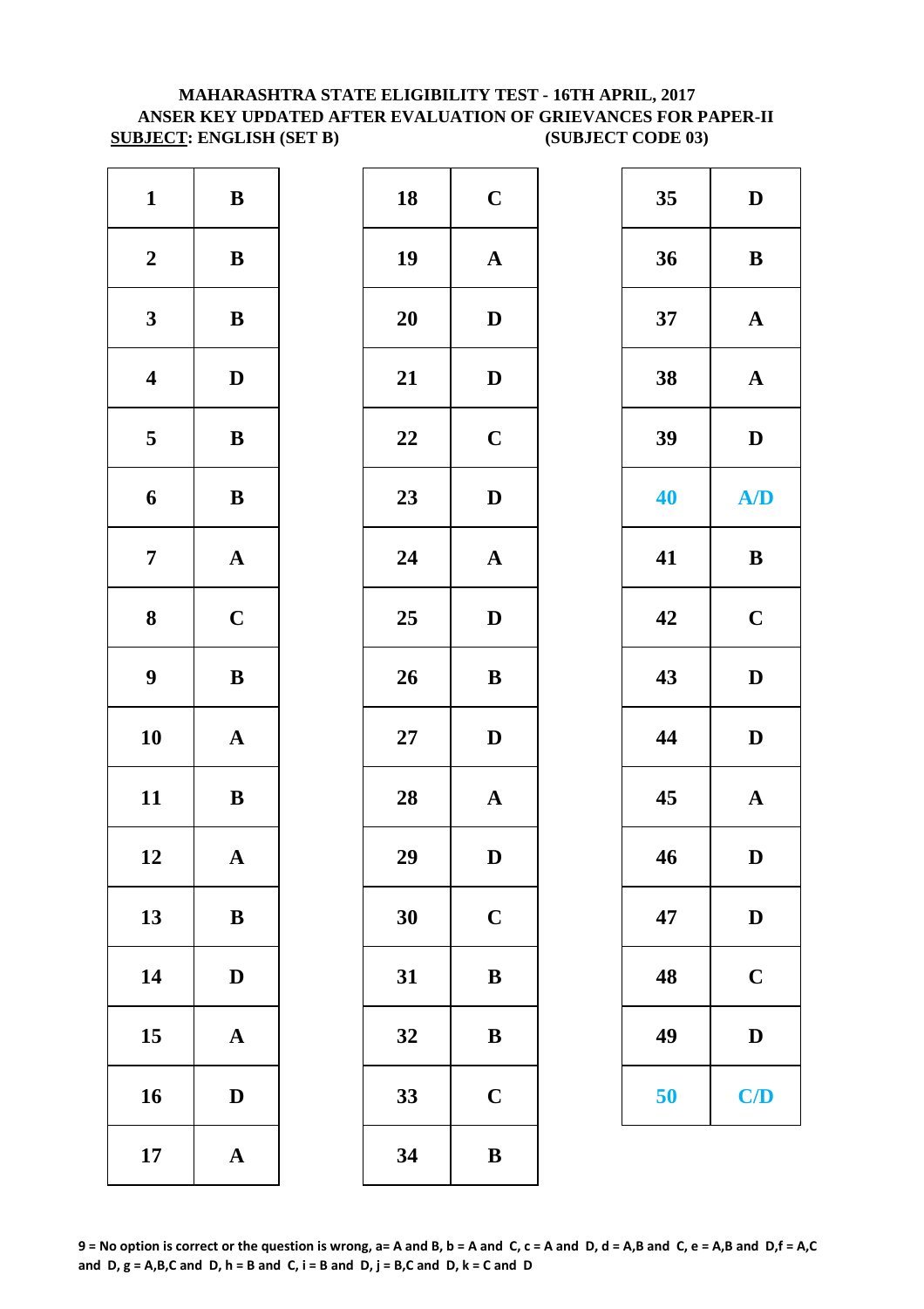**MAHARASHTRA STATE ELIGIBILITY TEST - 16TH APRIL, 2017**
**ANSER KEY UPDATED AFTER EVALUATION OF GRIEVANCES FOR PAPER-II**
**SUBJECT: ENGLISH (SET B) (SUBJECT CODE 03)**

| Q | Ans | Q | Ans | Q | Ans |
|---|---|---|---|---|---|
| 1 | B | 18 | C | 35 | D |
| 2 | B | 19 | A | 36 | B |
| 3 | B | 20 | D | 37 | A |
| 4 | D | 21 | D | 38 | A |
| 5 | B | 22 | C | 39 | D |
| 6 | B | 23 | D | 40 | A/D |
| 7 | A | 24 | A | 41 | B |
| 8 | C | 25 | D | 42 | C |
| 9 | B | 26 | B | 43 | D |
| 10 | A | 27 | D | 44 | D |
| 11 | B | 28 | A | 45 | A |
| 12 | A | 29 | D | 46 | D |
| 13 | B | 30 | C | 47 | D |
| 14 | D | 31 | B | 48 | C |
| 15 | A | 32 | B | 49 | D |
| 16 | D | 33 | C | 50 | C/D |
| 17 | A | 34 | B | | |

**9 = No option is correct or the question is wrong, a= A and B, b = A and C, c = A and D, d = A,B and C, e = A,B and D,f = A,C and D, g = A,B,C and D, h = B and C, i = B and D, j = B,C and D, k = C and D**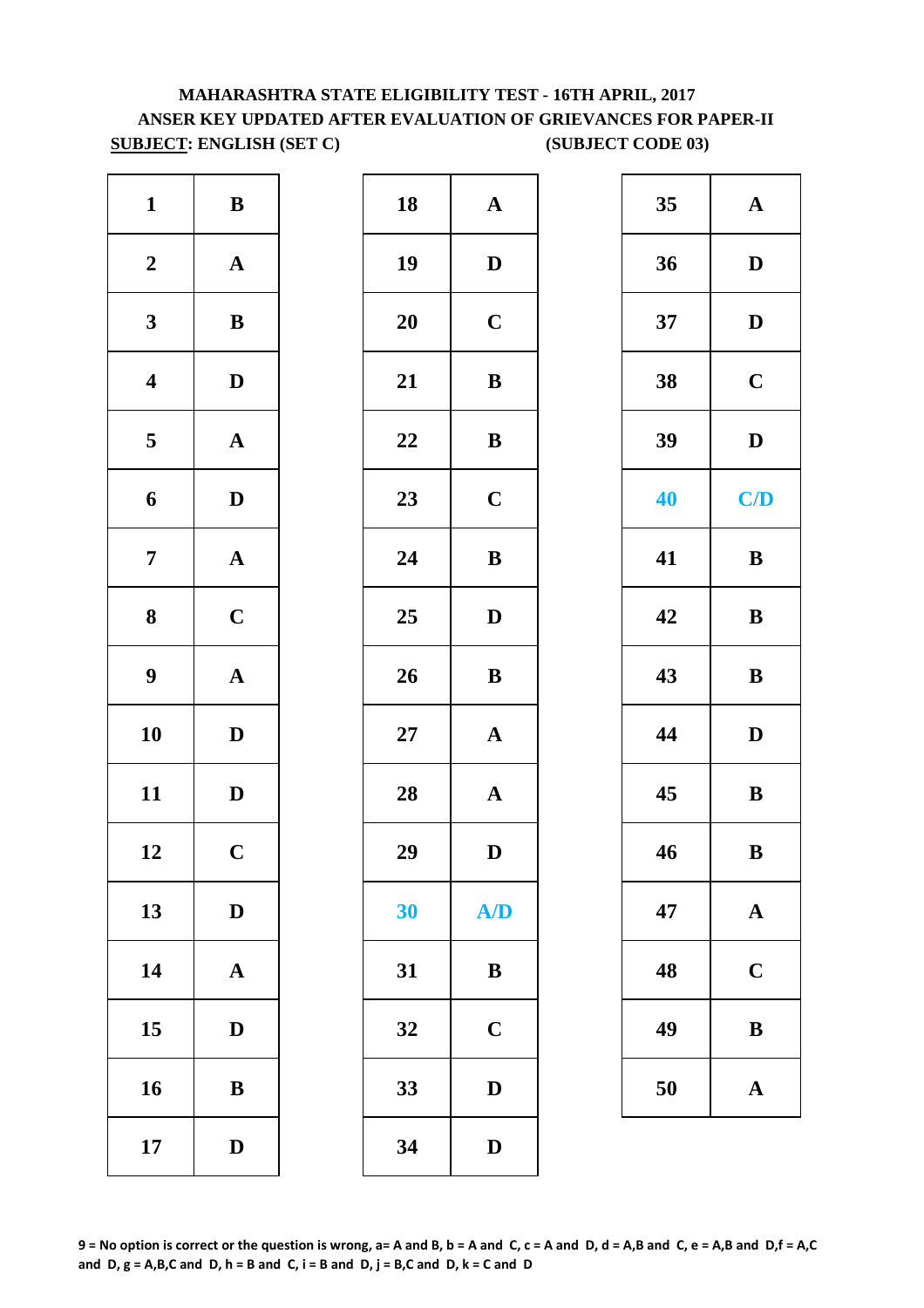**MAHARASHTRA STATE ELIGIBILITY TEST - 16TH APRIL, 2017**

**ANSER KEY UPDATED AFTER EVALUATION OF GRIEVANCES FOR PAPER-II**

**SUBJECT: ENGLISH (SET C)** **(SUBJECT CODE 03)**

| Q | Ans | Q | Ans | Q | Ans |
|---|---|---|---|---|---|
| 1 | B | 18 | A | 35 | A |
| 2 | A | 19 | D | 36 | D |
| 3 | B | 20 | C | 37 | D |
| 4 | D | 21 | B | 38 | C |
| 5 | A | 22 | B | 39 | D |
| 6 | D | 23 | C | 40 | C/D |
| 7 | A | 24 | B | 41 | B |
| 8 | C | 25 | D | 42 | B |
| 9 | A | 26 | B | 43 | B |
| 10 | D | 27 | A | 44 | D |
| 11 | D | 28 | A | 45 | B |
| 12 | C | 29 | D | 46 | B |
| 13 | D | 30 | A/D | 47 | A |
| 14 | A | 31 | B | 48 | C |
| 15 | D | 32 | C | 49 | B |
| 16 | B | 33 | D | 50 | A |
| 17 | D | 34 | D | | |

**9 = No option is correct or the question is wrong, a= A and B, b = A and C, c = A and D, d = A,B and C, e = A,B and D,f = A,C and D, g = A,B,C and D, h = B and C, i = B and D, j = B,C and D, k = C and D**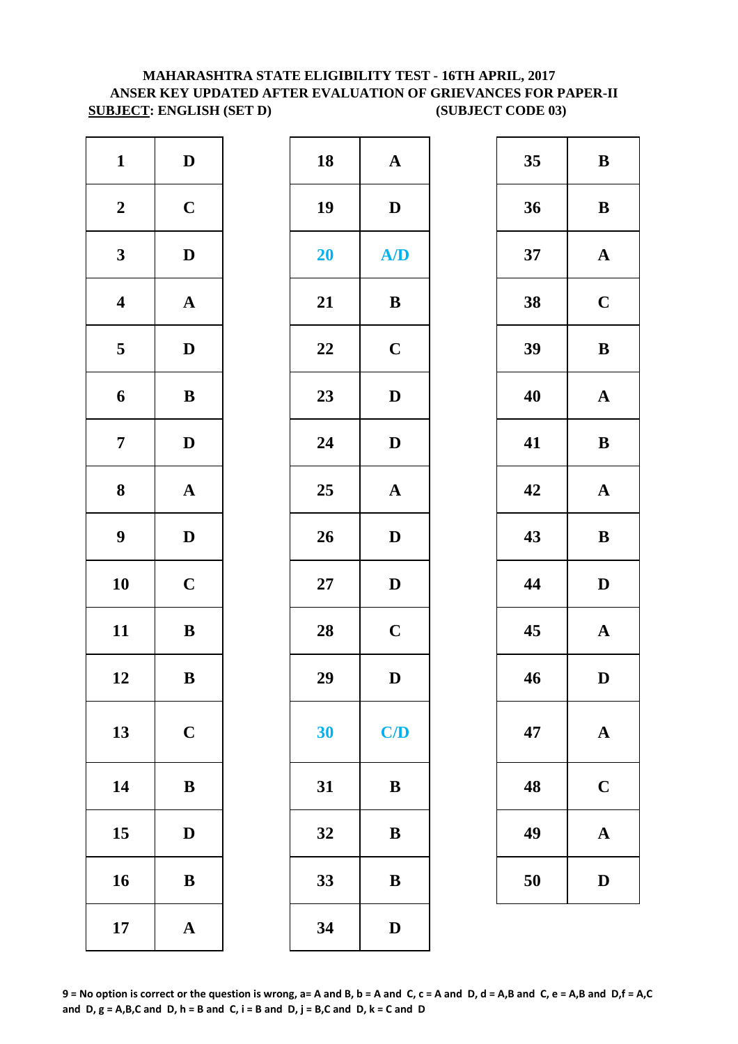**MAHARASHTRA STATE ELIGIBILITY TEST - 16TH APRIL, 2017**
**ANSER KEY UPDATED AFTER EVALUATION OF GRIEVANCES FOR PAPER-II**
**SUBJECT: ENGLISH (SET D) (SUBJECT CODE 03)**

| Q | Ans | Q | Ans | Q | Ans |
|---|---|---|---|---|---|
| 1 | D | 18 | A | 35 | B |
| 2 | C | 19 | D | 36 | B |
| 3 | D | 20 | A/D | 37 | A |
| 4 | A | 21 | B | 38 | C |
| 5 | D | 22 | C | 39 | B |
| 6 | B | 23 | D | 40 | A |
| 7 | D | 24 | D | 41 | B |
| 8 | A | 25 | A | 42 | A |
| 9 | D | 26 | D | 43 | B |
| 10 | C | 27 | D | 44 | D |
| 11 | B | 28 | C | 45 | A |
| 12 | B | 29 | D | 46 | D |
| 13 | C | 30 | C/D | 47 | A |
| 14 | B | 31 | B | 48 | C |
| 15 | D | 32 | B | 49 | A |
| 16 | B | 33 | B | 50 | D |
| 17 | A | 34 | D | | |

**9 = No option is correct or the question is wrong, a= A and B, b = A and C, c = A and D, d = A,B and C, e = A,B and D,f = A,C and D, g = A,B,C and D, h = B and C, i = B and D, j = B,C and D, k = C and D**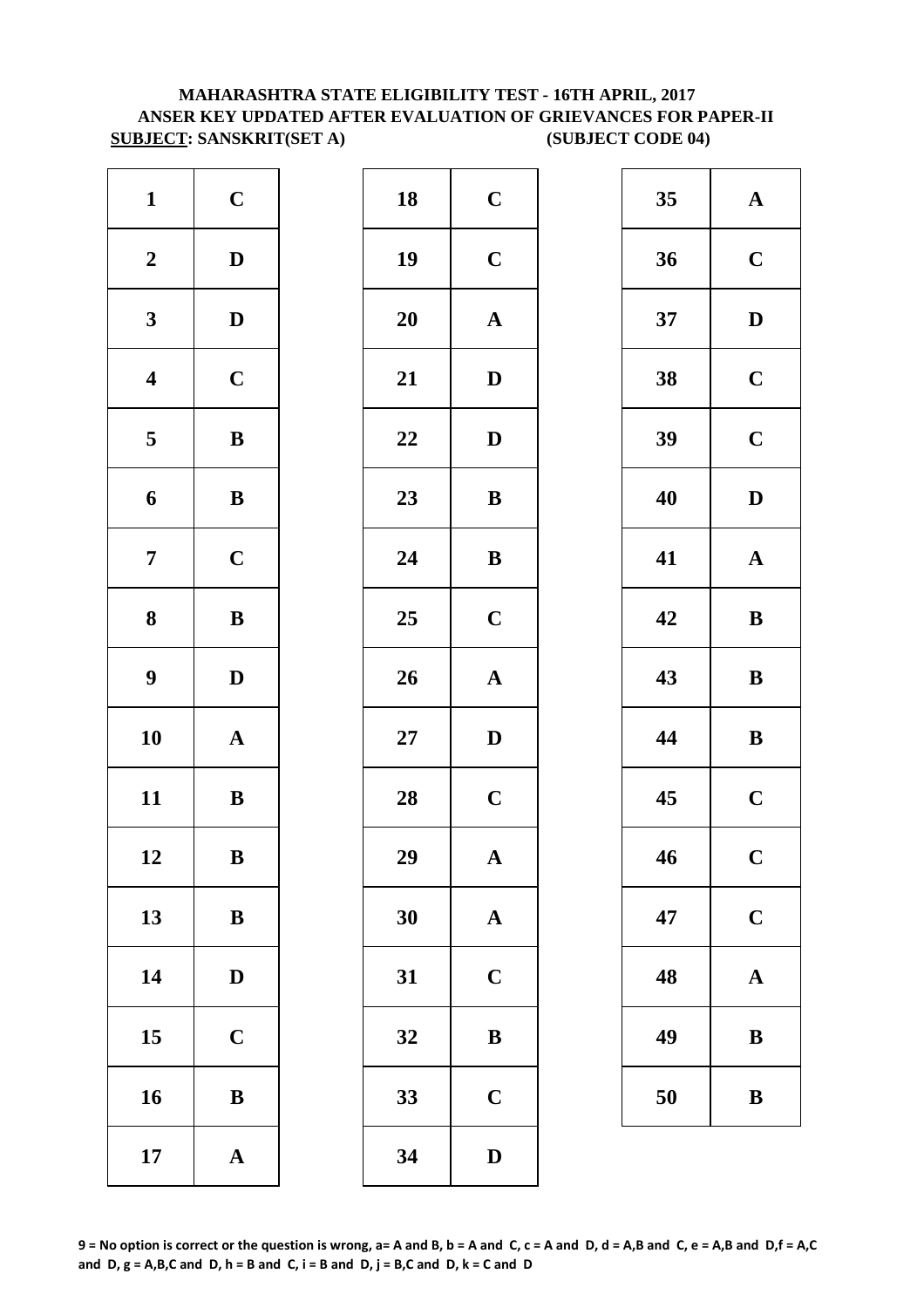**MAHARASHTRA STATE ELIGIBILITY TEST - 16TH APRIL, 2017**
**ANSER KEY UPDATED AFTER EVALUATION OF GRIEVANCES FOR PAPER-II**
**SUBJECT: SANSKRIT(SET A) (SUBJECT CODE 04)**

| Q | Ans | Q | Ans | Q | Ans |
|---|---|---|---|---|---|
| 1 | C | 18 | C | 35 | A |
| 2 | D | 19 | C | 36 | C |
| 3 | D | 20 | A | 37 | D |
| 4 | C | 21 | D | 38 | C |
| 5 | B | 22 | D | 39 | C |
| 6 | B | 23 | B | 40 | D |
| 7 | C | 24 | B | 41 | A |
| 8 | B | 25 | C | 42 | B |
| 9 | D | 26 | A | 43 | B |
| 10 | A | 27 | D | 44 | B |
| 11 | B | 28 | C | 45 | C |
| 12 | B | 29 | A | 46 | C |
| 13 | B | 30 | A | 47 | C |
| 14 | D | 31 | C | 48 | A |
| 15 | C | 32 | B | 49 | B |
| 16 | B | 33 | C | 50 | B |
| 17 | A | 34 | D | | |

**9 = No option is correct or the question is wrong, a= A and B, b = A and C, c = A and D, d = A,B and C, e = A,B and D,f = A,C and D, g = A,B,C and D, h = B and C, i = B and D, j = B,C and D, k = C and D**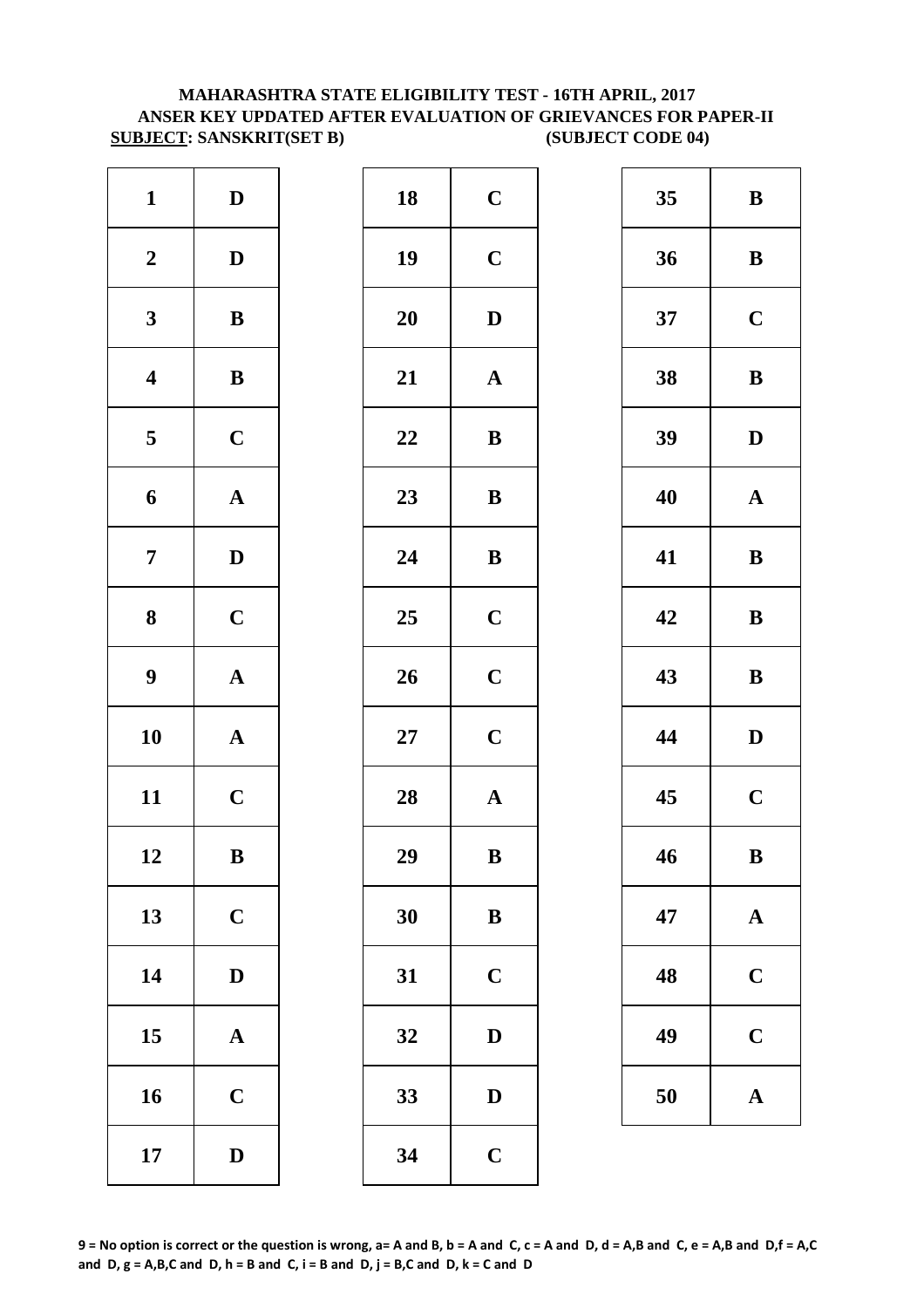**MAHARASHTRA STATE ELIGIBILITY TEST - 16TH APRIL, 2017**
**ANSER KEY UPDATED AFTER EVALUATION OF GRIEVANCES FOR PAPER-II**
**SUBJECT: SANSKRIT(SET B) (SUBJECT CODE 04)**

| Q | Ans | Q | Ans | Q | Ans |
|---|---|---|---|---|---|
| 1 | D | 18 | C | 35 | B |
| 2 | D | 19 | C | 36 | B |
| 3 | B | 20 | D | 37 | C |
| 4 | B | 21 | A | 38 | B |
| 5 | C | 22 | B | 39 | D |
| 6 | A | 23 | B | 40 | A |
| 7 | D | 24 | B | 41 | B |
| 8 | C | 25 | C | 42 | B |
| 9 | A | 26 | C | 43 | B |
| 10 | A | 27 | C | 44 | D |
| 11 | C | 28 | A | 45 | C |
| 12 | B | 29 | B | 46 | B |
| 13 | C | 30 | B | 47 | A |
| 14 | D | 31 | C | 48 | C |
| 15 | A | 32 | D | 49 | C |
| 16 | C | 33 | D | 50 | A |
| 17 | D | 34 | C | | |

**9 = No option is correct or the question is wrong, a= A and B, b = A and C, c = A and D, d = A,B and C, e = A,B and D,f = A,C and D, g = A,B,C and D, h = B and C, i = B and D, j = B,C and D, k = C and D**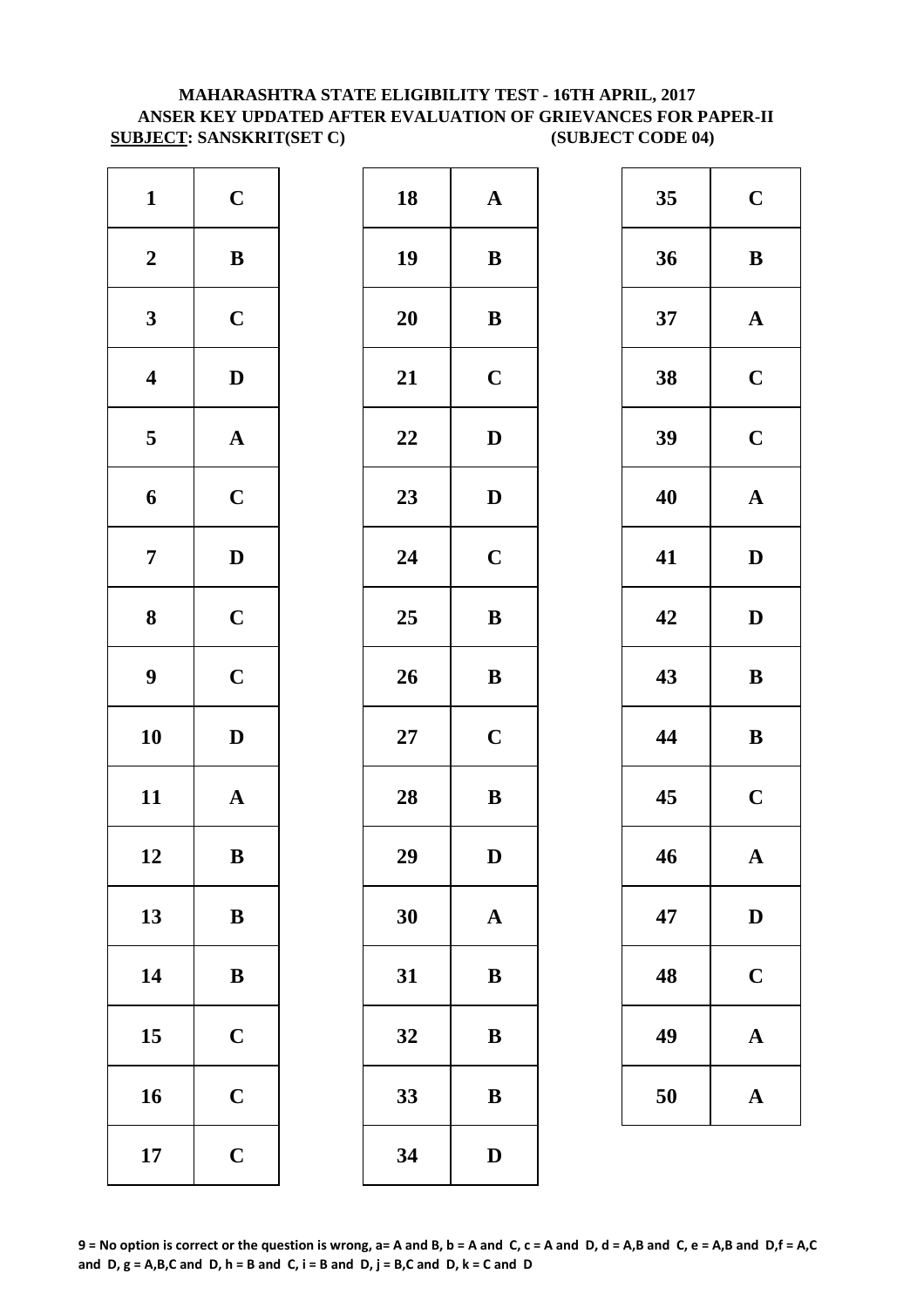**MAHARASHTRA STATE ELIGIBILITY TEST - 16TH APRIL, 2017**
**ANSER KEY UPDATED AFTER EVALUATION OF GRIEVANCES FOR PAPER-II**
**SUBJECT: SANSKRIT(SET C) (SUBJECT CODE 04)**

| Q | Ans | Q | Ans | Q | Ans |
|---|---|---|---|---|---|
| 1 | C | 18 | A | 35 | C |
| 2 | B | 19 | B | 36 | B |
| 3 | C | 20 | B | 37 | A |
| 4 | D | 21 | C | 38 | C |
| 5 | A | 22 | D | 39 | C |
| 6 | C | 23 | D | 40 | A |
| 7 | D | 24 | C | 41 | D |
| 8 | C | 25 | B | 42 | D |
| 9 | C | 26 | B | 43 | B |
| 10 | D | 27 | C | 44 | B |
| 11 | A | 28 | B | 45 | C |
| 12 | B | 29 | D | 46 | A |
| 13 | B | 30 | A | 47 | D |
| 14 | B | 31 | B | 48 | C |
| 15 | C | 32 | B | 49 | A |
| 16 | C | 33 | B | 50 | A |
| 17 | C | 34 | D | | |

**9 = No option is correct or the question is wrong, a= A and B, b = A and C, c = A and D, d = A,B and C, e = A,B and D,f = A,C and D, g = A,B,C and D, h = B and C, i = B and D, j = B,C and D, k = C and D**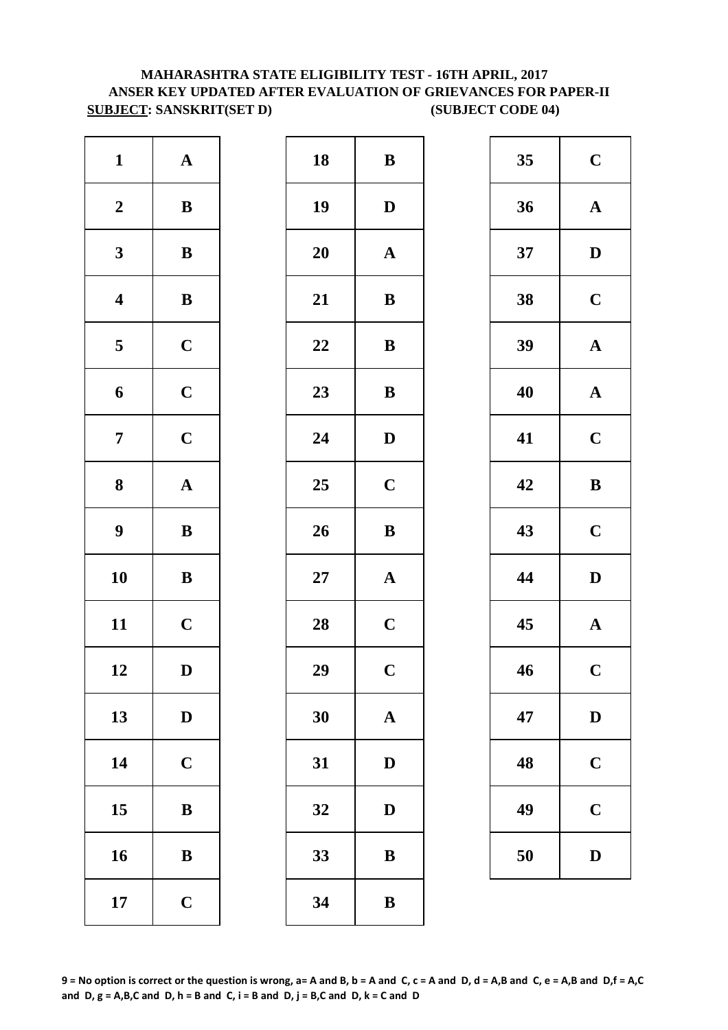**MAHARASHTRA STATE ELIGIBILITY TEST - 16TH APRIL, 2017**
**ANSER KEY UPDATED AFTER EVALUATION OF GRIEVANCES FOR PAPER-II**
**SUBJECT: SANSKRIT(SET D) (SUBJECT CODE 04)**

| Q | Ans | Q | Ans | Q | Ans |
|---|---|---|---|---|---|
| 1 | A | 18 | B | 35 | C |
| 2 | B | 19 | D | 36 | A |
| 3 | B | 20 | A | 37 | D |
| 4 | B | 21 | B | 38 | C |
| 5 | C | 22 | B | 39 | A |
| 6 | C | 23 | B | 40 | A |
| 7 | C | 24 | D | 41 | C |
| 8 | A | 25 | C | 42 | B |
| 9 | B | 26 | B | 43 | C |
| 10 | B | 27 | A | 44 | D |
| 11 | C | 28 | C | 45 | A |
| 12 | D | 29 | C | 46 | C |
| 13 | D | 30 | A | 47 | D |
| 14 | C | 31 | D | 48 | C |
| 15 | B | 32 | D | 49 | C |
| 16 | B | 33 | B | 50 | D |
| 17 | C | 34 | B | | |

**9 = No option is correct or the question is wrong, a= A and B, b = A and C, c = A and D, d = A,B and C, e = A,B and D,f = A,C and D, g = A,B,C and D, h = B and C, i = B and D, j = B,C and D, k = C and D**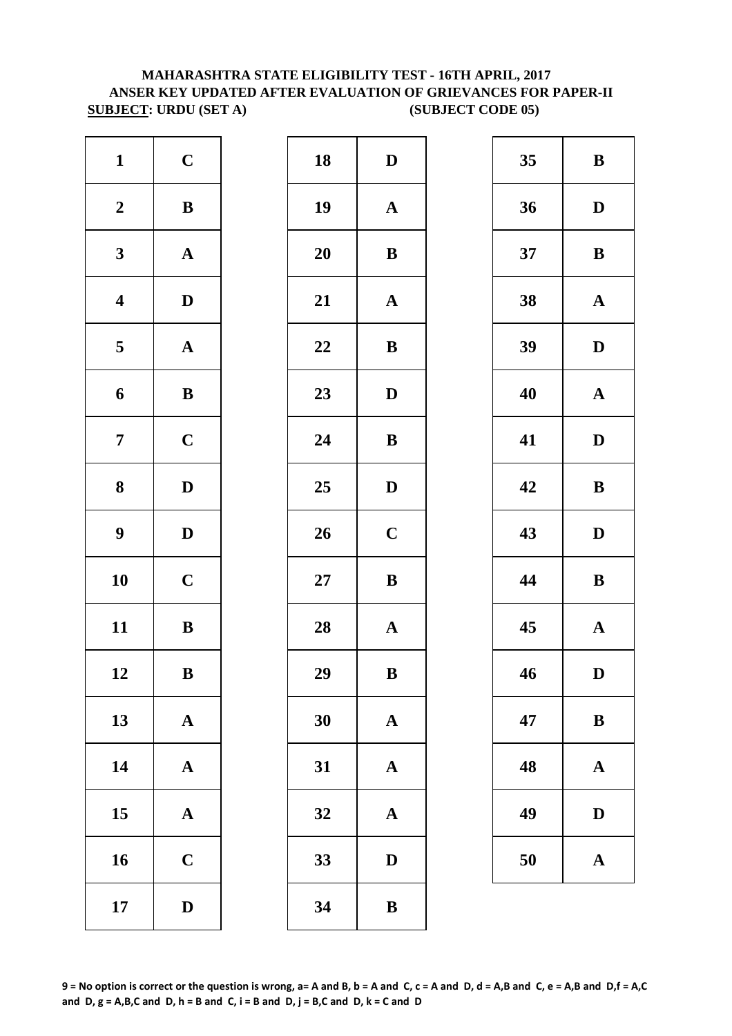# MAHARASHTRA STATE ELIGIBILITY TEST - 16TH APRIL, 2017
## ANSER KEY UPDATED AFTER EVALUATION OF GRIEVANCES FOR PAPER-II

**SUBJECT: URDU (SET A)** **(SUBJECT CODE 05)**

| Q | Ans | Q | Ans | Q | Ans |
|---|---|---|---|---|---|
| 1 | C | 18 | D | 35 | B |
| 2 | B | 19 | A | 36 | D |
| 3 | A | 20 | B | 37 | B |
| 4 | D | 21 | A | 38 | A |
| 5 | A | 22 | B | 39 | D |
| 6 | B | 23 | D | 40 | A |
| 7 | C | 24 | B | 41 | D |
| 8 | D | 25 | D | 42 | B |
| 9 | D | 26 | C | 43 | D |
| 10 | C | 27 | B | 44 | B |
| 11 | B | 28 | A | 45 | A |
| 12 | B | 29 | B | 46 | D |
| 13 | A | 30 | A | 47 | B |
| 14 | A | 31 | A | 48 | A |
| 15 | A | 32 | A | 49 | D |
| 16 | C | 33 | D | 50 | A |
| 17 | D | 34 | B | | |

**9 = No option is correct or the question is wrong, a= A and B, b = A and C, c = A and D, d = A,B and C, e = A,B and D,f = A,C and D, g = A,B,C and D, h = B and C, i = B and D, j = B,C and D, k = C and D**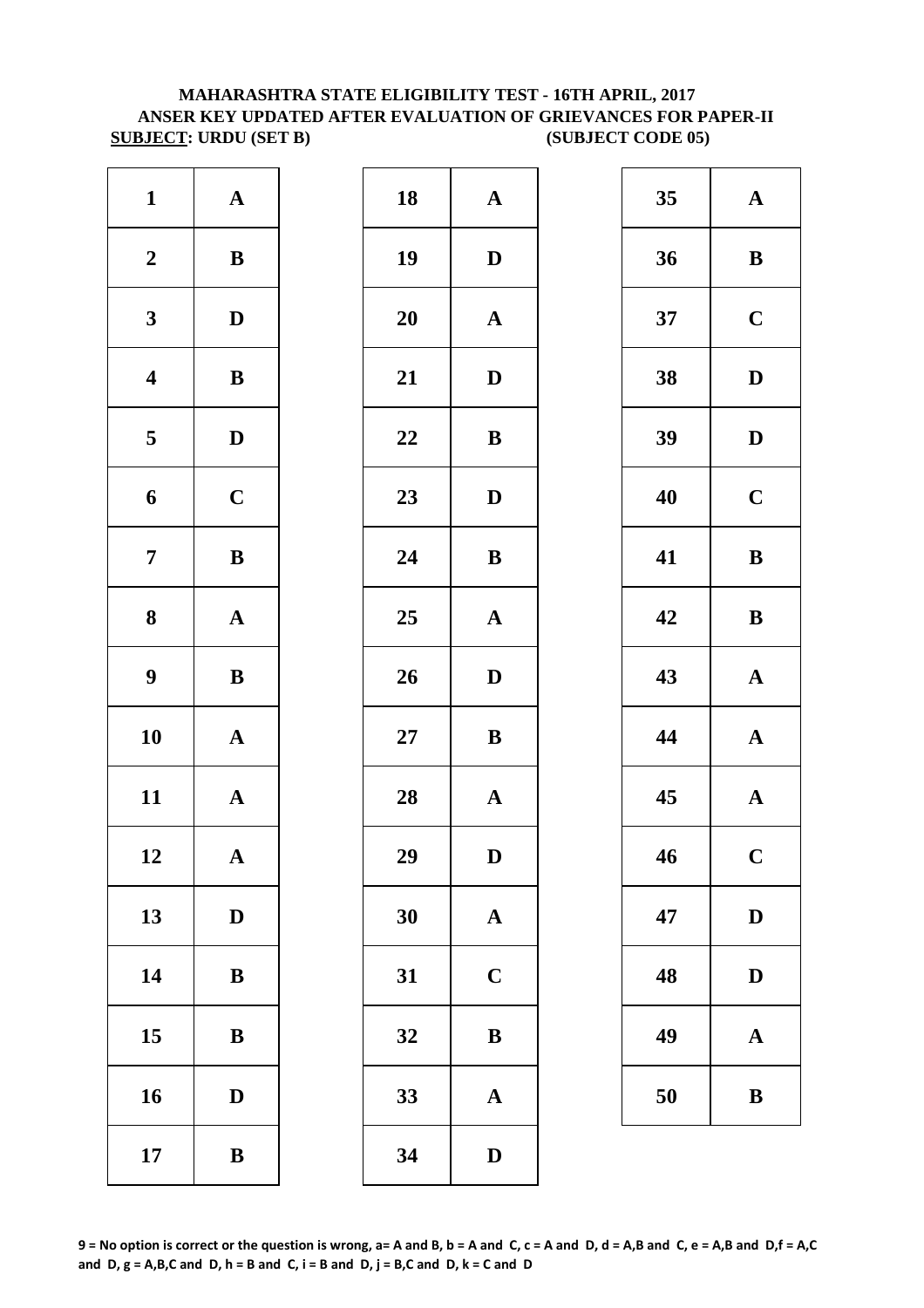**MAHARASHTRA STATE ELIGIBILITY TEST - 16TH APRIL, 2017**
**ANSER KEY UPDATED AFTER EVALUATION OF GRIEVANCES FOR PAPER-II**
**SUBJECT: URDU (SET B)** **(SUBJECT CODE 05)**

| Q | Ans | Q | Ans | Q | Ans |
|---|---|---|---|---|---|
| 1 | A | 18 | A | 35 | A |
| 2 | B | 19 | D | 36 | B |
| 3 | D | 20 | A | 37 | C |
| 4 | B | 21 | D | 38 | D |
| 5 | D | 22 | B | 39 | D |
| 6 | C | 23 | D | 40 | C |
| 7 | B | 24 | B | 41 | B |
| 8 | A | 25 | A | 42 | B |
| 9 | B | 26 | D | 43 | A |
| 10 | A | 27 | B | 44 | A |
| 11 | A | 28 | A | 45 | A |
| 12 | A | 29 | D | 46 | C |
| 13 | D | 30 | A | 47 | D |
| 14 | B | 31 | C | 48 | D |
| 15 | B | 32 | B | 49 | A |
| 16 | D | 33 | A | 50 | B |
| 17 | B | 34 | D | | |

**9 = No option is correct or the question is wrong, a= A and B, b = A and C, c = A and D, d = A,B and C, e = A,B and D,f = A,C and D, g = A,B,C and D, h = B and C, i = B and D, j = B,C and D, k = C and D**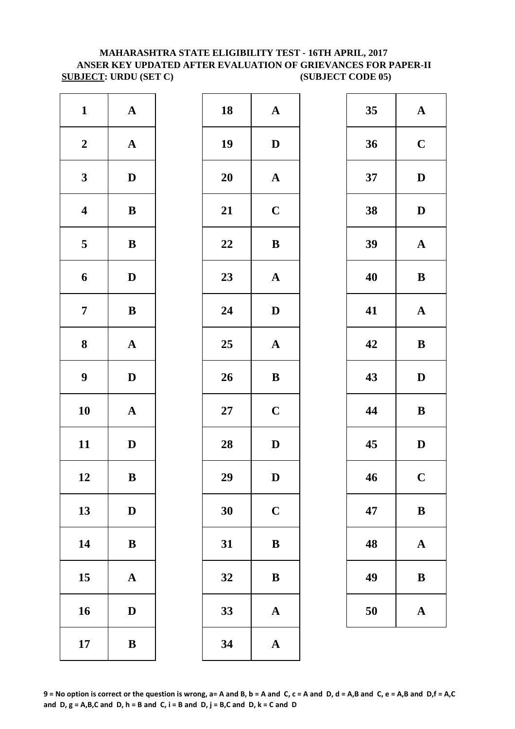**MAHARASHTRA STATE ELIGIBILITY TEST - 16TH APRIL, 2017**
**ANSER KEY UPDATED AFTER EVALUATION OF GRIEVANCES FOR PAPER-II**
**SUBJECT: URDU (SET C) (SUBJECT CODE 05)**

| Q | Ans | Q | Ans | Q | Ans |
|---|---|---|---|---|---|
| 1 | A | 18 | A | 35 | A |
| 2 | A | 19 | D | 36 | C |
| 3 | D | 20 | A | 37 | D |
| 4 | B | 21 | C | 38 | D |
| 5 | B | 22 | B | 39 | A |
| 6 | D | 23 | A | 40 | B |
| 7 | B | 24 | D | 41 | A |
| 8 | A | 25 | A | 42 | B |
| 9 | D | 26 | B | 43 | D |
| 10 | A | 27 | C | 44 | B |
| 11 | D | 28 | D | 45 | D |
| 12 | B | 29 | D | 46 | C |
| 13 | D | 30 | C | 47 | B |
| 14 | B | 31 | B | 48 | A |
| 15 | A | 32 | B | 49 | B |
| 16 | D | 33 | A | 50 | A |
| 17 | B | 34 | A | | |

**9 = No option is correct or the question is wrong, a= A and B, b = A and C, c = A and D, d = A,B and C, e = A,B and D,f = A,C and D, g = A,B,C and D, h = B and C, i = B and D, j = B,C and D, k = C and D**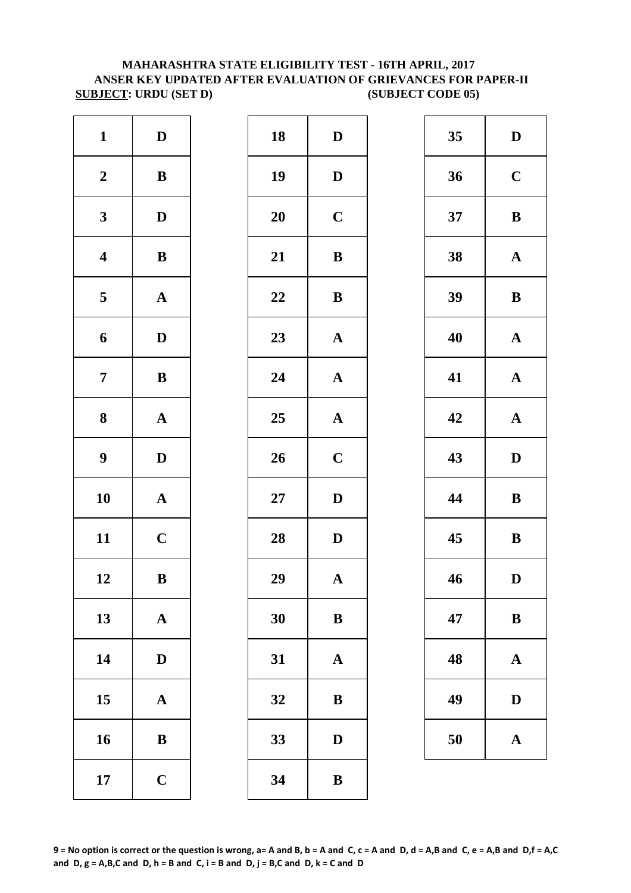**MAHARASHTRA STATE ELIGIBILITY TEST - 16TH APRIL, 2017**
**ANSER KEY UPDATED AFTER EVALUATION OF GRIEVANCES FOR PAPER-II**
**SUBJECT: URDU (SET D) (SUBJECT CODE 05)**

| Q | Ans | Q | Ans | Q | Ans |
|---|---|---|---|---|---|
| 1 | D | 18 | D | 35 | D |
| 2 | B | 19 | D | 36 | C |
| 3 | D | 20 | C | 37 | B |
| 4 | B | 21 | B | 38 | A |
| 5 | A | 22 | B | 39 | B |
| 6 | D | 23 | A | 40 | A |
| 7 | B | 24 | A | 41 | A |
| 8 | A | 25 | A | 42 | A |
| 9 | D | 26 | C | 43 | D |
| 10 | A | 27 | D | 44 | B |
| 11 | C | 28 | D | 45 | B |
| 12 | B | 29 | A | 46 | D |
| 13 | A | 30 | B | 47 | B |
| 14 | D | 31 | A | 48 | A |
| 15 | A | 32 | B | 49 | D |
| 16 | B | 33 | D | 50 | A |
| 17 | C | 34 | B | | |

**9 = No option is correct or the question is wrong, a= A and B, b = A and C, c = A and D, d = A,B and C, e = A,B and D,f = A,C and D, g = A,B,C and D, h = B and C, i = B and D, j = B,C and D, k = C and D**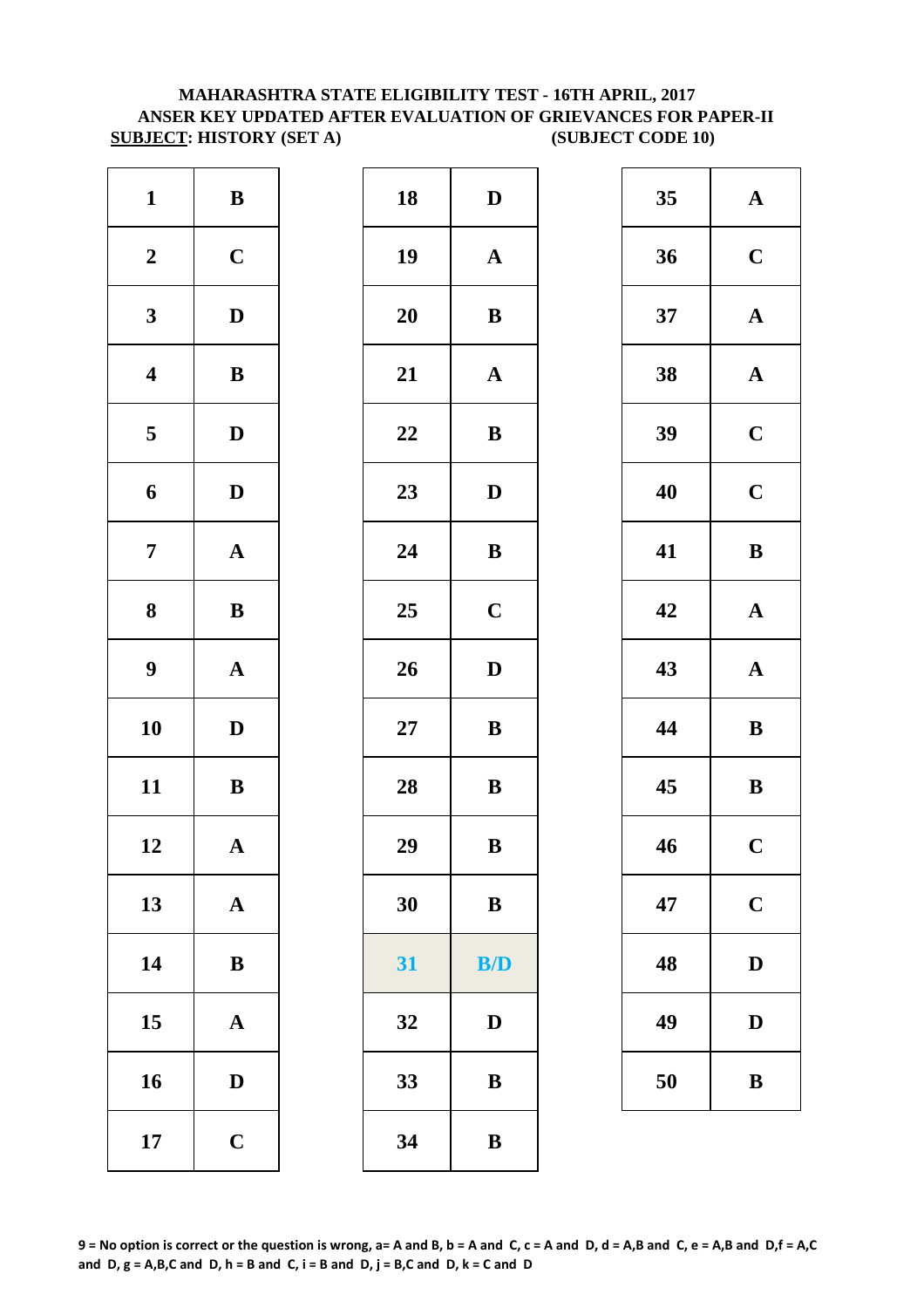**MAHARASHTRA STATE ELIGIBILITY TEST - 16TH APRIL, 2017**
**ANSER KEY UPDATED AFTER EVALUATION OF GRIEVANCES FOR PAPER-II**
**SUBJECT: HISTORY (SET A)** **(SUBJECT CODE 10)**

| Q | Ans | Q | Ans | Q | Ans |
|---|---|---|---|---|---|
| 1 | B | 18 | D | 35 | A |
| 2 | C | 19 | A | 36 | C |
| 3 | D | 20 | B | 37 | A |
| 4 | B | 21 | A | 38 | A |
| 5 | D | 22 | B | 39 | C |
| 6 | D | 23 | D | 40 | C |
| 7 | A | 24 | B | 41 | B |
| 8 | B | 25 | C | 42 | A |
| 9 | A | 26 | D | 43 | A |
| 10 | D | 27 | B | 44 | B |
| 11 | B | 28 | B | 45 | B |
| 12 | A | 29 | B | 46 | C |
| 13 | A | 30 | B | 47 | C |
| 14 | B | 31 | B/D | 48 | D |
| 15 | A | 32 | D | 49 | D |
| 16 | D | 33 | B | 50 | B |
| 17 | C | 34 | B | | |

**9 = No option is correct or the question is wrong, a= A and B, b = A and C, c = A and D, d = A,B and C, e = A,B and D,f = A,C and D, g = A,B,C and D, h = B and C, i = B and D, j = B,C and D, k = C and D**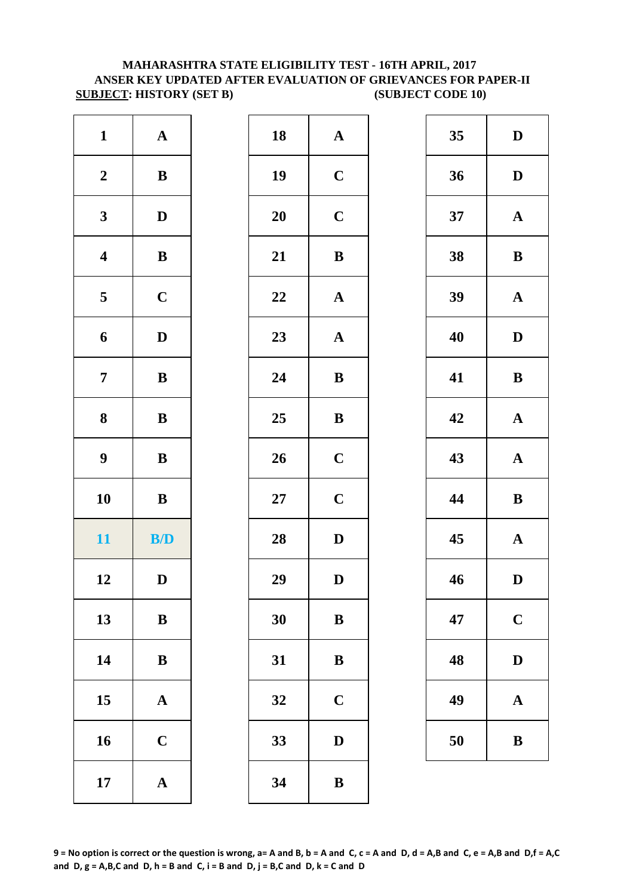**MAHARASHTRA STATE ELIGIBILITY TEST - 16TH APRIL, 2017**
**ANSER KEY UPDATED AFTER EVALUATION OF GRIEVANCES FOR PAPER-II**
**SUBJECT: HISTORY (SET B) (SUBJECT CODE 10)**

| Q | Ans | Q | Ans | Q | Ans |
|---|---|---|---|---|---|
| 1 | A | 18 | A | 35 | D |
| 2 | B | 19 | C | 36 | D |
| 3 | D | 20 | C | 37 | A |
| 4 | B | 21 | B | 38 | B |
| 5 | C | 22 | A | 39 | A |
| 6 | D | 23 | A | 40 | D |
| 7 | B | 24 | B | 41 | B |
| 8 | B | 25 | B | 42 | A |
| 9 | B | 26 | C | 43 | A |
| 10 | B | 27 | C | 44 | B |
| 11 | B/D | 28 | D | 45 | A |
| 12 | D | 29 | D | 46 | D |
| 13 | B | 30 | B | 47 | C |
| 14 | B | 31 | B | 48 | D |
| 15 | A | 32 | C | 49 | A |
| 16 | C | 33 | D | 50 | B |
| 17 | A | 34 | B | | |

**9 = No option is correct or the question is wrong, a= A and B, b = A and C, c = A and D, d = A,B and C, e = A,B and D,f = A,C and D, g = A,B,C and D, h = B and C, i = B and D, j = B,C and D, k = C and D**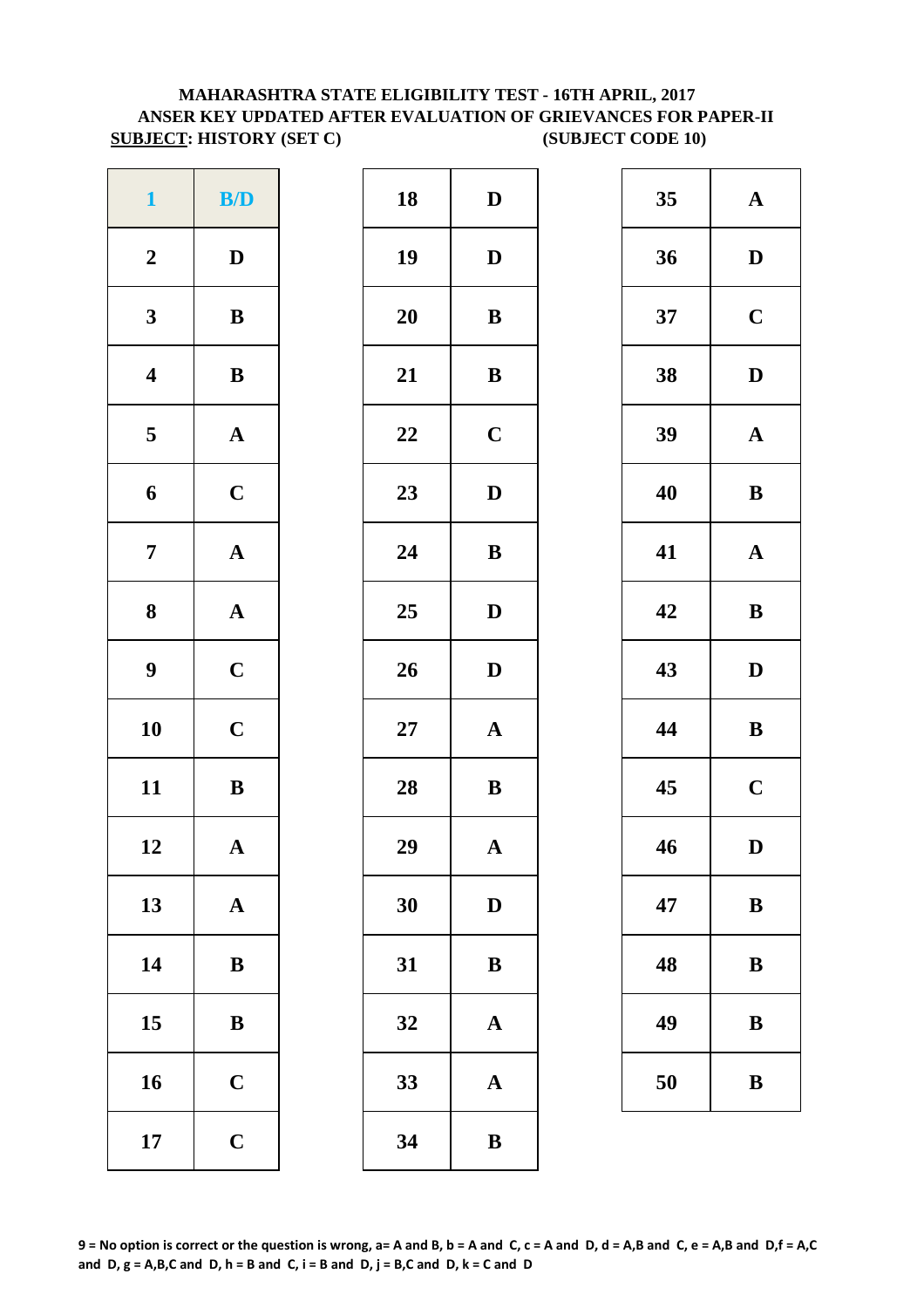**MAHARASHTRA STATE ELIGIBILITY TEST - 16TH APRIL, 2017**
**ANSER KEY UPDATED AFTER EVALUATION OF GRIEVANCES FOR PAPER-II**
**SUBJECT: HISTORY (SET C) (SUBJECT CODE 10)**

| Q | Ans | Q | Ans | Q | Ans |
|---|---|---|---|---|---|
| 1 | B/D | 18 | D | 35 | A |
| 2 | D | 19 | D | 36 | D |
| 3 | B | 20 | B | 37 | C |
| 4 | B | 21 | B | 38 | D |
| 5 | A | 22 | C | 39 | A |
| 6 | C | 23 | D | 40 | B |
| 7 | A | 24 | B | 41 | A |
| 8 | A | 25 | D | 42 | B |
| 9 | C | 26 | D | 43 | D |
| 10 | C | 27 | A | 44 | B |
| 11 | B | 28 | B | 45 | C |
| 12 | A | 29 | A | 46 | D |
| 13 | A | 30 | D | 47 | B |
| 14 | B | 31 | B | 48 | B |
| 15 | B | 32 | A | 49 | B |
| 16 | C | 33 | A | 50 | B |
| 17 | C | 34 | B | | |

**9 = No option is correct or the question is wrong, a= A and B, b = A and C, c = A and D, d = A,B and C, e = A,B and D,f = A,C and D, g = A,B,C and D, h = B and C, i = B and D, j = B,C and D, k = C and D**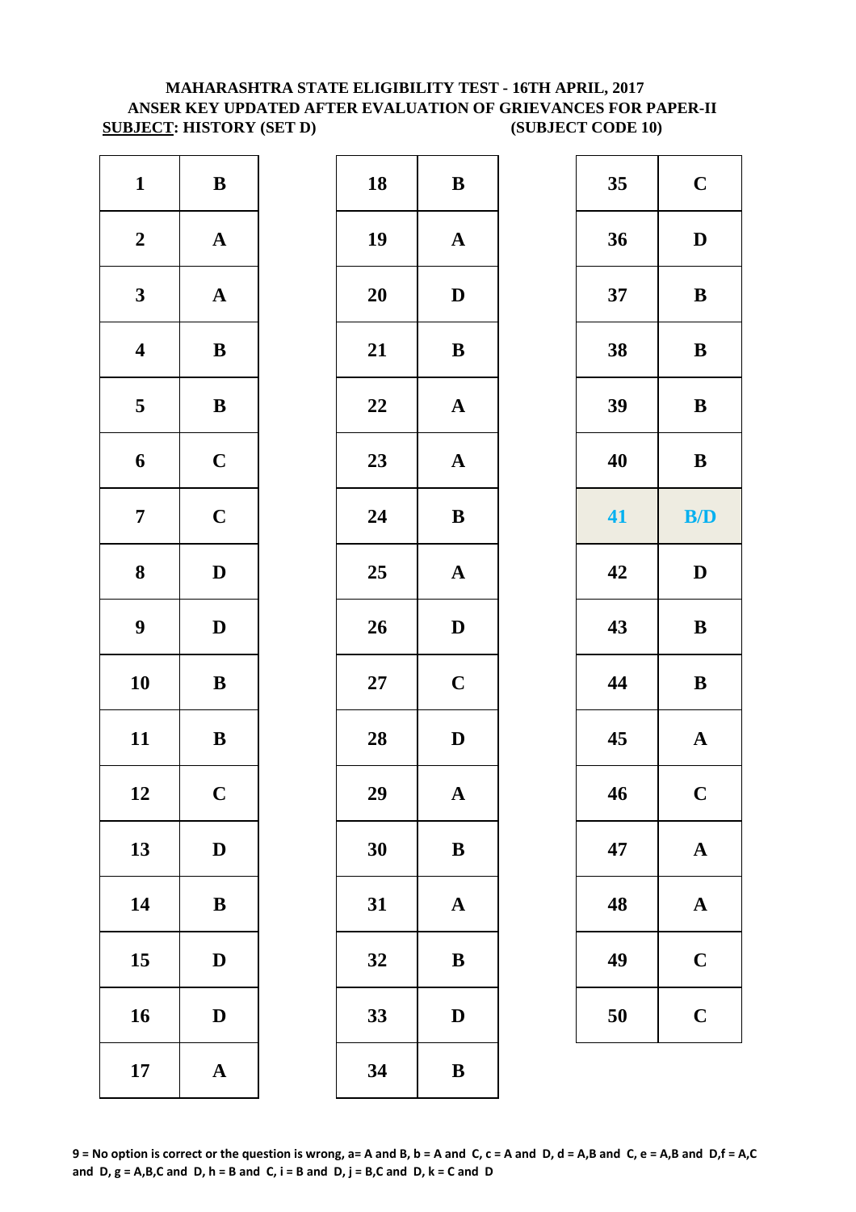**MAHARASHTRA STATE ELIGIBILITY TEST - 16TH APRIL, 2017**
**ANSER KEY UPDATED AFTER EVALUATION OF GRIEVANCES FOR PAPER-II**
**SUBJECT: HISTORY (SET D)** **(SUBJECT CODE 10)**

| Q | Ans | Q | Ans | Q | Ans |
|---|---|---|---|---|---|
| 1 | B | 18 | B | 35 | C |
| 2 | A | 19 | A | 36 | D |
| 3 | A | 20 | D | 37 | B |
| 4 | B | 21 | B | 38 | B |
| 5 | B | 22 | A | 39 | B |
| 6 | C | 23 | A | 40 | B |
| 7 | C | 24 | B | 41 | B/D |
| 8 | D | 25 | A | 42 | D |
| 9 | D | 26 | D | 43 | B |
| 10 | B | 27 | C | 44 | B |
| 11 | B | 28 | D | 45 | A |
| 12 | C | 29 | A | 46 | C |
| 13 | D | 30 | B | 47 | A |
| 14 | B | 31 | A | 48 | A |
| 15 | D | 32 | B | 49 | C |
| 16 | D | 33 | D | 50 | C |
| 17 | A | 34 | B | | |

**9 = No option is correct or the question is wrong, a= A and B, b = A and C, c = A and D, d = A,B and C, e = A,B and D,f = A,C and D, g = A,B,C and D, h = B and C, i = B and D, j = B,C and D, k = C and D**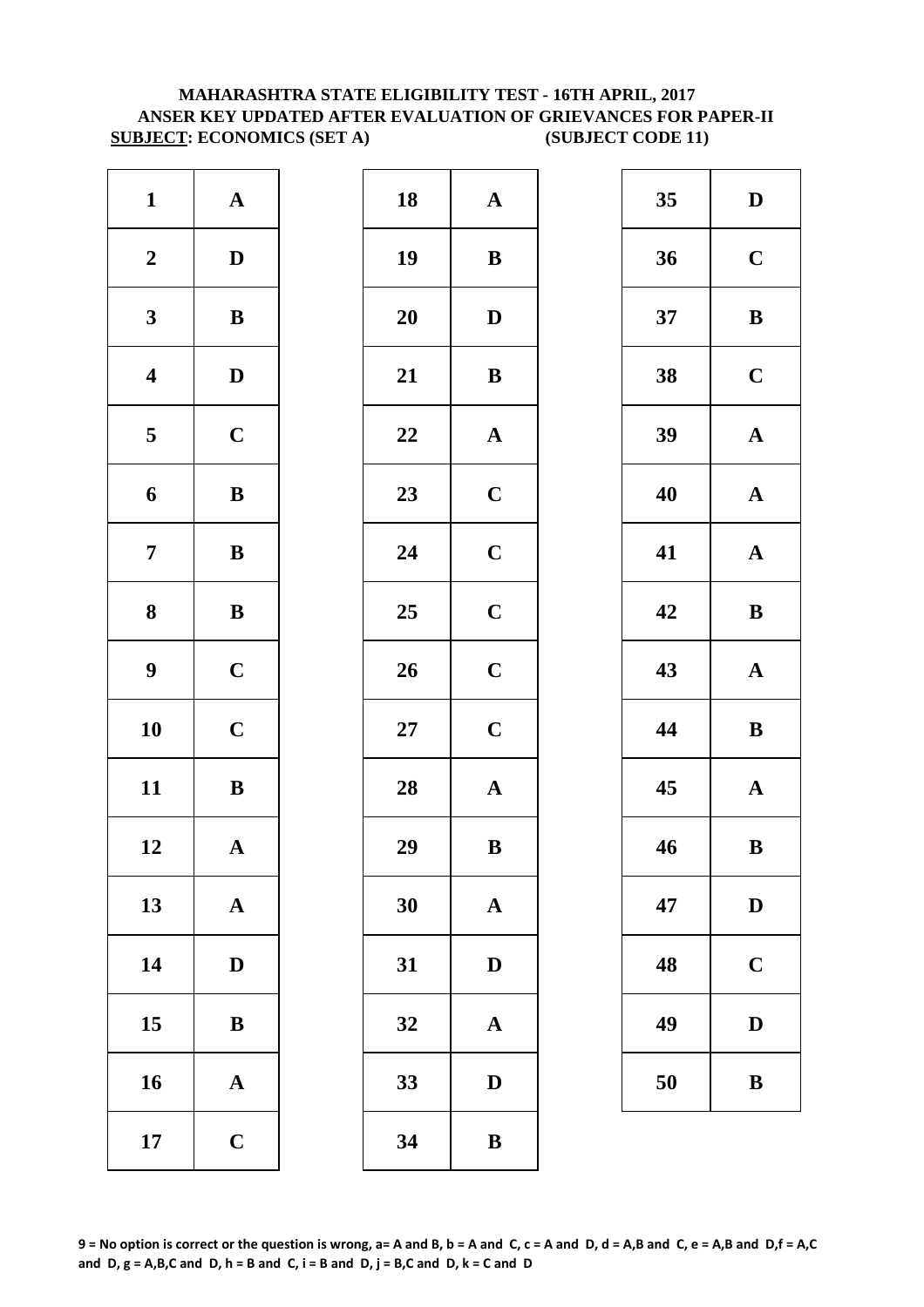**MAHARASHTRA STATE ELIGIBILITY TEST - 16TH APRIL, 2017**
**ANSER KEY UPDATED AFTER EVALUATION OF GRIEVANCES FOR PAPER-II**
**SUBJECT: ECONOMICS (SET A) (SUBJECT CODE 11)**

| Q | Ans | Q | Ans | Q | Ans |
|---|---|---|---|---|---|
| 1 | A | 18 | A | 35 | D |
| 2 | D | 19 | B | 36 | C |
| 3 | B | 20 | D | 37 | B |
| 4 | D | 21 | B | 38 | C |
| 5 | C | 22 | A | 39 | A |
| 6 | B | 23 | C | 40 | A |
| 7 | B | 24 | C | 41 | A |
| 8 | B | 25 | C | 42 | B |
| 9 | C | 26 | C | 43 | A |
| 10 | C | 27 | C | 44 | B |
| 11 | B | 28 | A | 45 | A |
| 12 | A | 29 | B | 46 | B |
| 13 | A | 30 | A | 47 | D |
| 14 | D | 31 | D | 48 | C |
| 15 | B | 32 | A | 49 | D |
| 16 | A | 33 | D | 50 | B |
| 17 | C | 34 | B | | |

**9 = No option is correct or the question is wrong, a= A and B, b = A and C, c = A and D, d = A,B and C, e = A,B and D,f = A,C and D, g = A,B,C and D, h = B and C, i = B and D, j = B,C and D, k = C and D**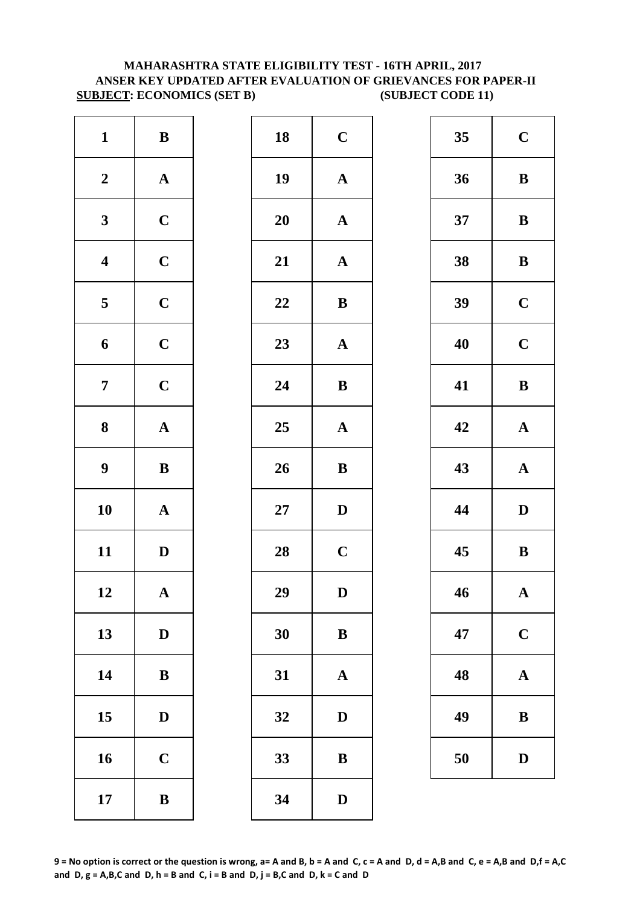**MAHARASHTRA STATE ELIGIBILITY TEST - 16TH APRIL, 2017**
**ANSER KEY UPDATED AFTER EVALUATION OF GRIEVANCES FOR PAPER-II**
**SUBJECT: ECONOMICS (SET B) (SUBJECT CODE 11)**

| Q | Ans | Q | Ans | Q | Ans |
|---|---|---|---|---|---|
| 1 | B | 18 | C | 35 | C |
| 2 | A | 19 | A | 36 | B |
| 3 | C | 20 | A | 37 | B |
| 4 | C | 21 | A | 38 | B |
| 5 | C | 22 | B | 39 | C |
| 6 | C | 23 | A | 40 | C |
| 7 | C | 24 | B | 41 | B |
| 8 | A | 25 | A | 42 | A |
| 9 | B | 26 | B | 43 | A |
| 10 | A | 27 | D | 44 | D |
| 11 | D | 28 | C | 45 | B |
| 12 | A | 29 | D | 46 | A |
| 13 | D | 30 | B | 47 | C |
| 14 | B | 31 | A | 48 | A |
| 15 | D | 32 | D | 49 | B |
| 16 | C | 33 | B | 50 | D |
| 17 | B | 34 | D | | |

**9 = No option is correct or the question is wrong, a= A and B, b = A and C, c = A and D, d = A,B and C, e = A,B and D,f = A,C and D, g = A,B,C and D, h = B and C, i = B and D, j = B,C and D, k = C and D**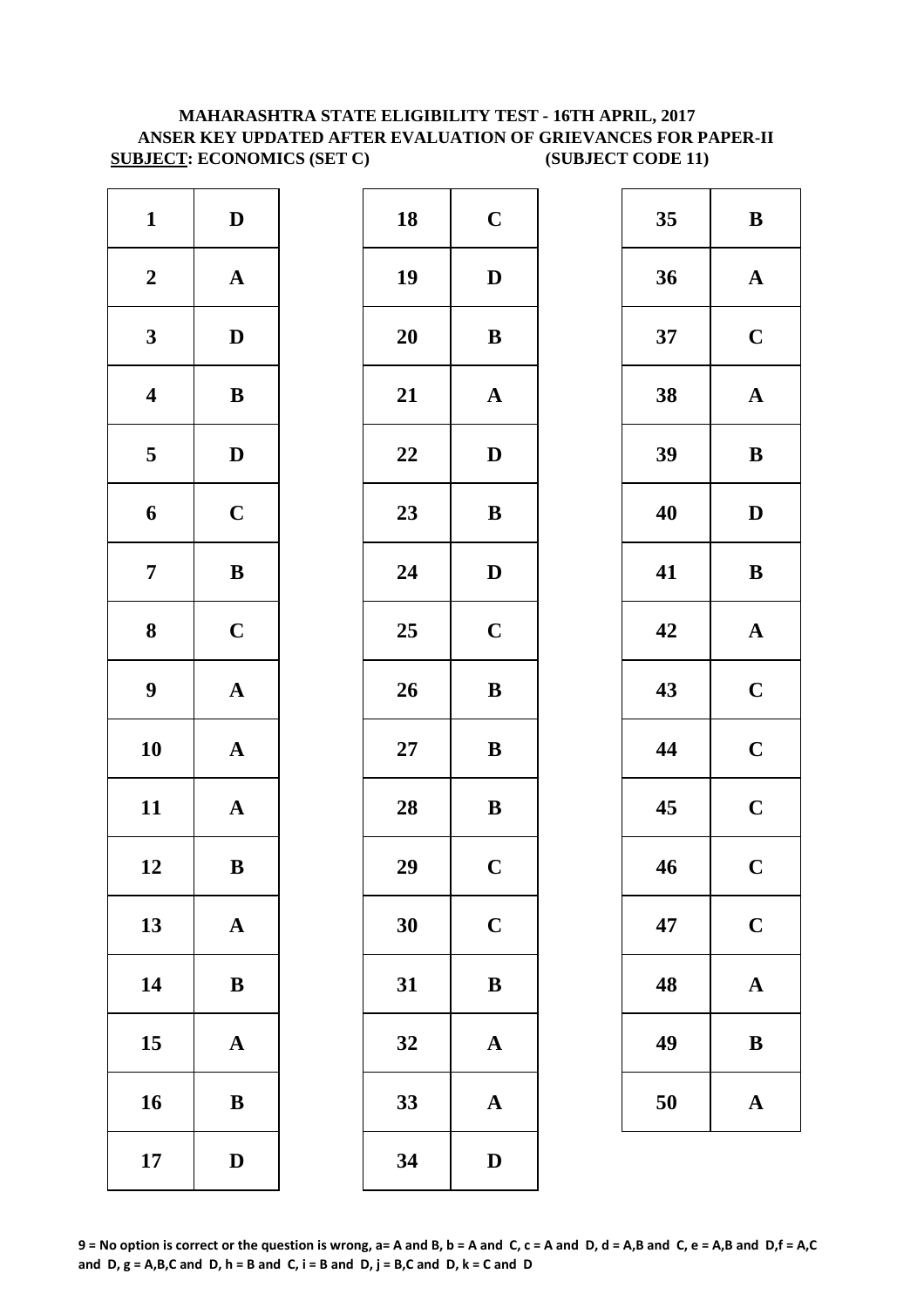**MAHARASHTRA STATE ELIGIBILITY TEST - 16TH APRIL, 2017**
**ANSER KEY UPDATED AFTER EVALUATION OF GRIEVANCES FOR PAPER-II**
**SUBJECT: ECONOMICS (SET C) (SUBJECT CODE 11)**

| Q | Ans | Q | Ans | Q | Ans |
|---|---|---|---|---|---|
| 1 | D | 18 | C | 35 | B |
| 2 | A | 19 | D | 36 | A |
| 3 | D | 20 | B | 37 | C |
| 4 | B | 21 | A | 38 | A |
| 5 | D | 22 | D | 39 | B |
| 6 | C | 23 | B | 40 | D |
| 7 | B | 24 | D | 41 | B |
| 8 | C | 25 | C | 42 | A |
| 9 | A | 26 | B | 43 | C |
| 10 | A | 27 | B | 44 | C |
| 11 | A | 28 | B | 45 | C |
| 12 | B | 29 | C | 46 | C |
| 13 | A | 30 | C | 47 | C |
| 14 | B | 31 | B | 48 | A |
| 15 | A | 32 | A | 49 | B |
| 16 | B | 33 | A | 50 | A |
| 17 | D | 34 | D | | |

**9 = No option is correct or the question is wrong, a= A and B, b = A and C, c = A and D, d = A,B and C, e = A,B and D,f = A,C and D, g = A,B,C and D, h = B and C, i = B and D, j = B,C and D, k = C and D**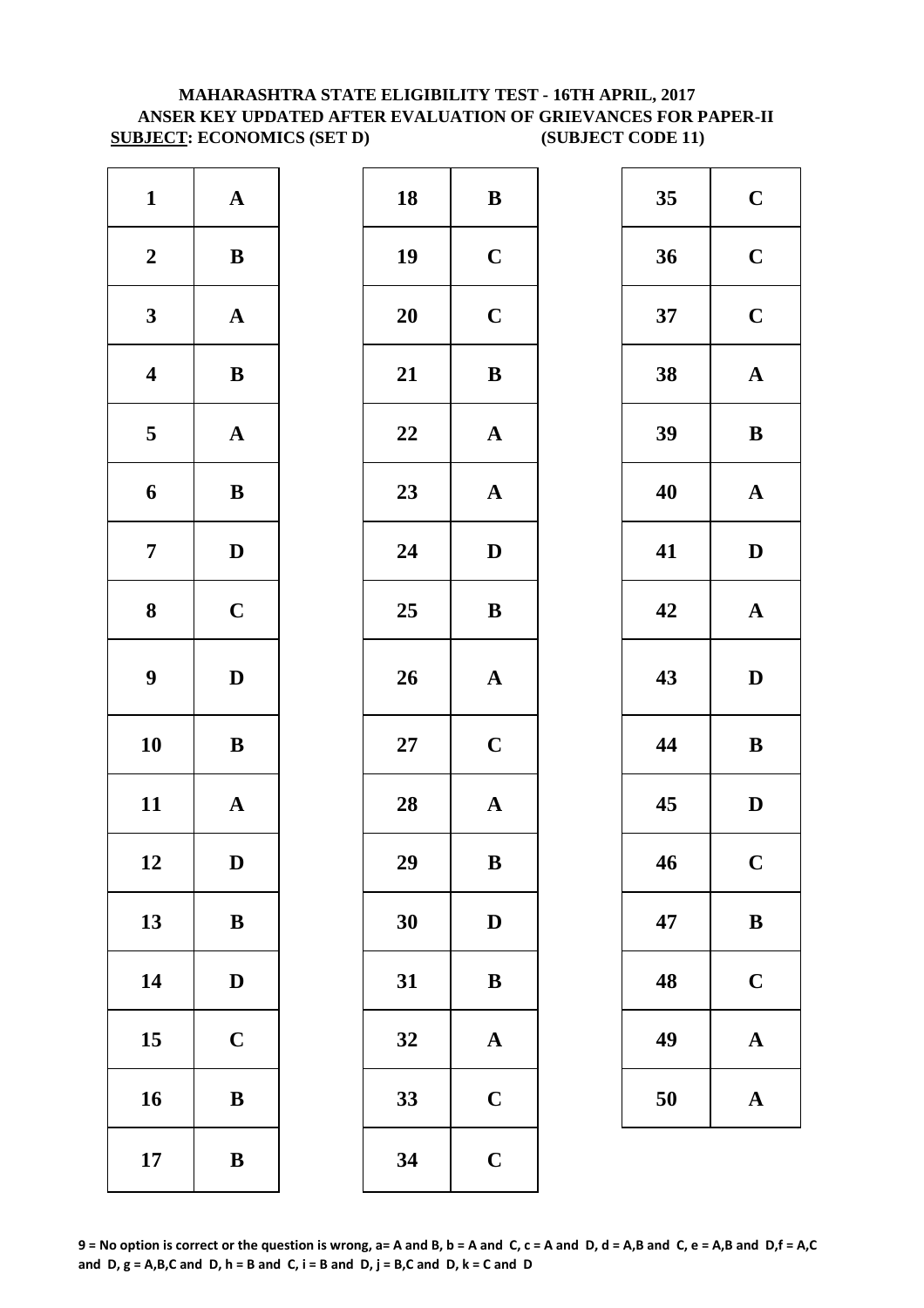**MAHARASHTRA STATE ELIGIBILITY TEST - 16TH APRIL, 2017**
**ANSER KEY UPDATED AFTER EVALUATION OF GRIEVANCES FOR PAPER-II**
**SUBJECT: ECONOMICS (SET D) (SUBJECT CODE 11)**

| Q | Ans | Q | Ans | Q | Ans |
|---|---|---|---|---|---|
| 1 | A | 18 | B | 35 | C |
| 2 | B | 19 | C | 36 | C |
| 3 | A | 20 | C | 37 | C |
| 4 | B | 21 | B | 38 | A |
| 5 | A | 22 | A | 39 | B |
| 6 | B | 23 | A | 40 | A |
| 7 | D | 24 | D | 41 | D |
| 8 | C | 25 | B | 42 | A |
| 9 | D | 26 | A | 43 | D |
| 10 | B | 27 | C | 44 | B |
| 11 | A | 28 | A | 45 | D |
| 12 | D | 29 | B | 46 | C |
| 13 | B | 30 | D | 47 | B |
| 14 | D | 31 | B | 48 | C |
| 15 | C | 32 | A | 49 | A |
| 16 | B | 33 | C | 50 | A |
| 17 | B | 34 | C | | |

**9 = No option is correct or the question is wrong, a= A and B, b = A and C, c = A and D, d = A,B and C, e = A,B and D,f = A,C and D, g = A,B,C and D, h = B and C, i = B and D, j = B,C and D, k = C and D**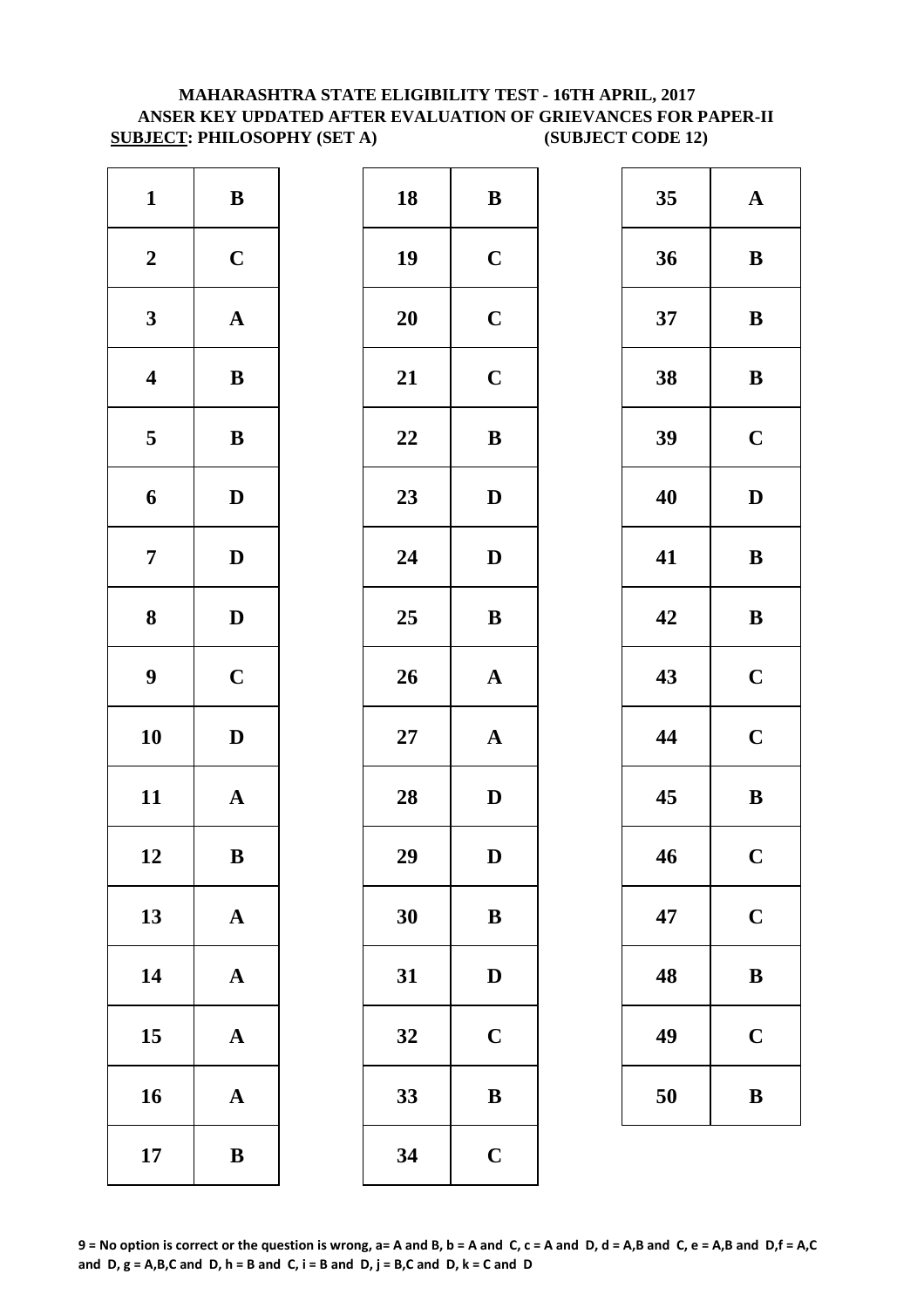**MAHARASHTRA STATE ELIGIBILITY TEST - 16TH APRIL, 2017**
**ANSER KEY UPDATED AFTER EVALUATION OF GRIEVANCES FOR PAPER-II**
**SUBJECT: PHILOSOPHY (SET A) (SUBJECT CODE 12)**

| | | | | | |
|---|---|---|---|---|---|
| **1** | **B** | **18** | **B** | **35** | **A** |
| **2** | **C** | **19** | **C** | **36** | **B** |
| **3** | **A** | **20** | **C** | **37** | **B** |
| **4** | **B** | **21** | **C** | **38** | **B** |
| **5** | **B** | **22** | **B** | **39** | **C** |
| **6** | **D** | **23** | **D** | **40** | **D** |
| **7** | **D** | **24** | **D** | **41** | **B** |
| **8** | **D** | **25** | **B** | **42** | **B** |
| **9** | **C** | **26** | **A** | **43** | **C** |
| **10** | **D** | **27** | **A** | **44** | **C** |
| **11** | **A** | **28** | **D** | **45** | **B** |
| **12** | **B** | **29** | **D** | **46** | **C** |
| **13** | **A** | **30** | **B** | **47** | **C** |
| **14** | **A** | **31** | **D** | **48** | **B** |
| **15** | **A** | **32** | **C** | **49** | **C** |
| **16** | **A** | **33** | **B** | **50** | **B** |
| **17** | **B** | **34** | **C** | | |

**9 = No option is correct or the question is wrong, a= A and B, b = A and C, c = A and D, d = A,B and C, e = A,B and D,f = A,C and D, g = A,B,C and D, h = B and C, i = B and D, j = B,C and D, k = C and D**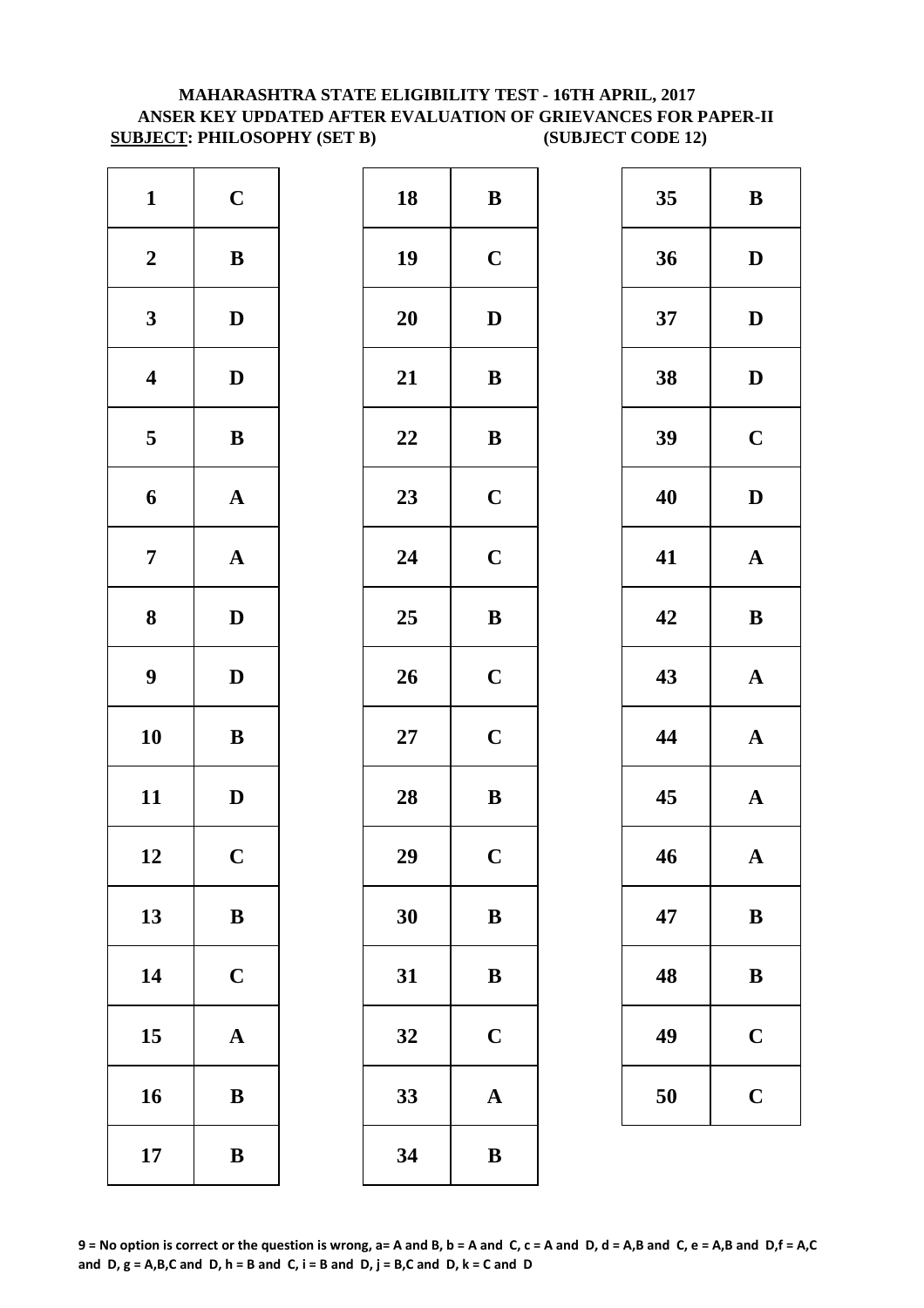**MAHARASHTRA STATE ELIGIBILITY TEST - 16TH APRIL, 2017**
**ANSER KEY UPDATED AFTER EVALUATION OF GRIEVANCES FOR PAPER-II**
**SUBJECT: PHILOSOPHY (SET B) (SUBJECT CODE 12)**

| Q | Ans | Q | Ans | Q | Ans |
|---|---|---|---|---|---|
| 1 | C | 18 | B | 35 | B |
| 2 | B | 19 | C | 36 | D |
| 3 | D | 20 | D | 37 | D |
| 4 | D | 21 | B | 38 | D |
| 5 | B | 22 | B | 39 | C |
| 6 | A | 23 | C | 40 | D |
| 7 | A | 24 | C | 41 | A |
| 8 | D | 25 | B | 42 | B |
| 9 | D | 26 | C | 43 | A |
| 10 | B | 27 | C | 44 | A |
| 11 | D | 28 | B | 45 | A |
| 12 | C | 29 | C | 46 | A |
| 13 | B | 30 | B | 47 | B |
| 14 | C | 31 | B | 48 | B |
| 15 | A | 32 | C | 49 | C |
| 16 | B | 33 | A | 50 | C |
| 17 | B | 34 | B | | |

**9 = No option is correct or the question is wrong, a= A and B, b = A and C, c = A and D, d = A,B and C, e = A,B and D,f = A,C and D, g = A,B,C and D, h = B and C, i = B and D, j = B,C and D, k = C and D**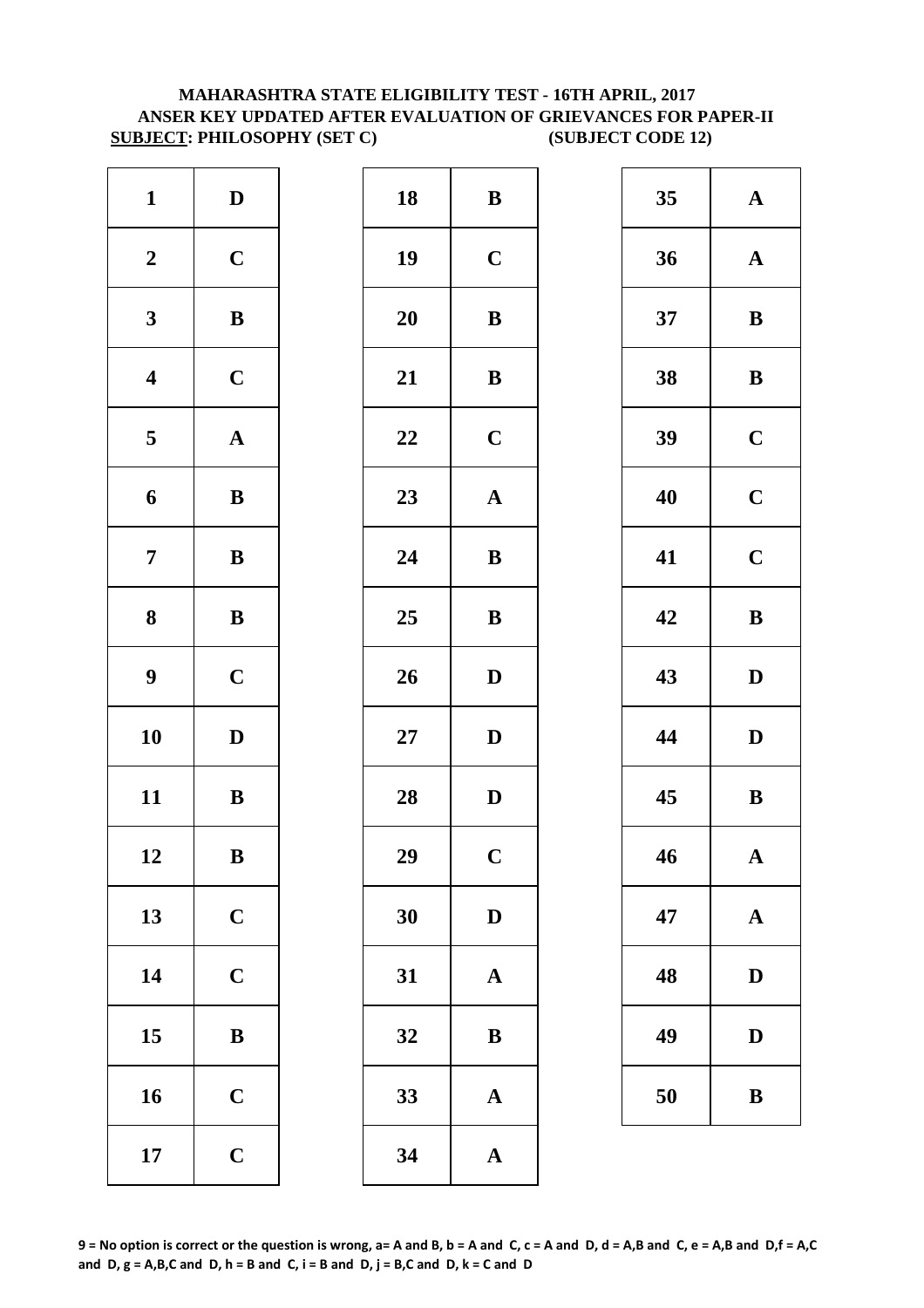**MAHARASHTRA STATE ELIGIBILITY TEST - 16TH APRIL, 2017**
**ANSER KEY UPDATED AFTER EVALUATION OF GRIEVANCES FOR PAPER-II**
**SUBJECT: PHILOSOPHY (SET C) (SUBJECT CODE 12)**

| Q | Ans | Q | Ans | Q | Ans |
|---|---|---|---|---|---|
| 1 | D | 18 | B | 35 | A |
| 2 | C | 19 | C | 36 | A |
| 3 | B | 20 | B | 37 | B |
| 4 | C | 21 | B | 38 | B |
| 5 | A | 22 | C | 39 | C |
| 6 | B | 23 | A | 40 | C |
| 7 | B | 24 | B | 41 | C |
| 8 | B | 25 | B | 42 | B |
| 9 | C | 26 | D | 43 | D |
| 10 | D | 27 | D | 44 | D |
| 11 | B | 28 | D | 45 | B |
| 12 | B | 29 | C | 46 | A |
| 13 | C | 30 | D | 47 | A |
| 14 | C | 31 | A | 48 | D |
| 15 | B | 32 | B | 49 | D |
| 16 | C | 33 | A | 50 | B |
| 17 | C | 34 | A | | |

**9 = No option is correct or the question is wrong, a= A and B, b = A and C, c = A and D, d = A,B and C, e = A,B and D,f = A,C and D, g = A,B,C and D, h = B and C, i = B and D, j = B,C and D, k = C and D**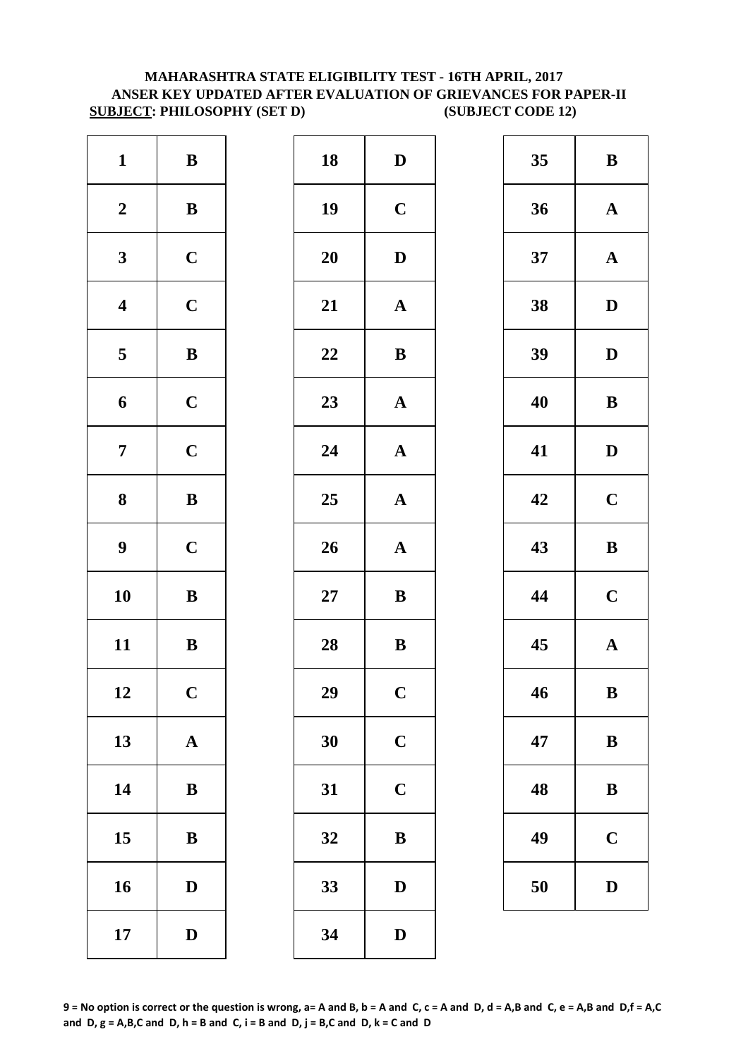**MAHARASHTRA STATE ELIGIBILITY TEST - 16TH APRIL, 2017**
**ANSER KEY UPDATED AFTER EVALUATION OF GRIEVANCES FOR PAPER-II**
**SUBJECT: PHILOSOPHY (SET D) (SUBJECT CODE 12)**

| Q | Ans | Q | Ans | Q | Ans |
|---|---|---|---|---|---|
| 1 | B | 18 | D | 35 | B |
| 2 | B | 19 | C | 36 | A |
| 3 | C | 20 | D | 37 | A |
| 4 | C | 21 | A | 38 | D |
| 5 | B | 22 | B | 39 | D |
| 6 | C | 23 | A | 40 | B |
| 7 | C | 24 | A | 41 | D |
| 8 | B | 25 | A | 42 | C |
| 9 | C | 26 | A | 43 | B |
| 10 | B | 27 | B | 44 | C |
| 11 | B | 28 | B | 45 | A |
| 12 | C | 29 | C | 46 | B |
| 13 | A | 30 | C | 47 | B |
| 14 | B | 31 | C | 48 | B |
| 15 | B | 32 | B | 49 | C |
| 16 | D | 33 | D | 50 | D |
| 17 | D | 34 | D | | |

**9 = No option is correct or the question is wrong, a= A and B, b = A and C, c = A and D, d = A,B and C, e = A,B and D,f = A,C and D, g = A,B,C and D, h = B and C, i = B and D, j = B,C and D, k = C and D**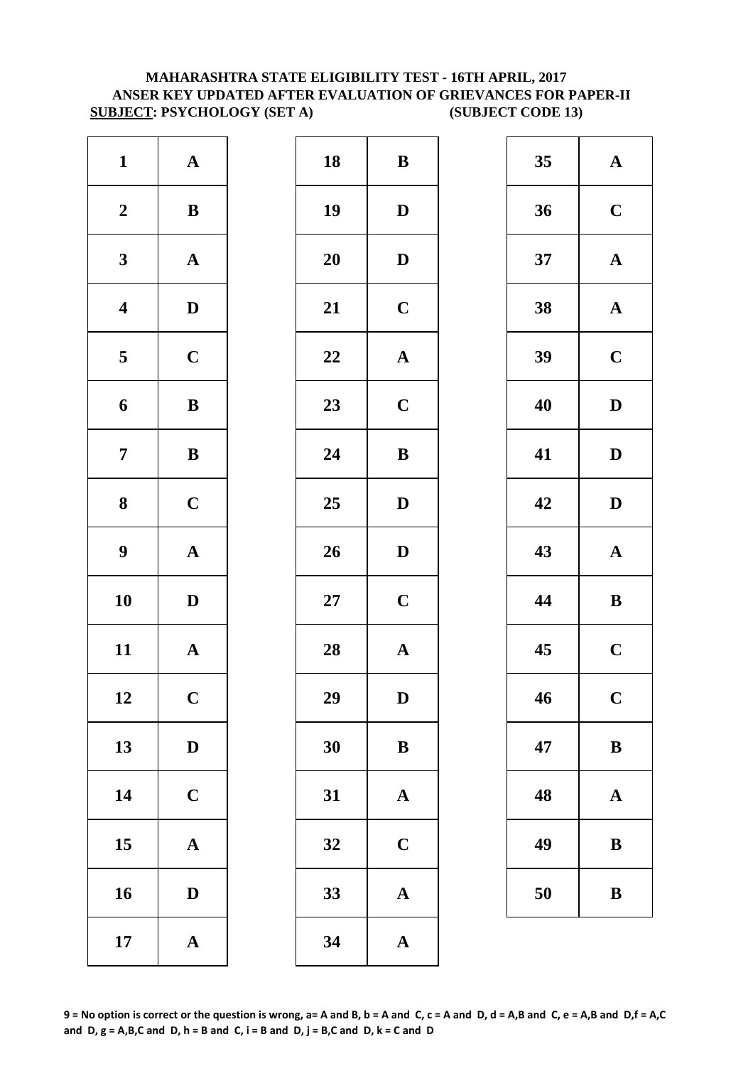**MAHARASHTRA STATE ELIGIBILITY TEST - 16TH APRIL, 2017**
**ANSER KEY UPDATED AFTER EVALUATION OF GRIEVANCES FOR PAPER-II**
**SUBJECT: PSYCHOLOGY (SET A) (SUBJECT CODE 13)**

| Q | Ans | Q | Ans | Q | Ans |
|---|---|---|---|---|---|
| 1 | A | 18 | B | 35 | A |
| 2 | B | 19 | D | 36 | C |
| 3 | A | 20 | D | 37 | A |
| 4 | D | 21 | C | 38 | A |
| 5 | C | 22 | A | 39 | C |
| 6 | B | 23 | C | 40 | D |
| 7 | B | 24 | B | 41 | D |
| 8 | C | 25 | D | 42 | D |
| 9 | A | 26 | D | 43 | A |
| 10 | D | 27 | C | 44 | B |
| 11 | A | 28 | A | 45 | C |
| 12 | C | 29 | D | 46 | C |
| 13 | D | 30 | B | 47 | B |
| 14 | C | 31 | A | 48 | A |
| 15 | A | 32 | C | 49 | B |
| 16 | D | 33 | A | 50 | B |
| 17 | A | 34 | A | | |

**9 = No option is correct or the question is wrong, a= A and B, b = A and C, c = A and D, d = A,B and C, e = A,B and D,f = A,C and D, g = A,B,C and D, h = B and C, i = B and D, j = B,C and D, k = C and D**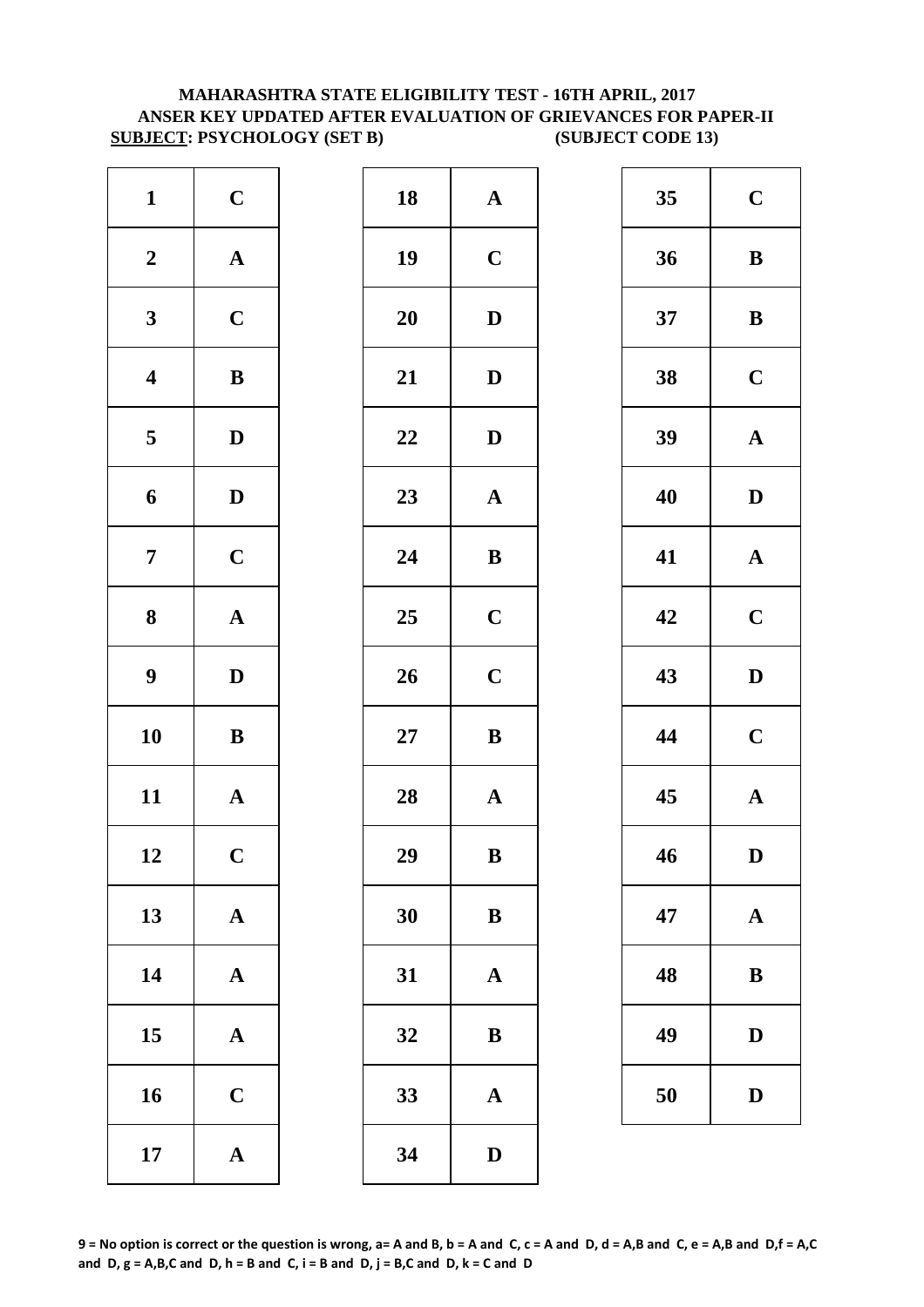**MAHARASHTRA STATE ELIGIBILITY TEST - 16TH APRIL, 2017**
**ANSER KEY UPDATED AFTER EVALUATION OF GRIEVANCES FOR PAPER-II**
**SUBJECT: PSYCHOLOGY (SET B) (SUBJECT CODE 13)**

| Q | Ans | Q | Ans | Q | Ans |
|---|---|---|---|---|---|
| 1 | C | 18 | A | 35 | C |
| 2 | A | 19 | C | 36 | B |
| 3 | C | 20 | D | 37 | B |
| 4 | B | 21 | D | 38 | C |
| 5 | D | 22 | D | 39 | A |
| 6 | D | 23 | A | 40 | D |
| 7 | C | 24 | B | 41 | A |
| 8 | A | 25 | C | 42 | C |
| 9 | D | 26 | C | 43 | D |
| 10 | B | 27 | B | 44 | C |
| 11 | A | 28 | A | 45 | A |
| 12 | C | 29 | B | 46 | D |
| 13 | A | 30 | B | 47 | A |
| 14 | A | 31 | A | 48 | B |
| 15 | A | 32 | B | 49 | D |
| 16 | C | 33 | A | 50 | D |
| 17 | A | 34 | D | | |

**9 = No option is correct or the question is wrong, a= A and B, b = A and C, c = A and D, d = A,B and C, e = A,B and D,f = A,C and D, g = A,B,C and D, h = B and C, i = B and D, j = B,C and D, k = C and D**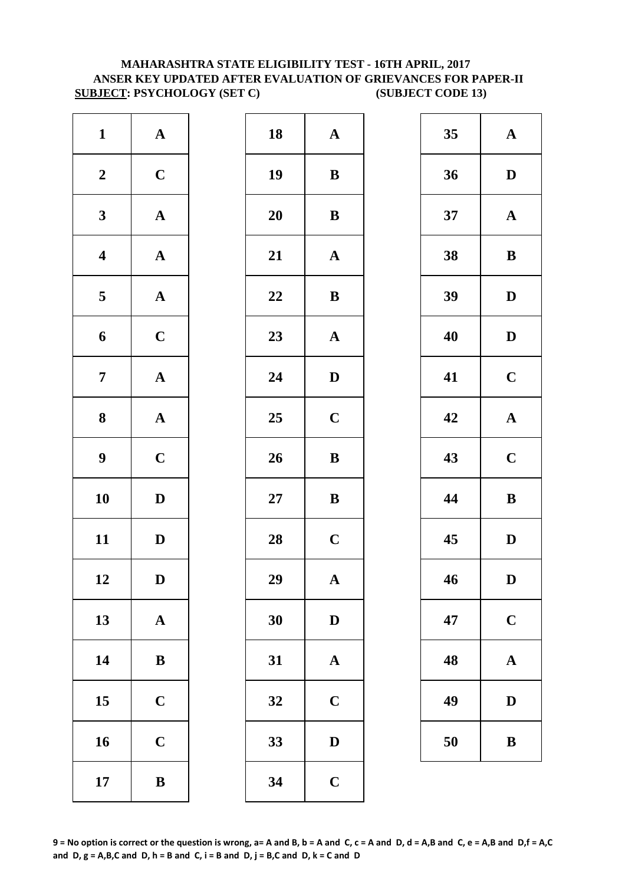**MAHARASHTRA STATE ELIGIBILITY TEST - 16TH APRIL, 2017**
**ANSER KEY UPDATED AFTER EVALUATION OF GRIEVANCES FOR PAPER-II**
**SUBJECT: PSYCHOLOGY (SET C) (SUBJECT CODE 13)**

| Q | Ans | Q | Ans | Q | Ans |
|---|---|---|---|---|---|
| 1 | A | 18 | A | 35 | A |
| 2 | C | 19 | B | 36 | D |
| 3 | A | 20 | B | 37 | A |
| 4 | A | 21 | A | 38 | B |
| 5 | A | 22 | B | 39 | D |
| 6 | C | 23 | A | 40 | D |
| 7 | A | 24 | D | 41 | C |
| 8 | A | 25 | C | 42 | A |
| 9 | C | 26 | B | 43 | C |
| 10 | D | 27 | B | 44 | B |
| 11 | D | 28 | C | 45 | D |
| 12 | D | 29 | A | 46 | D |
| 13 | A | 30 | D | 47 | C |
| 14 | B | 31 | A | 48 | A |
| 15 | C | 32 | C | 49 | D |
| 16 | C | 33 | D | 50 | B |
| 17 | B | 34 | C | | |

**9 = No option is correct or the question is wrong, a= A and B, b = A and C, c = A and D, d = A,B and C, e = A,B and D,f = A,C and D, g = A,B,C and D, h = B and C, i = B and D, j = B,C and D, k = C and D**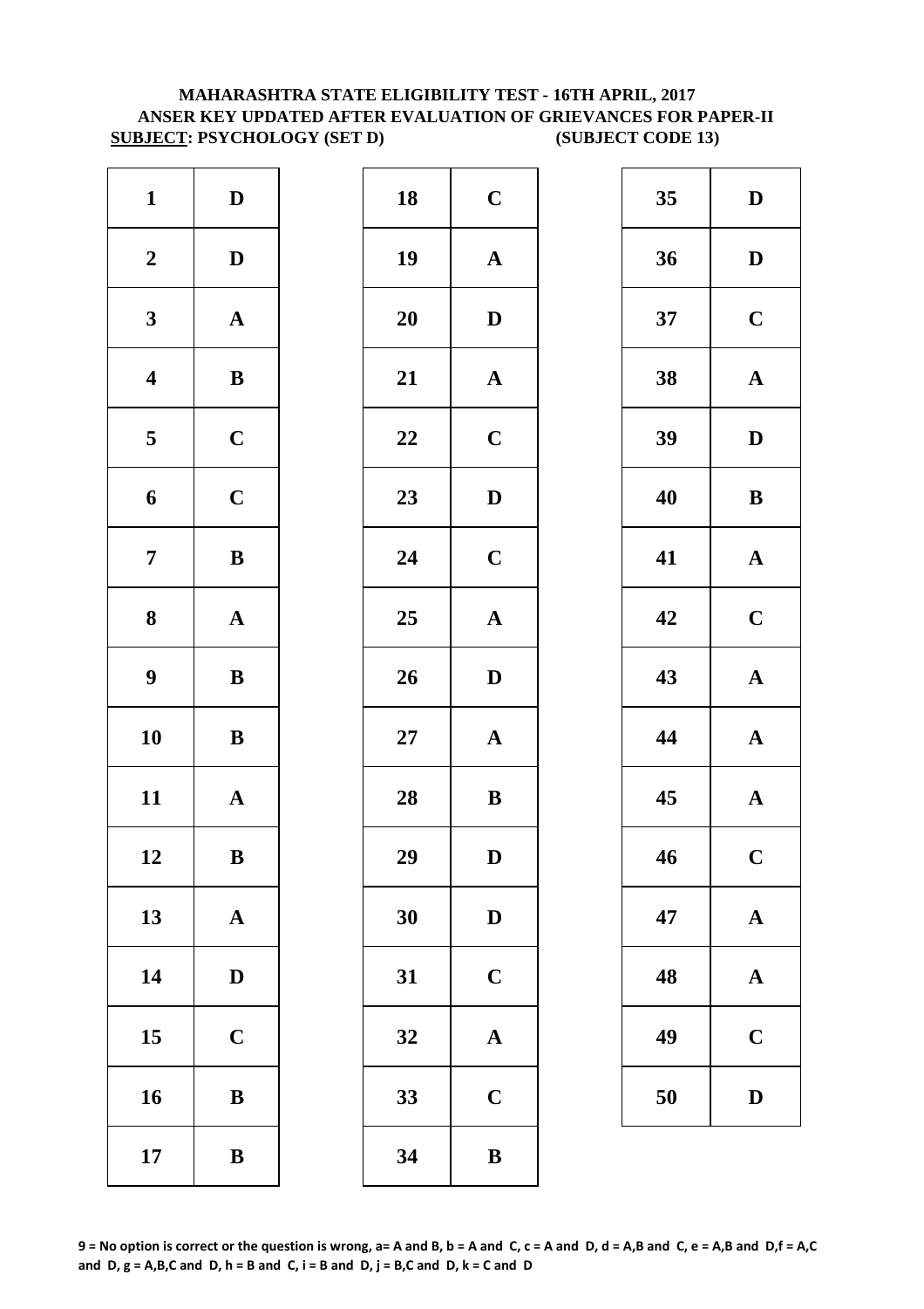**MAHARASHTRA STATE ELIGIBILITY TEST - 16TH APRIL, 2017**
**ANSER KEY UPDATED AFTER EVALUATION OF GRIEVANCES FOR PAPER-II**
**SUBJECT: PSYCHOLOGY (SET D) (SUBJECT CODE 13)**

| Q | Ans | Q | Ans | Q | Ans |
|---|---|---|---|---|---|
| 1 | D | 18 | C | 35 | D |
| 2 | D | 19 | A | 36 | D |
| 3 | A | 20 | D | 37 | C |
| 4 | B | 21 | A | 38 | A |
| 5 | C | 22 | C | 39 | D |
| 6 | C | 23 | D | 40 | B |
| 7 | B | 24 | C | 41 | A |
| 8 | A | 25 | A | 42 | C |
| 9 | B | 26 | D | 43 | A |
| 10 | B | 27 | A | 44 | A |
| 11 | A | 28 | B | 45 | A |
| 12 | B | 29 | D | 46 | C |
| 13 | A | 30 | D | 47 | A |
| 14 | D | 31 | C | 48 | A |
| 15 | C | 32 | A | 49 | C |
| 16 | B | 33 | C | 50 | D |
| 17 | B | 34 | B | | |

**9 = No option is correct or the question is wrong, a= A and B, b = A and C, c = A and D, d = A,B and C, e = A,B and D,f = A,C and D, g = A,B,C and D, h = B and C, i = B and D, j = B,C and D, k = C and D**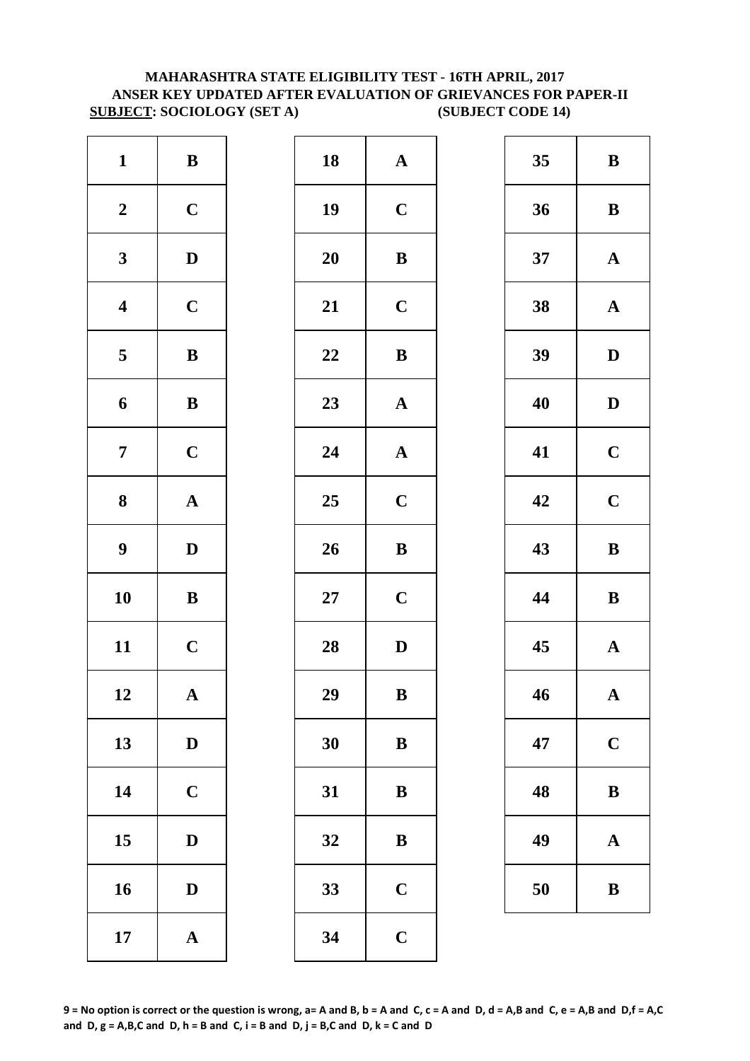**MAHARASHTRA STATE ELIGIBILITY TEST - 16TH APRIL, 2017**
**ANSER KEY UPDATED AFTER EVALUATION OF GRIEVANCES FOR PAPER-II**
**SUBJECT: SOCIOLOGY (SET A) (SUBJECT CODE 14)**

| Q | Ans | Q | Ans | Q | Ans |
|---|---|---|---|---|---|
| 1 | B | 18 | A | 35 | B |
| 2 | C | 19 | C | 36 | B |
| 3 | D | 20 | B | 37 | A |
| 4 | C | 21 | C | 38 | A |
| 5 | B | 22 | B | 39 | D |
| 6 | B | 23 | A | 40 | D |
| 7 | C | 24 | A | 41 | C |
| 8 | A | 25 | C | 42 | C |
| 9 | D | 26 | B | 43 | B |
| 10 | B | 27 | C | 44 | B |
| 11 | C | 28 | D | 45 | A |
| 12 | A | 29 | B | 46 | A |
| 13 | D | 30 | B | 47 | C |
| 14 | C | 31 | B | 48 | B |
| 15 | D | 32 | B | 49 | A |
| 16 | D | 33 | C | 50 | B |
| 17 | A | 34 | C | | |

**9 = No option is correct or the question is wrong, a= A and B, b = A and C, c = A and D, d = A,B and C, e = A,B and D,f = A,C and D, g = A,B,C and D, h = B and C, i = B and D, j = B,C and D, k = C and D**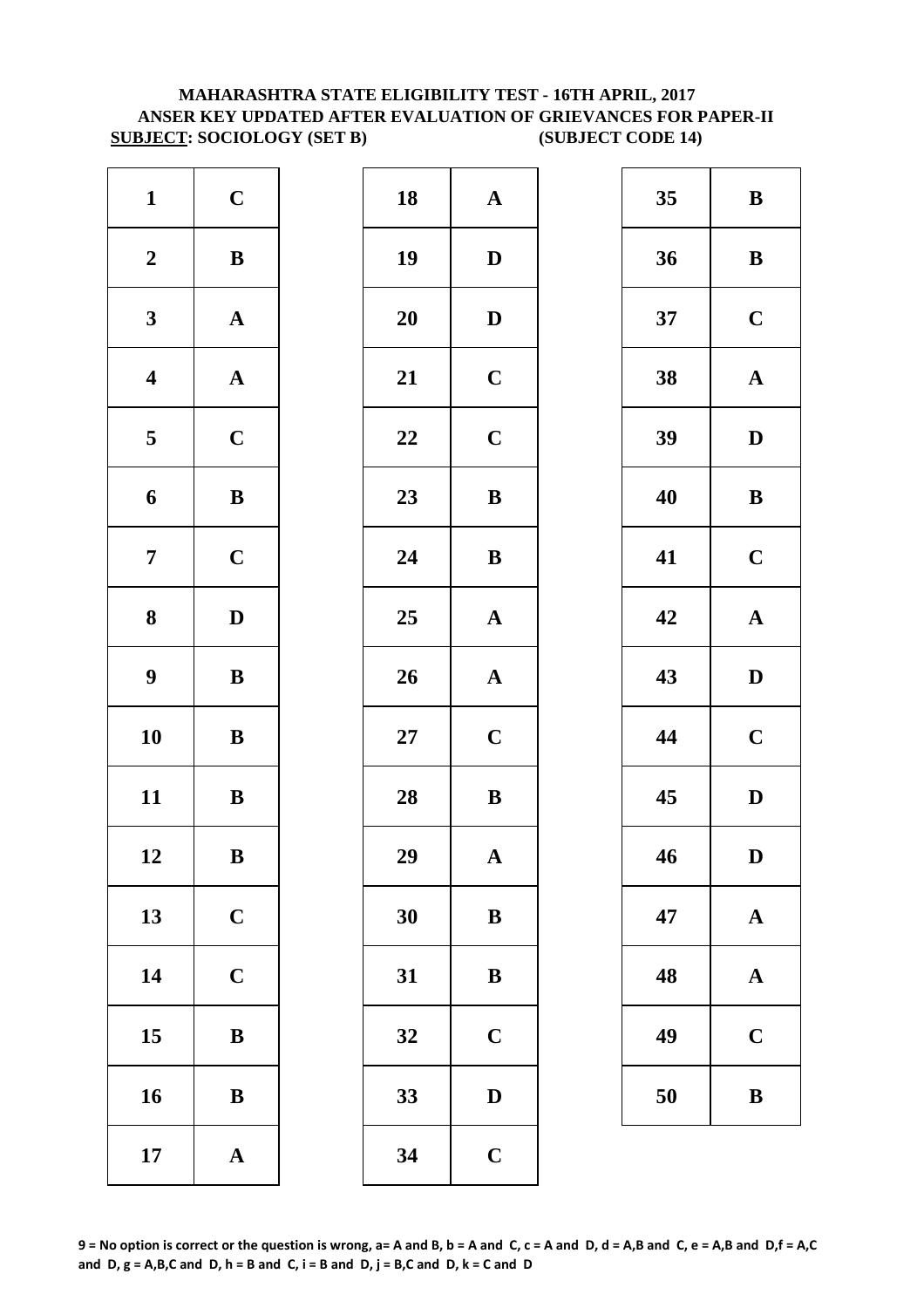**MAHARASHTRA STATE ELIGIBILITY TEST - 16TH APRIL, 2017**
**ANSER KEY UPDATED AFTER EVALUATION OF GRIEVANCES FOR PAPER-II**
**SUBJECT: SOCIOLOGY (SET B) (SUBJECT CODE 14)**

| Q | Ans | Q | Ans | Q | Ans |
|---|---|---|---|---|---|
| 1 | C | 18 | A | 35 | B |
| 2 | B | 19 | D | 36 | B |
| 3 | A | 20 | D | 37 | C |
| 4 | A | 21 | C | 38 | A |
| 5 | C | 22 | C | 39 | D |
| 6 | B | 23 | B | 40 | B |
| 7 | C | 24 | B | 41 | C |
| 8 | D | 25 | A | 42 | A |
| 9 | B | 26 | A | 43 | D |
| 10 | B | 27 | C | 44 | C |
| 11 | B | 28 | B | 45 | D |
| 12 | B | 29 | A | 46 | D |
| 13 | C | 30 | B | 47 | A |
| 14 | C | 31 | B | 48 | A |
| 15 | B | 32 | C | 49 | C |
| 16 | B | 33 | D | 50 | B |
| 17 | A | 34 | C | | |

**9 = No option is correct or the question is wrong, a= A and B, b = A and C, c = A and D, d = A,B and C, e = A,B and D,f = A,C and D, g = A,B,C and D, h = B and C, i = B and D, j = B,C and D, k = C and D**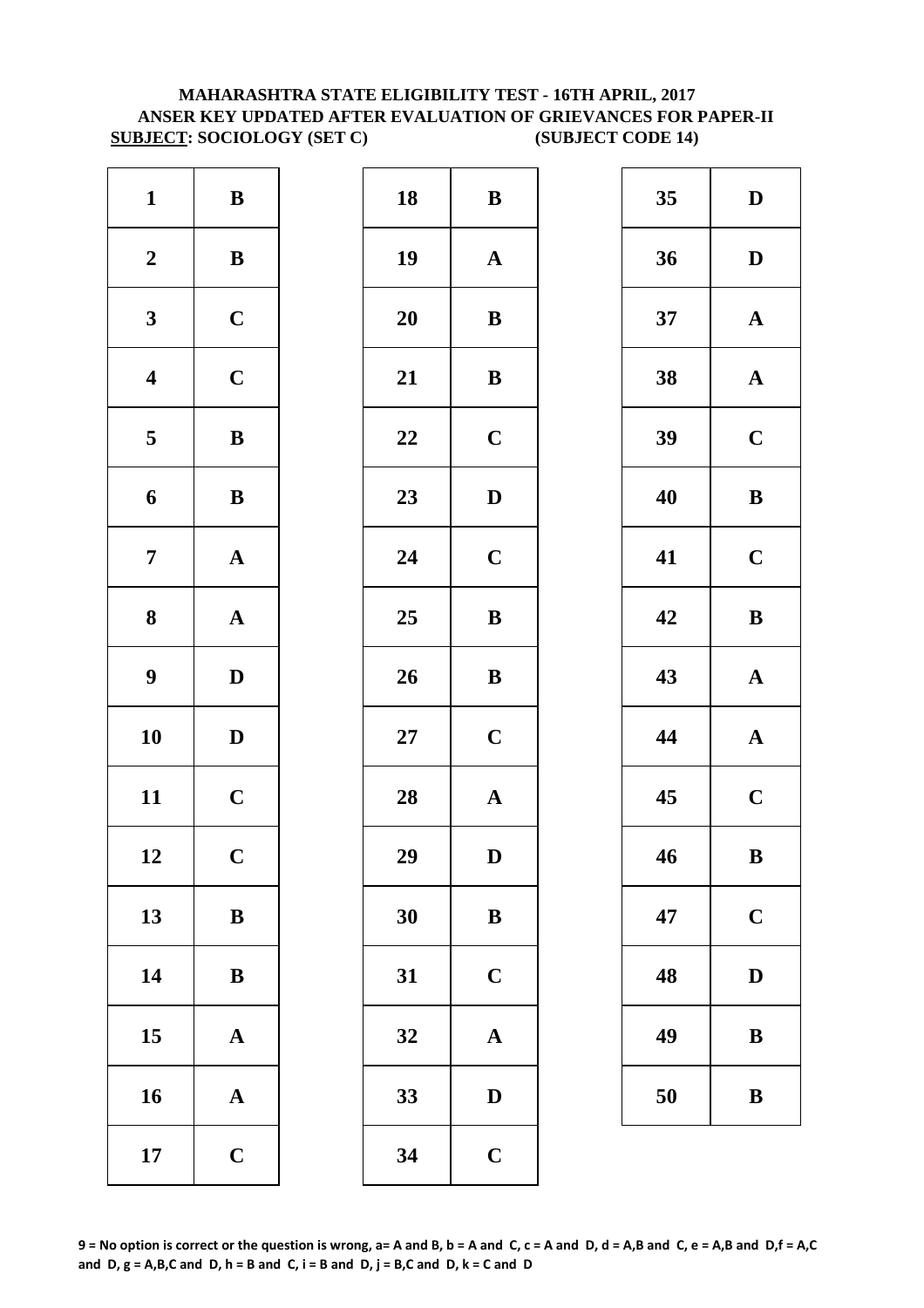**MAHARASHTRA STATE ELIGIBILITY TEST - 16TH APRIL, 2017**
**ANSER KEY UPDATED AFTER EVALUATION OF GRIEVANCES FOR PAPER-II**
**SUBJECT: SOCIOLOGY (SET C) (SUBJECT CODE 14)**

| Q | Ans | Q | Ans | Q | Ans |
|---|---|---|---|---|---|
| 1 | B | 18 | B | 35 | D |
| 2 | B | 19 | A | 36 | D |
| 3 | C | 20 | B | 37 | A |
| 4 | C | 21 | B | 38 | A |
| 5 | B | 22 | C | 39 | C |
| 6 | B | 23 | D | 40 | B |
| 7 | A | 24 | C | 41 | C |
| 8 | A | 25 | B | 42 | B |
| 9 | D | 26 | B | 43 | A |
| 10 | D | 27 | C | 44 | A |
| 11 | C | 28 | A | 45 | C |
| 12 | C | 29 | D | 46 | B |
| 13 | B | 30 | B | 47 | C |
| 14 | B | 31 | C | 48 | D |
| 15 | A | 32 | A | 49 | B |
| 16 | A | 33 | D | 50 | B |
| 17 | C | 34 | C | | |

**9 = No option is correct or the question is wrong, a= A and B, b = A and C, c = A and D, d = A,B and C, e = A,B and D,f = A,C and D, g = A,B,C and D, h = B and C, i = B and D, j = B,C and D, k = C and D**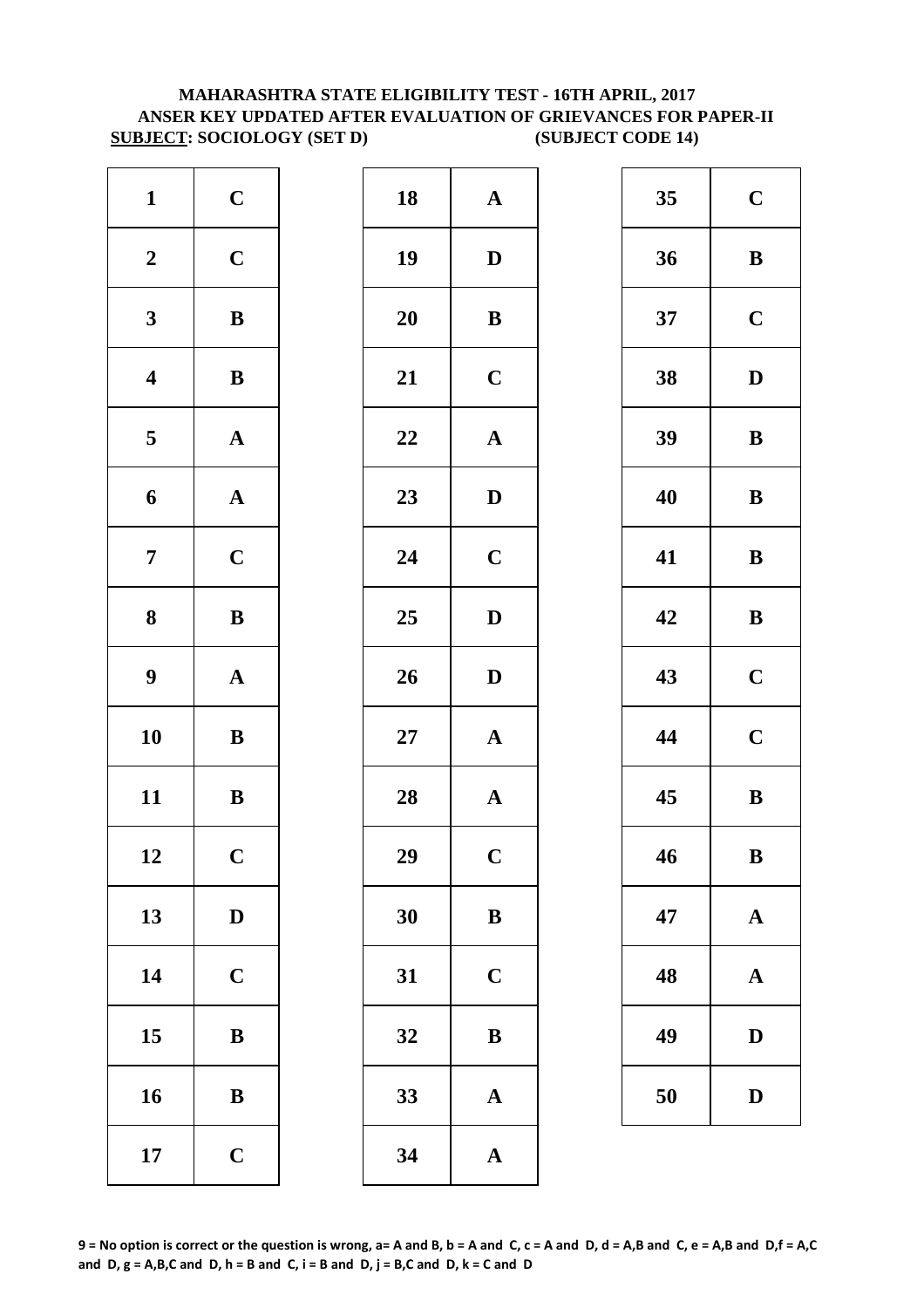**MAHARASHTRA STATE ELIGIBILITY TEST - 16TH APRIL, 2017**
**ANSER KEY UPDATED AFTER EVALUATION OF GRIEVANCES FOR PAPER-II**
**SUBJECT: SOCIOLOGY (SET D) (SUBJECT CODE 14)**

| Q | Ans |
|---|---|
| 1 | C |
| 2 | C |
| 3 | B |
| 4 | B |
| 5 | A |
| 6 | A |
| 7 | C |
| 8 | B |
| 9 | A |
| 10 | B |
| 11 | B |
| 12 | C |
| 13 | D |
| 14 | C |
| 15 | B |
| 16 | B |
| 17 | C |

| Q | Ans |
|---|---|
| 18 | A |
| 19 | D |
| 20 | B |
| 21 | C |
| 22 | A |
| 23 | D |
| 24 | C |
| 25 | D |
| 26 | D |
| 27 | A |
| 28 | A |
| 29 | C |
| 30 | B |
| 31 | C |
| 32 | B |
| 33 | A |
| 34 | A |

| Q | Ans |
|---|---|
| 35 | C |
| 36 | B |
| 37 | C |
| 38 | D |
| 39 | B |
| 40 | B |
| 41 | B |
| 42 | B |
| 43 | C |
| 44 | C |
| 45 | B |
| 46 | B |
| 47 | A |
| 48 | A |
| 49 | D |
| 50 | D |

**9 = No option is correct or the question is wrong, a= A and B, b = A and C, c = A and D, d = A,B and C, e = A,B and D,f = A,C and D, g = A,B,C and D, h = B and C, i = B and D, j = B,C and D, k = C and D**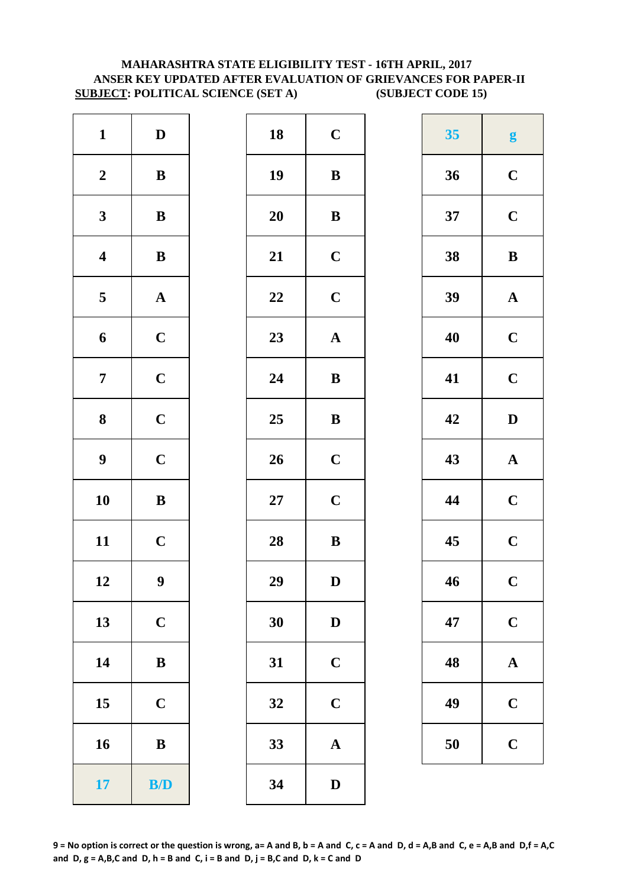**MAHARASHTRA STATE ELIGIBILITY TEST - 16TH APRIL, 2017**
**ANSER KEY UPDATED AFTER EVALUATION OF GRIEVANCES FOR PAPER-II**
**SUBJECT: POLITICAL SCIENCE (SET A) (SUBJECT CODE 15)**

| Q | Ans | Q | Ans | Q | Ans |
|---|---|---|---|---|---|
| 1 | D | 18 | C | 35 | g |
| 2 | B | 19 | B | 36 | C |
| 3 | B | 20 | B | 37 | C |
| 4 | B | 21 | C | 38 | B |
| 5 | A | 22 | C | 39 | A |
| 6 | C | 23 | A | 40 | C |
| 7 | C | 24 | B | 41 | C |
| 8 | C | 25 | B | 42 | D |
| 9 | C | 26 | C | 43 | A |
| 10 | B | 27 | C | 44 | C |
| 11 | C | 28 | B | 45 | C |
| 12 | 9 | 29 | D | 46 | C |
| 13 | C | 30 | D | 47 | C |
| 14 | B | 31 | C | 48 | A |
| 15 | C | 32 | C | 49 | C |
| 16 | B | 33 | A | 50 | C |
| 17 | B/D | 34 | D | | |

**9 = No option is correct or the question is wrong, a= A and B, b = A and C, c = A and D, d = A,B and C, e = A,B and D,f = A,C and D, g = A,B,C and D, h = B and C, i = B and D, j = B,C and D, k = C and D**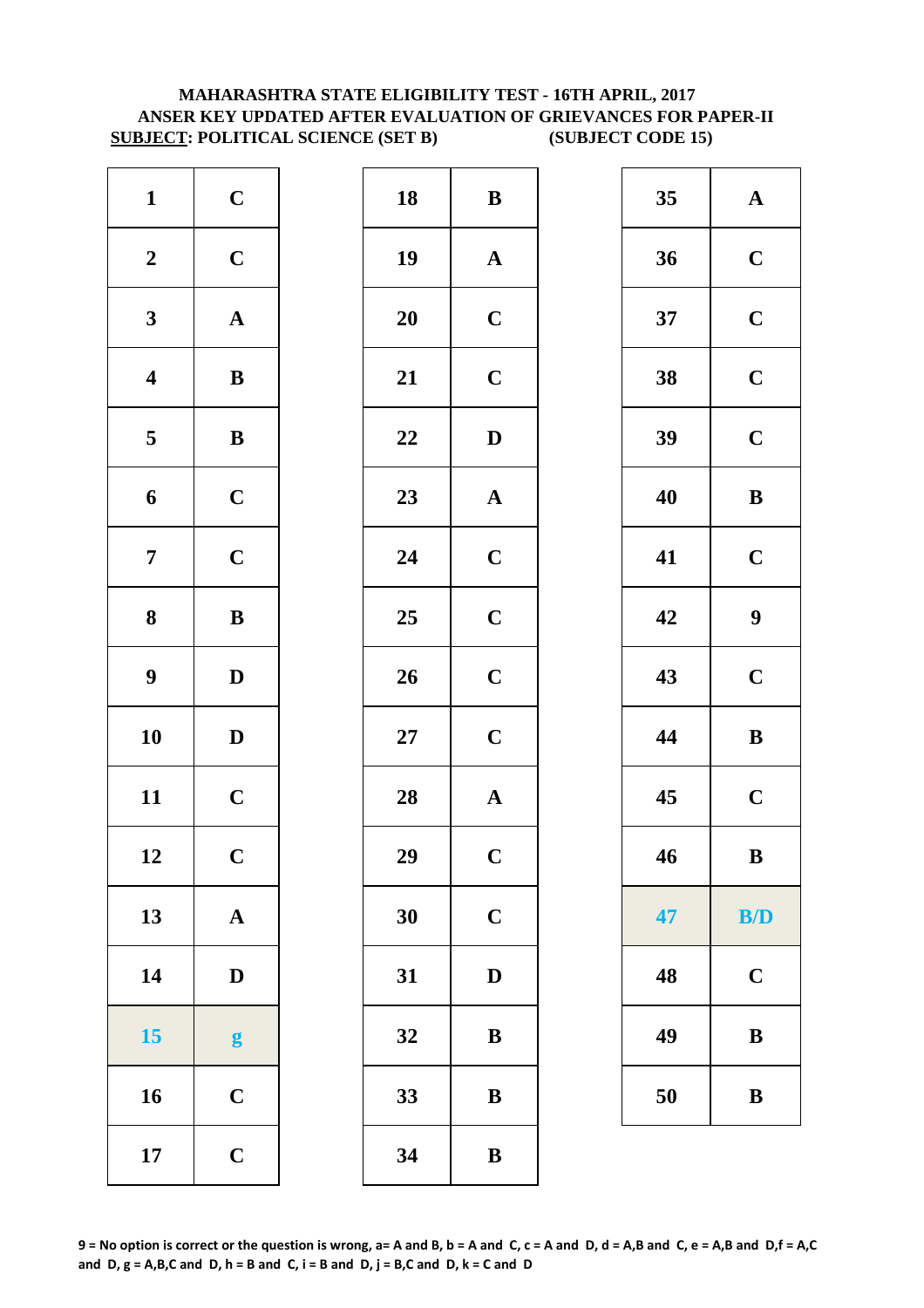**MAHARASHTRA STATE ELIGIBILITY TEST - 16TH APRIL, 2017**
**ANSER KEY UPDATED AFTER EVALUATION OF GRIEVANCES FOR PAPER-II**
**SUBJECT: POLITICAL SCIENCE (SET B) (SUBJECT CODE 15)**

| Q | Ans | Q | Ans | Q | Ans |
|---|---|---|---|---|---|
| 1 | C | 18 | B | 35 | A |
| 2 | C | 19 | A | 36 | C |
| 3 | A | 20 | C | 37 | C |
| 4 | B | 21 | C | 38 | C |
| 5 | B | 22 | D | 39 | C |
| 6 | C | 23 | A | 40 | B |
| 7 | C | 24 | C | 41 | C |
| 8 | B | 25 | C | 42 | 9 |
| 9 | D | 26 | C | 43 | C |
| 10 | D | 27 | C | 44 | B |
| 11 | C | 28 | A | 45 | C |
| 12 | C | 29 | C | 46 | B |
| 13 | A | 30 | C | 47 | B/D |
| 14 | D | 31 | D | 48 | C |
| 15 | g | 32 | B | 49 | B |
| 16 | C | 33 | B | 50 | B |
| 17 | C | 34 | B | | |

**9 = No option is correct or the question is wrong, a= A and B, b = A and C, c = A and D, d = A,B and C, e = A,B and D,f = A,C and D, g = A,B,C and D, h = B and C, i = B and D, j = B,C and D, k = C and D**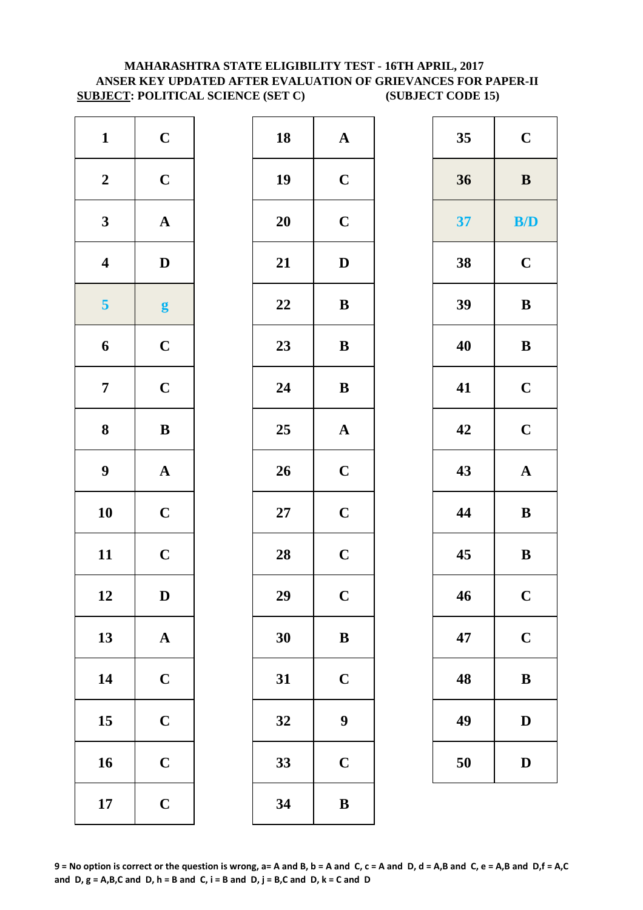**MAHARASHTRA STATE ELIGIBILITY TEST - 16TH APRIL, 2017**
**ANSER KEY UPDATED AFTER EVALUATION OF GRIEVANCES FOR PAPER-II**
**SUBJECT: POLITICAL SCIENCE (SET C) (SUBJECT CODE 15)**

| Q | Ans | Q | Ans | Q | Ans |
|---|---|---|---|---|---|
| 1 | C | 18 | A | 35 | C |
| 2 | C | 19 | C | 36 | B |
| 3 | A | 20 | C | 37 | B/D |
| 4 | D | 21 | D | 38 | C |
| 5 | g | 22 | B | 39 | B |
| 6 | C | 23 | B | 40 | B |
| 7 | C | 24 | B | 41 | C |
| 8 | B | 25 | A | 42 | C |
| 9 | A | 26 | C | 43 | A |
| 10 | C | 27 | C | 44 | B |
| 11 | C | 28 | C | 45 | B |
| 12 | D | 29 | C | 46 | C |
| 13 | A | 30 | B | 47 | C |
| 14 | C | 31 | C | 48 | B |
| 15 | C | 32 | 9 | 49 | D |
| 16 | C | 33 | C | 50 | D |
| 17 | C | 34 | B | | |

**9 = No option is correct or the question is wrong, a= A and B, b = A and C, c = A and D, d = A,B and C, e = A,B and D,f = A,C and D, g = A,B,C and D, h = B and C, i = B and D, j = B,C and D, k = C and D**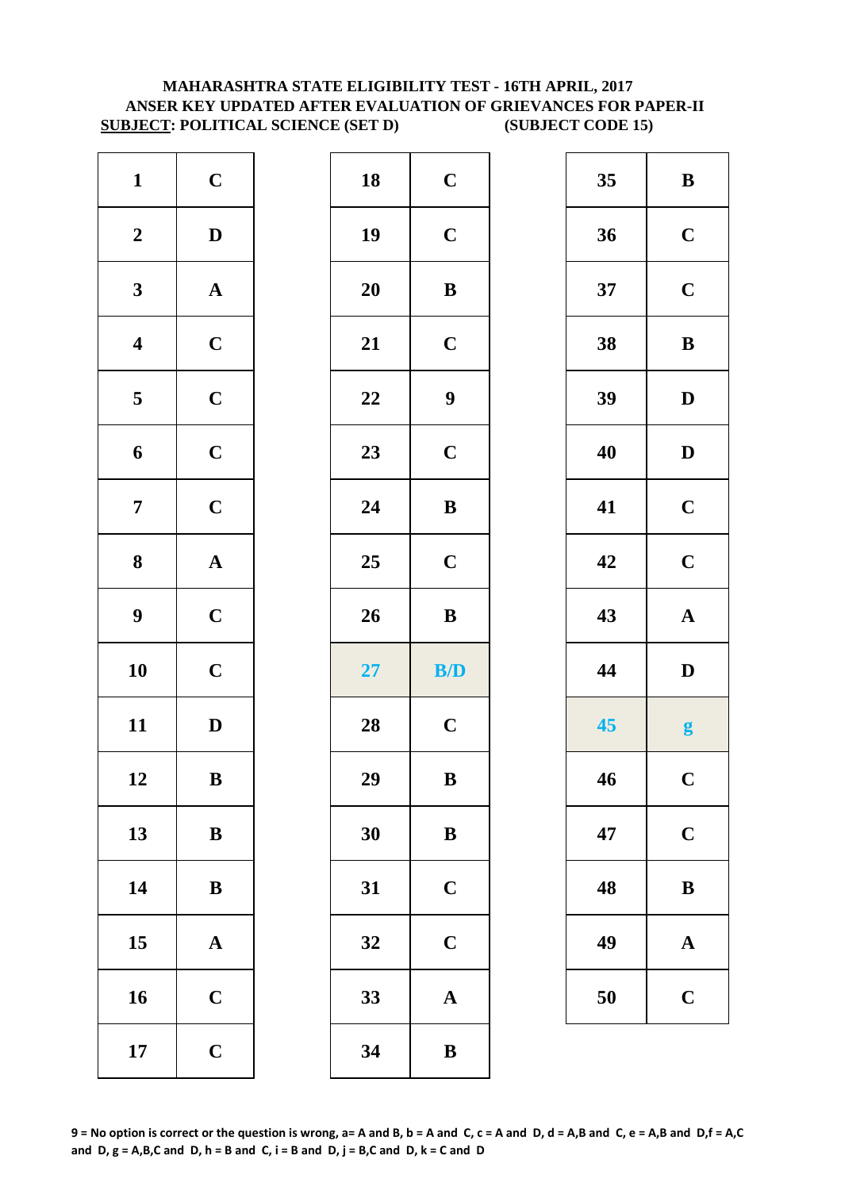**MAHARASHTRA STATE ELIGIBILITY TEST - 16TH APRIL, 2017**
**ANSER KEY UPDATED AFTER EVALUATION OF GRIEVANCES FOR PAPER-II**
**SUBJECT: POLITICAL SCIENCE (SET D) (SUBJECT CODE 15)**

| Q | Ans | Q | Ans | Q | Ans |
|---|---|---|---|---|---|
| 1 | C | 18 | C | 35 | B |
| 2 | D | 19 | C | 36 | C |
| 3 | A | 20 | B | 37 | C |
| 4 | C | 21 | C | 38 | B |
| 5 | C | 22 | 9 | 39 | D |
| 6 | C | 23 | C | 40 | D |
| 7 | C | 24 | B | 41 | C |
| 8 | A | 25 | C | 42 | C |
| 9 | C | 26 | B | 43 | A |
| 10 | C | 27 | B/D | 44 | D |
| 11 | D | 28 | C | 45 | g |
| 12 | B | 29 | B | 46 | C |
| 13 | B | 30 | B | 47 | C |
| 14 | B | 31 | C | 48 | B |
| 15 | A | 32 | C | 49 | A |
| 16 | C | 33 | A | 50 | C |
| 17 | C | 34 | B | | |

**9 = No option is correct or the question is wrong, a= A and B, b = A and C, c = A and D, d = A,B and C, e = A,B and D,f = A,C and D, g = A,B,C and D, h = B and C, i = B and D, j = B,C and D, k = C and D**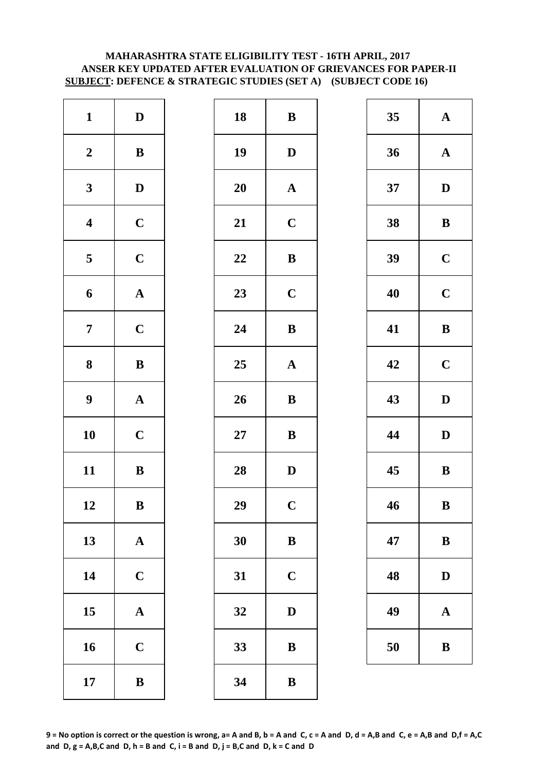**MAHARASHTRA STATE ELIGIBILITY TEST - 16TH APRIL, 2017**
**ANSER KEY UPDATED AFTER EVALUATION OF GRIEVANCES FOR PAPER-II**
**SUBJECT: DEFENCE & STRATEGIC STUDIES (SET A) (SUBJECT CODE 16)**

| Q | Ans | Q | Ans | Q | Ans |
|---|---|---|---|---|---|
| 1 | D | 18 | B | 35 | A |
| 2 | B | 19 | D | 36 | A |
| 3 | D | 20 | A | 37 | D |
| 4 | C | 21 | C | 38 | B |
| 5 | C | 22 | B | 39 | C |
| 6 | A | 23 | C | 40 | C |
| 7 | C | 24 | B | 41 | B |
| 8 | B | 25 | A | 42 | C |
| 9 | A | 26 | B | 43 | D |
| 10 | C | 27 | B | 44 | D |
| 11 | B | 28 | D | 45 | B |
| 12 | B | 29 | C | 46 | B |
| 13 | A | 30 | B | 47 | B |
| 14 | C | 31 | C | 48 | D |
| 15 | A | 32 | D | 49 | A |
| 16 | C | 33 | B | 50 | B |
| 17 | B | 34 | B | | |

**9 = No option is correct or the question is wrong, a= A and B, b = A and C, c = A and D, d = A,B and C, e = A,B and D,f = A,C and D, g = A,B,C and D, h = B and C, i = B and D, j = B,C and D, k = C and D**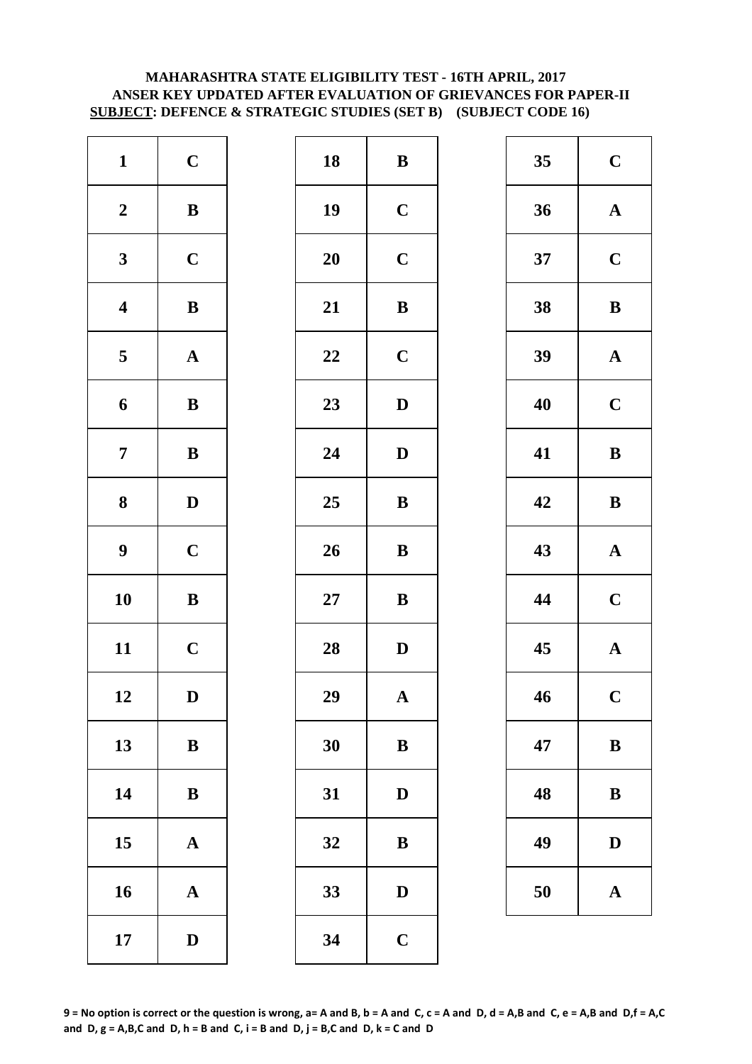**MAHARASHTRA STATE ELIGIBILITY TEST - 16TH APRIL, 2017**
**ANSER KEY UPDATED AFTER EVALUATION OF GRIEVANCES FOR PAPER-II**
**SUBJECT: DEFENCE & STRATEGIC STUDIES (SET B) (SUBJECT CODE 16)**

| Q | Ans | Q | Ans | Q | Ans |
|---|---|---|---|---|---|
| 1 | C | 18 | B | 35 | C |
| 2 | B | 19 | C | 36 | A |
| 3 | C | 20 | C | 37 | C |
| 4 | B | 21 | B | 38 | B |
| 5 | A | 22 | C | 39 | A |
| 6 | B | 23 | D | 40 | C |
| 7 | B | 24 | D | 41 | B |
| 8 | D | 25 | B | 42 | B |
| 9 | C | 26 | B | 43 | A |
| 10 | B | 27 | B | 44 | C |
| 11 | C | 28 | D | 45 | A |
| 12 | D | 29 | A | 46 | C |
| 13 | B | 30 | B | 47 | B |
| 14 | B | 31 | D | 48 | B |
| 15 | A | 32 | B | 49 | D |
| 16 | A | 33 | D | 50 | A |
| 17 | D | 34 | C | | |

**9 = No option is correct or the question is wrong, a= A and B, b = A and C, c = A and D, d = A,B and C, e = A,B and D,f = A,C and D, g = A,B,C and D, h = B and C, i = B and D, j = B,C and D, k = C and D**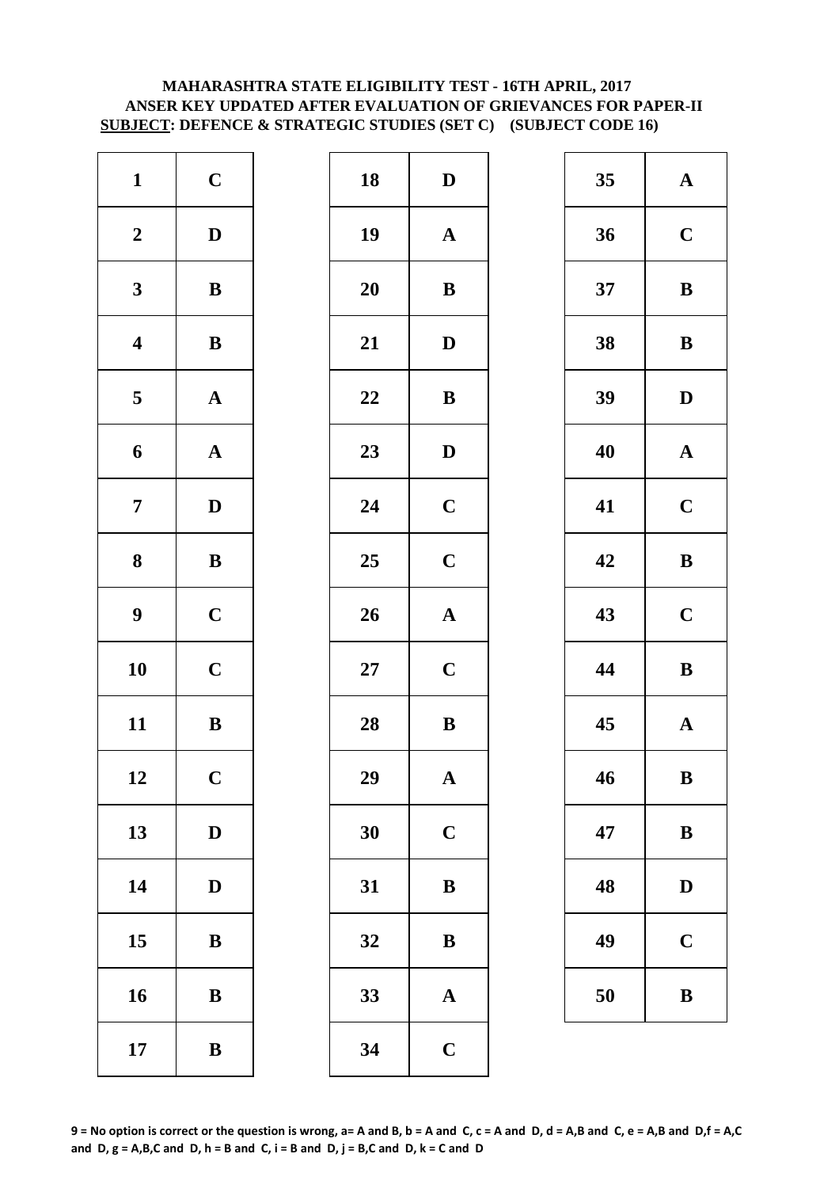**MAHARASHTRA STATE ELIGIBILITY TEST - 16TH APRIL, 2017**
**ANSER KEY UPDATED AFTER EVALUATION OF GRIEVANCES FOR PAPER-II**
**SUBJECT: DEFENCE & STRATEGIC STUDIES (SET C) (SUBJECT CODE 16)**

| Q | Ans | Q | Ans | Q | Ans |
|---|---|---|---|---|---|
| 1 | C | 18 | D | 35 | A |
| 2 | D | 19 | A | 36 | C |
| 3 | B | 20 | B | 37 | B |
| 4 | B | 21 | D | 38 | B |
| 5 | A | 22 | B | 39 | D |
| 6 | A | 23 | D | 40 | A |
| 7 | D | 24 | C | 41 | C |
| 8 | B | 25 | C | 42 | B |
| 9 | C | 26 | A | 43 | C |
| 10 | C | 27 | C | 44 | B |
| 11 | B | 28 | B | 45 | A |
| 12 | C | 29 | A | 46 | B |
| 13 | D | 30 | C | 47 | B |
| 14 | D | 31 | B | 48 | D |
| 15 | B | 32 | B | 49 | C |
| 16 | B | 33 | A | 50 | B |
| 17 | B | 34 | C | | |

**9 = No option is correct or the question is wrong, a= A and B, b = A and C, c = A and D, d = A,B and C, e = A,B and D,f = A,C and D, g = A,B,C and D, h = B and C, i = B and D, j = B,C and D, k = C and D**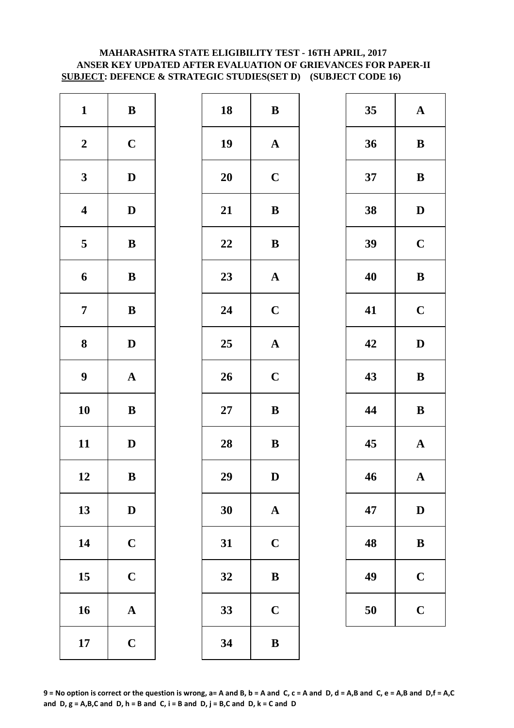**MAHARASHTRA STATE ELIGIBILITY TEST - 16TH APRIL, 2017**
**ANSER KEY UPDATED AFTER EVALUATION OF GRIEVANCES FOR PAPER-II**
**SUBJECT: DEFENCE & STRATEGIC STUDIES(SET D) (SUBJECT CODE 16)**

| | | | | | |
|---|---|---|---|---|---|
| 1 | B | 18 | B | 35 | A |
| 2 | C | 19 | A | 36 | B |
| 3 | D | 20 | C | 37 | B |
| 4 | D | 21 | B | 38 | D |
| 5 | B | 22 | B | 39 | C |
| 6 | B | 23 | A | 40 | B |
| 7 | B | 24 | C | 41 | C |
| 8 | D | 25 | A | 42 | D |
| 9 | A | 26 | C | 43 | B |
| 10 | B | 27 | B | 44 | B |
| 11 | D | 28 | B | 45 | A |
| 12 | B | 29 | D | 46 | A |
| 13 | D | 30 | A | 47 | D |
| 14 | C | 31 | C | 48 | B |
| 15 | C | 32 | B | 49 | C |
| 16 | A | 33 | C | 50 | C |
| 17 | C | 34 | B | | |

**9 = No option is correct or the question is wrong, a= A and B, b = A and C, c = A and D, d = A,B and C, e = A,B and D,f = A,C and D, g = A,B,C and D, h = B and C, i = B and D, j = B,C and D, k = C and D**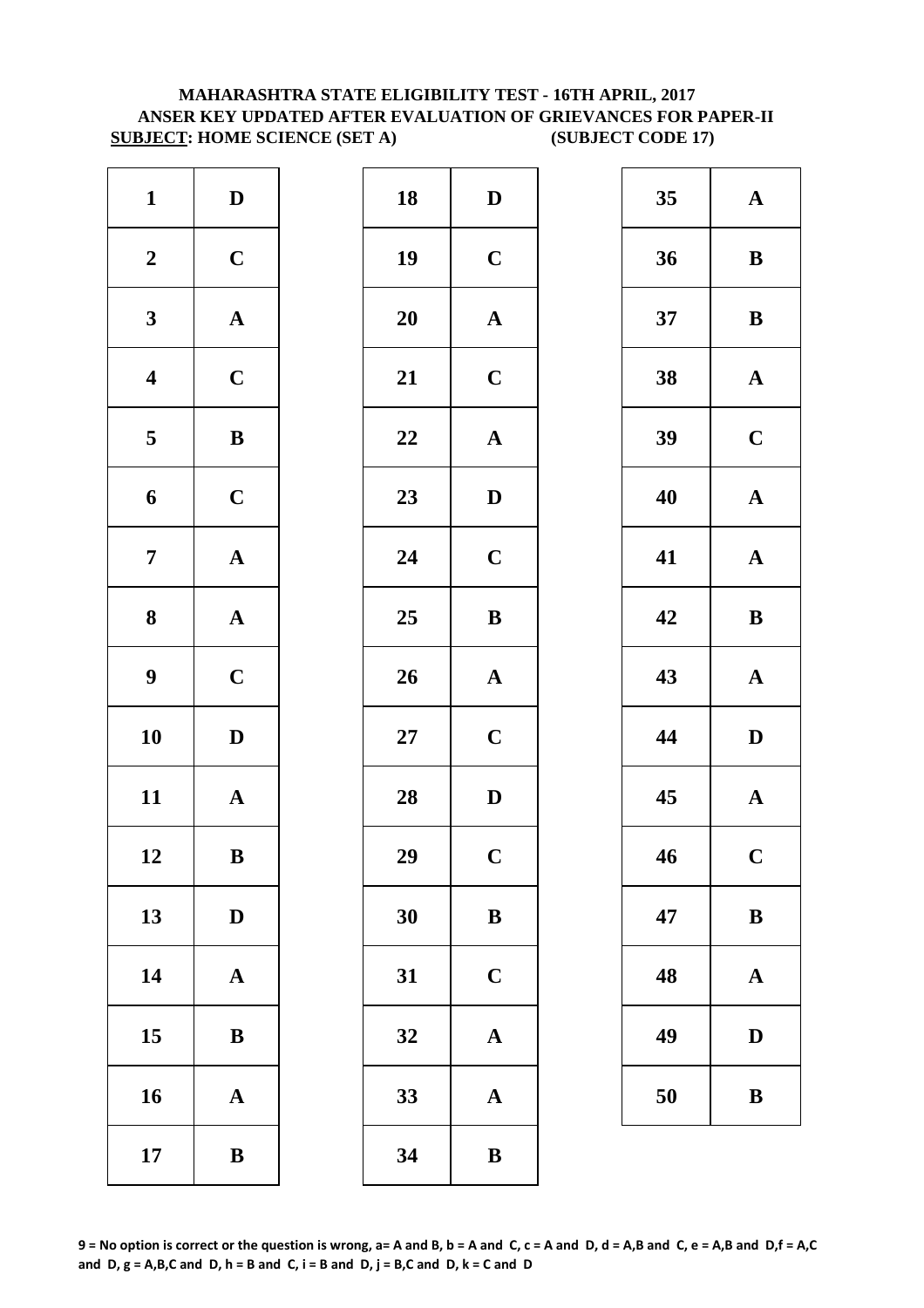**MAHARASHTRA STATE ELIGIBILITY TEST - 16TH APRIL, 2017**
**ANSER KEY UPDATED AFTER EVALUATION OF GRIEVANCES FOR PAPER-II**
**SUBJECT: HOME SCIENCE (SET A) (SUBJECT CODE 17)**

| Q | Ans | Q | Ans | Q | Ans |
|---|---|---|---|---|---|
| 1 | D | 18 | D | 35 | A |
| 2 | C | 19 | C | 36 | B |
| 3 | A | 20 | A | 37 | B |
| 4 | C | 21 | C | 38 | A |
| 5 | B | 22 | A | 39 | C |
| 6 | C | 23 | D | 40 | A |
| 7 | A | 24 | C | 41 | A |
| 8 | A | 25 | B | 42 | B |
| 9 | C | 26 | A | 43 | A |
| 10 | D | 27 | C | 44 | D |
| 11 | A | 28 | D | 45 | A |
| 12 | B | 29 | C | 46 | C |
| 13 | D | 30 | B | 47 | B |
| 14 | A | 31 | C | 48 | A |
| 15 | B | 32 | A | 49 | D |
| 16 | A | 33 | A | 50 | B |
| 17 | B | 34 | B | | |

**9 = No option is correct or the question is wrong, a= A and B, b = A and C, c = A and D, d = A,B and C, e = A,B and D,f = A,C and D, g = A,B,C and D, h = B and C, i = B and D, j = B,C and D, k = C and D**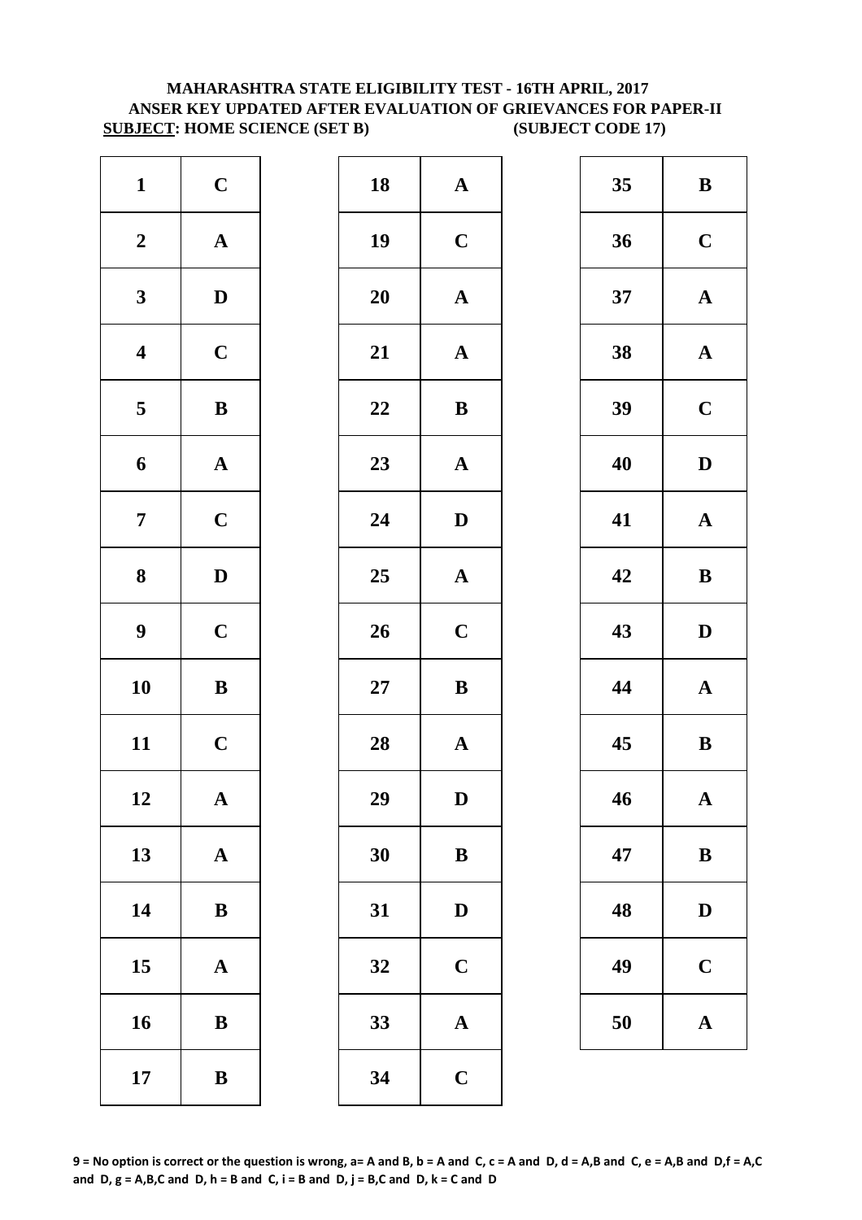**MAHARASHTRA STATE ELIGIBILITY TEST - 16TH APRIL, 2017**
**ANSER KEY UPDATED AFTER EVALUATION OF GRIEVANCES FOR PAPER-II**
**SUBJECT: HOME SCIENCE (SET B) (SUBJECT CODE 17)**

| Q | Ans | Q | Ans | Q | Ans |
|---|---|---|---|---|---|
| 1 | C | 18 | A | 35 | B |
| 2 | A | 19 | C | 36 | C |
| 3 | D | 20 | A | 37 | A |
| 4 | C | 21 | A | 38 | A |
| 5 | B | 22 | B | 39 | C |
| 6 | A | 23 | A | 40 | D |
| 7 | C | 24 | D | 41 | A |
| 8 | D | 25 | A | 42 | B |
| 9 | C | 26 | C | 43 | D |
| 10 | B | 27 | B | 44 | A |
| 11 | C | 28 | A | 45 | B |
| 12 | A | 29 | D | 46 | A |
| 13 | A | 30 | B | 47 | B |
| 14 | B | 31 | D | 48 | D |
| 15 | A | 32 | C | 49 | C |
| 16 | B | 33 | A | 50 | A |
| 17 | B | 34 | C | | |

**9 = No option is correct or the question is wrong, a= A and B, b = A and C, c = A and D, d = A,B and C, e = A,B and D,f = A,C and D, g = A,B,C and D, h = B and C, i = B and D, j = B,C and D, k = C and D**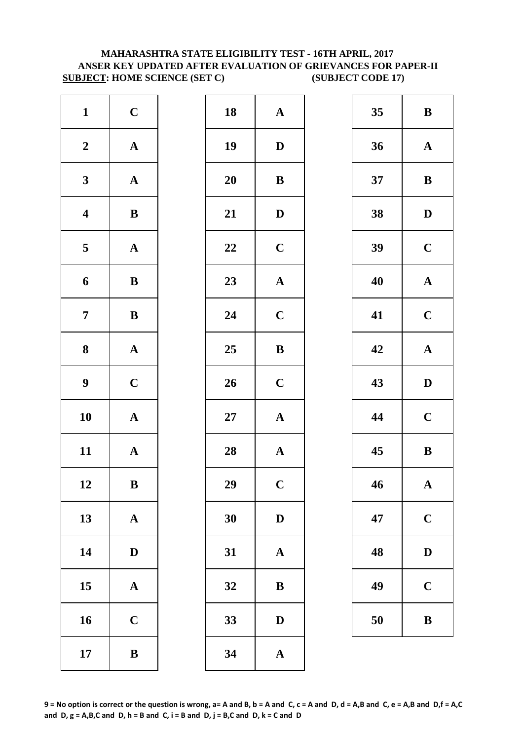**MAHARASHTRA STATE ELIGIBILITY TEST - 16TH APRIL, 2017**
**ANSER KEY UPDATED AFTER EVALUATION OF GRIEVANCES FOR PAPER-II**
**SUBJECT: HOME SCIENCE (SET C) (SUBJECT CODE 17)**

| Q | Ans | Q | Ans | Q | Ans |
|---|---|---|---|---|---|
| 1 | C | 18 | A | 35 | B |
| 2 | A | 19 | D | 36 | A |
| 3 | A | 20 | B | 37 | B |
| 4 | B | 21 | D | 38 | D |
| 5 | A | 22 | C | 39 | C |
| 6 | B | 23 | A | 40 | A |
| 7 | B | 24 | C | 41 | C |
| 8 | A | 25 | B | 42 | A |
| 9 | C | 26 | C | 43 | D |
| 10 | A | 27 | A | 44 | C |
| 11 | A | 28 | A | 45 | B |
| 12 | B | 29 | C | 46 | A |
| 13 | A | 30 | D | 47 | C |
| 14 | D | 31 | A | 48 | D |
| 15 | A | 32 | B | 49 | C |
| 16 | C | 33 | D | 50 | B |
| 17 | B | 34 | A | | |

**9 = No option is correct or the question is wrong, a= A and B, b = A and C, c = A and D, d = A,B and C, e = A,B and D,f = A,C and D, g = A,B,C and D, h = B and C, i = B and D, j = B,C and D, k = C and D**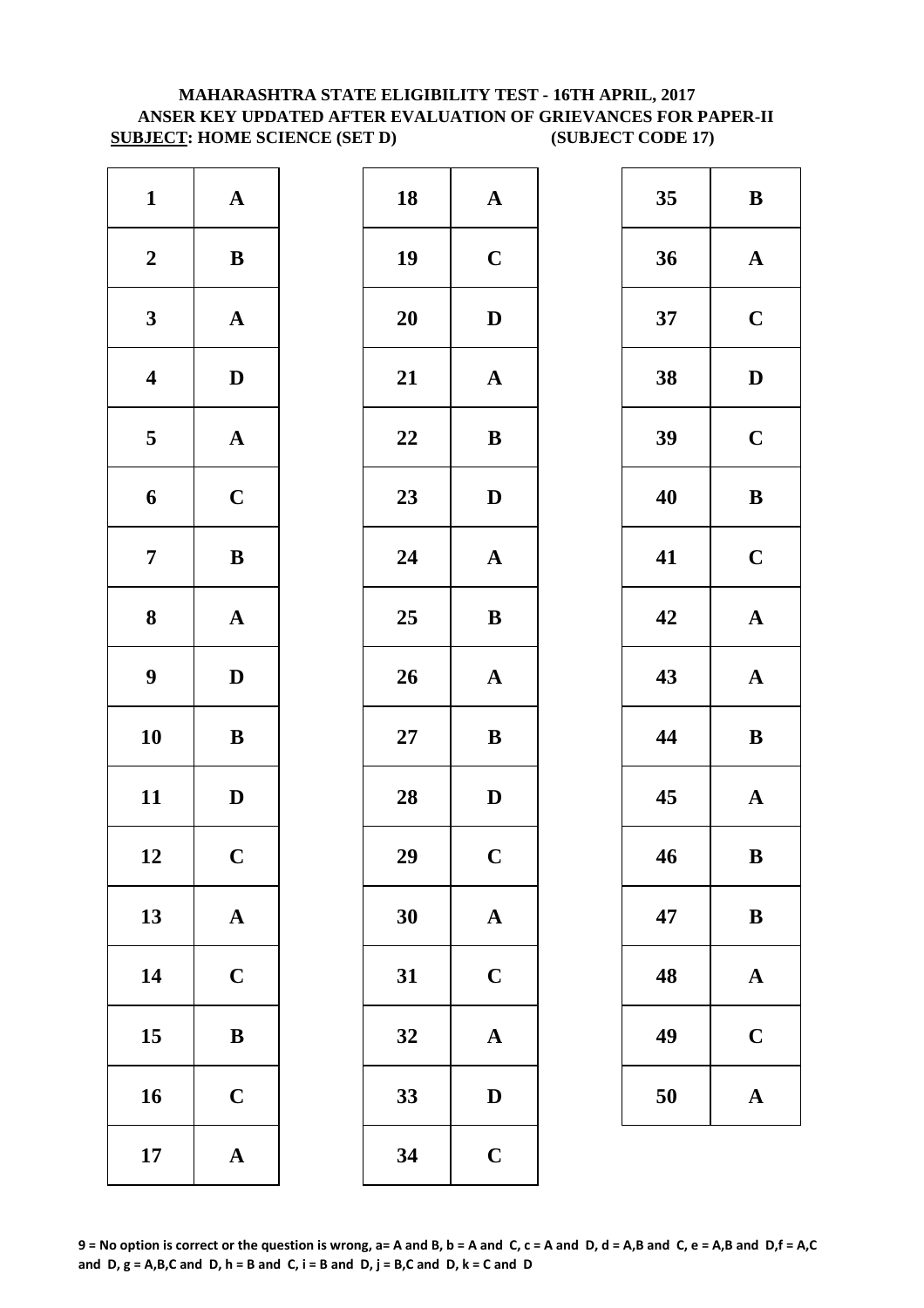**MAHARASHTRA STATE ELIGIBILITY TEST - 16TH APRIL, 2017**
**ANSER KEY UPDATED AFTER EVALUATION OF GRIEVANCES FOR PAPER-II**
**SUBJECT: HOME SCIENCE (SET D) (SUBJECT CODE 17)**

| Q | Ans | Q | Ans | Q | Ans |
|---|---|---|---|---|---|
| 1 | A | 18 | A | 35 | B |
| 2 | B | 19 | C | 36 | A |
| 3 | A | 20 | D | 37 | C |
| 4 | D | 21 | A | 38 | D |
| 5 | A | 22 | B | 39 | C |
| 6 | C | 23 | D | 40 | B |
| 7 | B | 24 | A | 41 | C |
| 8 | A | 25 | B | 42 | A |
| 9 | D | 26 | A | 43 | A |
| 10 | B | 27 | B | 44 | B |
| 11 | D | 28 | D | 45 | A |
| 12 | C | 29 | C | 46 | B |
| 13 | A | 30 | A | 47 | B |
| 14 | C | 31 | C | 48 | A |
| 15 | B | 32 | A | 49 | C |
| 16 | C | 33 | D | 50 | A |
| 17 | A | 34 | C | | |

**9 = No option is correct or the question is wrong, a= A and B, b = A and C, c = A and D, d = A,B and C, e = A,B and D,f = A,C and D, g = A,B,C and D, h = B and C, i = B and D, j = B,C and D, k = C and D**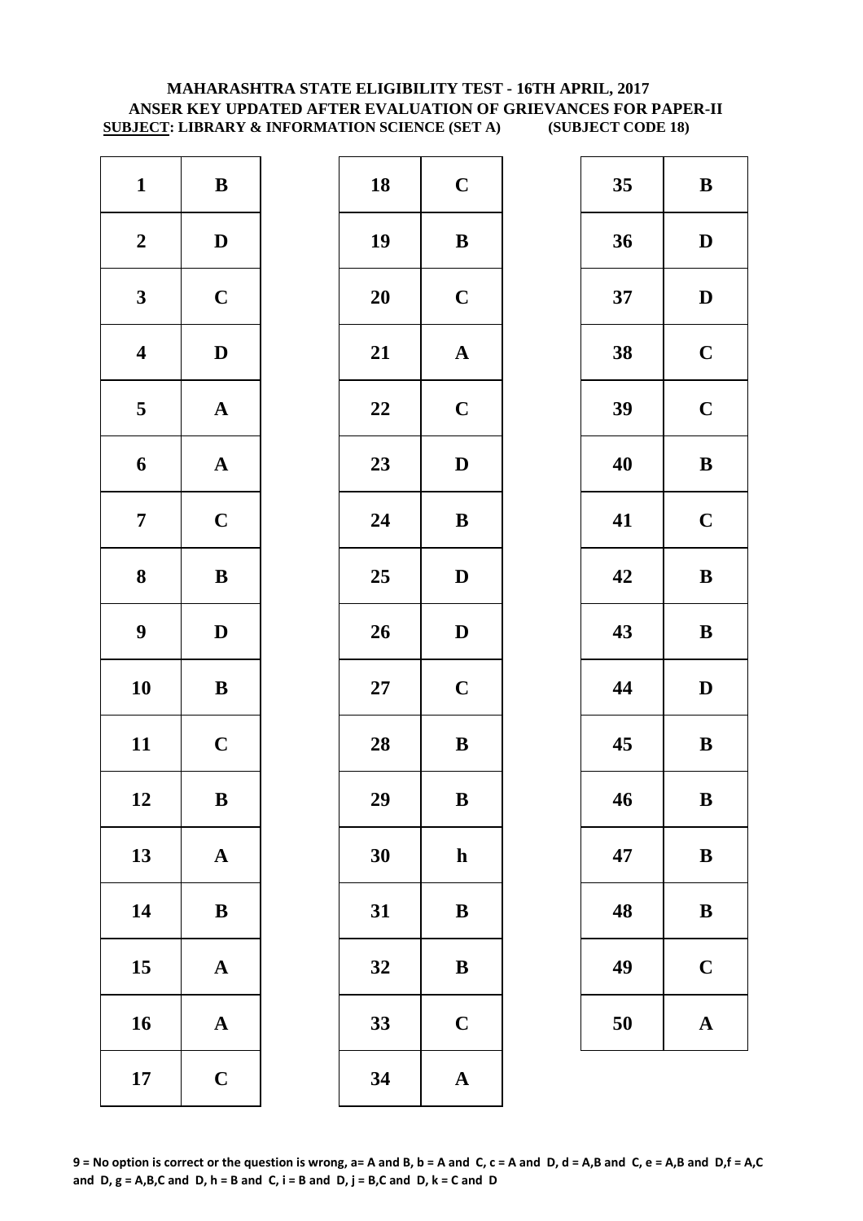**MAHARASHTRA STATE ELIGIBILITY TEST - 16TH APRIL, 2017**
**ANSER KEY UPDATED AFTER EVALUATION OF GRIEVANCES FOR PAPER-II**
**SUBJECT: LIBRARY & INFORMATION SCIENCE (SET A) (SUBJECT CODE 18)**

| Q | Ans | Q | Ans | Q | Ans |
|---|---|---|---|---|---|
| 1 | B | 18 | C | 35 | B |
| 2 | D | 19 | B | 36 | D |
| 3 | C | 20 | C | 37 | D |
| 4 | D | 21 | A | 38 | C |
| 5 | A | 22 | C | 39 | C |
| 6 | A | 23 | D | 40 | B |
| 7 | C | 24 | B | 41 | C |
| 8 | B | 25 | D | 42 | B |
| 9 | D | 26 | D | 43 | B |
| 10 | B | 27 | C | 44 | D |
| 11 | C | 28 | B | 45 | B |
| 12 | B | 29 | B | 46 | B |
| 13 | A | 30 | h | 47 | B |
| 14 | B | 31 | B | 48 | B |
| 15 | A | 32 | B | 49 | C |
| 16 | A | 33 | C | 50 | A |
| 17 | C | 34 | A | | |

**9 = No option is correct or the question is wrong, a= A and B, b = A and C, c = A and D, d = A,B and C, e = A,B and D,f = A,C and D, g = A,B,C and D, h = B and C, i = B and D, j = B,C and D, k = C and D**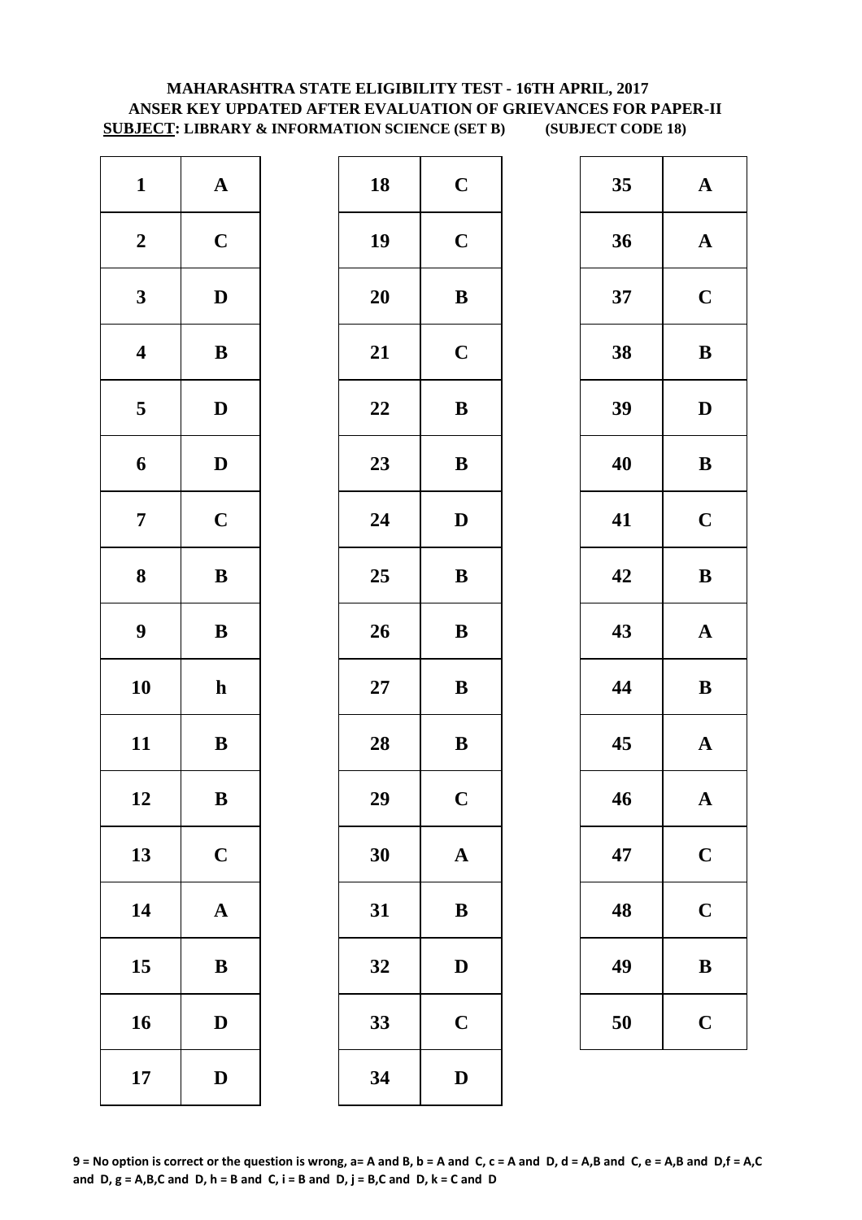**MAHARASHTRA STATE ELIGIBILITY TEST - 16TH APRIL, 2017**
**ANSER KEY UPDATED AFTER EVALUATION OF GRIEVANCES FOR PAPER-II**
**SUBJECT: LIBRARY & INFORMATION SCIENCE (SET B) (SUBJECT CODE 18)**

| 1 | A |
|---|---|
| 2 | C |
| 3 | D |
| 4 | B |
| 5 | D |
| 6 | D |
| 7 | C |
| 8 | B |
| 9 | B |
| 10 | h |
| 11 | B |
| 12 | B |
| 13 | C |
| 14 | A |
| 15 | B |
| 16 | D |
| 17 | D |

| 18 | C |
|---|---|
| 19 | C |
| 20 | B |
| 21 | C |
| 22 | B |
| 23 | B |
| 24 | D |
| 25 | B |
| 26 | B |
| 27 | B |
| 28 | B |
| 29 | C |
| 30 | A |
| 31 | B |
| 32 | D |
| 33 | C |
| 34 | D |

| 35 | A |
|---|---|
| 36 | A |
| 37 | C |
| 38 | B |
| 39 | D |
| 40 | B |
| 41 | C |
| 42 | B |
| 43 | A |
| 44 | B |
| 45 | A |
| 46 | A |
| 47 | C |
| 48 | C |
| 49 | B |
| 50 | C |

**9 = No option is correct or the question is wrong, a= A and B, b = A and C, c = A and D, d = A,B and C, e = A,B and D,f = A,C and D, g = A,B,C and D, h = B and C, i = B and D, j = B,C and D, k = C and D**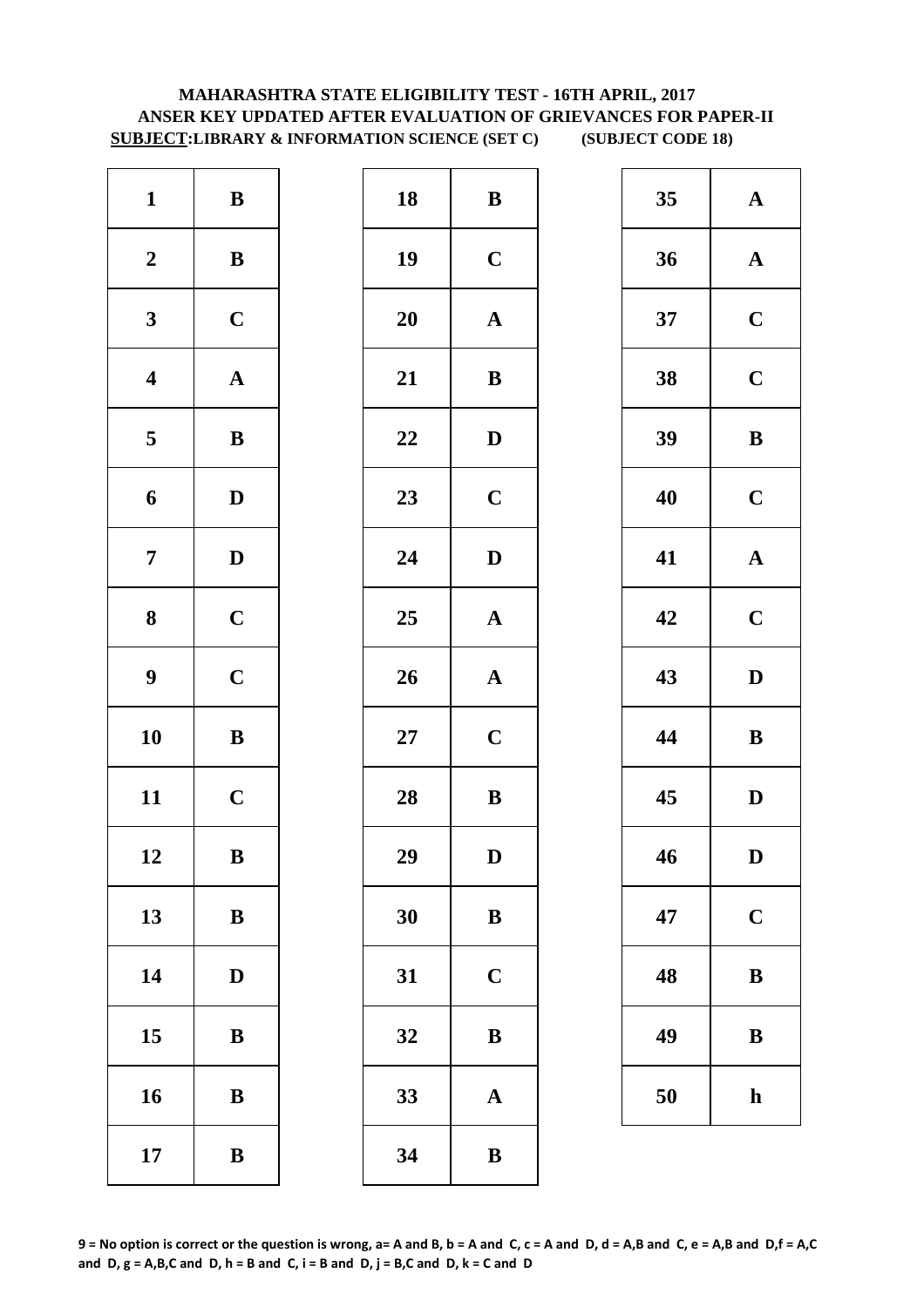**MAHARASHTRA STATE ELIGIBILITY TEST - 16TH APRIL, 2017**
**ANSER KEY UPDATED AFTER EVALUATION OF GRIEVANCES FOR PAPER-II**
**SUBJECT:LIBRARY & INFORMATION SCIENCE (SET C) (SUBJECT CODE 18)**

| Q | Ans | Q | Ans | Q | Ans |
|---|---|---|---|---|---|
| 1 | B | 18 | B | 35 | A |
| 2 | B | 19 | C | 36 | A |
| 3 | C | 20 | A | 37 | C |
| 4 | A | 21 | B | 38 | C |
| 5 | B | 22 | D | 39 | B |
| 6 | D | 23 | C | 40 | C |
| 7 | D | 24 | D | 41 | A |
| 8 | C | 25 | A | 42 | C |
| 9 | C | 26 | A | 43 | D |
| 10 | B | 27 | C | 44 | B |
| 11 | C | 28 | B | 45 | D |
| 12 | B | 29 | D | 46 | D |
| 13 | B | 30 | B | 47 | C |
| 14 | D | 31 | C | 48 | B |
| 15 | B | 32 | B | 49 | B |
| 16 | B | 33 | A | 50 | h |
| 17 | B | 34 | B | | |

**9 = No option is correct or the question is wrong, a= A and B, b = A and C, c = A and D, d = A,B and C, e = A,B and D,f = A,C and D, g = A,B,C and D, h = B and C, i = B and D, j = B,C and D, k = C and D**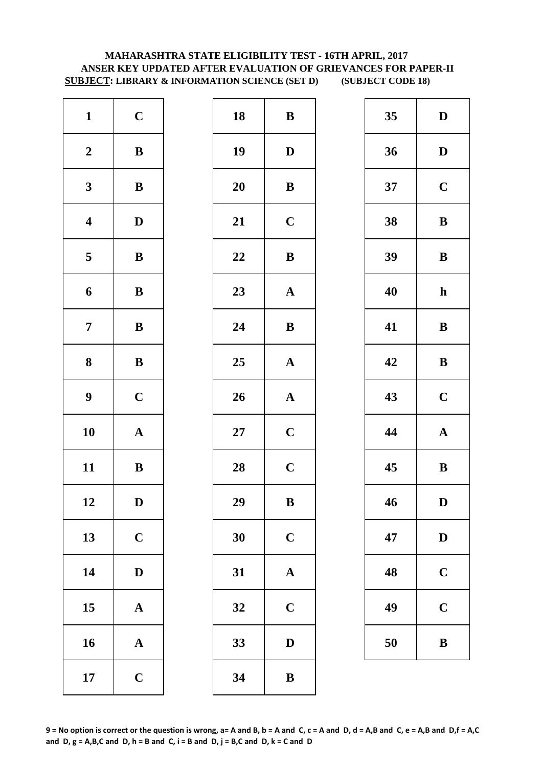**MAHARASHTRA STATE ELIGIBILITY TEST - 16TH APRIL, 2017**
**ANSER KEY UPDATED AFTER EVALUATION OF GRIEVANCES FOR PAPER-II**
**SUBJECT: LIBRARY & INFORMATION SCIENCE (SET D) (SUBJECT CODE 18)**

| Q | Ans | Q | Ans | Q | Ans |
|---|---|---|---|---|---|
| 1 | C | 18 | B | 35 | D |
| 2 | B | 19 | D | 36 | D |
| 3 | B | 20 | B | 37 | C |
| 4 | D | 21 | C | 38 | B |
| 5 | B | 22 | B | 39 | B |
| 6 | B | 23 | A | 40 | h |
| 7 | B | 24 | B | 41 | B |
| 8 | B | 25 | A | 42 | B |
| 9 | C | 26 | A | 43 | C |
| 10 | A | 27 | C | 44 | A |
| 11 | B | 28 | C | 45 | B |
| 12 | D | 29 | B | 46 | D |
| 13 | C | 30 | C | 47 | D |
| 14 | D | 31 | A | 48 | C |
| 15 | A | 32 | C | 49 | C |
| 16 | A | 33 | D | 50 | B |
| 17 | C | 34 | B | | |

**9 = No option is correct or the question is wrong, a= A and B, b = A and C, c = A and D, d = A,B and C, e = A,B and D,f = A,C and D, g = A,B,C and D, h = B and C, i = B and D, j = B,C and D, k = C and D**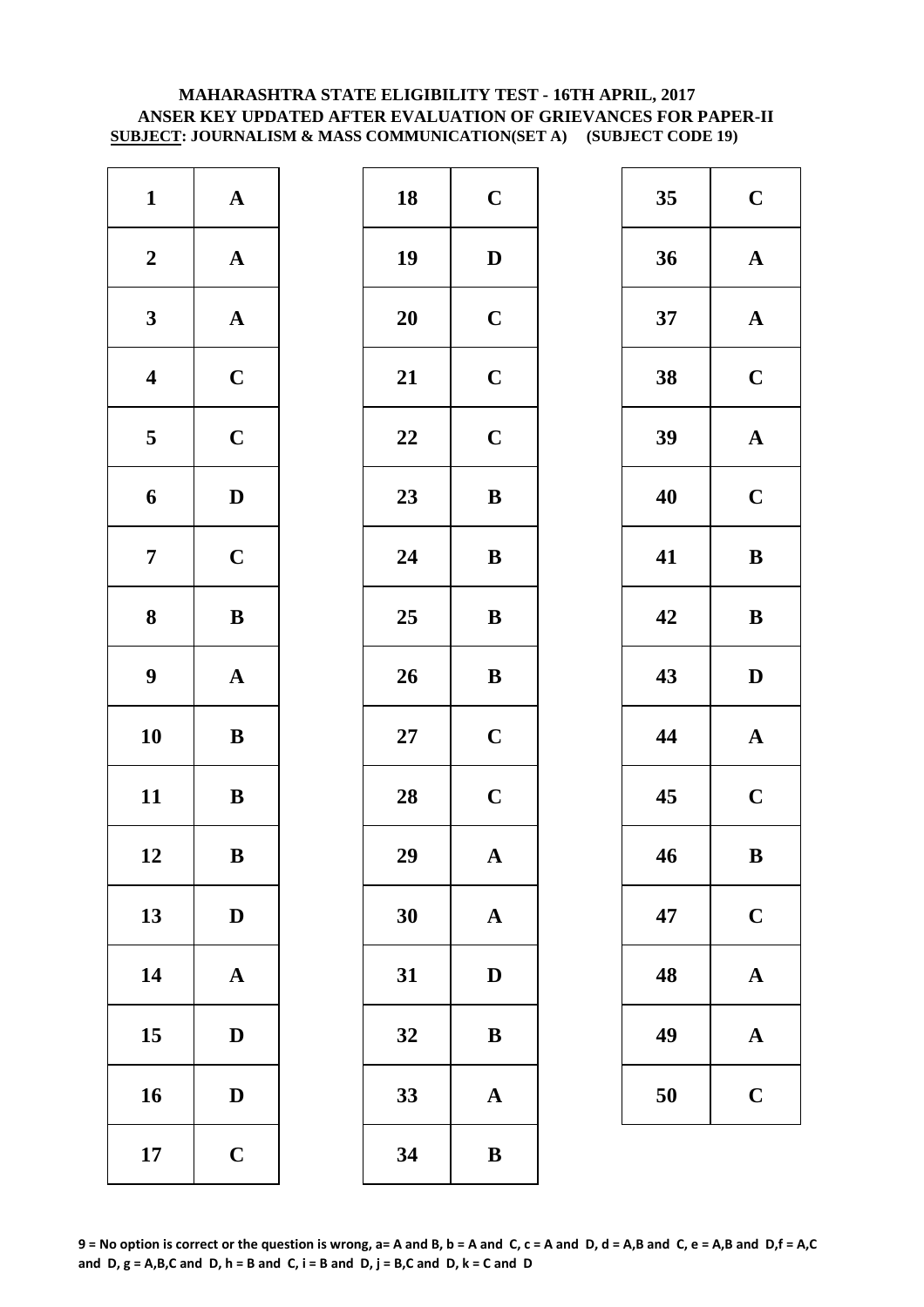**MAHARASHTRA STATE ELIGIBILITY TEST - 16TH APRIL, 2017**
**ANSER KEY UPDATED AFTER EVALUATION OF GRIEVANCES FOR PAPER-II**
**SUBJECT: JOURNALISM & MASS COMMUNICATION(SET A) (SUBJECT CODE 19)**

| | | | | | |
|---|---|---|---|---|---|
| 1 | A | 18 | C | 35 | C |
| 2 | A | 19 | D | 36 | A |
| 3 | A | 20 | C | 37 | A |
| 4 | C | 21 | C | 38 | C |
| 5 | C | 22 | C | 39 | A |
| 6 | D | 23 | B | 40 | C |
| 7 | C | 24 | B | 41 | B |
| 8 | B | 25 | B | 42 | B |
| 9 | A | 26 | B | 43 | D |
| 10 | B | 27 | C | 44 | A |
| 11 | B | 28 | C | 45 | C |
| 12 | B | 29 | A | 46 | B |
| 13 | D | 30 | A | 47 | C |
| 14 | A | 31 | D | 48 | A |
| 15 | D | 32 | B | 49 | A |
| 16 | D | 33 | A | 50 | C |
| 17 | C | 34 | B | | |

**9 = No option is correct or the question is wrong, a= A and B, b = A and C, c = A and D, d = A,B and C, e = A,B and D,f = A,C and D, g = A,B,C and D, h = B and C, i = B and D, j = B,C and D, k = C and D**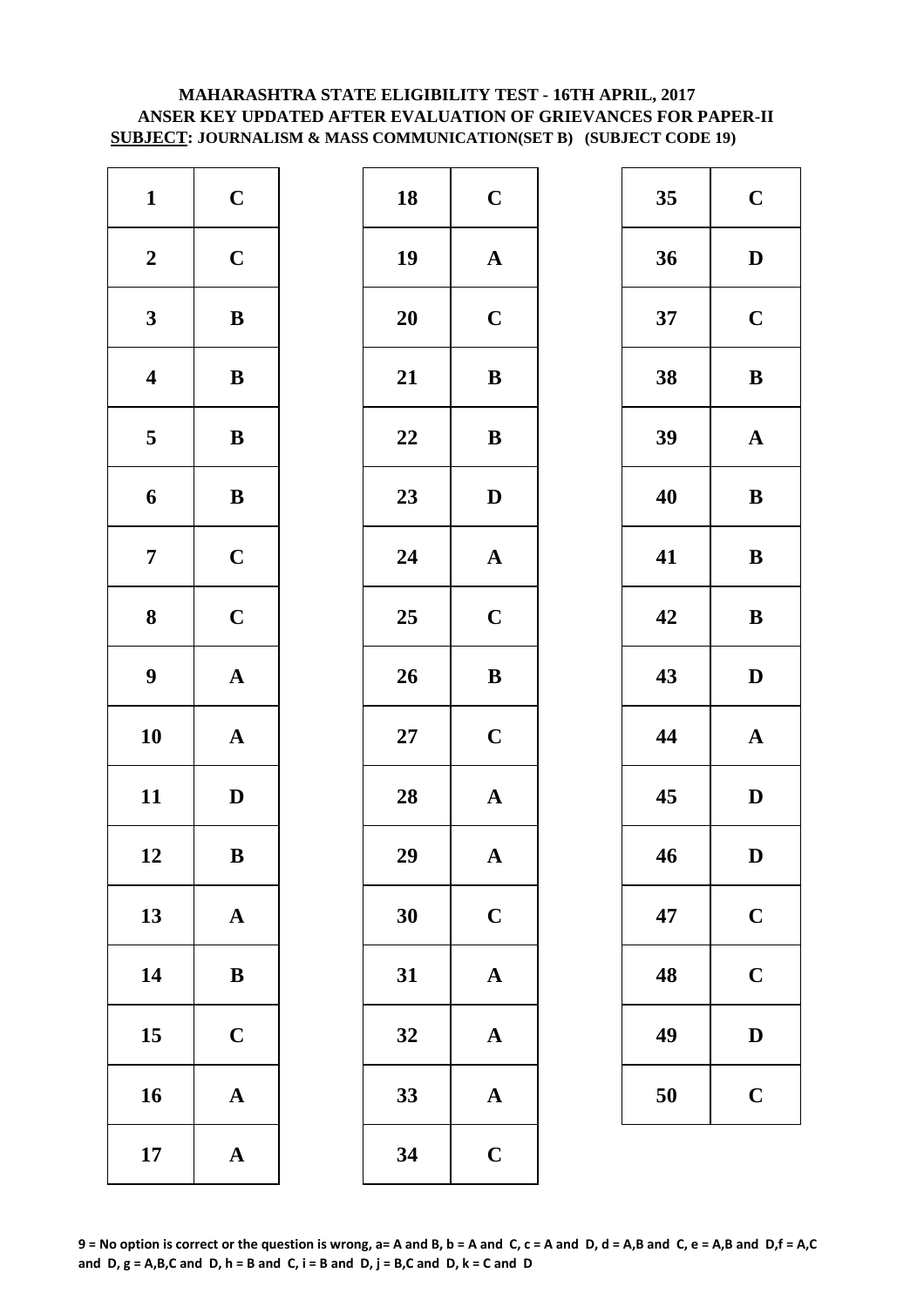**MAHARASHTRA STATE ELIGIBILITY TEST - 16TH APRIL, 2017**
**ANSER KEY UPDATED AFTER EVALUATION OF GRIEVANCES FOR PAPER-II**
**SUBJECT: JOURNALISM & MASS COMMUNICATION(SET B) (SUBJECT CODE 19)**

| Q | Ans | Q | Ans | Q | Ans |
|---|---|---|---|---|---|
| 1 | C | 18 | C | 35 | C |
| 2 | C | 19 | A | 36 | D |
| 3 | B | 20 | C | 37 | C |
| 4 | B | 21 | B | 38 | B |
| 5 | B | 22 | B | 39 | A |
| 6 | B | 23 | D | 40 | B |
| 7 | C | 24 | A | 41 | B |
| 8 | C | 25 | C | 42 | B |
| 9 | A | 26 | B | 43 | D |
| 10 | A | 27 | C | 44 | A |
| 11 | D | 28 | A | 45 | D |
| 12 | B | 29 | A | 46 | D |
| 13 | A | 30 | C | 47 | C |
| 14 | B | 31 | A | 48 | C |
| 15 | C | 32 | A | 49 | D |
| 16 | A | 33 | A | 50 | C |
| 17 | A | 34 | C | | |

**9 = No option is correct or the question is wrong, a= A and B, b = A and C, c = A and D, d = A,B and C, e = A,B and D,f = A,C and D, g = A,B,C and D, h = B and C, i = B and D, j = B,C and D, k = C and D**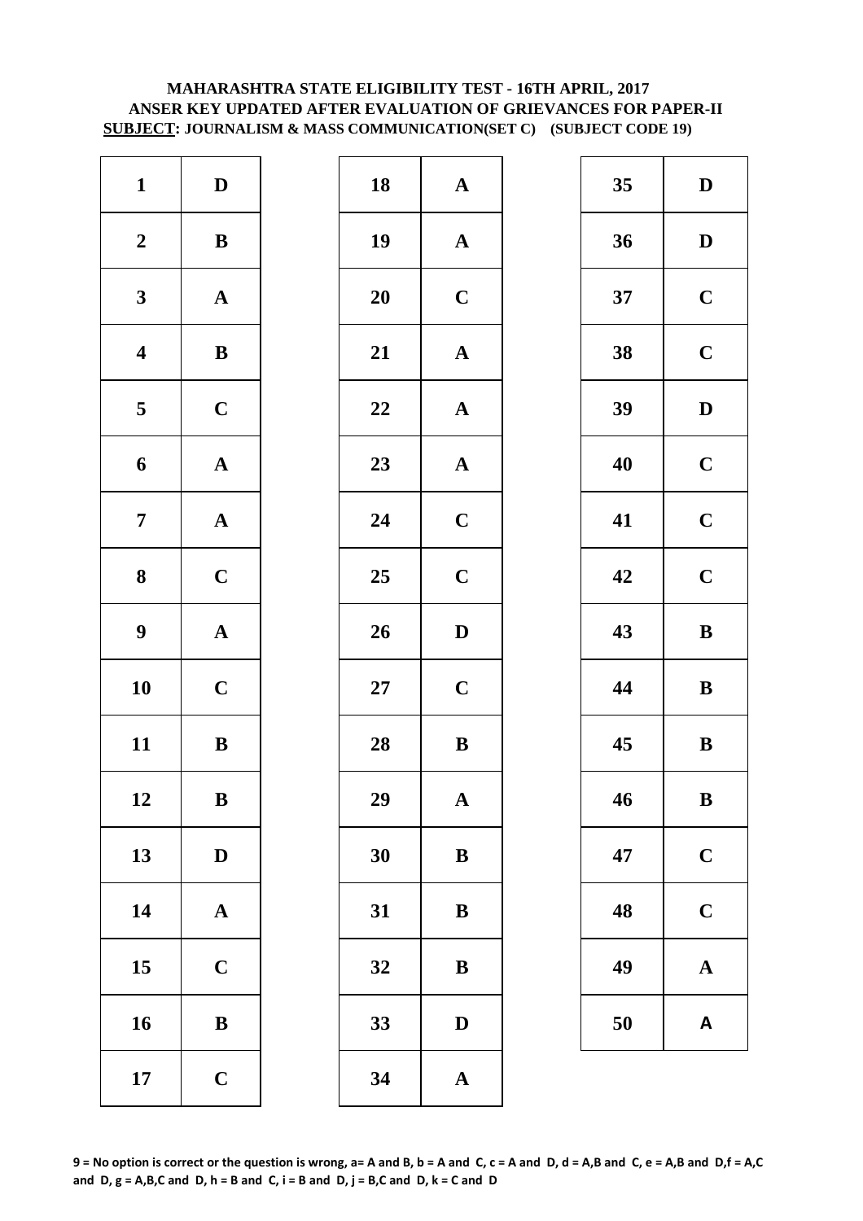**MAHARASHTRA STATE ELIGIBILITY TEST - 16TH APRIL, 2017**
**ANSER KEY UPDATED AFTER EVALUATION OF GRIEVANCES FOR PAPER-II**
**SUBJECT: JOURNALISM & MASS COMMUNICATION(SET C) (SUBJECT CODE 19)**

| Q | Ans | Q | Ans | Q | Ans |
|---|---|---|---|---|---|
| 1 | D | 18 | A | 35 | D |
| 2 | B | 19 | A | 36 | D |
| 3 | A | 20 | C | 37 | C |
| 4 | B | 21 | A | 38 | C |
| 5 | C | 22 | A | 39 | D |
| 6 | A | 23 | A | 40 | C |
| 7 | A | 24 | C | 41 | C |
| 8 | C | 25 | C | 42 | C |
| 9 | A | 26 | D | 43 | B |
| 10 | C | 27 | C | 44 | B |
| 11 | B | 28 | B | 45 | B |
| 12 | B | 29 | A | 46 | B |
| 13 | D | 30 | B | 47 | C |
| 14 | A | 31 | B | 48 | C |
| 15 | C | 32 | B | 49 | A |
| 16 | B | 33 | D | 50 | A |
| 17 | C | 34 | A | | |

**9 = No option is correct or the question is wrong, a= A and B, b = A and C, c = A and D, d = A,B and C, e = A,B and D,f = A,C and D, g = A,B,C and D, h = B and C, i = B and D, j = B,C and D, k = C and D**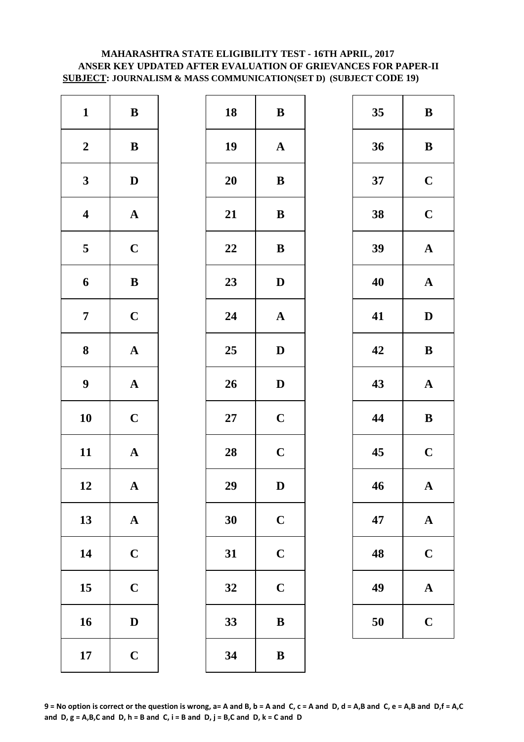**MAHARASHTRA STATE ELIGIBILITY TEST - 16TH APRIL, 2017**
**ANSER KEY UPDATED AFTER EVALUATION OF GRIEVANCES FOR PAPER-II**
**SUBJECT: JOURNALISM & MASS COMMUNICATION(SET D) (SUBJECT CODE 19)**

| Q | Ans | Q | Ans | Q | Ans |
|---|---|---|---|---|---|
| 1 | B | 18 | B | 35 | B |
| 2 | B | 19 | A | 36 | B |
| 3 | D | 20 | B | 37 | C |
| 4 | A | 21 | B | 38 | C |
| 5 | C | 22 | B | 39 | A |
| 6 | B | 23 | D | 40 | A |
| 7 | C | 24 | A | 41 | D |
| 8 | A | 25 | D | 42 | B |
| 9 | A | 26 | D | 43 | A |
| 10 | C | 27 | C | 44 | B |
| 11 | A | 28 | C | 45 | C |
| 12 | A | 29 | D | 46 | A |
| 13 | A | 30 | C | 47 | A |
| 14 | C | 31 | C | 48 | C |
| 15 | C | 32 | C | 49 | A |
| 16 | D | 33 | B | 50 | C |
| 17 | C | 34 | B | | |

**9 = No option is correct or the question is wrong, a= A and B, b = A and C, c = A and D, d = A,B and C, e = A,B and D,f = A,C and D, g = A,B,C and D, h = B and C, i = B and D, j = B,C and D, k = C and D**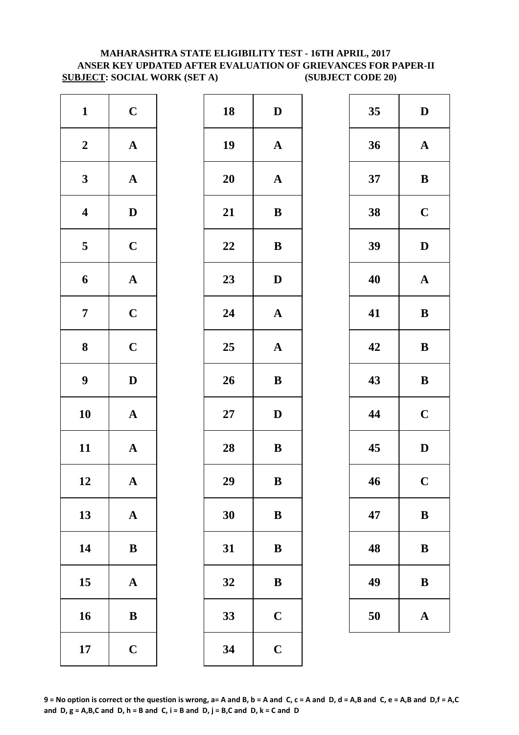**MAHARASHTRA STATE ELIGIBILITY TEST - 16TH APRIL, 2017**
**ANSER KEY UPDATED AFTER EVALUATION OF GRIEVANCES FOR PAPER-II**
**SUBJECT: SOCIAL WORK (SET A) (SUBJECT CODE 20)**

| Q | Ans | Q | Ans | Q | Ans |
|---|---|---|---|---|---|
| 1 | C | 18 | D | 35 | D |
| 2 | A | 19 | A | 36 | A |
| 3 | A | 20 | A | 37 | B |
| 4 | D | 21 | B | 38 | C |
| 5 | C | 22 | B | 39 | D |
| 6 | A | 23 | D | 40 | A |
| 7 | C | 24 | A | 41 | B |
| 8 | C | 25 | A | 42 | B |
| 9 | D | 26 | B | 43 | B |
| 10 | A | 27 | D | 44 | C |
| 11 | A | 28 | B | 45 | D |
| 12 | A | 29 | B | 46 | C |
| 13 | A | 30 | B | 47 | B |
| 14 | B | 31 | B | 48 | B |
| 15 | A | 32 | B | 49 | B |
| 16 | B | 33 | C | 50 | A |
| 17 | C | 34 | C | | |

**9 = No option is correct or the question is wrong, a= A and B, b = A and C, c = A and D, d = A,B and C, e = A,B and D,f = A,C and D, g = A,B,C and D, h = B and C, i = B and D, j = B,C and D, k = C and D**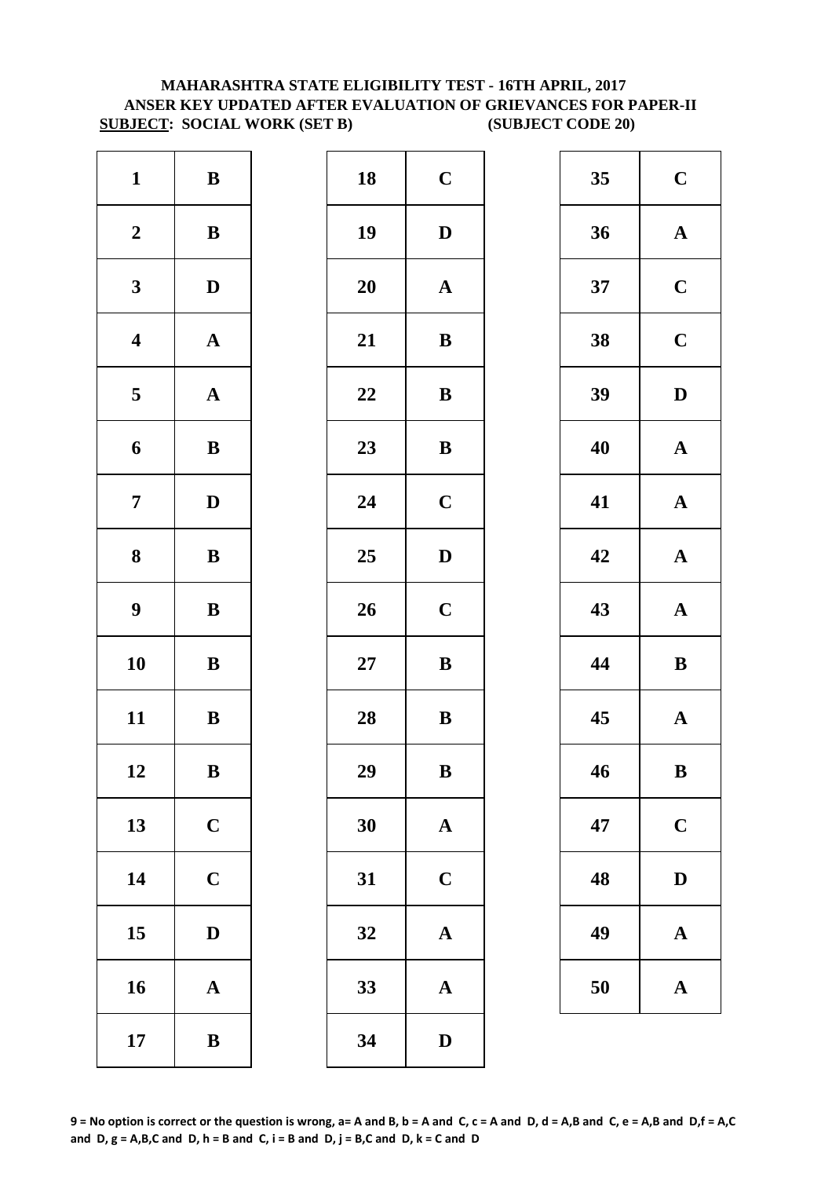**MAHARASHTRA STATE ELIGIBILITY TEST - 16TH APRIL, 2017**
**ANSER KEY UPDATED AFTER EVALUATION OF GRIEVANCES FOR PAPER-II**
**SUBJECT: SOCIAL WORK (SET B) (SUBJECT CODE 20)**

| | | | | | |
|---|---|---|---|---|---|
| 1 | B | 18 | C | 35 | C |
| 2 | B | 19 | D | 36 | A |
| 3 | D | 20 | A | 37 | C |
| 4 | A | 21 | B | 38 | C |
| 5 | A | 22 | B | 39 | D |
| 6 | B | 23 | B | 40 | A |
| 7 | D | 24 | C | 41 | A |
| 8 | B | 25 | D | 42 | A |
| 9 | B | 26 | C | 43 | A |
| 10 | B | 27 | B | 44 | B |
| 11 | B | 28 | B | 45 | A |
| 12 | B | 29 | B | 46 | B |
| 13 | C | 30 | A | 47 | C |
| 14 | C | 31 | C | 48 | D |
| 15 | D | 32 | A | 49 | A |
| 16 | A | 33 | A | 50 | A |
| 17 | B | 34 | D | | |

**9 = No option is correct or the question is wrong, a= A and B, b = A and C, c = A and D, d = A,B and C, e = A,B and D,f = A,C and D, g = A,B,C and D, h = B and C, i = B and D, j = B,C and D, k = C and D**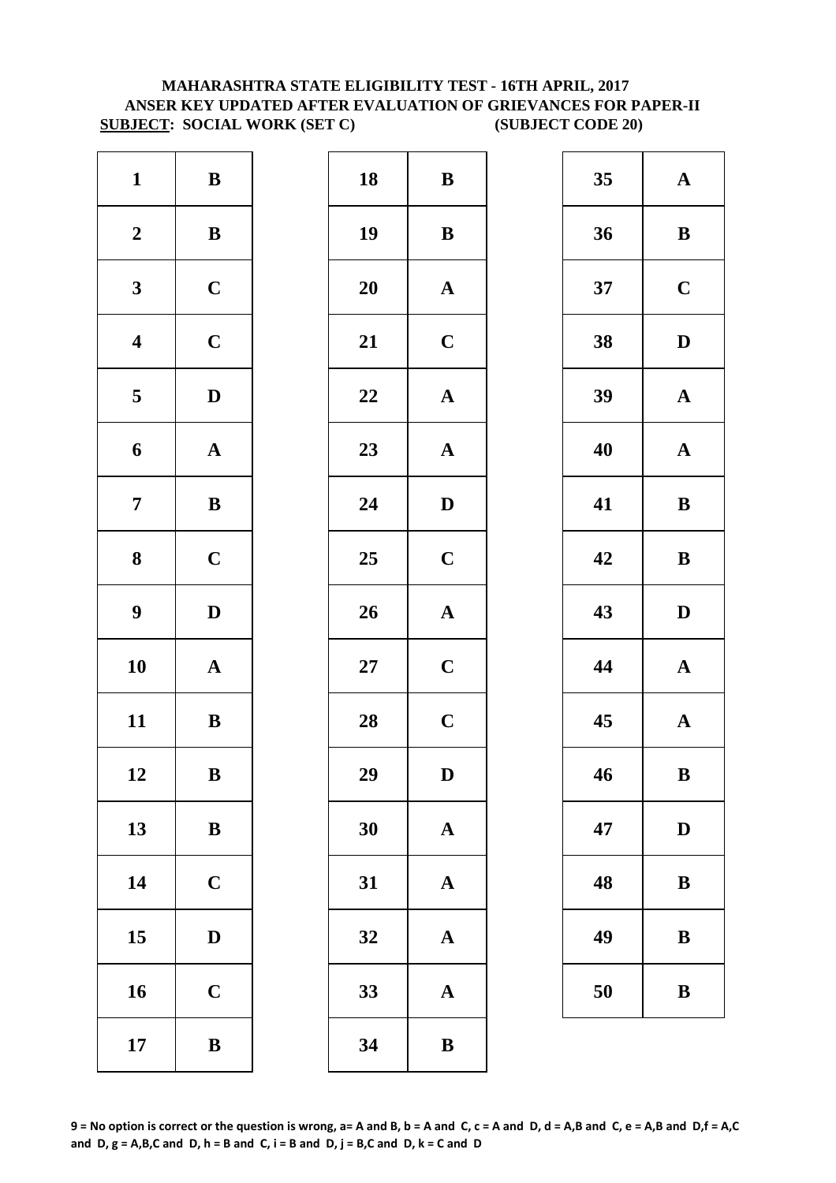**MAHARASHTRA STATE ELIGIBILITY TEST - 16TH APRIL, 2017**
**ANSER KEY UPDATED AFTER EVALUATION OF GRIEVANCES FOR PAPER-II**
**SUBJECT: SOCIAL WORK (SET C) (SUBJECT CODE 20)**

| Q | Ans | Q | Ans | Q | Ans |
|---|---|---|---|---|---|
| 1 | B | 18 | B | 35 | A |
| 2 | B | 19 | B | 36 | B |
| 3 | C | 20 | A | 37 | C |
| 4 | C | 21 | C | 38 | D |
| 5 | D | 22 | A | 39 | A |
| 6 | A | 23 | A | 40 | A |
| 7 | B | 24 | D | 41 | B |
| 8 | C | 25 | C | 42 | B |
| 9 | D | 26 | A | 43 | D |
| 10 | A | 27 | C | 44 | A |
| 11 | B | 28 | C | 45 | A |
| 12 | B | 29 | D | 46 | B |
| 13 | B | 30 | A | 47 | D |
| 14 | C | 31 | A | 48 | B |
| 15 | D | 32 | A | 49 | B |
| 16 | C | 33 | A | 50 | B |
| 17 | B | 34 | B | | |

**9 = No option is correct or the question is wrong, a= A and B, b = A and C, c = A and D, d = A,B and C, e = A,B and D,f = A,C and D, g = A,B,C and D, h = B and C, i = B and D, j = B,C and D, k = C and D**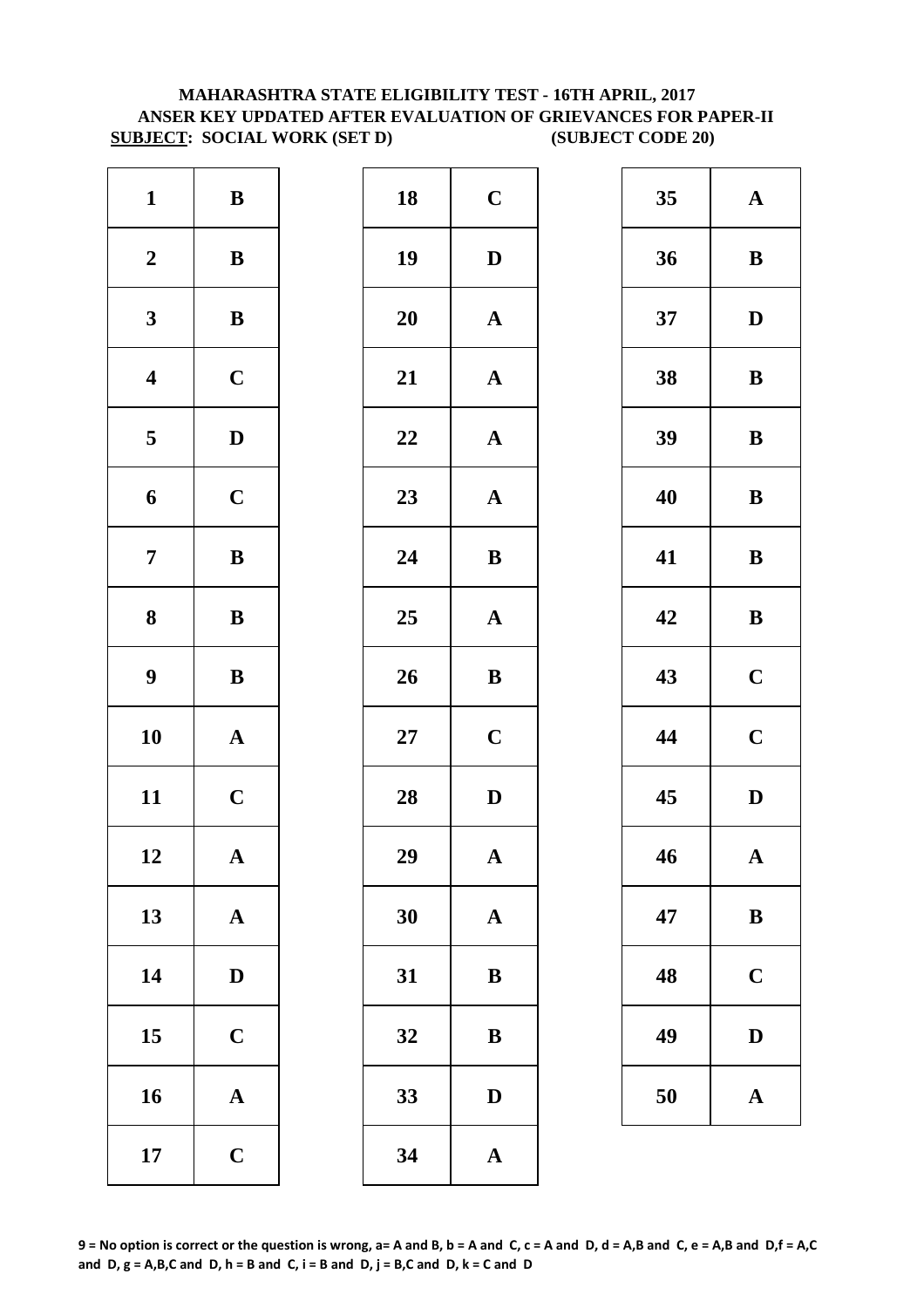**MAHARASHTRA STATE ELIGIBILITY TEST - 16TH APRIL, 2017**
**ANSER KEY UPDATED AFTER EVALUATION OF GRIEVANCES FOR PAPER-II**
**SUBJECT: SOCIAL WORK (SET D) (SUBJECT CODE 20)**

| Q | Ans | Q | Ans | Q | Ans |
|---|---|---|---|---|---|
| 1 | B | 18 | C | 35 | A |
| 2 | B | 19 | D | 36 | B |
| 3 | B | 20 | A | 37 | D |
| 4 | C | 21 | A | 38 | B |
| 5 | D | 22 | A | 39 | B |
| 6 | C | 23 | A | 40 | B |
| 7 | B | 24 | B | 41 | B |
| 8 | B | 25 | A | 42 | B |
| 9 | B | 26 | B | 43 | C |
| 10 | A | 27 | C | 44 | C |
| 11 | C | 28 | D | 45 | D |
| 12 | A | 29 | A | 46 | A |
| 13 | A | 30 | A | 47 | B |
| 14 | D | 31 | B | 48 | C |
| 15 | C | 32 | B | 49 | D |
| 16 | A | 33 | D | 50 | A |
| 17 | C | 34 | A | | |

**9 = No option is correct or the question is wrong, a= A and B, b = A and C, c = A and D, d = A,B and C, e = A,B and D,f = A,C and D, g = A,B,C and D, h = B and C, i = B and D, j = B,C and D, k = C and D**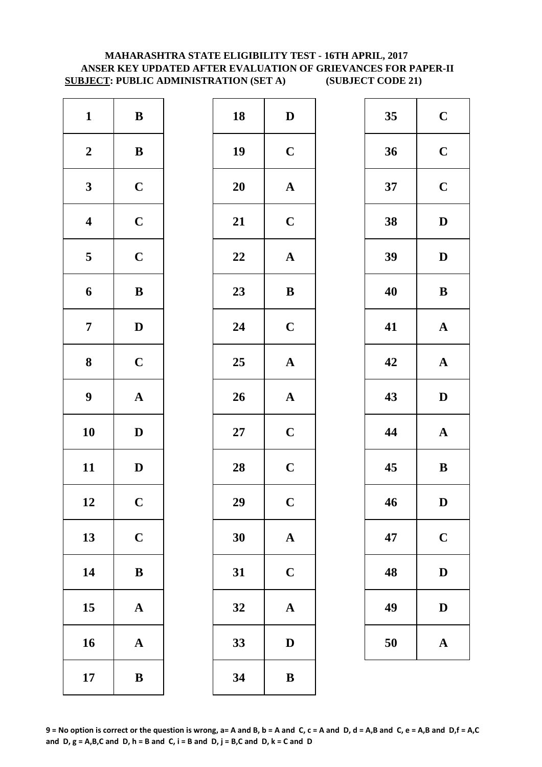**MAHARASHTRA STATE ELIGIBILITY TEST - 16TH APRIL, 2017**
**ANSER KEY UPDATED AFTER EVALUATION OF GRIEVANCES FOR PAPER-II**
**SUBJECT: PUBLIC ADMINISTRATION (SET A) (SUBJECT CODE 21)**

| Q | Ans | Q | Ans | Q | Ans |
|---|---|---|---|---|---|
| 1 | B | 18 | D | 35 | C |
| 2 | B | 19 | C | 36 | C |
| 3 | C | 20 | A | 37 | C |
| 4 | C | 21 | C | 38 | D |
| 5 | C | 22 | A | 39 | D |
| 6 | B | 23 | B | 40 | B |
| 7 | D | 24 | C | 41 | A |
| 8 | C | 25 | A | 42 | A |
| 9 | A | 26 | A | 43 | D |
| 10 | D | 27 | C | 44 | A |
| 11 | D | 28 | C | 45 | B |
| 12 | C | 29 | C | 46 | D |
| 13 | C | 30 | A | 47 | C |
| 14 | B | 31 | C | 48 | D |
| 15 | A | 32 | A | 49 | D |
| 16 | A | 33 | D | 50 | A |
| 17 | B | 34 | B | | |

**9 = No option is correct or the question is wrong, a= A and B, b = A and C, c = A and D, d = A,B and C, e = A,B and D,f = A,C and D, g = A,B,C and D, h = B and C, i = B and D, j = B,C and D, k = C and D**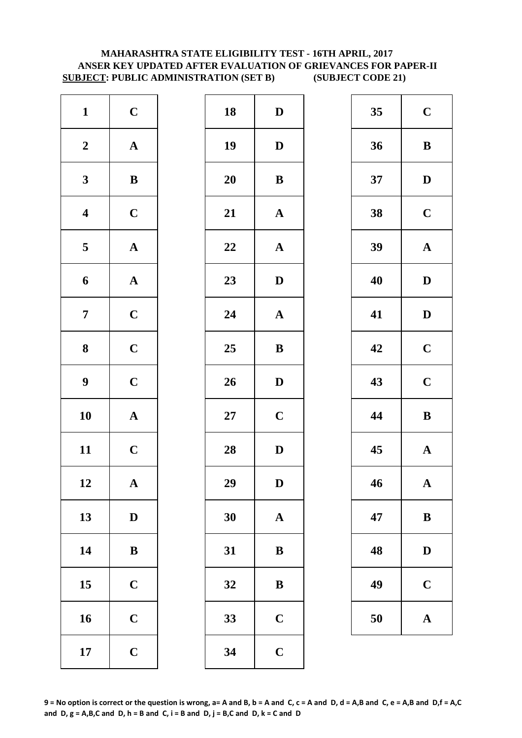**MAHARASHTRA STATE ELIGIBILITY TEST - 16TH APRIL, 2017**
**ANSER KEY UPDATED AFTER EVALUATION OF GRIEVANCES FOR PAPER-II**
**SUBJECT: PUBLIC ADMINISTRATION (SET B) (SUBJECT CODE 21)**

| Q | Ans | Q | Ans | Q | Ans |
|---|---|---|---|---|---|
| 1 | C | 18 | D | 35 | C |
| 2 | A | 19 | D | 36 | B |
| 3 | B | 20 | B | 37 | D |
| 4 | C | 21 | A | 38 | C |
| 5 | A | 22 | A | 39 | A |
| 6 | A | 23 | D | 40 | D |
| 7 | C | 24 | A | 41 | D |
| 8 | C | 25 | B | 42 | C |
| 9 | C | 26 | D | 43 | C |
| 10 | A | 27 | C | 44 | B |
| 11 | C | 28 | D | 45 | A |
| 12 | A | 29 | D | 46 | A |
| 13 | D | 30 | A | 47 | B |
| 14 | B | 31 | B | 48 | D |
| 15 | C | 32 | B | 49 | C |
| 16 | C | 33 | C | 50 | A |
| 17 | C | 34 | C | | |

**9 = No option is correct or the question is wrong, a= A and B, b = A and C, c = A and D, d = A,B and C, e = A,B and D,f = A,C and D, g = A,B,C and D, h = B and C, i = B and D, j = B,C and D, k = C and D**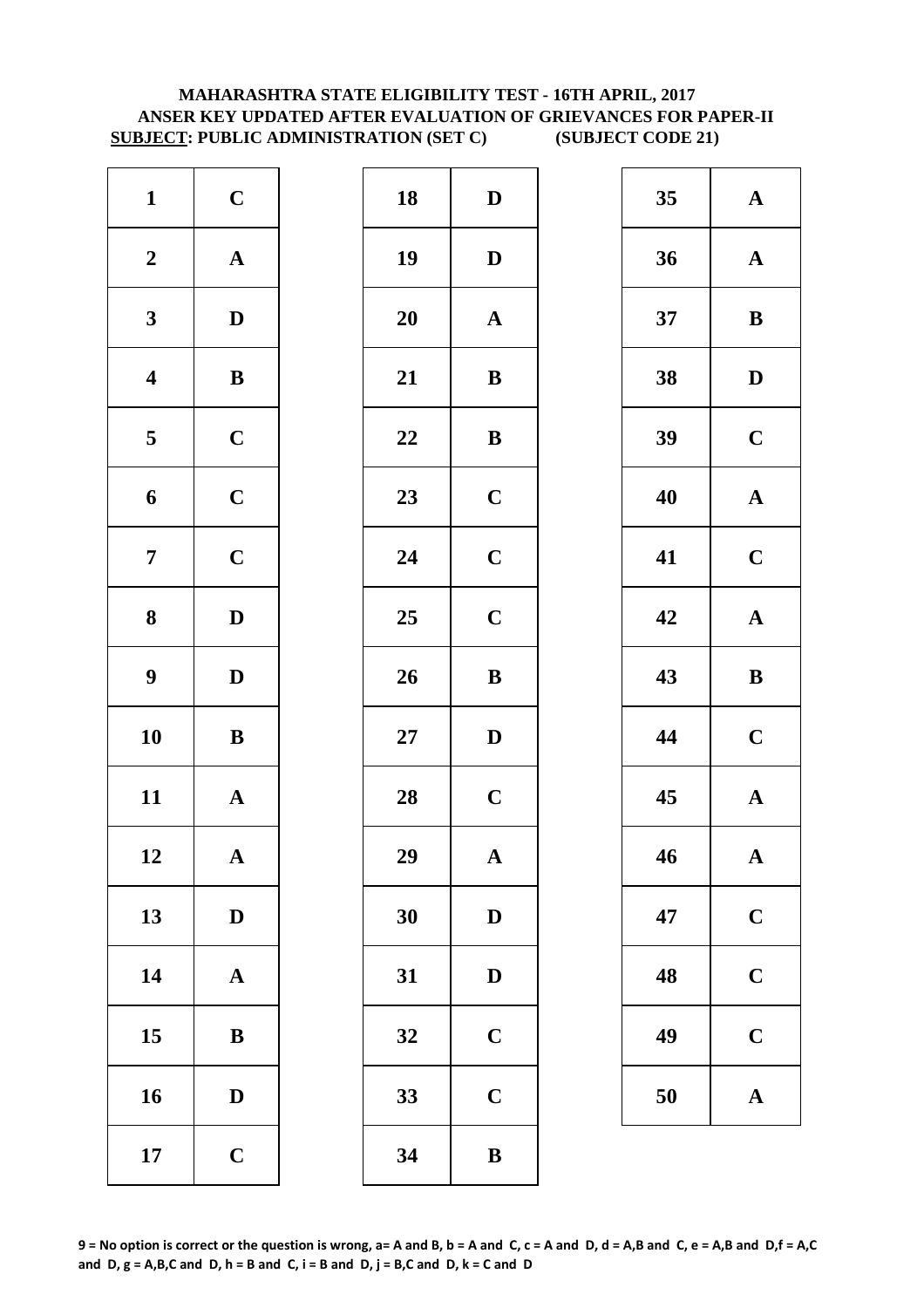**MAHARASHTRA STATE ELIGIBILITY TEST - 16TH APRIL, 2017**
**ANSER KEY UPDATED AFTER EVALUATION OF GRIEVANCES FOR PAPER-II**
**SUBJECT: PUBLIC ADMINISTRATION (SET C) (SUBJECT CODE 21)**

| Q | Ans | Q | Ans | Q | Ans |
|---|---|---|---|---|---|
| 1 | C | 18 | D | 35 | A |
| 2 | A | 19 | D | 36 | A |
| 3 | D | 20 | A | 37 | B |
| 4 | B | 21 | B | 38 | D |
| 5 | C | 22 | B | 39 | C |
| 6 | C | 23 | C | 40 | A |
| 7 | C | 24 | C | 41 | C |
| 8 | D | 25 | C | 42 | A |
| 9 | D | 26 | B | 43 | B |
| 10 | B | 27 | D | 44 | C |
| 11 | A | 28 | C | 45 | A |
| 12 | A | 29 | A | 46 | A |
| 13 | D | 30 | D | 47 | C |
| 14 | A | 31 | D | 48 | C |
| 15 | B | 32 | C | 49 | C |
| 16 | D | 33 | C | 50 | A |
| 17 | C | 34 | B | | |

**9 = No option is correct or the question is wrong, a= A and B, b = A and C, c = A and D, d = A,B and C, e = A,B and D,f = A,C and D, g = A,B,C and D, h = B and C, i = B and D, j = B,C and D, k = C and D**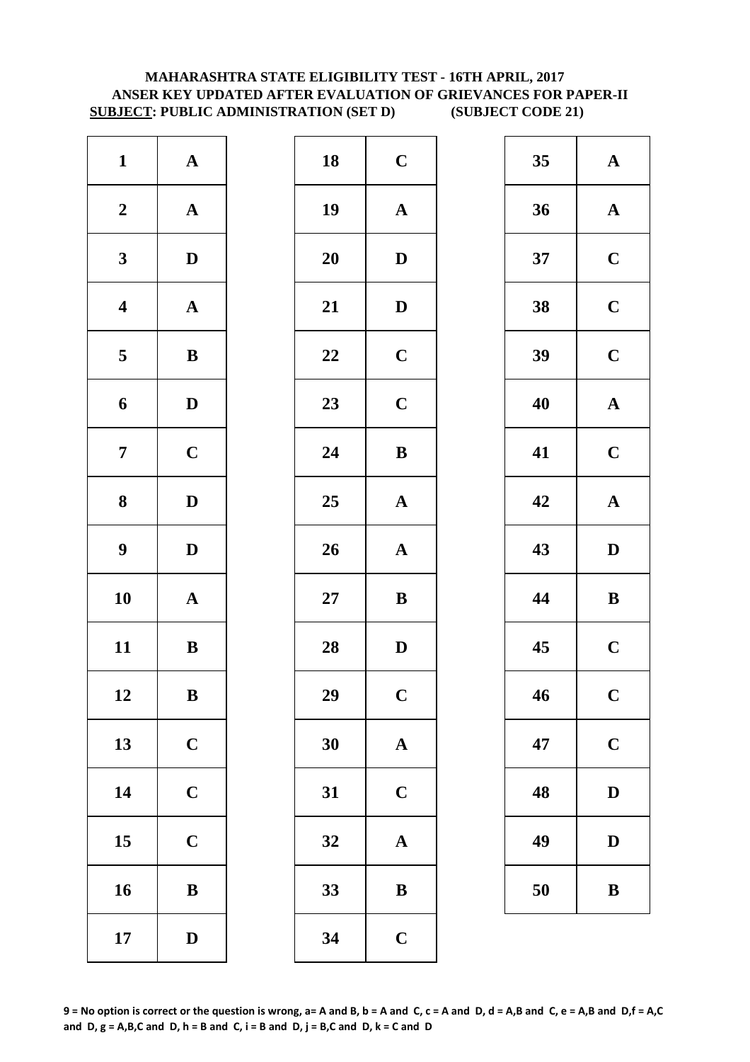**MAHARASHTRA STATE ELIGIBILITY TEST - 16TH APRIL, 2017**
**ANSER KEY UPDATED AFTER EVALUATION OF GRIEVANCES FOR PAPER-II**
**SUBJECT: PUBLIC ADMINISTRATION (SET D) (SUBJECT CODE 21)**

| Q | Ans | Q | Ans | Q | Ans |
|---|---|---|---|---|---|
| 1 | A | 18 | C | 35 | A |
| 2 | A | 19 | A | 36 | A |
| 3 | D | 20 | D | 37 | C |
| 4 | A | 21 | D | 38 | C |
| 5 | B | 22 | C | 39 | C |
| 6 | D | 23 | C | 40 | A |
| 7 | C | 24 | B | 41 | C |
| 8 | D | 25 | A | 42 | A |
| 9 | D | 26 | A | 43 | D |
| 10 | A | 27 | B | 44 | B |
| 11 | B | 28 | D | 45 | C |
| 12 | B | 29 | C | 46 | C |
| 13 | C | 30 | A | 47 | C |
| 14 | C | 31 | C | 48 | D |
| 15 | C | 32 | A | 49 | D |
| 16 | B | 33 | B | 50 | B |
| 17 | D | 34 | C | | |

**9 = No option is correct or the question is wrong, a= A and B, b = A and C, c = A and D, d = A,B and C, e = A,B and D,f = A,C and D, g = A,B,C and D, h = B and C, i = B and D, j = B,C and D, k = C and D**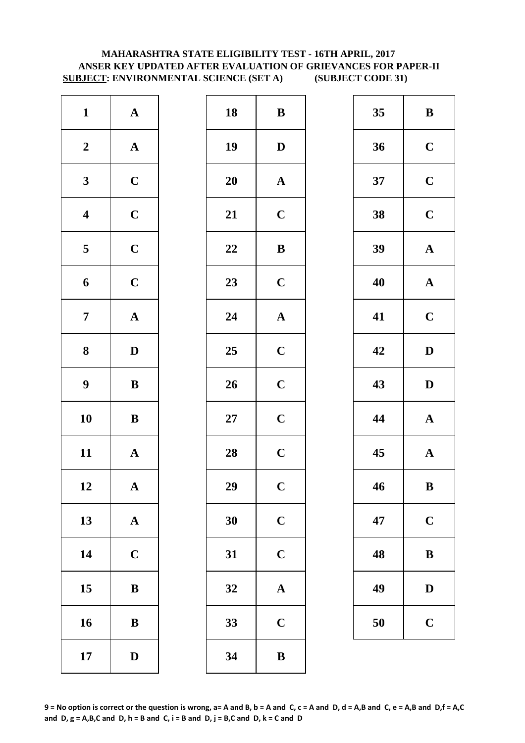**MAHARASHTRA STATE ELIGIBILITY TEST - 16TH APRIL, 2017**
**ANSER KEY UPDATED AFTER EVALUATION OF GRIEVANCES FOR PAPER-II**
**SUBJECT: ENVIRONMENTAL SCIENCE (SET A) (SUBJECT CODE 31)**

| Q | Ans | Q | Ans | Q | Ans |
|---|---|---|---|---|---|
| 1 | A | 18 | B | 35 | B |
| 2 | A | 19 | D | 36 | C |
| 3 | C | 20 | A | 37 | C |
| 4 | C | 21 | C | 38 | C |
| 5 | C | 22 | B | 39 | A |
| 6 | C | 23 | C | 40 | A |
| 7 | A | 24 | A | 41 | C |
| 8 | D | 25 | C | 42 | D |
| 9 | B | 26 | C | 43 | D |
| 10 | B | 27 | C | 44 | A |
| 11 | A | 28 | C | 45 | A |
| 12 | A | 29 | C | 46 | B |
| 13 | A | 30 | C | 47 | C |
| 14 | C | 31 | C | 48 | B |
| 15 | B | 32 | A | 49 | D |
| 16 | B | 33 | C | 50 | C |
| 17 | D | 34 | B | | |

**9 = No option is correct or the question is wrong, a= A and B, b = A and C, c = A and D, d = A,B and C, e = A,B and D,f = A,C and D, g = A,B,C and D, h = B and C, i = B and D, j = B,C and D, k = C and D**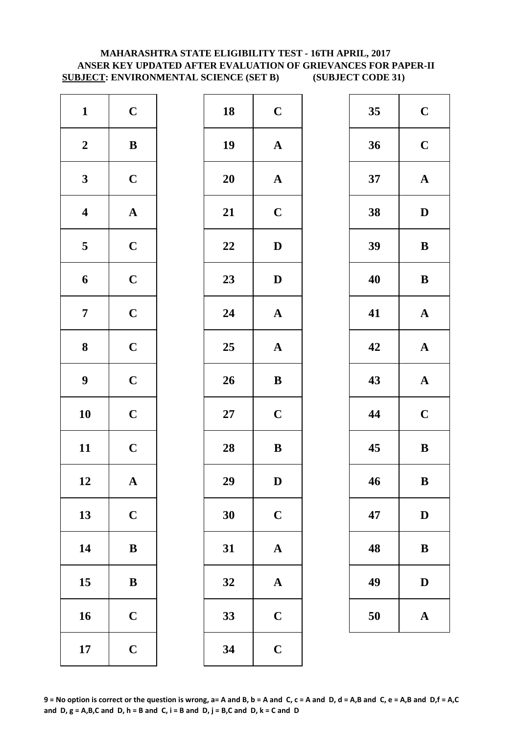**MAHARASHTRA STATE ELIGIBILITY TEST - 16TH APRIL, 2017**
**ANSER KEY UPDATED AFTER EVALUATION OF GRIEVANCES FOR PAPER-II**
**SUBJECT: ENVIRONMENTAL SCIENCE (SET B) (SUBJECT CODE 31)**

| Q | Ans | Q | Ans | Q | Ans |
|---|---|---|---|---|---|
| 1 | C | 18 | C | 35 | C |
| 2 | B | 19 | A | 36 | C |
| 3 | C | 20 | A | 37 | A |
| 4 | A | 21 | C | 38 | D |
| 5 | C | 22 | D | 39 | B |
| 6 | C | 23 | D | 40 | B |
| 7 | C | 24 | A | 41 | A |
| 8 | C | 25 | A | 42 | A |
| 9 | C | 26 | B | 43 | A |
| 10 | C | 27 | C | 44 | C |
| 11 | C | 28 | B | 45 | B |
| 12 | A | 29 | D | 46 | B |
| 13 | C | 30 | C | 47 | D |
| 14 | B | 31 | A | 48 | B |
| 15 | B | 32 | A | 49 | D |
| 16 | C | 33 | C | 50 | A |
| 17 | C | 34 | C | | |

**9 = No option is correct or the question is wrong, a= A and B, b = A and C, c = A and D, d = A,B and C, e = A,B and D,f = A,C and D, g = A,B,C and D, h = B and C, i = B and D, j = B,C and D, k = C and D**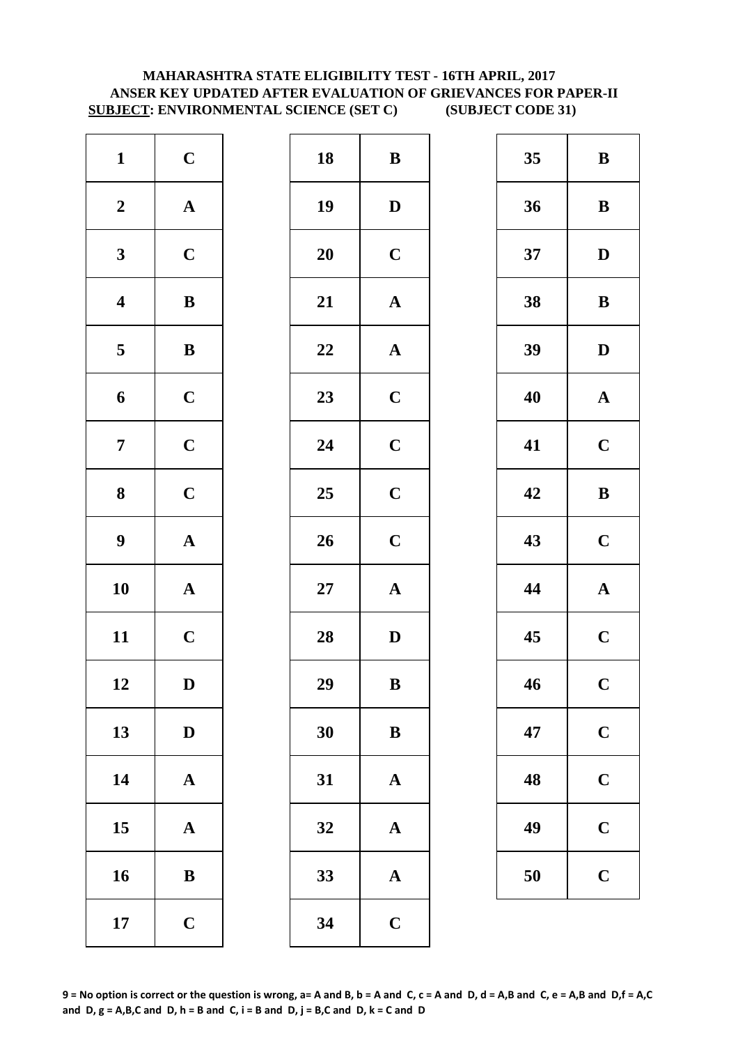**MAHARASHTRA STATE ELIGIBILITY TEST - 16TH APRIL, 2017**
**ANSER KEY UPDATED AFTER EVALUATION OF GRIEVANCES FOR PAPER-II**
**SUBJECT: ENVIRONMENTAL SCIENCE (SET C) (SUBJECT CODE 31)**

| Q | Ans | Q | Ans | Q | Ans |
|---|---|---|---|---|---|
| 1 | C | 18 | B | 35 | B |
| 2 | A | 19 | D | 36 | B |
| 3 | C | 20 | C | 37 | D |
| 4 | B | 21 | A | 38 | B |
| 5 | B | 22 | A | 39 | D |
| 6 | C | 23 | C | 40 | A |
| 7 | C | 24 | C | 41 | C |
| 8 | C | 25 | C | 42 | B |
| 9 | A | 26 | C | 43 | C |
| 10 | A | 27 | A | 44 | A |
| 11 | C | 28 | D | 45 | C |
| 12 | D | 29 | B | 46 | C |
| 13 | D | 30 | B | 47 | C |
| 14 | A | 31 | A | 48 | C |
| 15 | A | 32 | A | 49 | C |
| 16 | B | 33 | A | 50 | C |
| 17 | C | 34 | C | | |

**9 = No option is correct or the question is wrong, a= A and B, b = A and C, c = A and D, d = A,B and C, e = A,B and D,f = A,C and D, g = A,B,C and D, h = B and C, i = B and D, j = B,C and D, k = C and D**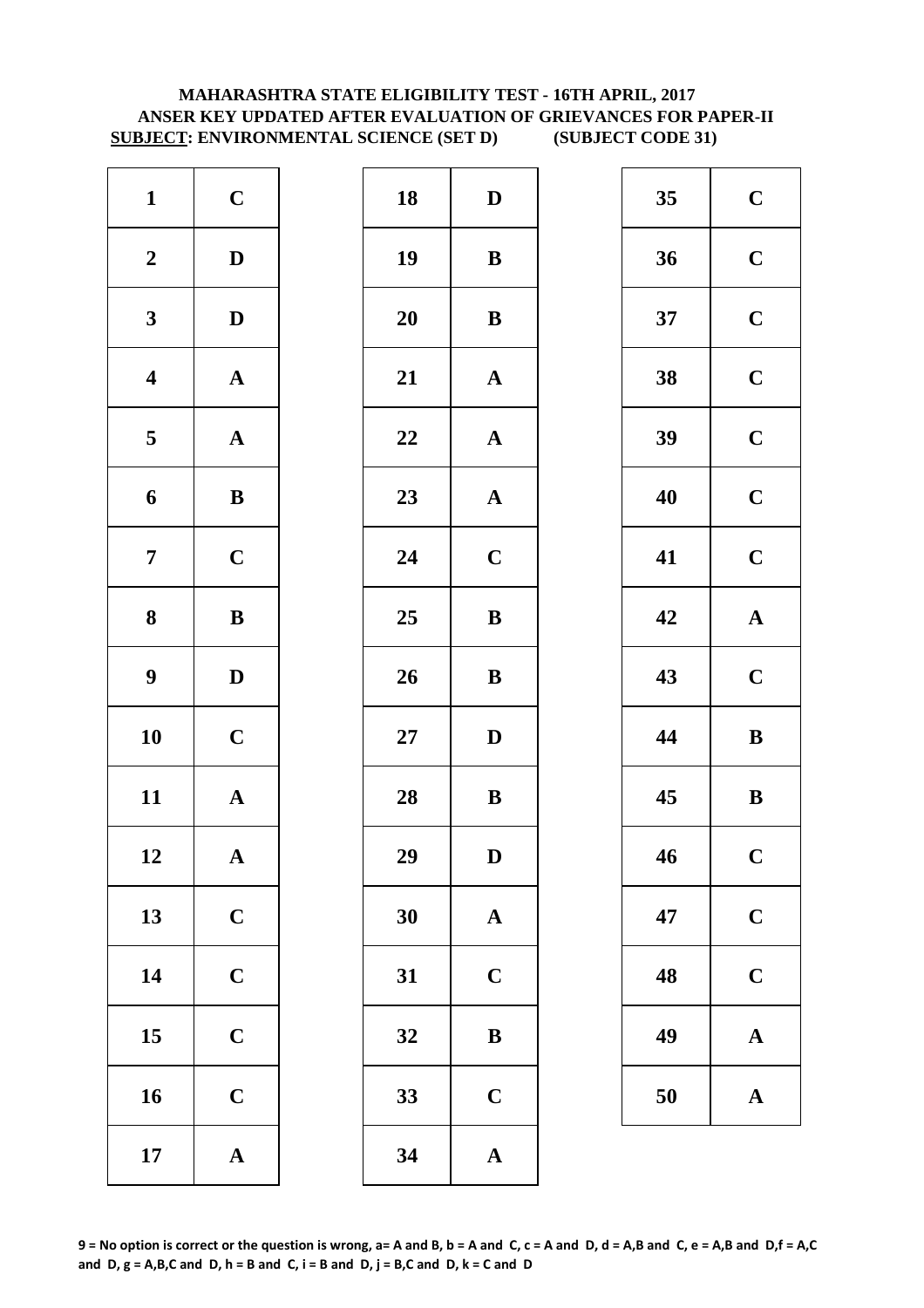# MAHARASHTRA STATE ELIGIBILITY TEST - 16TH APRIL, 2017
## ANSER KEY UPDATED AFTER EVALUATION OF GRIEVANCES FOR PAPER-II
**SUBJECT: ENVIRONMENTAL SCIENCE (SET D) (SUBJECT CODE 31)**

| Q | Ans | Q | Ans | Q | Ans |
|---|---|---|---|---|---|
| 1 | C | 18 | D | 35 | C |
| 2 | D | 19 | B | 36 | C |
| 3 | D | 20 | B | 37 | C |
| 4 | A | 21 | A | 38 | C |
| 5 | A | 22 | A | 39 | C |
| 6 | B | 23 | A | 40 | C |
| 7 | C | 24 | C | 41 | C |
| 8 | B | 25 | B | 42 | A |
| 9 | D | 26 | B | 43 | C |
| 10 | C | 27 | D | 44 | B |
| 11 | A | 28 | B | 45 | B |
| 12 | A | 29 | D | 46 | C |
| 13 | C | 30 | A | 47 | C |
| 14 | C | 31 | C | 48 | C |
| 15 | C | 32 | B | 49 | A |
| 16 | C | 33 | C | 50 | A |
| 17 | A | 34 | A | | |

**9 = No option is correct or the question is wrong, a= A and B, b = A and C, c = A and D, d = A,B and C, e = A,B and D,f = A,C and D, g = A,B,C and D, h = B and C, i = B and D, j = B,C and D, k = C and D**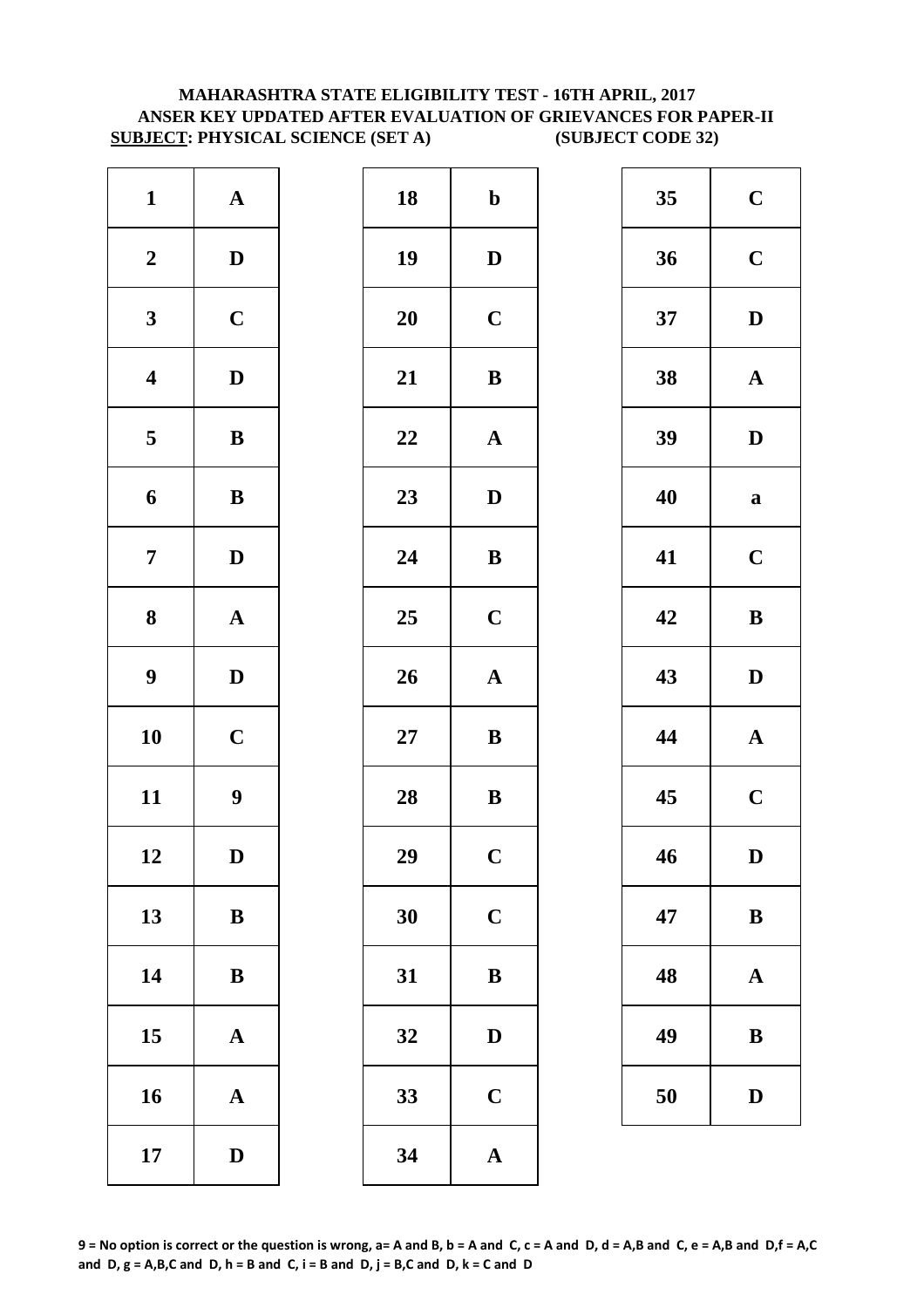**MAHARASHTRA STATE ELIGIBILITY TEST - 16TH APRIL, 2017**
**ANSER KEY UPDATED AFTER EVALUATION OF GRIEVANCES FOR PAPER-II**
**SUBJECT: PHYSICAL SCIENCE (SET A) (SUBJECT CODE 32)**

| Q | Ans | Q | Ans | Q | Ans |
|---|---|---|---|---|---|
| 1 | A | 18 | b | 35 | C |
| 2 | D | 19 | D | 36 | C |
| 3 | C | 20 | C | 37 | D |
| 4 | D | 21 | B | 38 | A |
| 5 | B | 22 | A | 39 | D |
| 6 | B | 23 | D | 40 | a |
| 7 | D | 24 | B | 41 | C |
| 8 | A | 25 | C | 42 | B |
| 9 | D | 26 | A | 43 | D |
| 10 | C | 27 | B | 44 | A |
| 11 | 9 | 28 | B | 45 | C |
| 12 | D | 29 | C | 46 | D |
| 13 | B | 30 | C | 47 | B |
| 14 | B | 31 | B | 48 | A |
| 15 | A | 32 | D | 49 | B |
| 16 | A | 33 | C | 50 | D |
| 17 | D | 34 | A | | |

**9 = No option is correct or the question is wrong, a= A and B, b = A and C, c = A and D, d = A,B and C, e = A,B and D,f = A,C and D, g = A,B,C and D, h = B and C, i = B and D, j = B,C and D, k = C and D**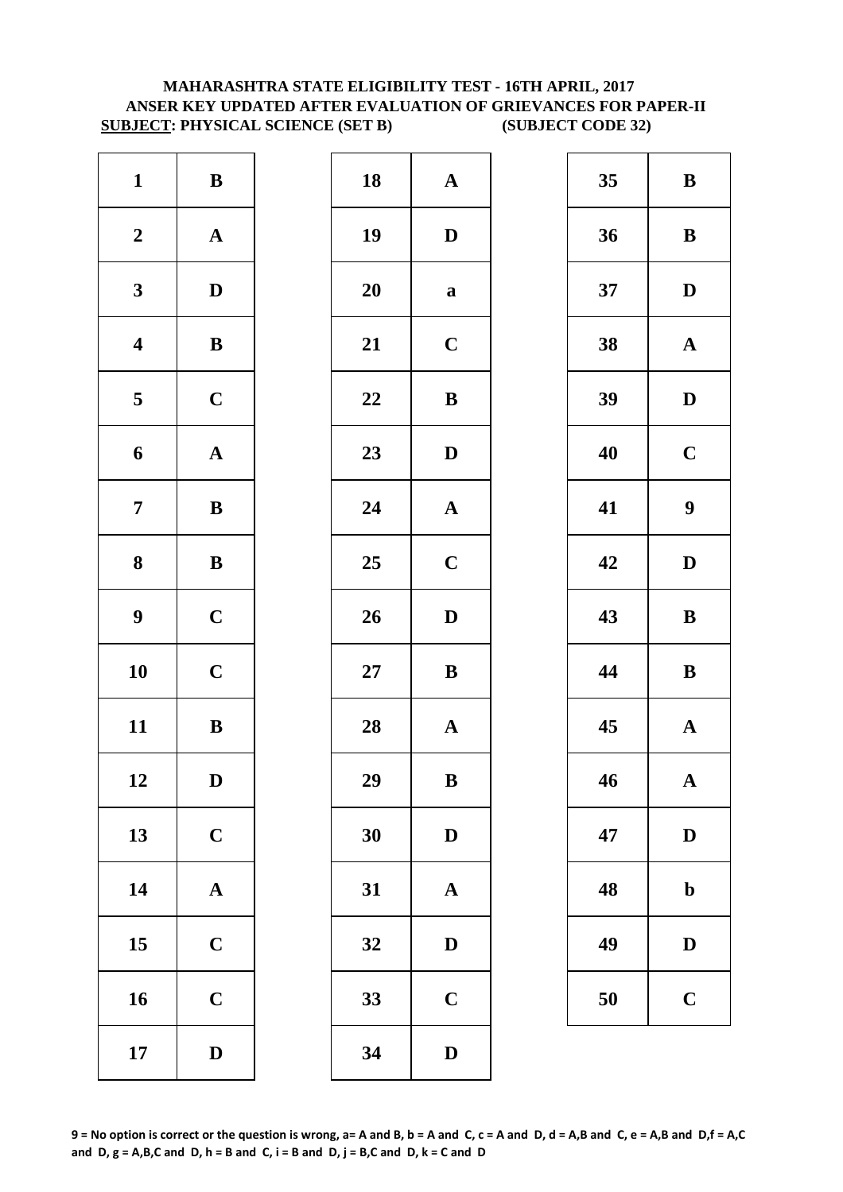**MAHARASHTRA STATE ELIGIBILITY TEST - 16TH APRIL, 2017**
**ANSER KEY UPDATED AFTER EVALUATION OF GRIEVANCES FOR PAPER-II**
**SUBJECT: PHYSICAL SCIENCE (SET B) (SUBJECT CODE 32)**

| Q | Ans |
|---|---|
| 1 | B |
| 2 | A |
| 3 | D |
| 4 | B |
| 5 | C |
| 6 | A |
| 7 | B |
| 8 | B |
| 9 | C |
| 10 | C |
| 11 | B |
| 12 | D |
| 13 | C |
| 14 | A |
| 15 | C |
| 16 | C |
| 17 | D |
| 18 | A |
| 19 | D |
| 20 | a |
| 21 | C |
| 22 | B |
| 23 | D |
| 24 | A |
| 25 | C |
| 26 | D |
| 27 | B |
| 28 | A |
| 29 | B |
| 30 | D |
| 31 | A |
| 32 | D |
| 33 | C |
| 34 | D |
| 35 | B |
| 36 | B |
| 37 | D |
| 38 | A |
| 39 | D |
| 40 | C |
| 41 | 9 |
| 42 | D |
| 43 | B |
| 44 | B |
| 45 | A |
| 46 | A |
| 47 | D |
| 48 | b |
| 49 | D |
| 50 | C |

**9 = No option is correct or the question is wrong, a= A and B, b = A and C, c = A and D, d = A,B and C, e = A,B and D,f = A,C and D, g = A,B,C and D, h = B and C, i = B and D, j = B,C and D, k = C and D**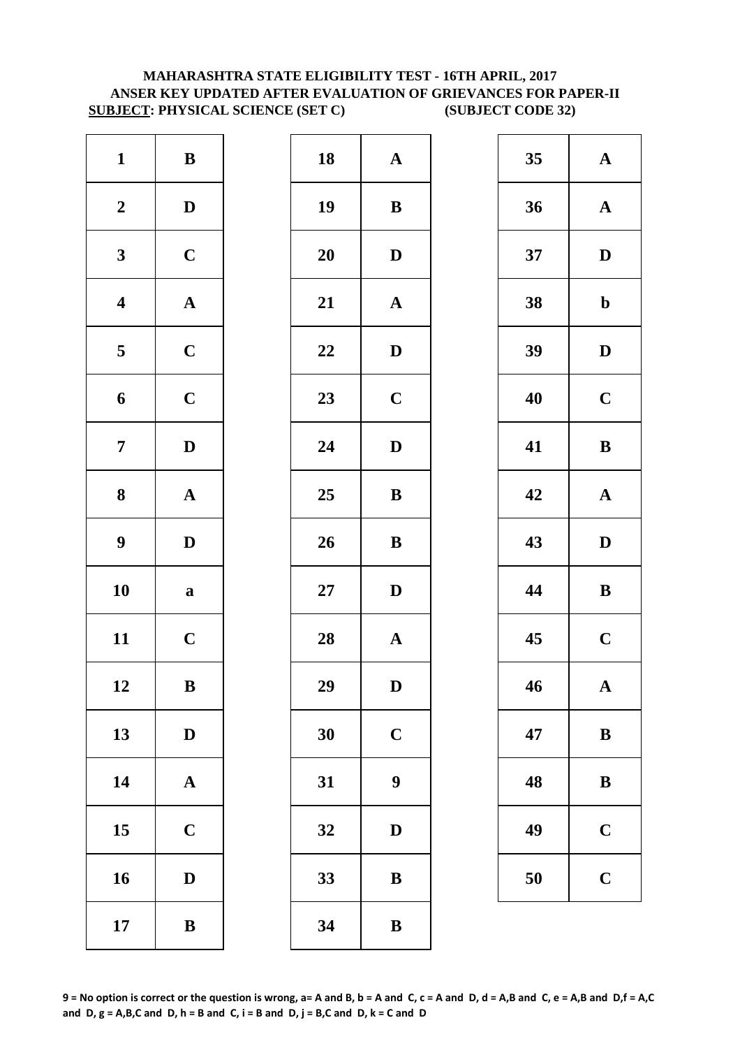**MAHARASHTRA STATE ELIGIBILITY TEST - 16TH APRIL, 2017**
**ANSER KEY UPDATED AFTER EVALUATION OF GRIEVANCES FOR PAPER-II**
**SUBJECT: PHYSICAL SCIENCE (SET C) (SUBJECT CODE 32)**

| Q | Ans | Q | Ans | Q | Ans |
|---|---|---|---|---|---|
| 1 | B | 18 | A | 35 | A |
| 2 | D | 19 | B | 36 | A |
| 3 | C | 20 | D | 37 | D |
| 4 | A | 21 | A | 38 | b |
| 5 | C | 22 | D | 39 | D |
| 6 | C | 23 | C | 40 | C |
| 7 | D | 24 | D | 41 | B |
| 8 | A | 25 | B | 42 | A |
| 9 | D | 26 | B | 43 | D |
| 10 | a | 27 | D | 44 | B |
| 11 | C | 28 | A | 45 | C |
| 12 | B | 29 | D | 46 | A |
| 13 | D | 30 | C | 47 | B |
| 14 | A | 31 | 9 | 48 | B |
| 15 | C | 32 | D | 49 | C |
| 16 | D | 33 | B | 50 | C |
| 17 | B | 34 | B | | |

**9 = No option is correct or the question is wrong, a= A and B, b = A and C, c = A and D, d = A,B and C, e = A,B and D,f = A,C and D, g = A,B,C and D, h = B and C, i = B and D, j = B,C and D, k = C and D**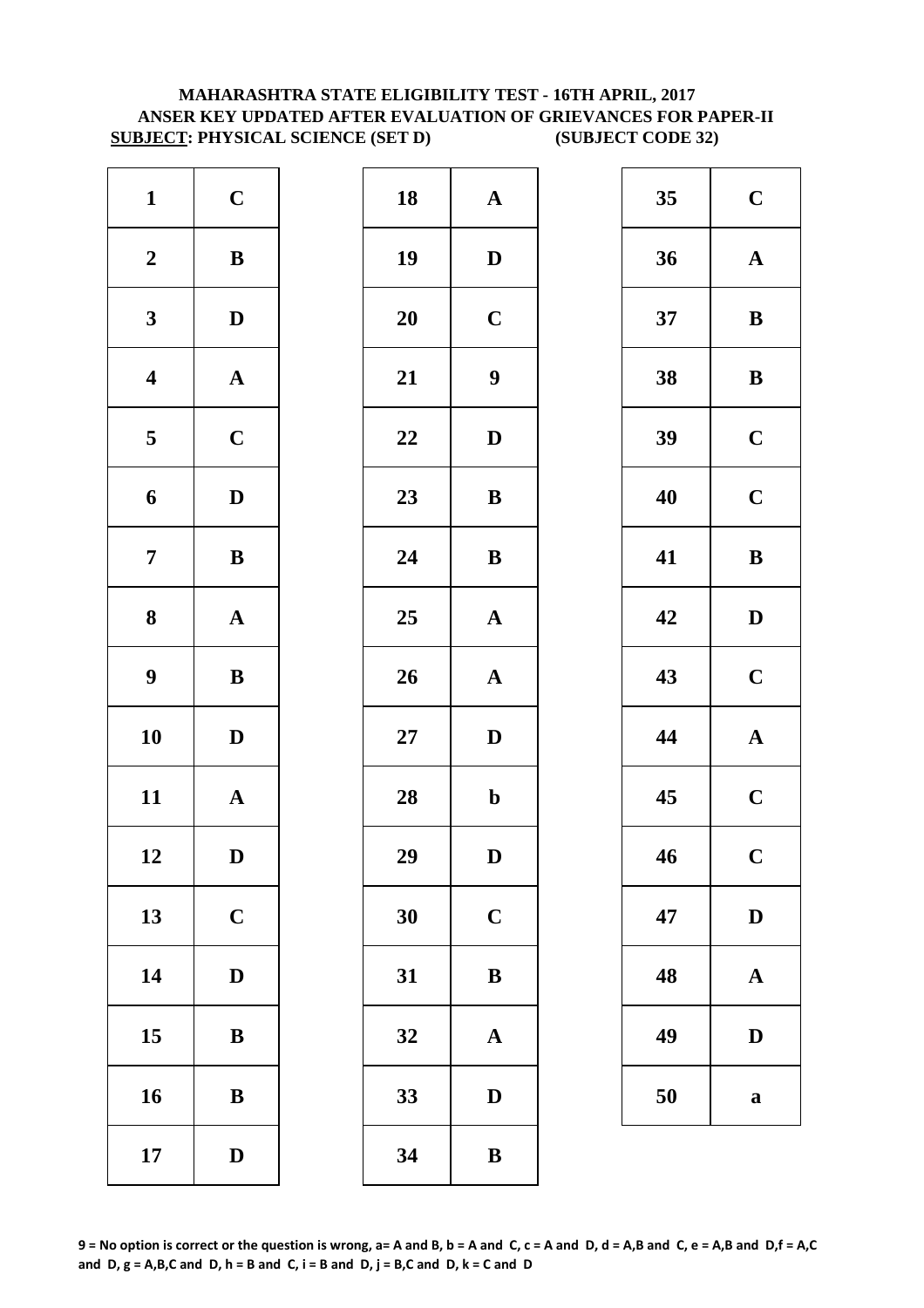**MAHARASHTRA STATE ELIGIBILITY TEST - 16TH APRIL, 2017**
**ANSER KEY UPDATED AFTER EVALUATION OF GRIEVANCES FOR PAPER-II**
**SUBJECT: PHYSICAL SCIENCE (SET D) (SUBJECT CODE 32)**

| Q | Ans | Q | Ans | Q | Ans |
|---|---|---|---|---|---|
| 1 | C | 18 | A | 35 | C |
| 2 | B | 19 | D | 36 | A |
| 3 | D | 20 | C | 37 | B |
| 4 | A | 21 | 9 | 38 | B |
| 5 | C | 22 | D | 39 | C |
| 6 | D | 23 | B | 40 | C |
| 7 | B | 24 | B | 41 | B |
| 8 | A | 25 | A | 42 | D |
| 9 | B | 26 | A | 43 | C |
| 10 | D | 27 | D | 44 | A |
| 11 | A | 28 | b | 45 | C |
| 12 | D | 29 | D | 46 | C |
| 13 | C | 30 | C | 47 | D |
| 14 | D | 31 | B | 48 | A |
| 15 | B | 32 | A | 49 | D |
| 16 | B | 33 | D | 50 | a |
| 17 | D | 34 | B | | |

**9 = No option is correct or the question is wrong, a= A and B, b = A and C, c = A and D, d = A,B and C, e = A,B and D,f = A,C and D, g = A,B,C and D, h = B and C, i = B and D, j = B,C and D, k = C and D**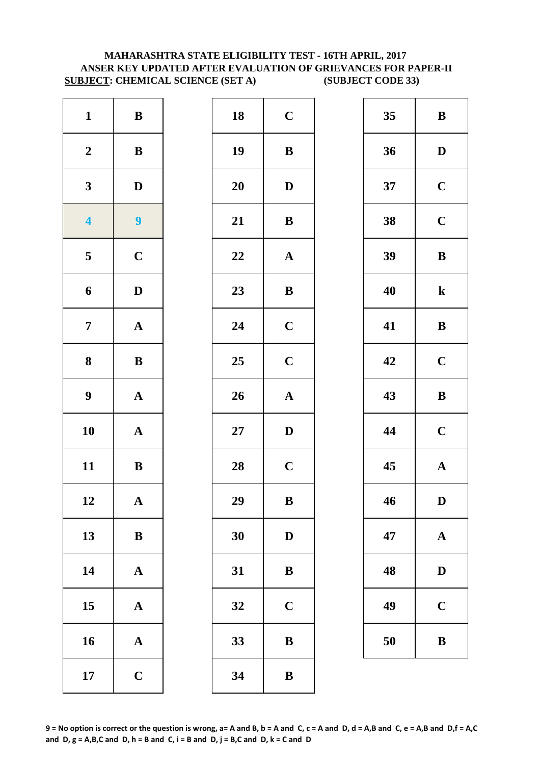**MAHARASHTRA STATE ELIGIBILITY TEST - 16TH APRIL, 2017**
**ANSER KEY UPDATED AFTER EVALUATION OF GRIEVANCES FOR PAPER-II**
**SUBJECT: CHEMICAL SCIENCE (SET A) (SUBJECT CODE 33)**

| Q. No. | Answer | Q. No. | Answer | Q. No. | Answer |
|---|---|---|---|---|---|
| 1 | B | 18 | C | 35 | B |
| 2 | B | 19 | B | 36 | D |
| 3 | D | 20 | D | 37 | C |
| 4 | 9 | 21 | B | 38 | C |
| 5 | C | 22 | A | 39 | B |
| 6 | D | 23 | B | 40 | k |
| 7 | A | 24 | C | 41 | B |
| 8 | B | 25 | C | 42 | C |
| 9 | A | 26 | A | 43 | B |
| 10 | A | 27 | D | 44 | C |
| 11 | B | 28 | C | 45 | A |
| 12 | A | 29 | B | 46 | D |
| 13 | B | 30 | D | 47 | A |
| 14 | A | 31 | B | 48 | D |
| 15 | A | 32 | C | 49 | C |
| 16 | A | 33 | B | 50 | B |
| 17 | C | 34 | B | | |

**9 = No option is correct or the question is wrong, a= A and B, b = A and C, c = A and D, d = A,B and C, e = A,B and D,f = A,C and D, g = A,B,C and D, h = B and C, i = B and D, j = B,C and D, k = C and D**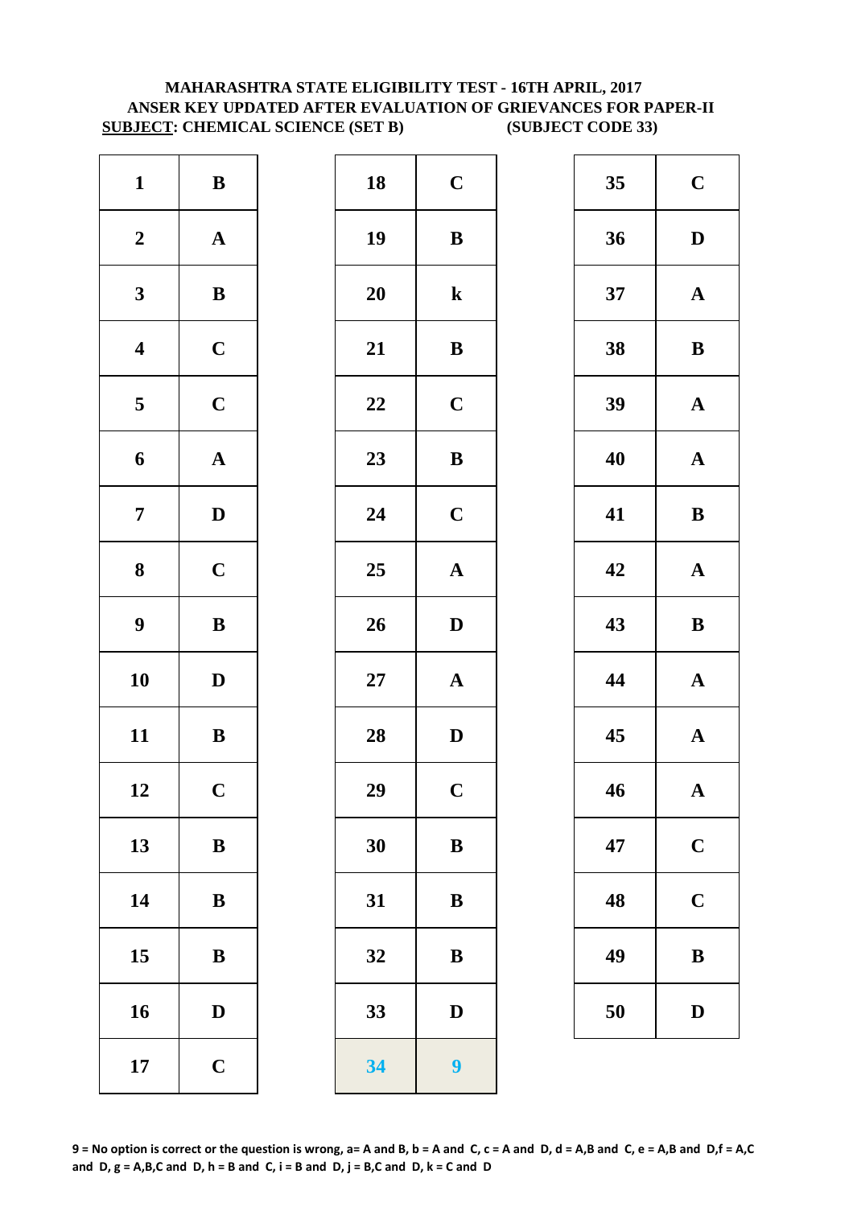**MAHARASHTRA STATE ELIGIBILITY TEST - 16TH APRIL, 2017**
**ANSER KEY UPDATED AFTER EVALUATION OF GRIEVANCES FOR PAPER-II**
**SUBJECT: CHEMICAL SCIENCE (SET B) (SUBJECT CODE 33)**

| Q | Ans | Q | Ans | Q | Ans |
|---|---|---|---|---|---|
| 1 | B | 18 | C | 35 | C |
| 2 | A | 19 | B | 36 | D |
| 3 | B | 20 | k | 37 | A |
| 4 | C | 21 | B | 38 | B |
| 5 | C | 22 | C | 39 | A |
| 6 | A | 23 | B | 40 | A |
| 7 | D | 24 | C | 41 | B |
| 8 | C | 25 | A | 42 | A |
| 9 | B | 26 | D | 43 | B |
| 10 | D | 27 | A | 44 | A |
| 11 | B | 28 | D | 45 | A |
| 12 | C | 29 | C | 46 | A |
| 13 | B | 30 | B | 47 | C |
| 14 | B | 31 | B | 48 | C |
| 15 | B | 32 | B | 49 | B |
| 16 | D | 33 | D | 50 | D |
| 17 | C | 34 | 9 | | |

**9 = No option is correct or the question is wrong, a= A and B, b = A and C, c = A and D, d = A,B and C, e = A,B and D,f = A,C and D, g = A,B,C and D, h = B and C, i = B and D, j = B,C and D, k = C and D**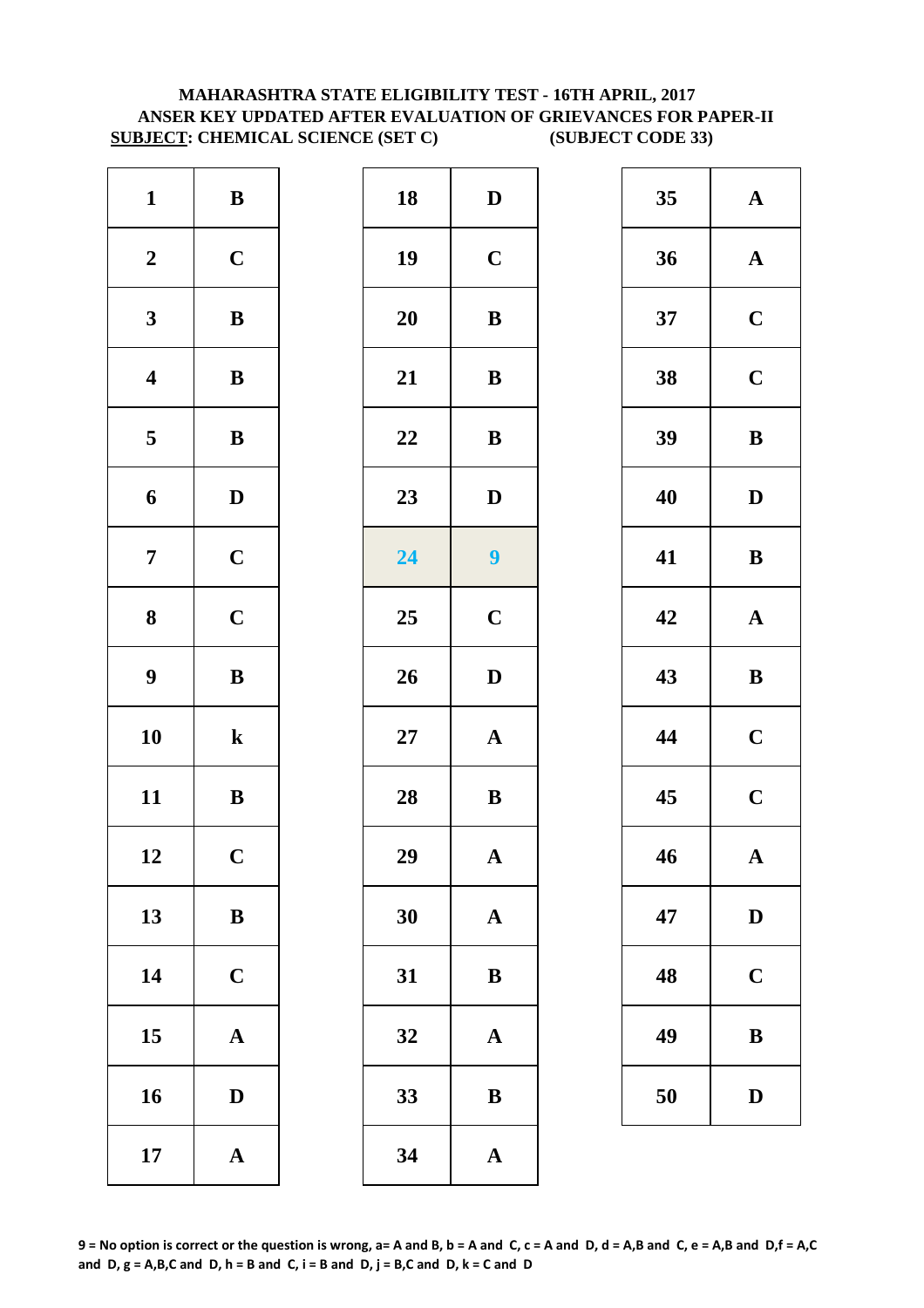**MAHARASHTRA STATE ELIGIBILITY TEST - 16TH APRIL, 2017**
**ANSER KEY UPDATED AFTER EVALUATION OF GRIEVANCES FOR PAPER-II**
**SUBJECT: CHEMICAL SCIENCE (SET C) (SUBJECT CODE 33)**

| Q | Ans | Q | Ans | Q | Ans |
|---|---|---|---|---|---|
| 1 | B | 18 | D | 35 | A |
| 2 | C | 19 | C | 36 | A |
| 3 | B | 20 | B | 37 | C |
| 4 | B | 21 | B | 38 | C |
| 5 | B | 22 | B | 39 | B |
| 6 | D | 23 | D | 40 | D |
| 7 | C | 24 | 9 | 41 | B |
| 8 | C | 25 | C | 42 | A |
| 9 | B | 26 | D | 43 | B |
| 10 | k | 27 | A | 44 | C |
| 11 | B | 28 | B | 45 | C |
| 12 | C | 29 | A | 46 | A |
| 13 | B | 30 | A | 47 | D |
| 14 | C | 31 | B | 48 | C |
| 15 | A | 32 | A | 49 | B |
| 16 | D | 33 | B | 50 | D |
| 17 | A | 34 | A | | |

**9 = No option is correct or the question is wrong, a= A and B, b = A and C, c = A and D, d = A,B and C, e = A,B and D,f = A,C and D, g = A,B,C and D, h = B and C, i = B and D, j = B,C and D, k = C and D**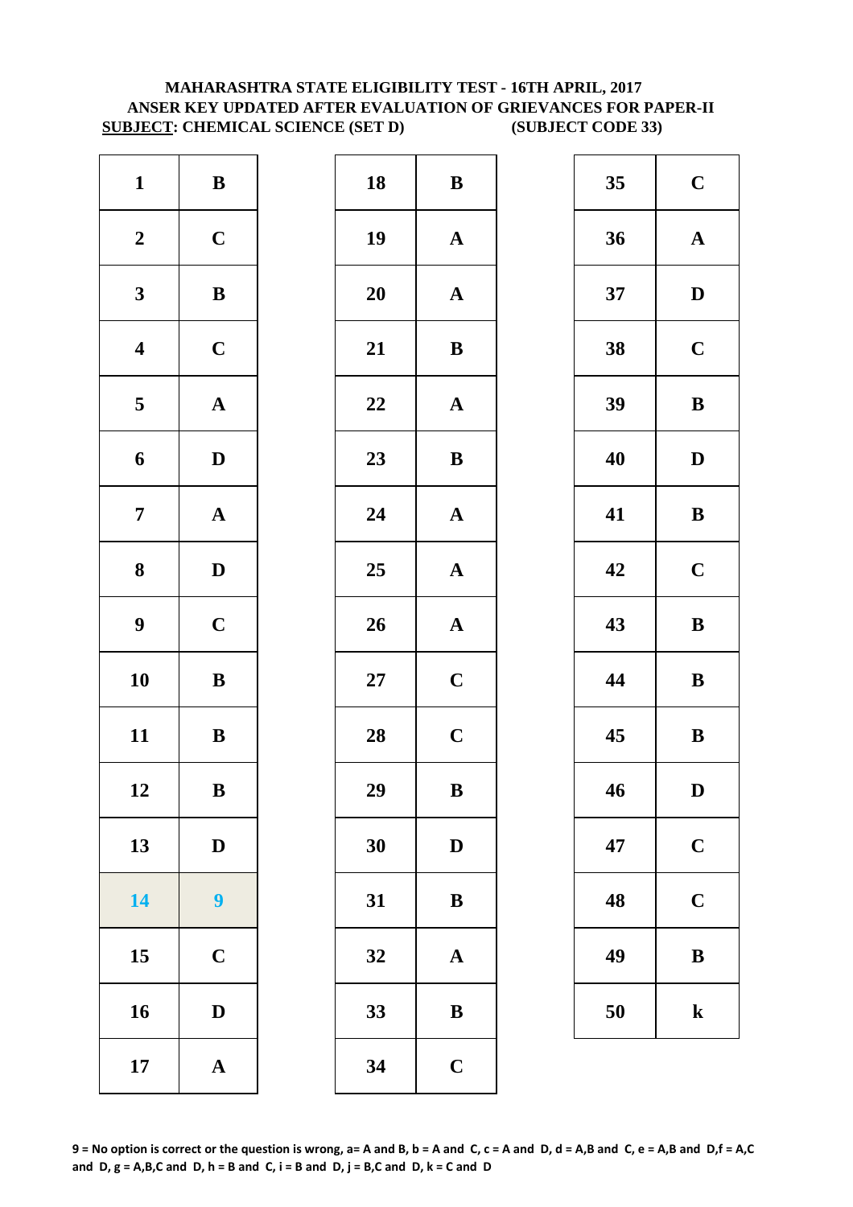**MAHARASHTRA STATE ELIGIBILITY TEST - 16TH APRIL, 2017**
**ANSER KEY UPDATED AFTER EVALUATION OF GRIEVANCES FOR PAPER-II**
**SUBJECT: CHEMICAL SCIENCE (SET D) (SUBJECT CODE 33)**

| Q. | Ans | Q. | Ans | Q. | Ans |
|---|---|---|---|---|---|
| 1 | B | 18 | B | 35 | C |
| 2 | C | 19 | A | 36 | A |
| 3 | B | 20 | A | 37 | D |
| 4 | C | 21 | B | 38 | C |
| 5 | A | 22 | A | 39 | B |
| 6 | D | 23 | B | 40 | D |
| 7 | A | 24 | A | 41 | B |
| 8 | D | 25 | A | 42 | C |
| 9 | C | 26 | A | 43 | B |
| 10 | B | 27 | C | 44 | B |
| 11 | B | 28 | C | 45 | B |
| 12 | B | 29 | B | 46 | D |
| 13 | D | 30 | D | 47 | C |
| 14 | 9 | 31 | B | 48 | C |
| 15 | C | 32 | A | 49 | B |
| 16 | D | 33 | B | 50 | k |
| 17 | A | 34 | C | | |

**9 = No option is correct or the question is wrong, a= A and B, b = A and C, c = A and D, d = A,B and C, e = A,B and D,f = A,C and D, g = A,B,C and D, h = B and C, i = B and D, j = B,C and D, k = C and D**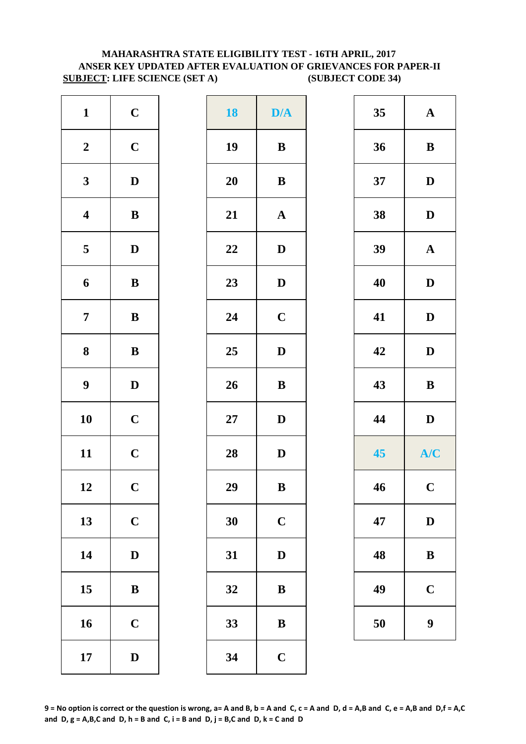**MAHARASHTRA STATE ELIGIBILITY TEST - 16TH APRIL, 2017**

**ANSER KEY UPDATED AFTER EVALUATION OF GRIEVANCES FOR PAPER-II**

**SUBJECT: LIFE SCIENCE (SET A) (SUBJECT CODE 34)**

| Q. No. | Answer | Q. No. | Answer | Q. No. | Answer |
|---|---|---|---|---|---|
| 1 | C | 18 | D/A | 35 | A |
| 2 | C | 19 | B | 36 | B |
| 3 | D | 20 | B | 37 | D |
| 4 | B | 21 | A | 38 | D |
| 5 | D | 22 | D | 39 | A |
| 6 | B | 23 | D | 40 | D |
| 7 | B | 24 | C | 41 | D |
| 8 | B | 25 | D | 42 | D |
| 9 | D | 26 | B | 43 | B |
| 10 | C | 27 | D | 44 | D |
| 11 | C | 28 | D | 45 | A/C |
| 12 | C | 29 | B | 46 | C |
| 13 | C | 30 | C | 47 | D |
| 14 | D | 31 | D | 48 | B |
| 15 | B | 32 | B | 49 | C |
| 16 | C | 33 | B | 50 | 9 |
| 17 | D | 34 | C | | |

**9 = No option is correct or the question is wrong, a= A and B, b = A and C, c = A and D, d = A,B and C, e = A,B and D,f = A,C and D, g = A,B,C and D, h = B and C, i = B and D, j = B,C and D, k = C and D**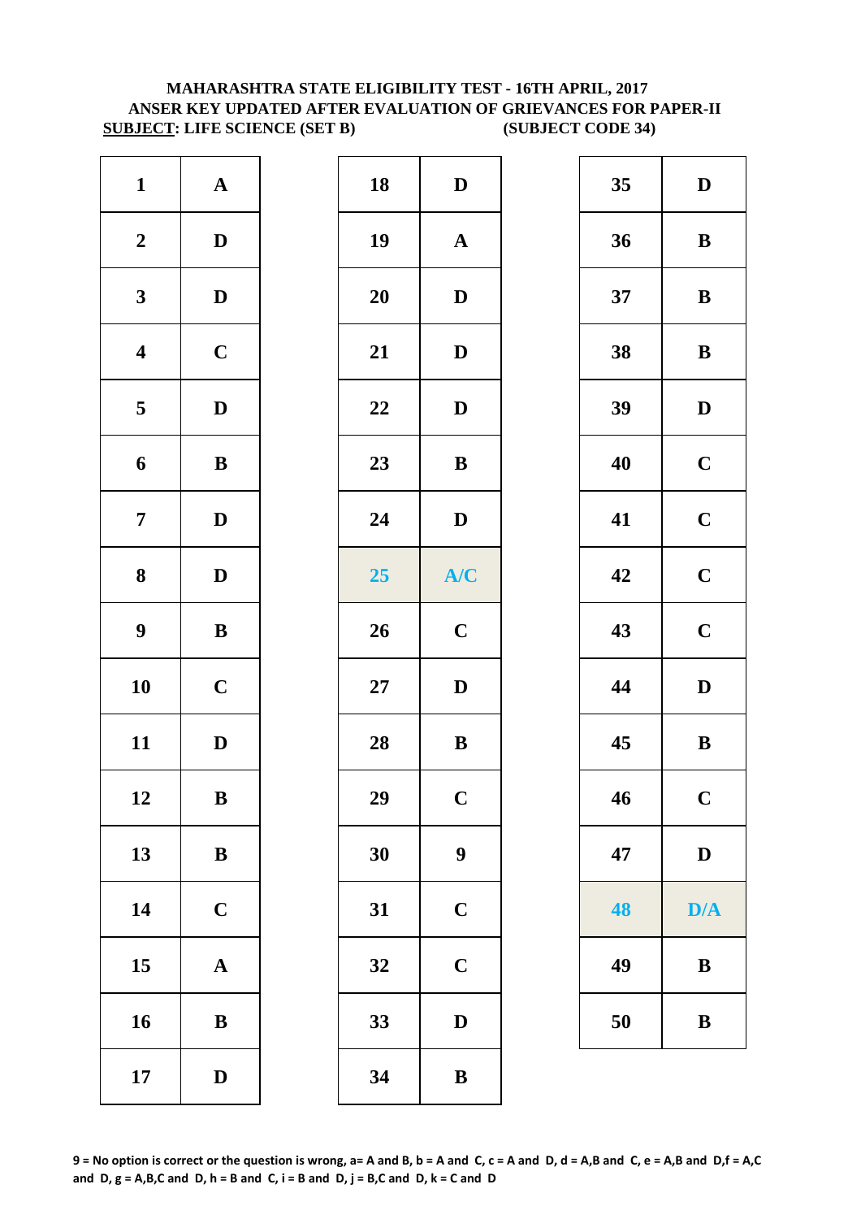**MAHARASHTRA STATE ELIGIBILITY TEST - 16TH APRIL, 2017**
**ANSER KEY UPDATED AFTER EVALUATION OF GRIEVANCES FOR PAPER-II**
**SUBJECT: LIFE SCIENCE (SET B) (SUBJECT CODE 34)**

| Q | Ans | Q | Ans | Q | Ans |
|---|---|---|---|---|---|
| 1 | A | 18 | D | 35 | D |
| 2 | D | 19 | A | 36 | B |
| 3 | D | 20 | D | 37 | B |
| 4 | C | 21 | D | 38 | B |
| 5 | D | 22 | D | 39 | D |
| 6 | B | 23 | B | 40 | C |
| 7 | D | 24 | D | 41 | C |
| 8 | D | 25 | A/C | 42 | C |
| 9 | B | 26 | C | 43 | C |
| 10 | C | 27 | D | 44 | D |
| 11 | D | 28 | B | 45 | B |
| 12 | B | 29 | C | 46 | C |
| 13 | B | 30 | 9 | 47 | D |
| 14 | C | 31 | C | 48 | D/A |
| 15 | A | 32 | C | 49 | B |
| 16 | B | 33 | D | 50 | B |
| 17 | D | 34 | B | | |

**9 = No option is correct or the question is wrong, a= A and B, b = A and C, c = A and D, d = A,B and C, e = A,B and D,f = A,C and D, g = A,B,C and D, h = B and C, i = B and D, j = B,C and D, k = C and D**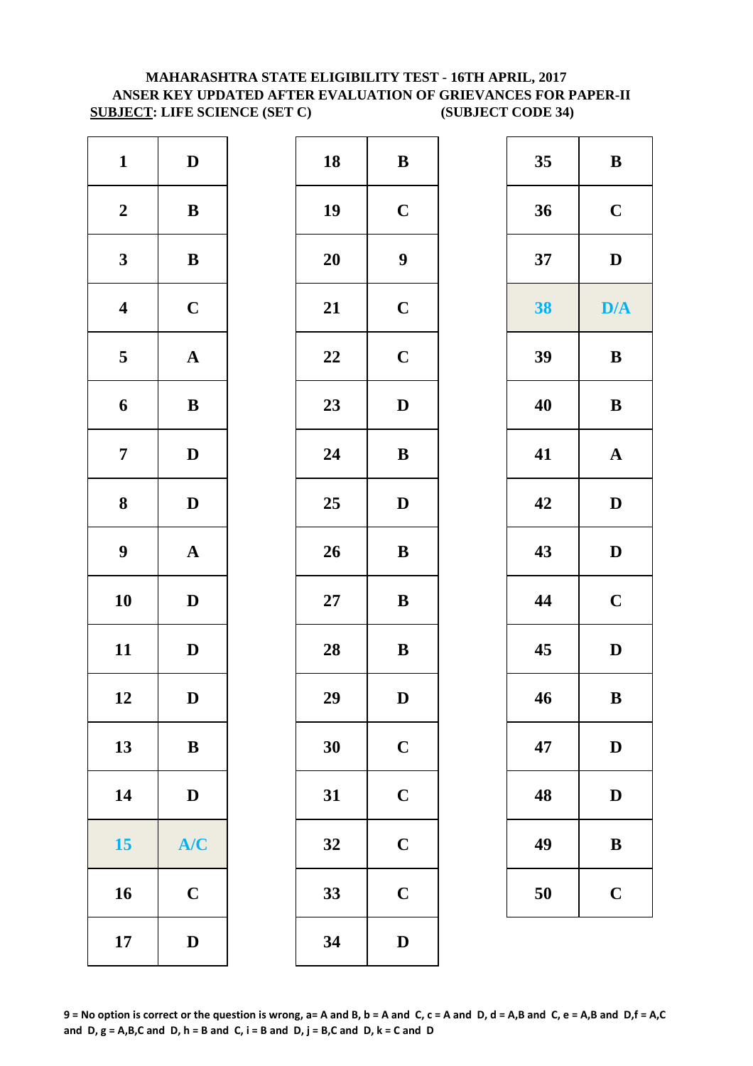**MAHARASHTRA STATE ELIGIBILITY TEST - 16TH APRIL, 2017**
**ANSER KEY UPDATED AFTER EVALUATION OF GRIEVANCES FOR PAPER-II**
**SUBJECT: LIFE SCIENCE (SET C) (SUBJECT CODE 34)**

| Q | Ans | Q | Ans | Q | Ans |
|---|---|---|---|---|---|
| 1 | D | 18 | B | 35 | B |
| 2 | B | 19 | C | 36 | C |
| 3 | B | 20 | 9 | 37 | D |
| 4 | C | 21 | C | 38 | D/A |
| 5 | A | 22 | C | 39 | B |
| 6 | B | 23 | D | 40 | B |
| 7 | D | 24 | B | 41 | A |
| 8 | D | 25 | D | 42 | D |
| 9 | A | 26 | B | 43 | D |
| 10 | D | 27 | B | 44 | C |
| 11 | D | 28 | B | 45 | D |
| 12 | D | 29 | D | 46 | B |
| 13 | B | 30 | C | 47 | D |
| 14 | D | 31 | C | 48 | D |
| 15 | A/C | 32 | C | 49 | B |
| 16 | C | 33 | C | 50 | C |
| 17 | D | 34 | D | | |

**9 = No option is correct or the question is wrong, a= A and B, b = A and C, c = A and D, d = A,B and C, e = A,B and D,f = A,C and D, g = A,B,C and D, h = B and C, i = B and D, j = B,C and D, k = C and D**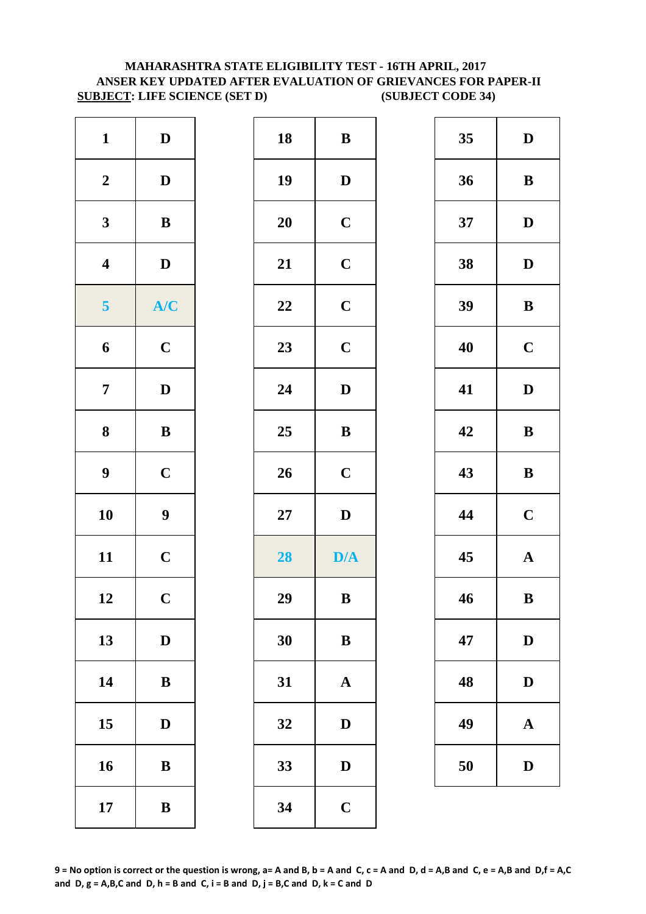**MAHARASHTRA STATE ELIGIBILITY TEST - 16TH APRIL, 2017**

**ANSER KEY UPDATED AFTER EVALUATION OF GRIEVANCES FOR PAPER-II**

**SUBJECT: LIFE SCIENCE (SET D) (SUBJECT CODE 34)**

| Q | Ans | Q | Ans | Q | Ans |
|---|---|---|---|---|---|
| 1 | D | 18 | B | 35 | D |
| 2 | D | 19 | D | 36 | B |
| 3 | B | 20 | C | 37 | D |
| 4 | D | 21 | C | 38 | D |
| 5 | A/C | 22 | C | 39 | B |
| 6 | C | 23 | C | 40 | C |
| 7 | D | 24 | D | 41 | D |
| 8 | B | 25 | B | 42 | B |
| 9 | C | 26 | C | 43 | B |
| 10 | 9 | 27 | D | 44 | C |
| 11 | C | 28 | D/A | 45 | A |
| 12 | C | 29 | B | 46 | B |
| 13 | D | 30 | B | 47 | D |
| 14 | B | 31 | A | 48 | D |
| 15 | D | 32 | D | 49 | A |
| 16 | B | 33 | D | 50 | D |
| 17 | B | 34 | C | | |

**9 = No option is correct or the question is wrong, a= A and B, b = A and C, c = A and D, d = A,B and C, e = A,B and D,f = A,C and D, g = A,B,C and D, h = B and C, i = B and D, j = B,C and D, k = C and D**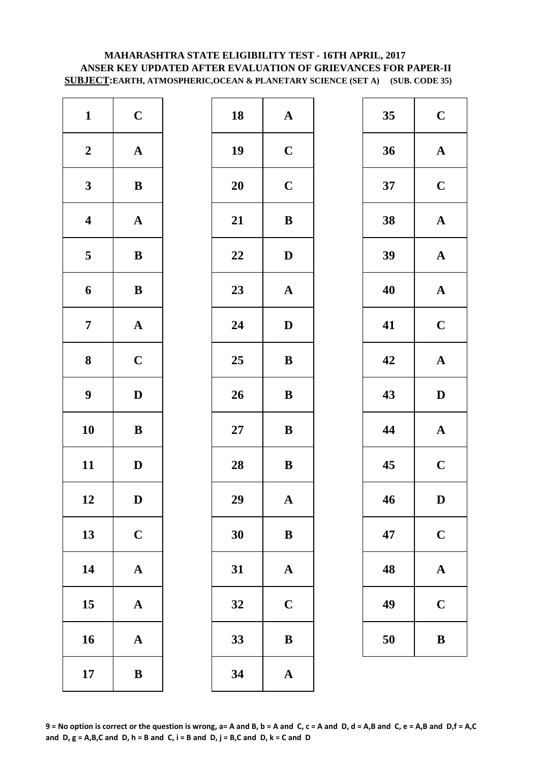**MAHARASHTRA STATE ELIGIBILITY TEST - 16TH APRIL, 2017**
**ANSER KEY UPDATED AFTER EVALUATION OF GRIEVANCES FOR PAPER-II**
**SUBJECT:EARTH, ATMOSPHERIC,OCEAN & PLANETARY SCIENCE (SET A) (SUB. CODE 35)**

| Q | Ans |
|---|---|
| 1 | C |
| 2 | A |
| 3 | B |
| 4 | A |
| 5 | B |
| 6 | B |
| 7 | A |
| 8 | C |
| 9 | D |
| 10 | B |
| 11 | D |
| 12 | D |
| 13 | C |
| 14 | A |
| 15 | A |
| 16 | A |
| 17 | B |

| Q | Ans |
|---|---|
| 18 | A |
| 19 | C |
| 20 | C |
| 21 | B |
| 22 | D |
| 23 | A |
| 24 | D |
| 25 | B |
| 26 | B |
| 27 | B |
| 28 | B |
| 29 | A |
| 30 | B |
| 31 | A |
| 32 | C |
| 33 | B |
| 34 | A |

| Q | Ans |
|---|---|
| 35 | C |
| 36 | A |
| 37 | C |
| 38 | A |
| 39 | A |
| 40 | A |
| 41 | C |
| 42 | A |
| 43 | D |
| 44 | A |
| 45 | C |
| 46 | D |
| 47 | C |
| 48 | A |
| 49 | C |
| 50 | B |

**9 = No option is correct or the question is wrong, a= A and B, b = A and C, c = A and D, d = A,B and C, e = A,B and D,f = A,C and D, g = A,B,C and D, h = B and C, i = B and D, j = B,C and D, k = C and D**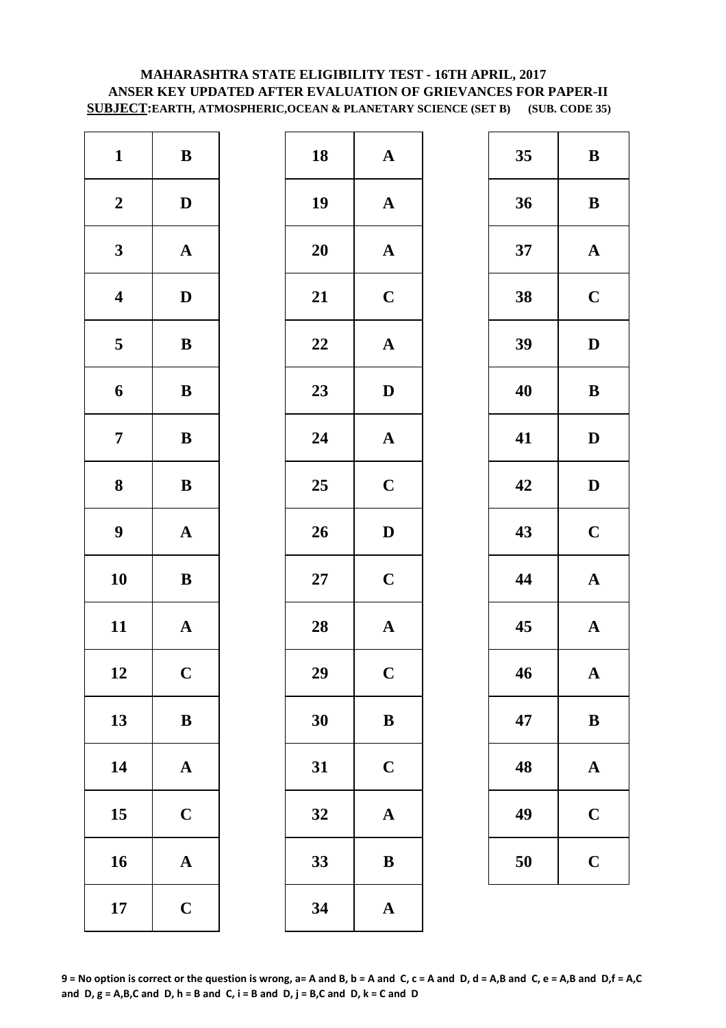**MAHARASHTRA STATE ELIGIBILITY TEST - 16TH APRIL, 2017**
**ANSER KEY UPDATED AFTER EVALUATION OF GRIEVANCES FOR PAPER-II**
**SUBJECT:EARTH, ATMOSPHERIC,OCEAN & PLANETARY SCIENCE (SET B) (SUB. CODE 35)**

| Q | Ans | Q | Ans | Q | Ans |
|---|---|---|---|---|---|
| 1 | B | 18 | A | 35 | B |
| 2 | D | 19 | A | 36 | B |
| 3 | A | 20 | A | 37 | A |
| 4 | D | 21 | C | 38 | C |
| 5 | B | 22 | A | 39 | D |
| 6 | B | 23 | D | 40 | B |
| 7 | B | 24 | A | 41 | D |
| 8 | B | 25 | C | 42 | D |
| 9 | A | 26 | D | 43 | C |
| 10 | B | 27 | C | 44 | A |
| 11 | A | 28 | A | 45 | A |
| 12 | C | 29 | C | 46 | A |
| 13 | B | 30 | B | 47 | B |
| 14 | A | 31 | C | 48 | A |
| 15 | C | 32 | A | 49 | C |
| 16 | A | 33 | B | 50 | C |
| 17 | C | 34 | A | | |

**9 = No option is correct or the question is wrong, a= A and B, b = A and C, c = A and D, d = A,B and C, e = A,B and D,f = A,C and D, g = A,B,C and D, h = B and C, i = B and D, j = B,C and D, k = C and D**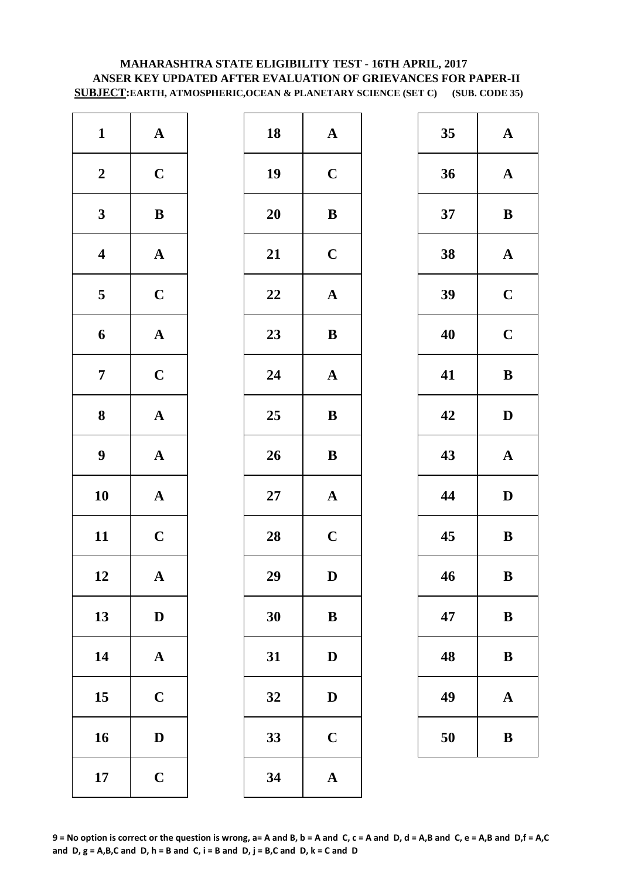**MAHARASHTRA STATE ELIGIBILITY TEST - 16TH APRIL, 2017**
**ANSER KEY UPDATED AFTER EVALUATION OF GRIEVANCES FOR PAPER-II**
**SUBJECT:EARTH, ATMOSPHERIC,OCEAN & PLANETARY SCIENCE (SET C) (SUB. CODE 35)**

| | | | | | |
|---|---|---|---|---|---|
| 1 | A | 18 | A | 35 | A |
| 2 | C | 19 | C | 36 | A |
| 3 | B | 20 | B | 37 | B |
| 4 | A | 21 | C | 38 | A |
| 5 | C | 22 | A | 39 | C |
| 6 | A | 23 | B | 40 | C |
| 7 | C | 24 | A | 41 | B |
| 8 | A | 25 | B | 42 | D |
| 9 | A | 26 | B | 43 | A |
| 10 | A | 27 | A | 44 | D |
| 11 | C | 28 | C | 45 | B |
| 12 | A | 29 | D | 46 | B |
| 13 | D | 30 | B | 47 | B |
| 14 | A | 31 | D | 48 | B |
| 15 | C | 32 | D | 49 | A |
| 16 | D | 33 | C | 50 | B |
| 17 | C | 34 | A | | |

**9 = No option is correct or the question is wrong, a= A and B, b = A and C, c = A and D, d = A,B and C, e = A,B and D,f = A,C and D, g = A,B,C and D, h = B and C, i = B and D, j = B,C and D, k = C and D**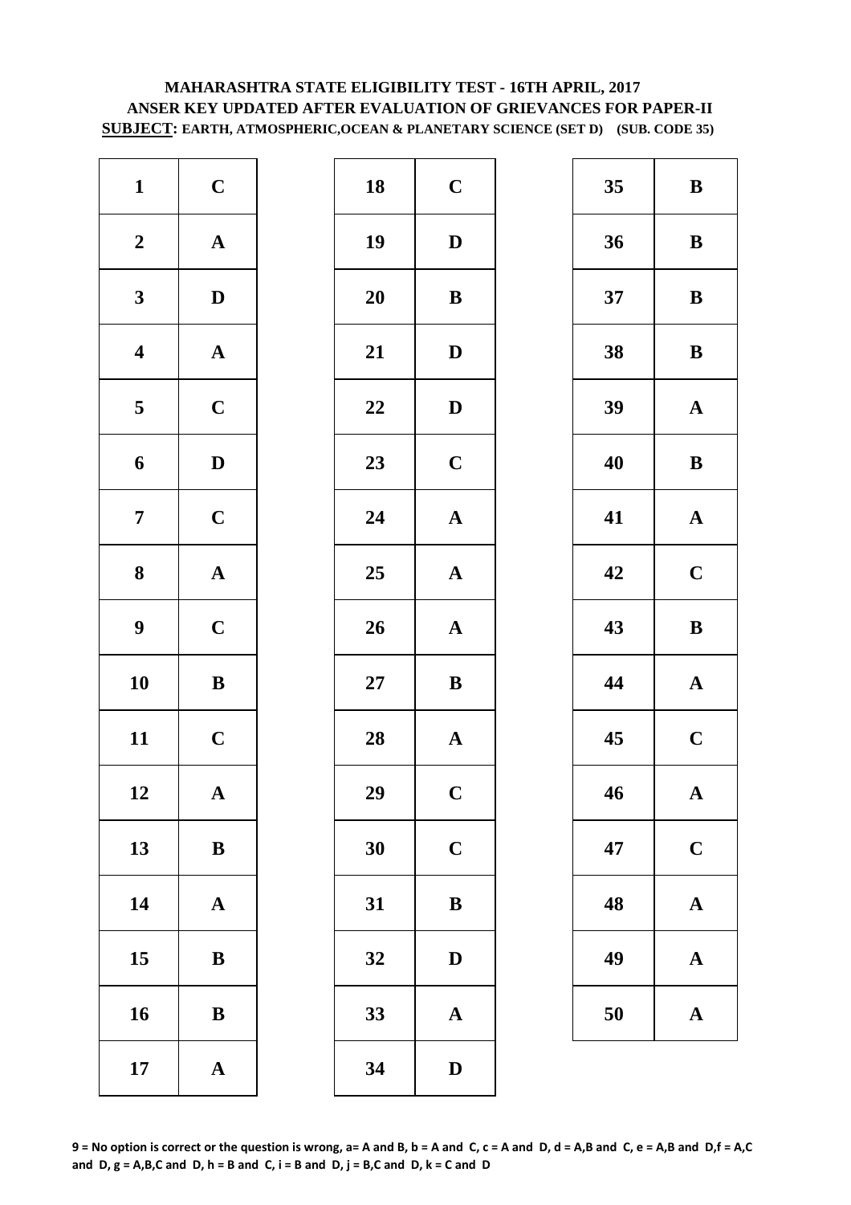# MAHARASHTRA STATE ELIGIBILITY TEST - 16TH APRIL, 2017
## ANSER KEY UPDATED AFTER EVALUATION OF GRIEVANCES FOR PAPER-II
**SUBJECT: EARTH, ATMOSPHERIC,OCEAN & PLANETARY SCIENCE (SET D) (SUB. CODE 35)**

| Q | Ans | Q | Ans | Q | Ans |
|---|---|---|---|---|---|
| 1 | C | 18 | C | 35 | B |
| 2 | A | 19 | D | 36 | B |
| 3 | D | 20 | B | 37 | B |
| 4 | A | 21 | D | 38 | B |
| 5 | C | 22 | D | 39 | A |
| 6 | D | 23 | C | 40 | B |
| 7 | C | 24 | A | 41 | A |
| 8 | A | 25 | A | 42 | C |
| 9 | C | 26 | A | 43 | B |
| 10 | B | 27 | B | 44 | A |
| 11 | C | 28 | A | 45 | C |
| 12 | A | 29 | C | 46 | A |
| 13 | B | 30 | C | 47 | C |
| 14 | A | 31 | B | 48 | A |
| 15 | B | 32 | D | 49 | A |
| 16 | B | 33 | A | 50 | A |
| 17 | A | 34 | D | | |

**9 = No option is correct or the question is wrong, a= A and B, b = A and C, c = A and D, d = A,B and C, e = A,B and D,f = A,C and D, g = A,B,C and D, h = B and C, i = B and D, j = B,C and D, k = C and D**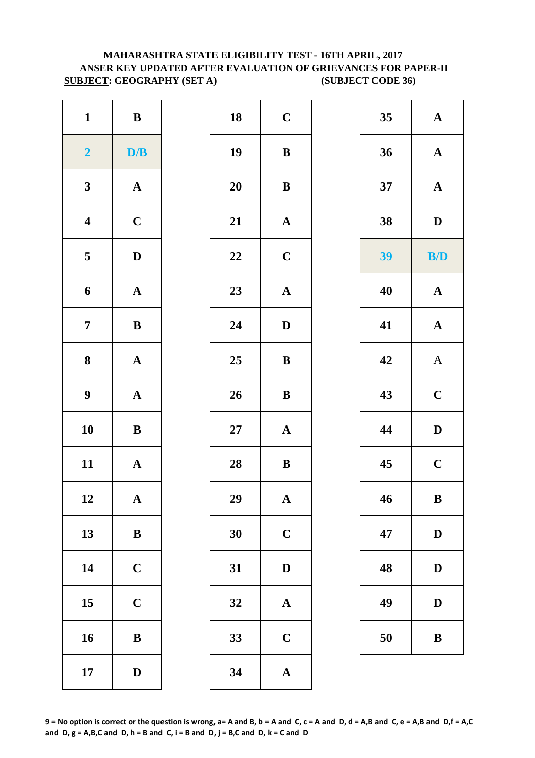**MAHARASHTRA STATE ELIGIBILITY TEST - 16TH APRIL, 2017**
**ANSER KEY UPDATED AFTER EVALUATION OF GRIEVANCES FOR PAPER-II**
**SUBJECT: GEOGRAPHY (SET A) (SUBJECT CODE 36)**

| Q | Ans | Q | Ans | Q | Ans |
|---|---|---|---|---|---|
| 1 | B | 18 | C | 35 | A |
| 2 | D/B | 19 | B | 36 | A |
| 3 | A | 20 | B | 37 | A |
| 4 | C | 21 | A | 38 | D |
| 5 | D | 22 | C | 39 | B/D |
| 6 | A | 23 | A | 40 | A |
| 7 | B | 24 | D | 41 | A |
| 8 | A | 25 | B | 42 | A |
| 9 | A | 26 | B | 43 | C |
| 10 | B | 27 | A | 44 | D |
| 11 | A | 28 | B | 45 | C |
| 12 | A | 29 | A | 46 | B |
| 13 | B | 30 | C | 47 | D |
| 14 | C | 31 | D | 48 | D |
| 15 | C | 32 | A | 49 | D |
| 16 | B | 33 | C | 50 | B |
| 17 | D | 34 | A | | |

**9 = No option is correct or the question is wrong, a= A and B, b = A and C, c = A and D, d = A,B and C, e = A,B and D,f = A,C and D, g = A,B,C and D, h = B and C, i = B and D, j = B,C and D, k = C and D**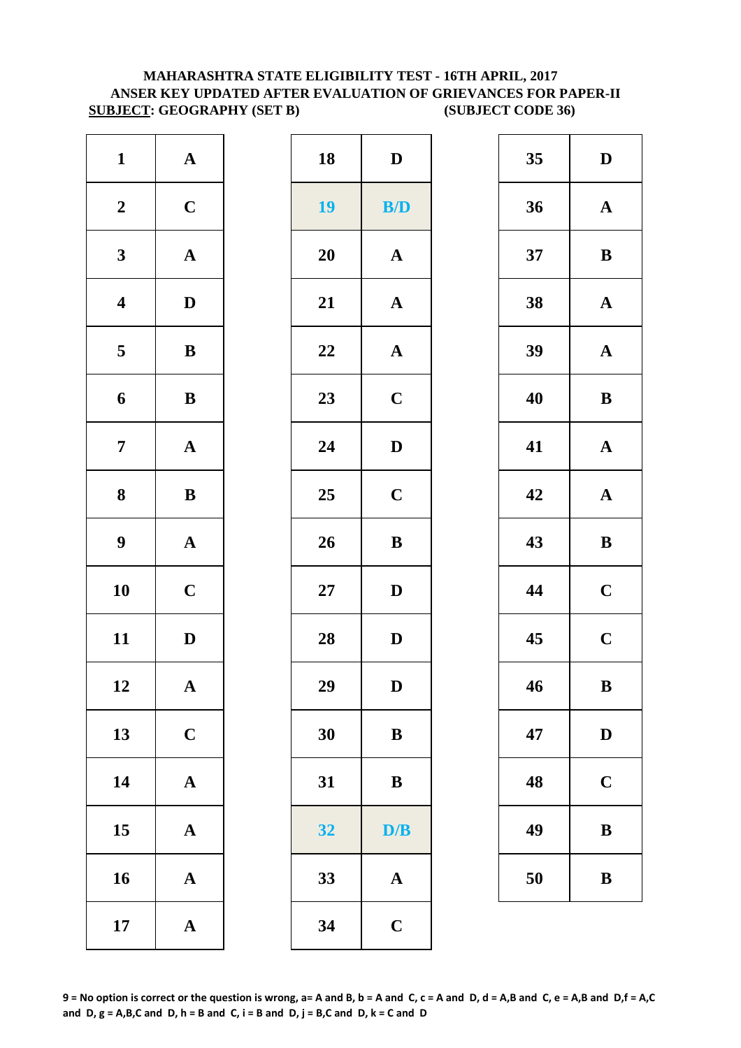**MAHARASHTRA STATE ELIGIBILITY TEST - 16TH APRIL, 2017**
**ANSER KEY UPDATED AFTER EVALUATION OF GRIEVANCES FOR PAPER-II**
**SUBJECT: GEOGRAPHY (SET B) (SUBJECT CODE 36)**

| Q | Ans | Q | Ans | Q | Ans |
|---|---|---|---|---|---|
| 1 | A | 18 | D | 35 | D |
| 2 | C | 19 | B/D | 36 | A |
| 3 | A | 20 | A | 37 | B |
| 4 | D | 21 | A | 38 | A |
| 5 | B | 22 | A | 39 | A |
| 6 | B | 23 | C | 40 | B |
| 7 | A | 24 | D | 41 | A |
| 8 | B | 25 | C | 42 | A |
| 9 | A | 26 | B | 43 | B |
| 10 | C | 27 | D | 44 | C |
| 11 | D | 28 | D | 45 | C |
| 12 | A | 29 | D | 46 | B |
| 13 | C | 30 | B | 47 | D |
| 14 | A | 31 | B | 48 | C |
| 15 | A | 32 | D/B | 49 | B |
| 16 | A | 33 | A | 50 | B |
| 17 | A | 34 | C | | |

**9 = No option is correct or the question is wrong, a= A and B, b = A and C, c = A and D, d = A,B and C, e = A,B and D,f = A,C and D, g = A,B,C and D, h = B and C, i = B and D, j = B,C and D, k = C and D**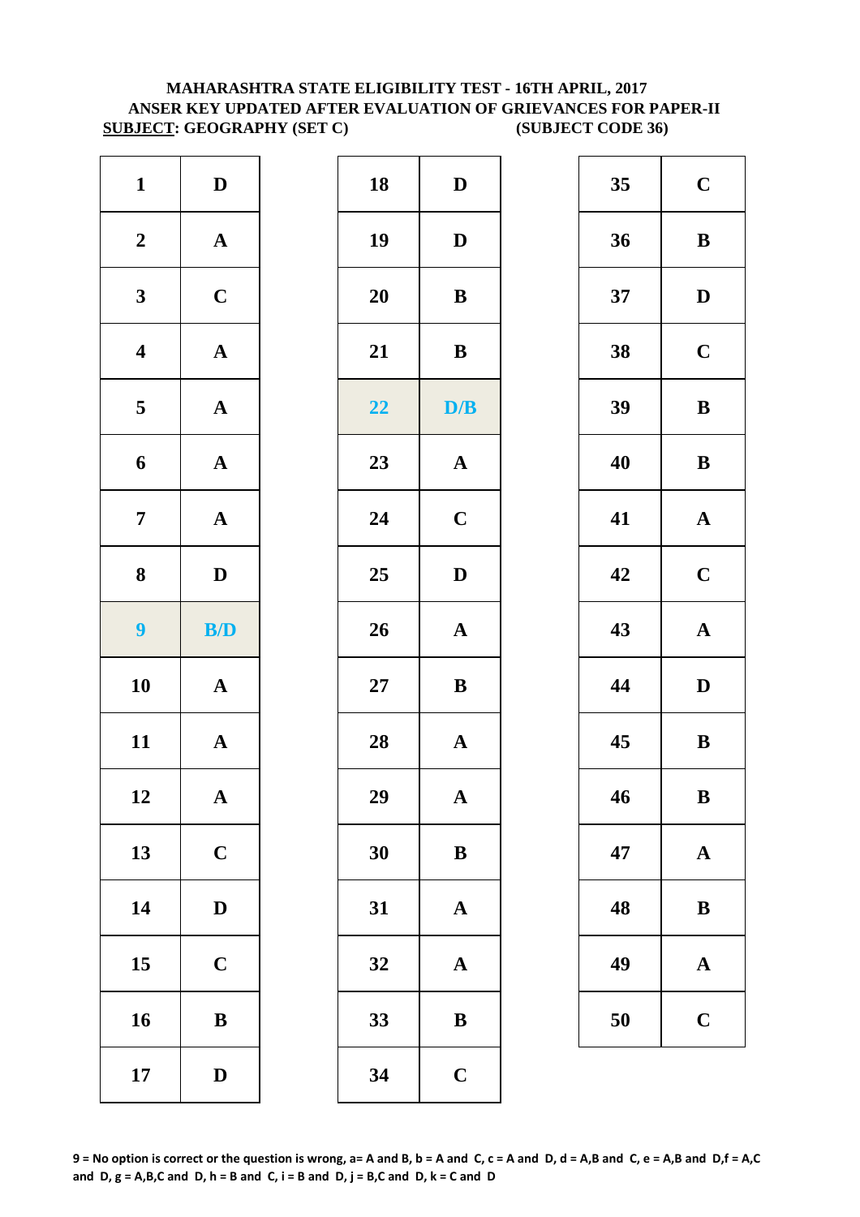**MAHARASHTRA STATE ELIGIBILITY TEST - 16TH APRIL, 2017**
**ANSER KEY UPDATED AFTER EVALUATION OF GRIEVANCES FOR PAPER-II**
**SUBJECT: GEOGRAPHY (SET C) (SUBJECT CODE 36)**

| | | | | | |
|---|---|---|---|---|---|
| 1 | D | 18 | D | 35 | C |
| 2 | A | 19 | D | 36 | B |
| 3 | C | 20 | B | 37 | D |
| 4 | A | 21 | B | 38 | C |
| 5 | A | 22 | D/B | 39 | B |
| 6 | A | 23 | A | 40 | B |
| 7 | A | 24 | C | 41 | A |
| 8 | D | 25 | D | 42 | C |
| 9 | B/D | 26 | A | 43 | A |
| 10 | A | 27 | B | 44 | D |
| 11 | A | 28 | A | 45 | B |
| 12 | A | 29 | A | 46 | B |
| 13 | C | 30 | B | 47 | A |
| 14 | D | 31 | A | 48 | B |
| 15 | C | 32 | A | 49 | A |
| 16 | B | 33 | B | 50 | C |
| 17 | D | 34 | C | | |

**9 = No option is correct or the question is wrong, a= A and B, b = A and C, c = A and D, d = A,B and C, e = A,B and D,f = A,C and D, g = A,B,C and D, h = B and C, i = B and D, j = B,C and D, k = C and D**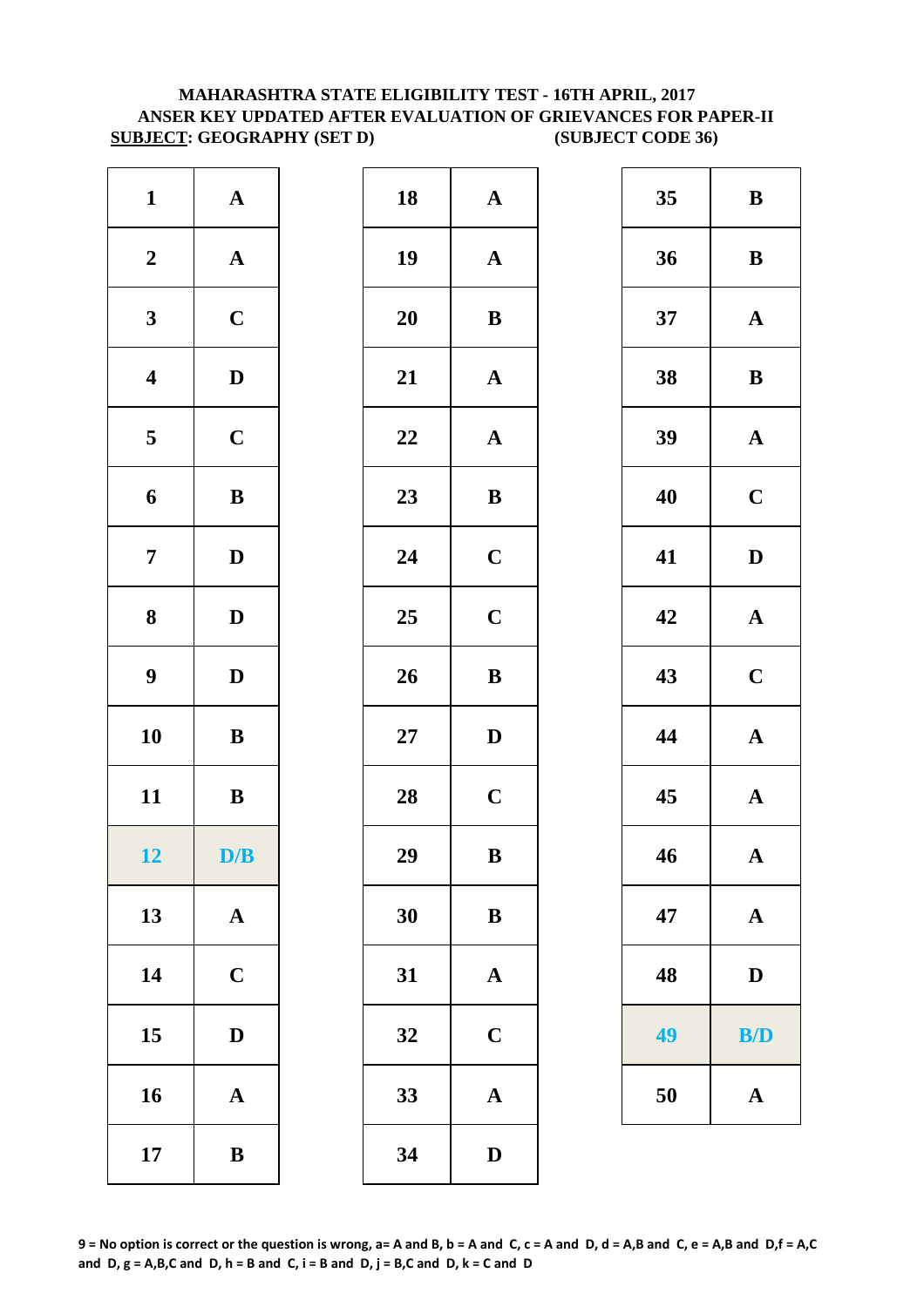**MAHARASHTRA STATE ELIGIBILITY TEST - 16TH APRIL, 2017**
**ANSER KEY UPDATED AFTER EVALUATION OF GRIEVANCES FOR PAPER-II**
**SUBJECT: GEOGRAPHY (SET D) (SUBJECT CODE 36)**

| Q | Ans | Q | Ans | Q | Ans |
|---|---|---|---|---|---|
| 1 | A | 18 | A | 35 | B |
| 2 | A | 19 | A | 36 | B |
| 3 | C | 20 | B | 37 | A |
| 4 | D | 21 | A | 38 | B |
| 5 | C | 22 | A | 39 | A |
| 6 | B | 23 | B | 40 | C |
| 7 | D | 24 | C | 41 | D |
| 8 | D | 25 | C | 42 | A |
| 9 | D | 26 | B | 43 | C |
| 10 | B | 27 | D | 44 | A |
| 11 | B | 28 | C | 45 | A |
| 12 | D/B | 29 | B | 46 | A |
| 13 | A | 30 | B | 47 | A |
| 14 | C | 31 | A | 48 | D |
| 15 | D | 32 | C | 49 | B/D |
| 16 | A | 33 | A | 50 | A |
| 17 | B | 34 | D | | |

**9 = No option is correct or the question is wrong, a= A and B, b = A and C, c = A and D, d = A,B and C, e = A,B and D,f = A,C and D, g = A,B,C and D, h = B and C, i = B and D, j = B,C and D, k = C and D**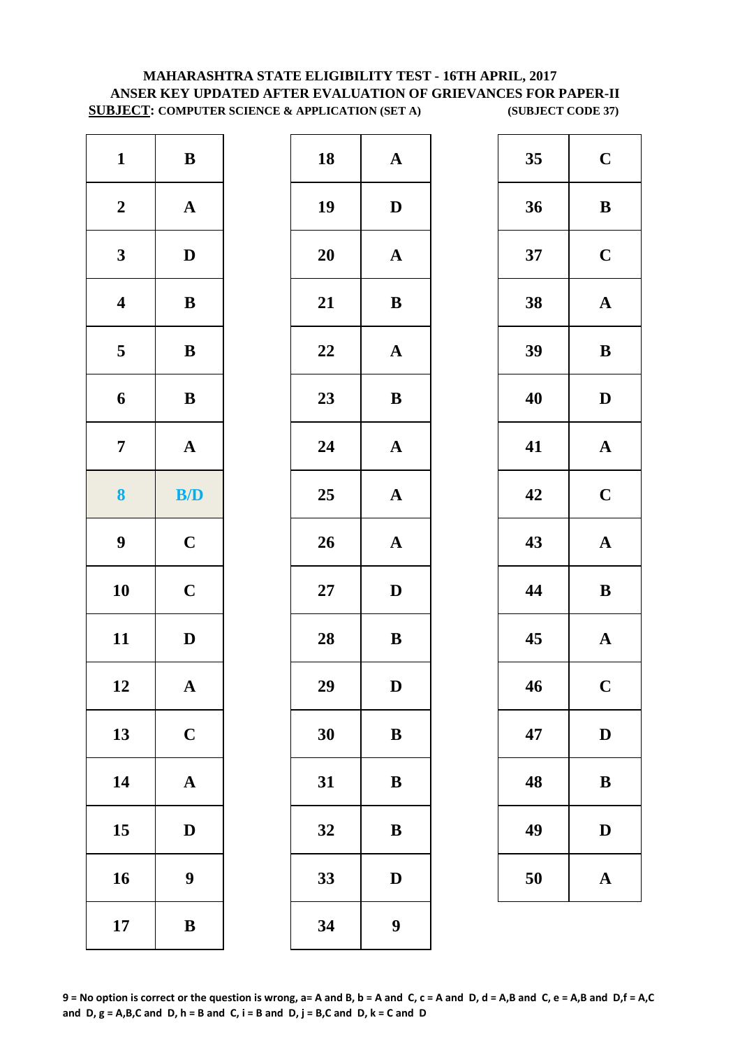**MAHARASHTRA STATE ELIGIBILITY TEST - 16TH APRIL, 2017**
**ANSER KEY UPDATED AFTER EVALUATION OF GRIEVANCES FOR PAPER-II**
**SUBJECT: COMPUTER SCIENCE & APPLICATION (SET A)** **(SUBJECT CODE 37)**

| Q | Ans | Q | Ans | Q | Ans |
|---|---|---|---|---|---|
| 1 | B | 18 | A | 35 | C |
| 2 | A | 19 | D | 36 | B |
| 3 | D | 20 | A | 37 | C |
| 4 | B | 21 | B | 38 | A |
| 5 | B | 22 | A | 39 | B |
| 6 | B | 23 | B | 40 | D |
| 7 | A | 24 | A | 41 | A |
| 8 | B/D | 25 | A | 42 | C |
| 9 | C | 26 | A | 43 | A |
| 10 | C | 27 | D | 44 | B |
| 11 | D | 28 | B | 45 | A |
| 12 | A | 29 | D | 46 | C |
| 13 | C | 30 | B | 47 | D |
| 14 | A | 31 | B | 48 | B |
| 15 | D | 32 | B | 49 | D |
| 16 | 9 | 33 | D | 50 | A |
| 17 | B | 34 | 9 | | |

**9 = No option is correct or the question is wrong, a= A and B, b = A and C, c = A and D, d = A,B and C, e = A,B and D,f = A,C and D, g = A,B,C and D, h = B and C, i = B and D, j = B,C and D, k = C and D**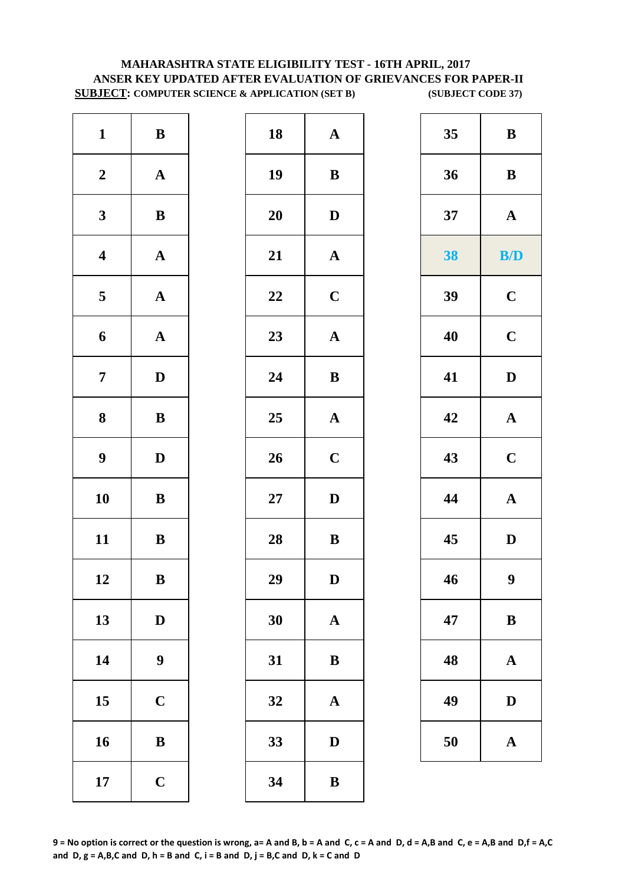**MAHARASHTRA STATE ELIGIBILITY TEST - 16TH APRIL, 2017**
**ANSER KEY UPDATED AFTER EVALUATION OF GRIEVANCES FOR PAPER-II**
**SUBJECT: COMPUTER SCIENCE & APPLICATION (SET B) (SUBJECT CODE 37)**

| Q | Ans | Q | Ans | Q | Ans |
|---|---|---|---|---|---|
| 1 | B | 18 | A | 35 | B |
| 2 | A | 19 | B | 36 | B |
| 3 | B | 20 | D | 37 | A |
| 4 | A | 21 | A | 38 | B/D |
| 5 | A | 22 | C | 39 | C |
| 6 | A | 23 | A | 40 | C |
| 7 | D | 24 | B | 41 | D |
| 8 | B | 25 | A | 42 | A |
| 9 | D | 26 | C | 43 | C |
| 10 | B | 27 | D | 44 | A |
| 11 | B | 28 | B | 45 | D |
| 12 | B | 29 | D | 46 | 9 |
| 13 | D | 30 | A | 47 | B |
| 14 | 9 | 31 | B | 48 | A |
| 15 | C | 32 | A | 49 | D |
| 16 | B | 33 | D | 50 | A |
| 17 | C | 34 | B | | |

**9 = No option is correct or the question is wrong, a= A and B, b = A and C, c = A and D, d = A,B and C, e = A,B and D,f = A,C and D, g = A,B,C and D, h = B and C, i = B and D, j = B,C and D, k = C and D**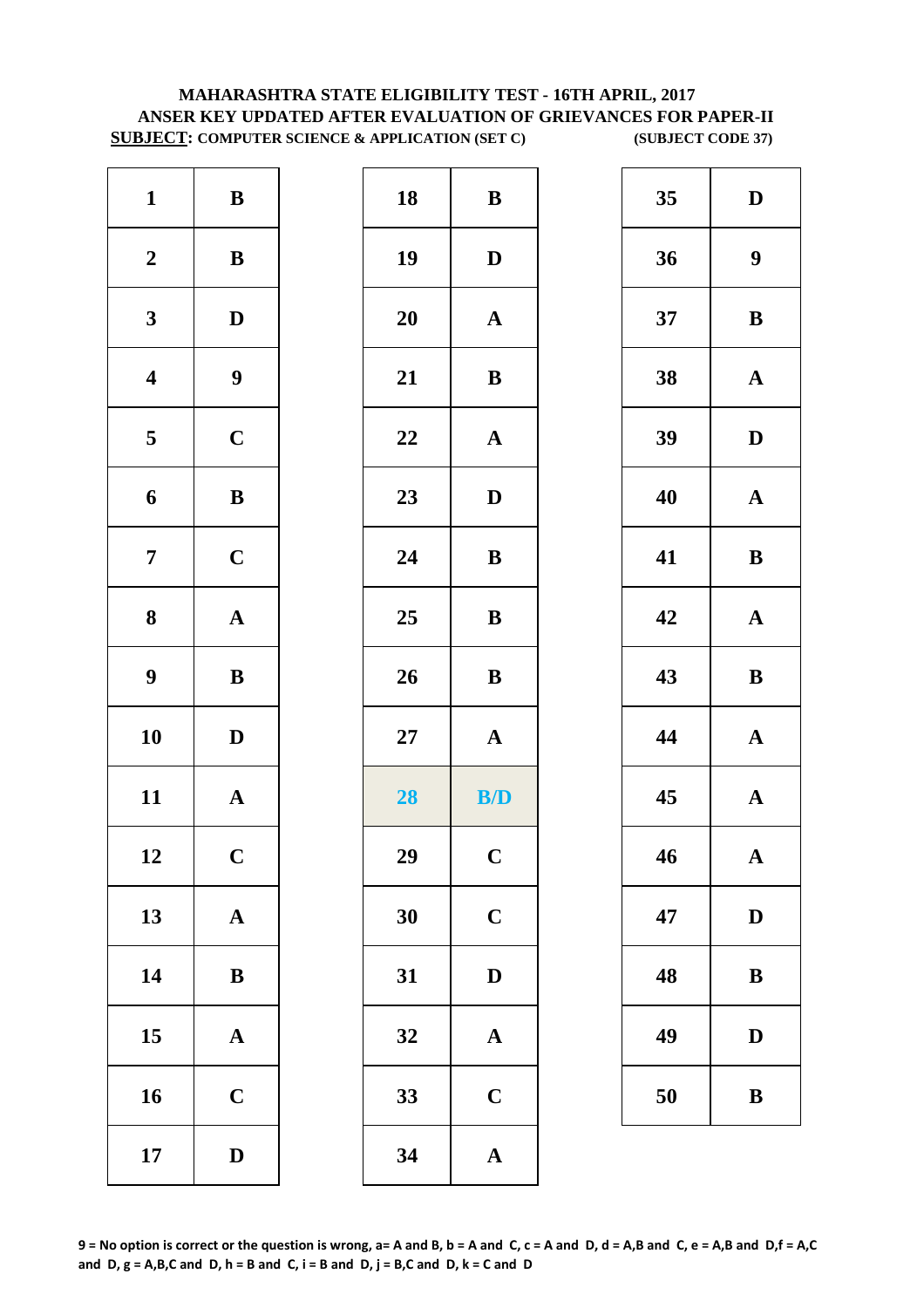**MAHARASHTRA STATE ELIGIBILITY TEST - 16TH APRIL, 2017**
**ANSER KEY UPDATED AFTER EVALUATION OF GRIEVANCES FOR PAPER-II**
**SUBJECT: COMPUTER SCIENCE & APPLICATION (SET C)** **(SUBJECT CODE 37)**

| Q | Ans | Q | Ans | Q | Ans |
|---|---|---|---|---|---|
| 1 | B | 18 | B | 35 | D |
| 2 | B | 19 | D | 36 | 9 |
| 3 | D | 20 | A | 37 | B |
| 4 | 9 | 21 | B | 38 | A |
| 5 | C | 22 | A | 39 | D |
| 6 | B | 23 | D | 40 | A |
| 7 | C | 24 | B | 41 | B |
| 8 | A | 25 | B | 42 | A |
| 9 | B | 26 | B | 43 | B |
| 10 | D | 27 | A | 44 | A |
| 11 | A | 28 | B/D | 45 | A |
| 12 | C | 29 | C | 46 | A |
| 13 | A | 30 | C | 47 | D |
| 14 | B | 31 | D | 48 | B |
| 15 | A | 32 | A | 49 | D |
| 16 | C | 33 | C | 50 | B |
| 17 | D | 34 | A | | |

**9 = No option is correct or the question is wrong, a= A and B, b = A and C, c = A and D, d = A,B and C, e = A,B and D,f = A,C and D, g = A,B,C and D, h = B and C, i = B and D, j = B,C and D, k = C and D**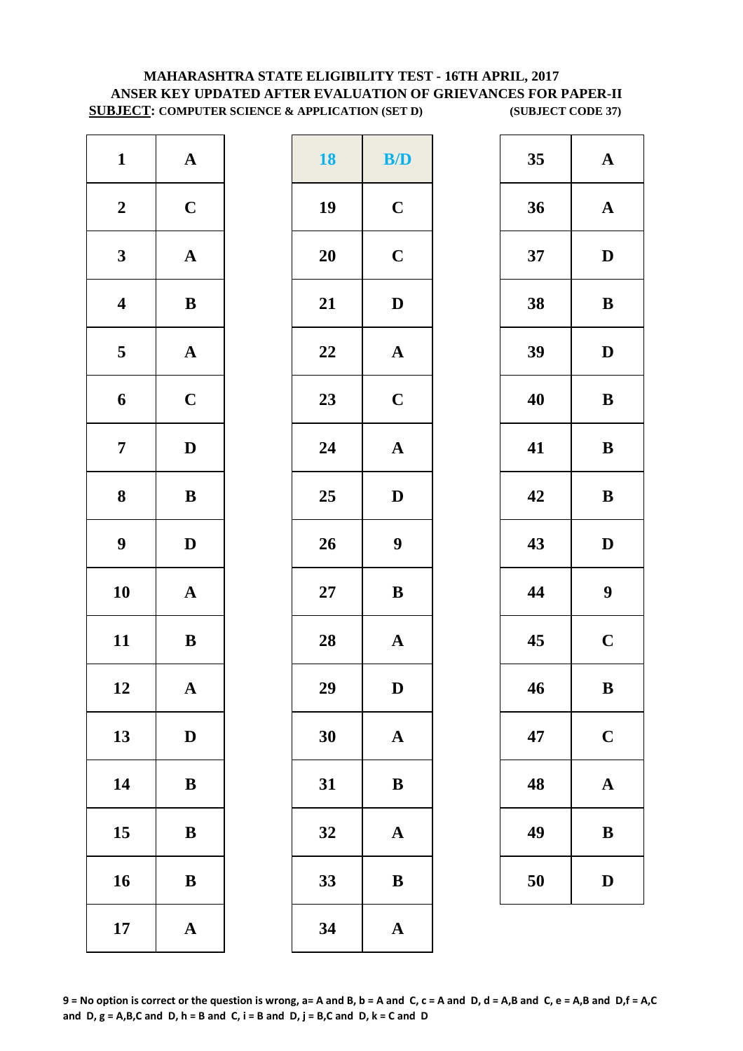**MAHARASHTRA STATE ELIGIBILITY TEST - 16TH APRIL, 2017**
**ANSER KEY UPDATED AFTER EVALUATION OF GRIEVANCES FOR PAPER-II**
**SUBJECT: COMPUTER SCIENCE & APPLICATION (SET D)** **(SUBJECT CODE 37)**

| Q | Ans | Q | Ans | Q | Ans |
|---|---|---|---|---|---|
| 1 | A | 18 | B/D | 35 | A |
| 2 | C | 19 | C | 36 | A |
| 3 | A | 20 | C | 37 | D |
| 4 | B | 21 | D | 38 | B |
| 5 | A | 22 | A | 39 | D |
| 6 | C | 23 | C | 40 | B |
| 7 | D | 24 | A | 41 | B |
| 8 | B | 25 | D | 42 | B |
| 9 | D | 26 | 9 | 43 | D |
| 10 | A | 27 | B | 44 | 9 |
| 11 | B | 28 | A | 45 | C |
| 12 | A | 29 | D | 46 | B |
| 13 | D | 30 | A | 47 | C |
| 14 | B | 31 | B | 48 | A |
| 15 | B | 32 | A | 49 | B |
| 16 | B | 33 | B | 50 | D |
| 17 | A | 34 | A | | |

**9 = No option is correct or the question is wrong, a= A and B, b = A and C, c = A and D, d = A,B and C, e = A,B and D,f = A,C and D, g = A,B,C and D, h = B and C, i = B and D, j = B,C and D, k = C and D**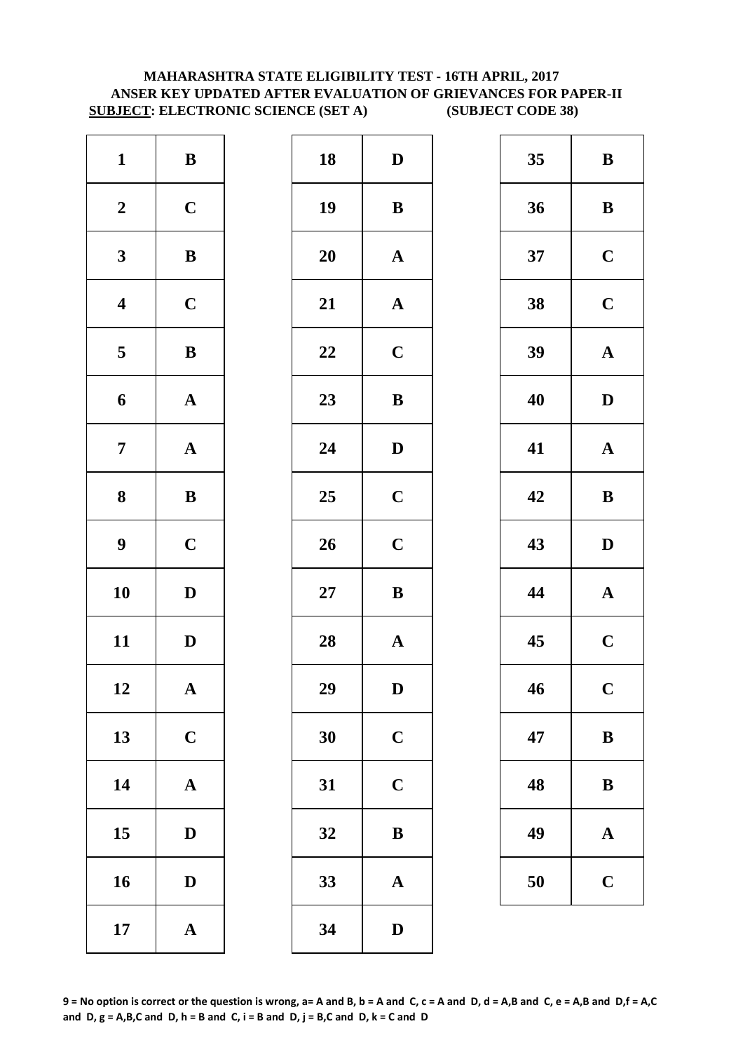**MAHARASHTRA STATE ELIGIBILITY TEST - 16TH APRIL, 2017**
**ANSER KEY UPDATED AFTER EVALUATION OF GRIEVANCES FOR PAPER-II**
**SUBJECT: ELECTRONIC SCIENCE (SET A) (SUBJECT CODE 38)**

| Q | Ans | Q | Ans | Q | Ans |
|---|---|---|---|---|---|
| 1 | B | 18 | D | 35 | B |
| 2 | C | 19 | B | 36 | B |
| 3 | B | 20 | A | 37 | C |
| 4 | C | 21 | A | 38 | C |
| 5 | B | 22 | C | 39 | A |
| 6 | A | 23 | B | 40 | D |
| 7 | A | 24 | D | 41 | A |
| 8 | B | 25 | C | 42 | B |
| 9 | C | 26 | C | 43 | D |
| 10 | D | 27 | B | 44 | A |
| 11 | D | 28 | A | 45 | C |
| 12 | A | 29 | D | 46 | C |
| 13 | C | 30 | C | 47 | B |
| 14 | A | 31 | C | 48 | B |
| 15 | D | 32 | B | 49 | A |
| 16 | D | 33 | A | 50 | C |
| 17 | A | 34 | D | | |

**9 = No option is correct or the question is wrong, a= A and B, b = A and C, c = A and D, d = A,B and C, e = A,B and D,f = A,C and D, g = A,B,C and D, h = B and C, i = B and D, j = B,C and D, k = C and D**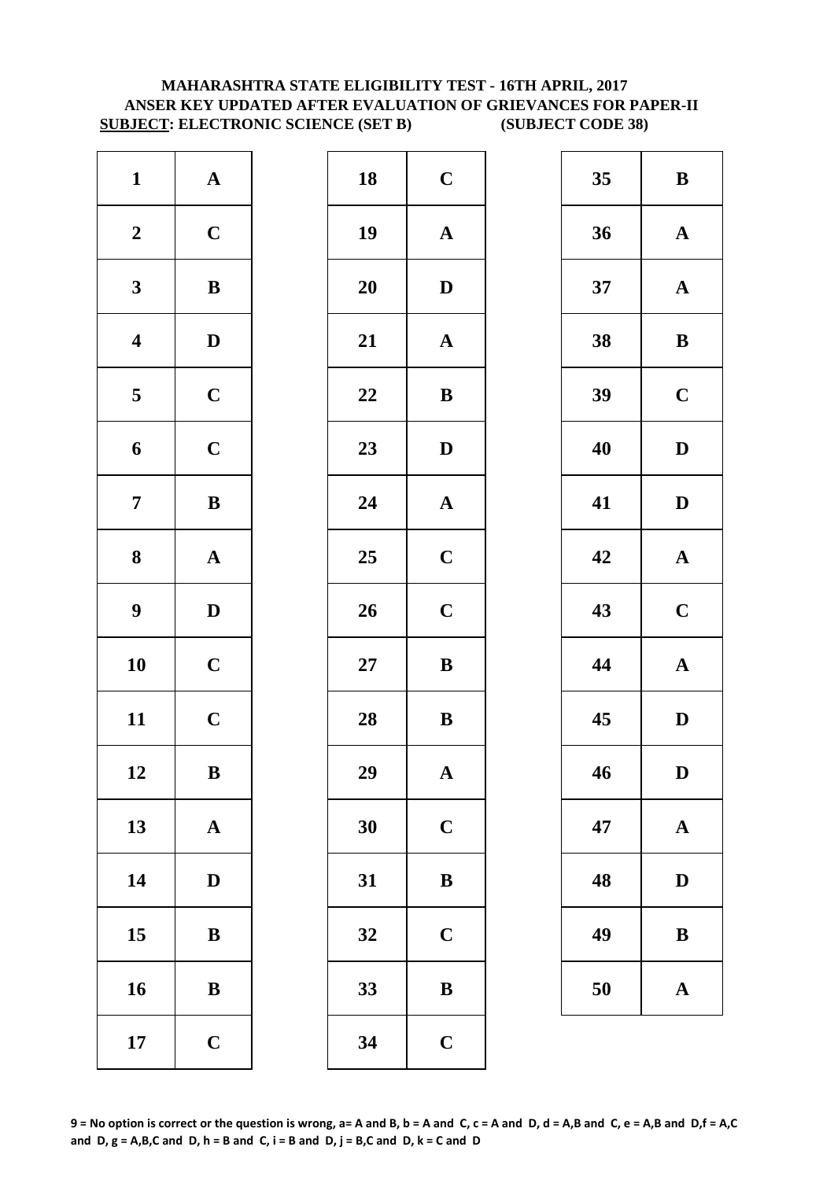**MAHARASHTRA STATE ELIGIBILITY TEST - 16TH APRIL, 2017**
**ANSER KEY UPDATED AFTER EVALUATION OF GRIEVANCES FOR PAPER-II**
**SUBJECT: ELECTRONIC SCIENCE (SET B) (SUBJECT CODE 38)**

| Q | Ans | Q | Ans | Q | Ans |
|---|---|---|---|---|---|
| 1 | A | 18 | C | 35 | B |
| 2 | C | 19 | A | 36 | A |
| 3 | B | 20 | D | 37 | A |
| 4 | D | 21 | A | 38 | B |
| 5 | C | 22 | B | 39 | C |
| 6 | C | 23 | D | 40 | D |
| 7 | B | 24 | A | 41 | D |
| 8 | A | 25 | C | 42 | A |
| 9 | D | 26 | C | 43 | C |
| 10 | C | 27 | B | 44 | A |
| 11 | C | 28 | B | 45 | D |
| 12 | B | 29 | A | 46 | D |
| 13 | A | 30 | C | 47 | A |
| 14 | D | 31 | B | 48 | D |
| 15 | B | 32 | C | 49 | B |
| 16 | B | 33 | B | 50 | A |
| 17 | C | 34 | C | | |

**9 = No option is correct or the question is wrong, a= A and B, b = A and C, c = A and D, d = A,B and C, e = A,B and D,f = A,C and D, g = A,B,C and D, h = B and C, i = B and D, j = B,C and D, k = C and D**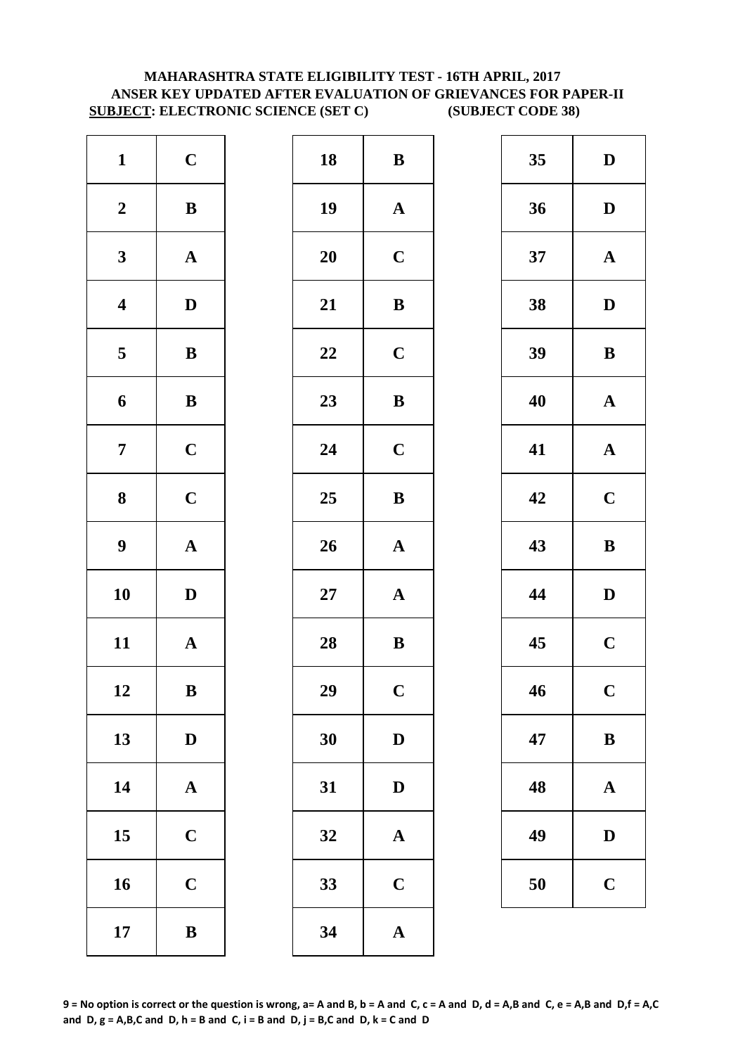**MAHARASHTRA STATE ELIGIBILITY TEST - 16TH APRIL, 2017**
**ANSER KEY UPDATED AFTER EVALUATION OF GRIEVANCES FOR PAPER-II**
**SUBJECT: ELECTRONIC SCIENCE (SET C) (SUBJECT CODE 38)**

| Q | Ans | Q | Ans | Q | Ans |
|---|---|---|---|---|---|
| 1 | C | 18 | B | 35 | D |
| 2 | B | 19 | A | 36 | D |
| 3 | A | 20 | C | 37 | A |
| 4 | D | 21 | B | 38 | D |
| 5 | B | 22 | C | 39 | B |
| 6 | B | 23 | B | 40 | A |
| 7 | C | 24 | C | 41 | A |
| 8 | C | 25 | B | 42 | C |
| 9 | A | 26 | A | 43 | B |
| 10 | D | 27 | A | 44 | D |
| 11 | A | 28 | B | 45 | C |
| 12 | B | 29 | C | 46 | C |
| 13 | D | 30 | D | 47 | B |
| 14 | A | 31 | D | 48 | A |
| 15 | C | 32 | A | 49 | D |
| 16 | C | 33 | C | 50 | C |
| 17 | B | 34 | A | | |

**9 = No option is correct or the question is wrong, a= A and B, b = A and C, c = A and D, d = A,B and C, e = A,B and D,f = A,C and D, g = A,B,C and D, h = B and C, i = B and D, j = B,C and D, k = C and D**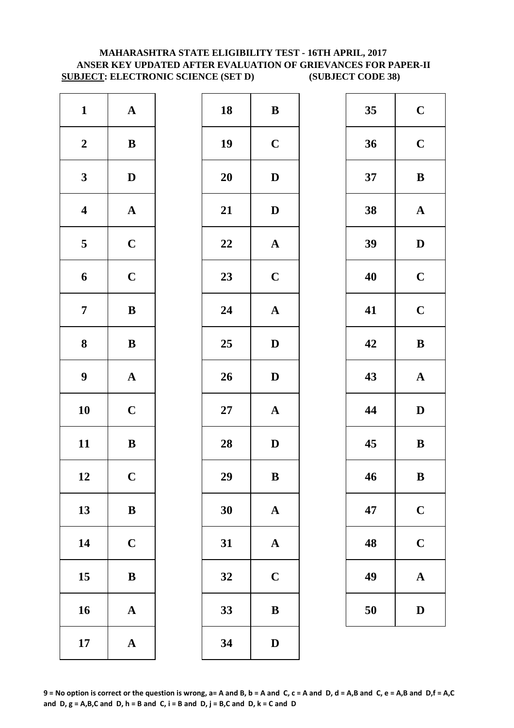**MAHARASHTRA STATE ELIGIBILITY TEST - 16TH APRIL, 2017**
**ANSER KEY UPDATED AFTER EVALUATION OF GRIEVANCES FOR PAPER-II**
**SUBJECT: ELECTRONIC SCIENCE (SET D) (SUBJECT CODE 38)**

| Q | Ans | Q | Ans | Q | Ans |
|---|---|---|---|---|---|
| 1 | A | 18 | B | 35 | C |
| 2 | B | 19 | C | 36 | C |
| 3 | D | 20 | D | 37 | B |
| 4 | A | 21 | D | 38 | A |
| 5 | C | 22 | A | 39 | D |
| 6 | C | 23 | C | 40 | C |
| 7 | B | 24 | A | 41 | C |
| 8 | B | 25 | D | 42 | B |
| 9 | A | 26 | D | 43 | A |
| 10 | C | 27 | A | 44 | D |
| 11 | B | 28 | D | 45 | B |
| 12 | C | 29 | B | 46 | B |
| 13 | B | 30 | A | 47 | C |
| 14 | C | 31 | A | 48 | C |
| 15 | B | 32 | C | 49 | A |
| 16 | A | 33 | B | 50 | D |
| 17 | A | 34 | D | | |

**9 = No option is correct or the question is wrong, a= A and B, b = A and C, c = A and D, d = A,B and C, e = A,B and D,f = A,C and D, g = A,B,C and D, h = B and C, i = B and D, j = B,C and D, k = C and D**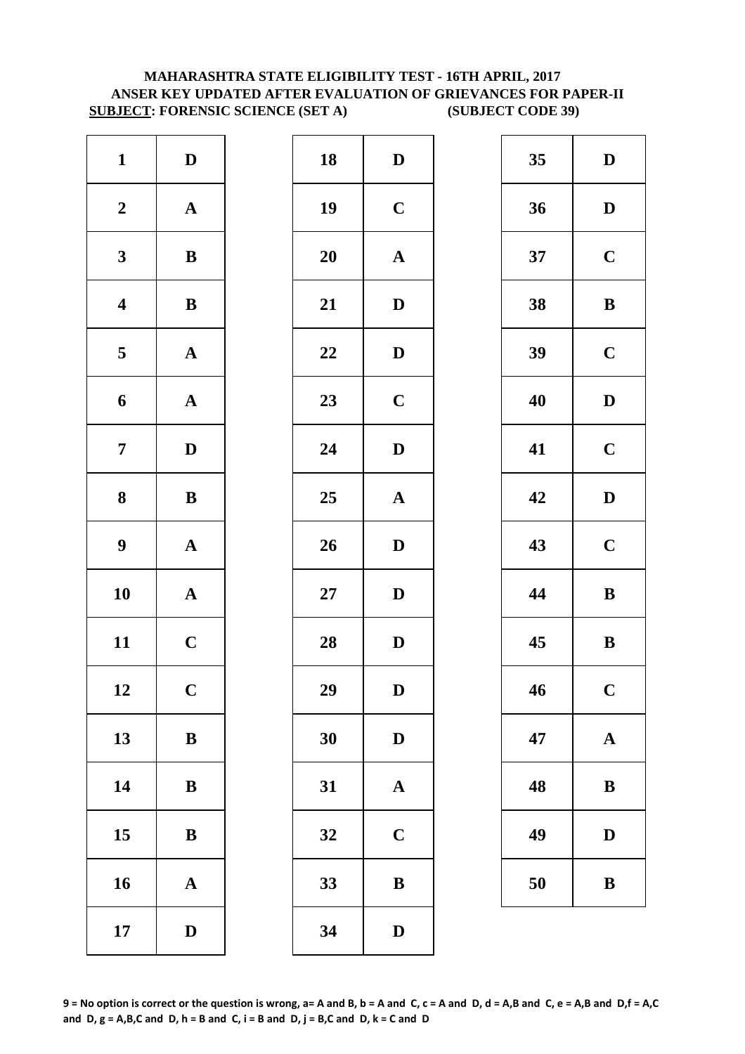**MAHARASHTRA STATE ELIGIBILITY TEST - 16TH APRIL, 2017**
**ANSER KEY UPDATED AFTER EVALUATION OF GRIEVANCES FOR PAPER-II**
**SUBJECT: FORENSIC SCIENCE (SET A) (SUBJECT CODE 39)**

| Q | Ans | Q | Ans | Q | Ans |
|---|---|---|---|---|---|
| 1 | D | 18 | D | 35 | D |
| 2 | A | 19 | C | 36 | D |
| 3 | B | 20 | A | 37 | C |
| 4 | B | 21 | D | 38 | B |
| 5 | A | 22 | D | 39 | C |
| 6 | A | 23 | C | 40 | D |
| 7 | D | 24 | D | 41 | C |
| 8 | B | 25 | A | 42 | D |
| 9 | A | 26 | D | 43 | C |
| 10 | A | 27 | D | 44 | B |
| 11 | C | 28 | D | 45 | B |
| 12 | C | 29 | D | 46 | C |
| 13 | B | 30 | D | 47 | A |
| 14 | B | 31 | A | 48 | B |
| 15 | B | 32 | C | 49 | D |
| 16 | A | 33 | B | 50 | B |
| 17 | D | 34 | D | | |

**9 = No option is correct or the question is wrong, a= A and B, b = A and C, c = A and D, d = A,B and C, e = A,B and D,f = A,C and D, g = A,B,C and D, h = B and C, i = B and D, j = B,C and D, k = C and D**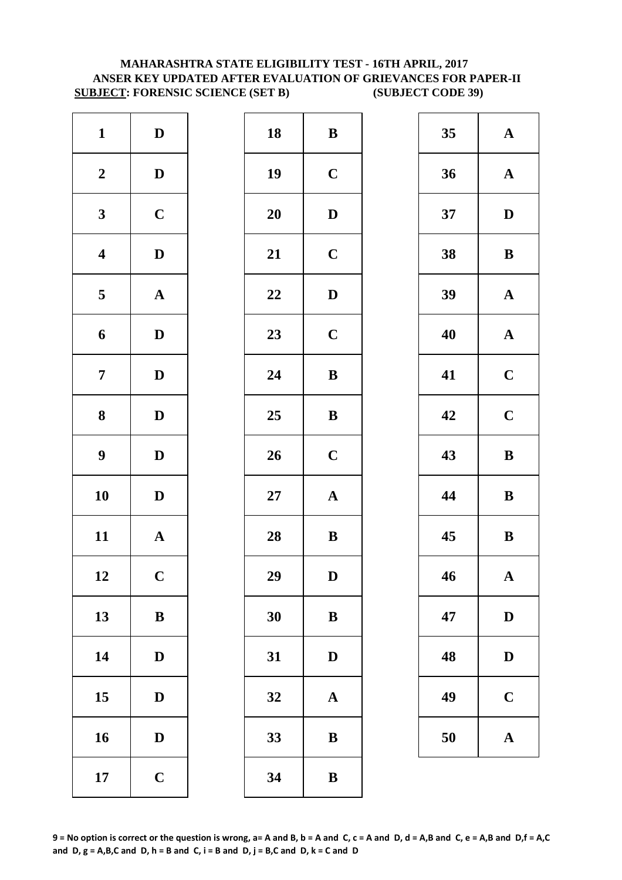**MAHARASHTRA STATE ELIGIBILITY TEST - 16TH APRIL, 2017**
**ANSER KEY UPDATED AFTER EVALUATION OF GRIEVANCES FOR PAPER-II**
**SUBJECT: FORENSIC SCIENCE (SET B) (SUBJECT CODE 39)**

| Q | Ans | Q | Ans | Q | Ans |
|---|---|---|---|---|---|
| 1 | D | 18 | B | 35 | A |
| 2 | D | 19 | C | 36 | A |
| 3 | C | 20 | D | 37 | D |
| 4 | D | 21 | C | 38 | B |
| 5 | A | 22 | D | 39 | A |
| 6 | D | 23 | C | 40 | A |
| 7 | D | 24 | B | 41 | C |
| 8 | D | 25 | B | 42 | C |
| 9 | D | 26 | C | 43 | B |
| 10 | D | 27 | A | 44 | B |
| 11 | A | 28 | B | 45 | B |
| 12 | C | 29 | D | 46 | A |
| 13 | B | 30 | B | 47 | D |
| 14 | D | 31 | D | 48 | D |
| 15 | D | 32 | A | 49 | C |
| 16 | D | 33 | B | 50 | A |
| 17 | C | 34 | B | | |

**9 = No option is correct or the question is wrong, a= A and B, b = A and C, c = A and D, d = A,B and C, e = A,B and D,f = A,C and D, g = A,B,C and D, h = B and C, i = B and D, j = B,C and D, k = C and D**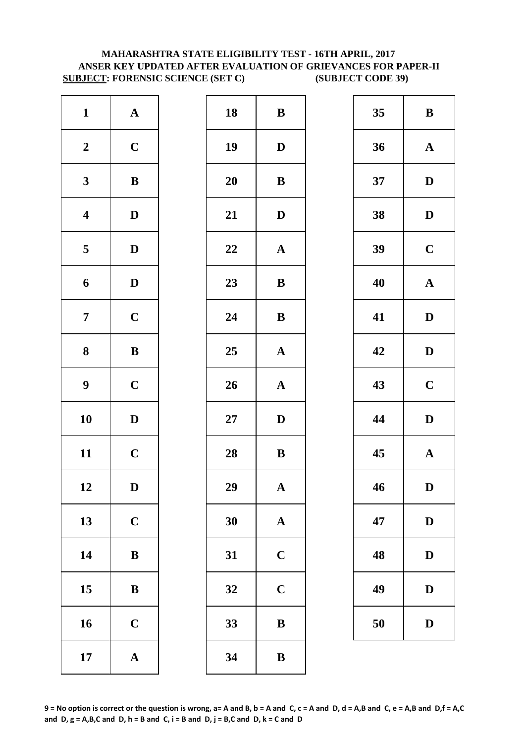**MAHARASHTRA STATE ELIGIBILITY TEST - 16TH APRIL, 2017**
**ANSER KEY UPDATED AFTER EVALUATION OF GRIEVANCES FOR PAPER-II**
**SUBJECT: FORENSIC SCIENCE (SET C) (SUBJECT CODE 39)**

| Q | Ans |
|---|---|
| 1 | A |
| 2 | C |
| 3 | B |
| 4 | D |
| 5 | D |
| 6 | D |
| 7 | C |
| 8 | B |
| 9 | C |
| 10 | D |
| 11 | C |
| 12 | D |
| 13 | C |
| 14 | B |
| 15 | B |
| 16 | C |
| 17 | A |

| Q | Ans |
|---|---|
| 18 | B |
| 19 | D |
| 20 | B |
| 21 | D |
| 22 | A |
| 23 | B |
| 24 | B |
| 25 | A |
| 26 | A |
| 27 | D |
| 28 | B |
| 29 | A |
| 30 | A |
| 31 | C |
| 32 | C |
| 33 | B |
| 34 | B |

| Q | Ans |
|---|---|
| 35 | B |
| 36 | A |
| 37 | D |
| 38 | D |
| 39 | C |
| 40 | A |
| 41 | D |
| 42 | D |
| 43 | C |
| 44 | D |
| 45 | A |
| 46 | D |
| 47 | D |
| 48 | D |
| 49 | D |
| 50 | D |

**9 = No option is correct or the question is wrong, a= A and B, b = A and C, c = A and D, d = A,B and C, e = A,B and D,f = A,C and D, g = A,B,C and D, h = B and C, i = B and D, j = B,C and D, k = C and D**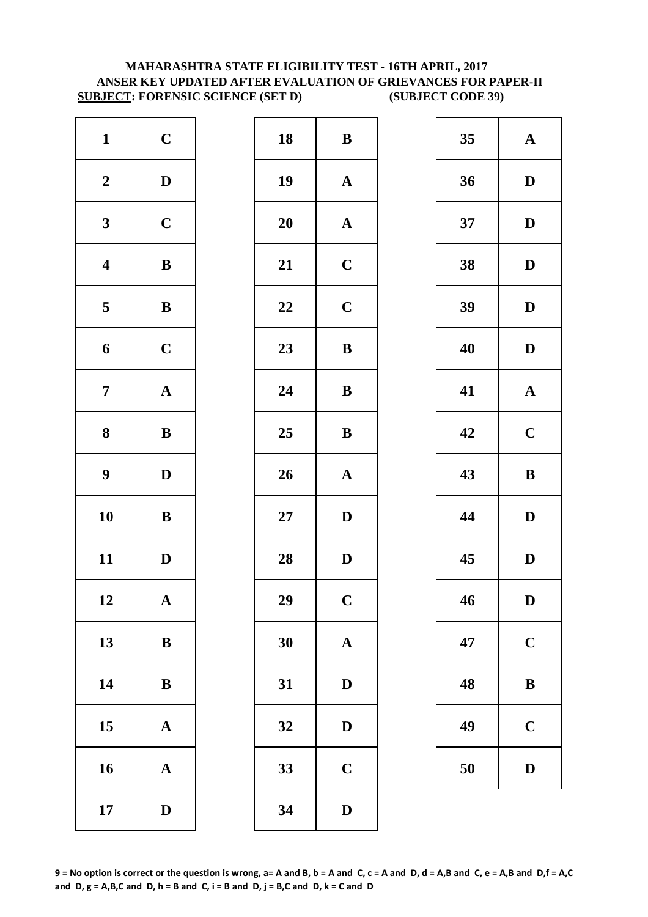**MAHARASHTRA STATE ELIGIBILITY TEST - 16TH APRIL, 2017**
**ANSER KEY UPDATED AFTER EVALUATION OF GRIEVANCES FOR PAPER-II**
**SUBJECT: FORENSIC SCIENCE (SET D) (SUBJECT CODE 39)**

| Q | Ans | Q | Ans | Q | Ans |
|---|---|---|---|---|---|
| 1 | C | 18 | B | 35 | A |
| 2 | D | 19 | A | 36 | D |
| 3 | C | 20 | A | 37 | D |
| 4 | B | 21 | C | 38 | D |
| 5 | B | 22 | C | 39 | D |
| 6 | C | 23 | B | 40 | D |
| 7 | A | 24 | B | 41 | A |
| 8 | B | 25 | B | 42 | C |
| 9 | D | 26 | A | 43 | B |
| 10 | B | 27 | D | 44 | D |
| 11 | D | 28 | D | 45 | D |
| 12 | A | 29 | C | 46 | D |
| 13 | B | 30 | A | 47 | C |
| 14 | B | 31 | D | 48 | B |
| 15 | A | 32 | D | 49 | C |
| 16 | A | 33 | C | 50 | D |
| 17 | D | 34 | D | | |

**9 = No option is correct or the question is wrong, a= A and B, b = A and C, c = A and D, d = A,B and C, e = A,B and D,f = A,C and D, g = A,B,C and D, h = B and C, i = B and D, j = B,C and D, k = C and D**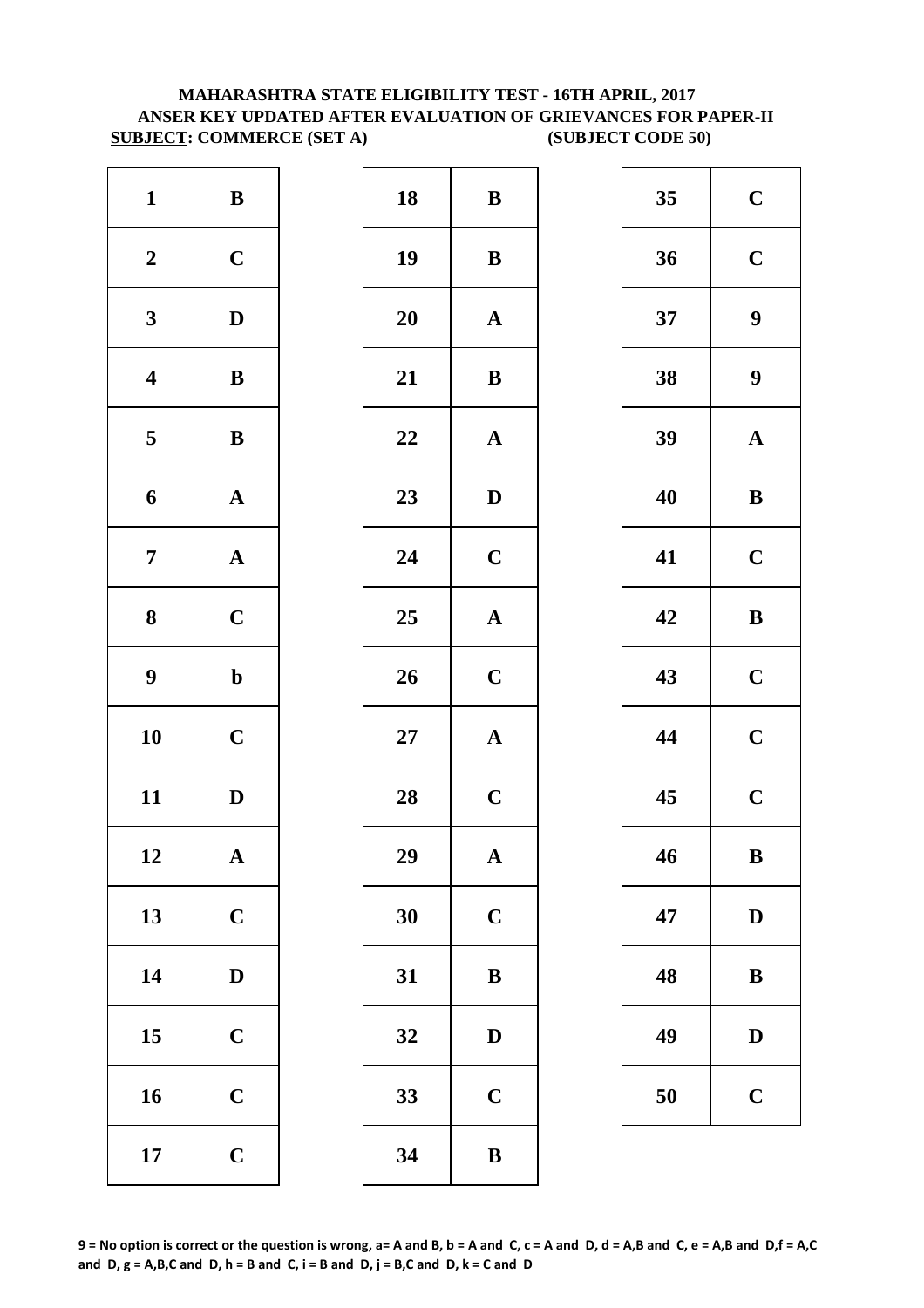**MAHARASHTRA STATE ELIGIBILITY TEST - 16TH APRIL, 2017**
**ANSER KEY UPDATED AFTER EVALUATION OF GRIEVANCES FOR PAPER-II**
**SUBJECT: COMMERCE (SET A) (SUBJECT CODE 50)**

| Q | Ans | Q | Ans | Q | Ans |
|---|---|---|---|---|---|
| 1 | B | 18 | B | 35 | C |
| 2 | C | 19 | B | 36 | C |
| 3 | D | 20 | A | 37 | 9 |
| 4 | B | 21 | B | 38 | 9 |
| 5 | B | 22 | A | 39 | A |
| 6 | A | 23 | D | 40 | B |
| 7 | A | 24 | C | 41 | C |
| 8 | C | 25 | A | 42 | B |
| 9 | b | 26 | C | 43 | C |
| 10 | C | 27 | A | 44 | C |
| 11 | D | 28 | C | 45 | C |
| 12 | A | 29 | A | 46 | B |
| 13 | C | 30 | C | 47 | D |
| 14 | D | 31 | B | 48 | B |
| 15 | C | 32 | D | 49 | D |
| 16 | C | 33 | C | 50 | C |
| 17 | C | 34 | B | | |

**9 = No option is correct or the question is wrong, a= A and B, b = A and C, c = A and D, d = A,B and C, e = A,B and D,f = A,C and D, g = A,B,C and D, h = B and C, i = B and D, j = B,C and D, k = C and D**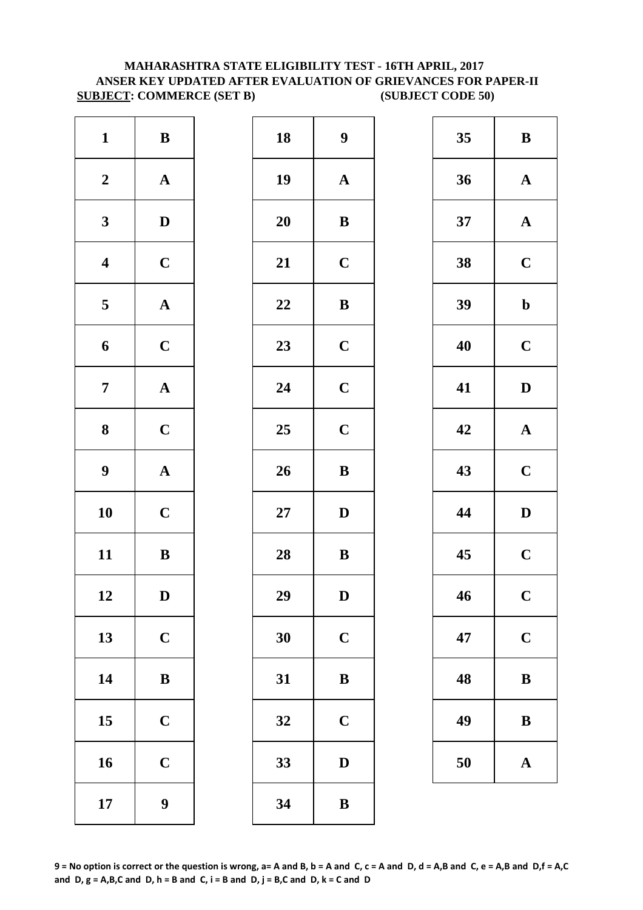**MAHARASHTRA STATE ELIGIBILITY TEST - 16TH APRIL, 2017**
**ANSER KEY UPDATED AFTER EVALUATION OF GRIEVANCES FOR PAPER-II**
**SUBJECT: COMMERCE (SET B) (SUBJECT CODE 50)**

| | | | | | |
|---|---|---|---|---|---|
| 1 | B | 18 | 9 | 35 | B |
| 2 | A | 19 | A | 36 | A |
| 3 | D | 20 | B | 37 | A |
| 4 | C | 21 | C | 38 | C |
| 5 | A | 22 | B | 39 | b |
| 6 | C | 23 | C | 40 | C |
| 7 | A | 24 | C | 41 | D |
| 8 | C | 25 | C | 42 | A |
| 9 | A | 26 | B | 43 | C |
| 10 | C | 27 | D | 44 | D |
| 11 | B | 28 | B | 45 | C |
| 12 | D | 29 | D | 46 | C |
| 13 | C | 30 | C | 47 | C |
| 14 | B | 31 | B | 48 | B |
| 15 | C | 32 | C | 49 | B |
| 16 | C | 33 | D | 50 | A |
| 17 | 9 | 34 | B | | |

**9 = No option is correct or the question is wrong, a= A and B, b = A and C, c = A and D, d = A,B and C, e = A,B and D,f = A,C and D, g = A,B,C and D, h = B and C, i = B and D, j = B,C and D, k = C and D**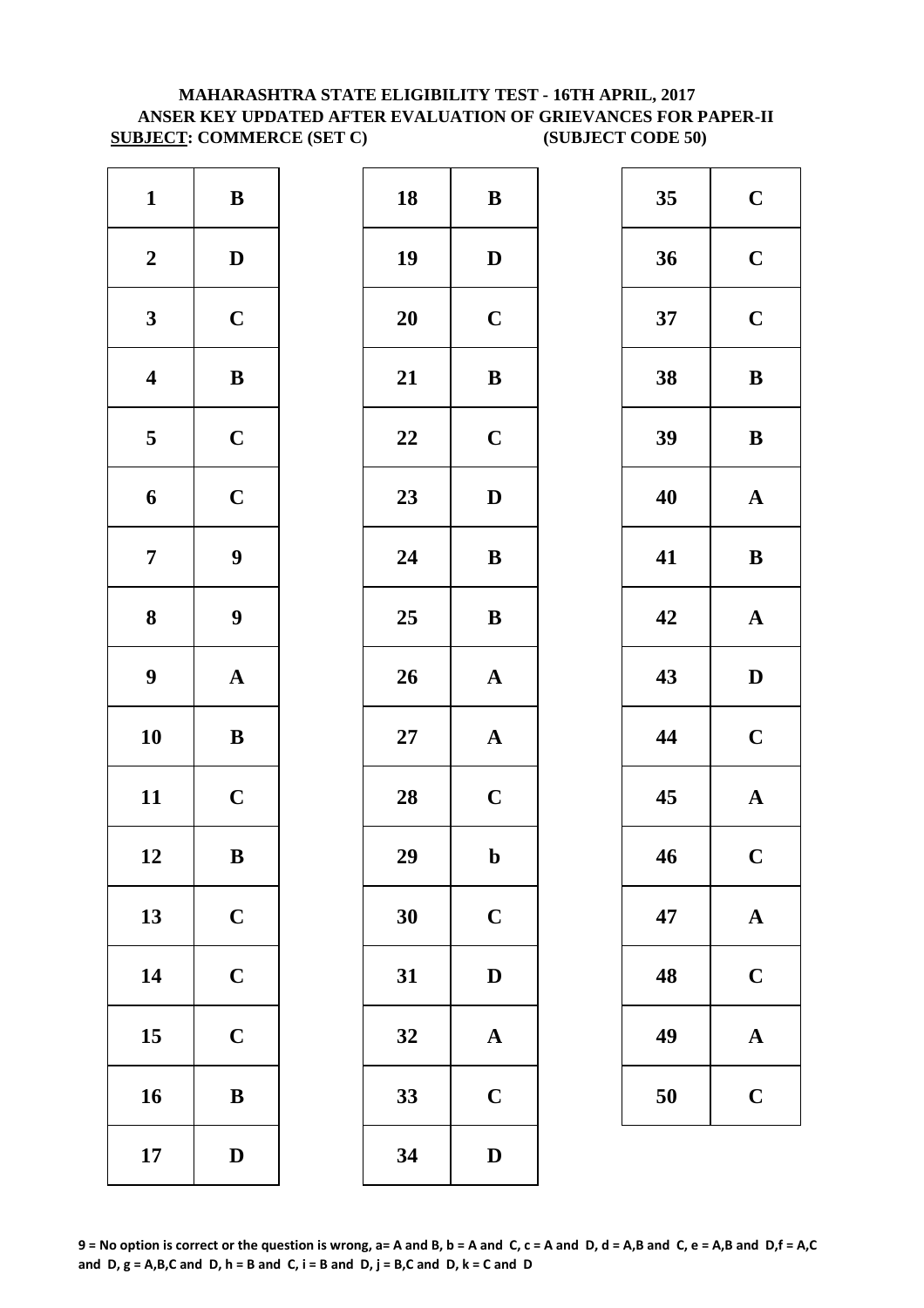**MAHARASHTRA STATE ELIGIBILITY TEST - 16TH APRIL, 2017**
**ANSER KEY UPDATED AFTER EVALUATION OF GRIEVANCES FOR PAPER-II**
**SUBJECT: COMMERCE (SET C) (SUBJECT CODE 50)**

| Q | Ans | Q | Ans | Q | Ans |
|---|---|---|---|---|---|
| 1 | B | 18 | B | 35 | C |
| 2 | D | 19 | D | 36 | C |
| 3 | C | 20 | C | 37 | C |
| 4 | B | 21 | B | 38 | B |
| 5 | C | 22 | C | 39 | B |
| 6 | C | 23 | D | 40 | A |
| 7 | 9 | 24 | B | 41 | B |
| 8 | 9 | 25 | B | 42 | A |
| 9 | A | 26 | A | 43 | D |
| 10 | B | 27 | A | 44 | C |
| 11 | C | 28 | C | 45 | A |
| 12 | B | 29 | b | 46 | C |
| 13 | C | 30 | C | 47 | A |
| 14 | C | 31 | D | 48 | C |
| 15 | C | 32 | A | 49 | A |
| 16 | B | 33 | C | 50 | C |
| 17 | D | 34 | D | | |

**9 = No option is correct or the question is wrong, a= A and B, b = A and C, c = A and D, d = A,B and C, e = A,B and D,f = A,C and D, g = A,B,C and D, h = B and C, i = B and D, j = B,C and D, k = C and D**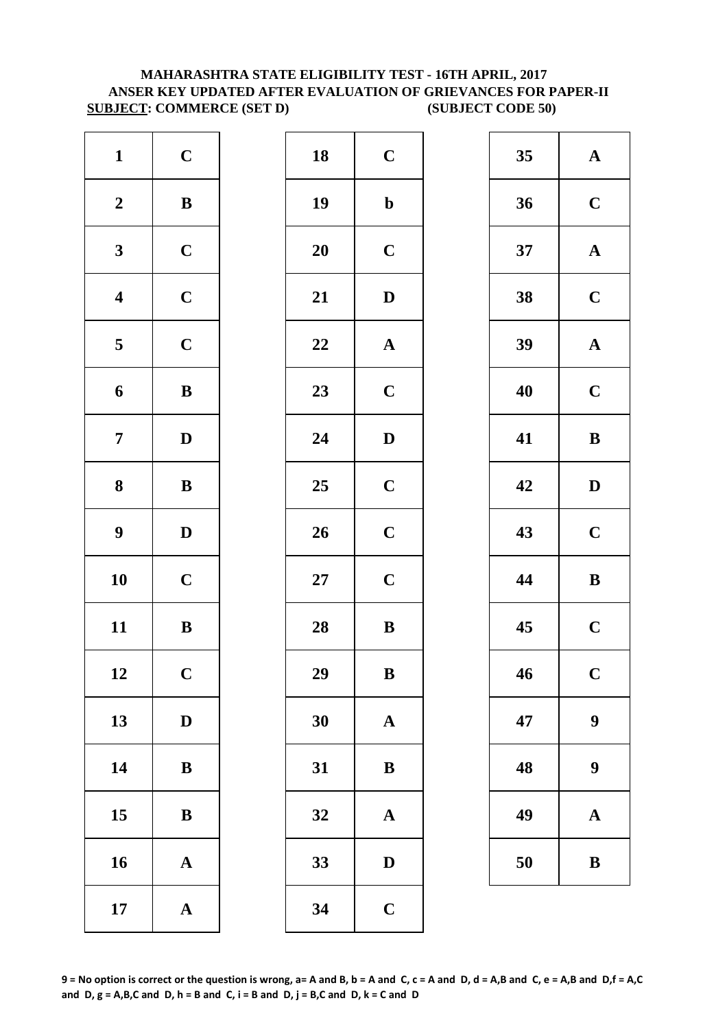# MAHARASHTRA STATE ELIGIBILITY TEST - 16TH APRIL, 2017
## ANSER KEY UPDATED AFTER EVALUATION OF GRIEVANCES FOR PAPER-II

**SUBJECT: COMMERCE (SET D)** **(SUBJECT CODE 50)**

| Q | Ans |
|---|---|
| 1 | C |
| 2 | B |
| 3 | C |
| 4 | C |
| 5 | C |
| 6 | B |
| 7 | D |
| 8 | B |
| 9 | D |
| 10 | C |
| 11 | B |
| 12 | C |
| 13 | D |
| 14 | B |
| 15 | B |
| 16 | A |
| 17 | A |
| 18 | C |
| 19 | b |
| 20 | C |
| 21 | D |
| 22 | A |
| 23 | C |
| 24 | D |
| 25 | C |
| 26 | C |
| 27 | C |
| 28 | B |
| 29 | B |
| 30 | A |
| 31 | B |
| 32 | A |
| 33 | D |
| 34 | C |
| 35 | A |
| 36 | C |
| 37 | A |
| 38 | C |
| 39 | A |
| 40 | C |
| 41 | B |
| 42 | D |
| 43 | C |
| 44 | B |
| 45 | C |
| 46 | C |
| 47 | 9 |
| 48 | 9 |
| 49 | A |
| 50 | B |

**9 = No option is correct or the question is wrong, a= A and B, b = A and C, c = A and D, d = A,B and C, e = A,B and D,f = A,C and D, g = A,B,C and D, h = B and C, i = B and D, j = B,C and D, k = C and D**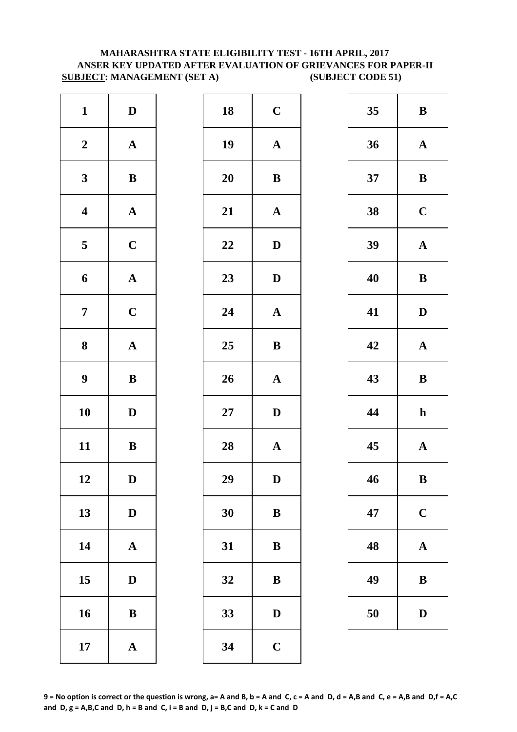**MAHARASHTRA STATE ELIGIBILITY TEST - 16TH APRIL, 2017**
**ANSER KEY UPDATED AFTER EVALUATION OF GRIEVANCES FOR PAPER-II**
**SUBJECT: MANAGEMENT (SET A) (SUBJECT CODE 51)**

| Q | Ans | Q | Ans | Q | Ans |
|---|---|---|---|---|---|
| 1 | D | 18 | C | 35 | B |
| 2 | A | 19 | A | 36 | A |
| 3 | B | 20 | B | 37 | B |
| 4 | A | 21 | A | 38 | C |
| 5 | C | 22 | D | 39 | A |
| 6 | A | 23 | D | 40 | B |
| 7 | C | 24 | A | 41 | D |
| 8 | A | 25 | B | 42 | A |
| 9 | B | 26 | A | 43 | B |
| 10 | D | 27 | D | 44 | h |
| 11 | B | 28 | A | 45 | A |
| 12 | D | 29 | D | 46 | B |
| 13 | D | 30 | B | 47 | C |
| 14 | A | 31 | B | 48 | A |
| 15 | D | 32 | B | 49 | B |
| 16 | B | 33 | D | 50 | D |
| 17 | A | 34 | C | | |

**9 = No option is correct or the question is wrong, a= A and B, b = A and C, c = A and D, d = A,B and C, e = A,B and D,f = A,C and D, g = A,B,C and D, h = B and C, i = B and D, j = B,C and D, k = C and D**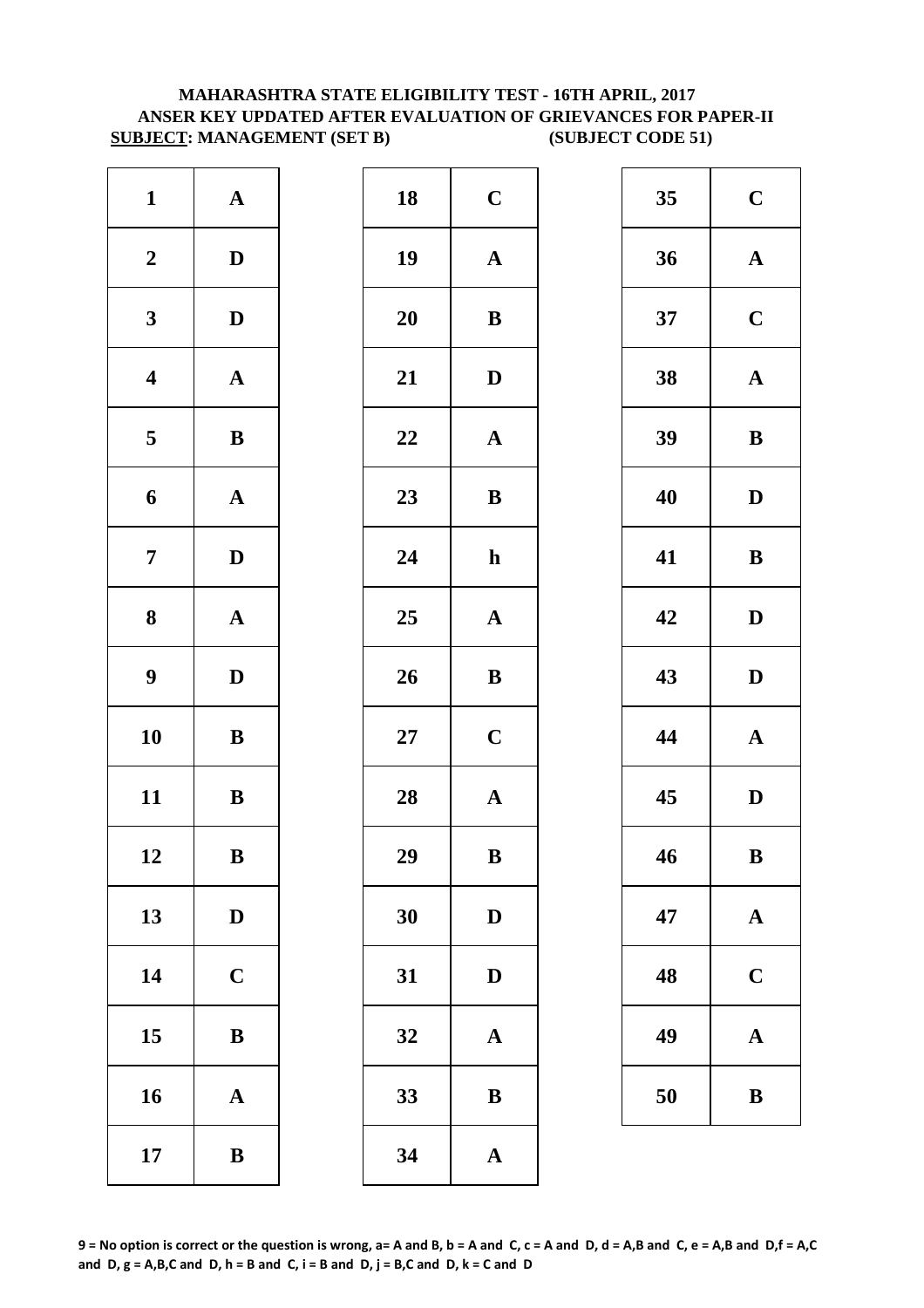**MAHARASHTRA STATE ELIGIBILITY TEST - 16TH APRIL, 2017**
**ANSER KEY UPDATED AFTER EVALUATION OF GRIEVANCES FOR PAPER-II**
**SUBJECT: MANAGEMENT (SET B) (SUBJECT CODE 51)**

| Q | Ans | Q | Ans | Q | Ans |
|---|---|---|---|---|---|
| 1 | A | 18 | C | 35 | C |
| 2 | D | 19 | A | 36 | A |
| 3 | D | 20 | B | 37 | C |
| 4 | A | 21 | D | 38 | A |
| 5 | B | 22 | A | 39 | B |
| 6 | A | 23 | B | 40 | D |
| 7 | D | 24 | h | 41 | B |
| 8 | A | 25 | A | 42 | D |
| 9 | D | 26 | B | 43 | D |
| 10 | B | 27 | C | 44 | A |
| 11 | B | 28 | A | 45 | D |
| 12 | B | 29 | B | 46 | B |
| 13 | D | 30 | D | 47 | A |
| 14 | C | 31 | D | 48 | C |
| 15 | B | 32 | A | 49 | A |
| 16 | A | 33 | B | 50 | B |
| 17 | B | 34 | A | | |

**9 = No option is correct or the question is wrong, a= A and B, b = A and C, c = A and D, d = A,B and C, e = A,B and D,f = A,C and D, g = A,B,C and D, h = B and C, i = B and D, j = B,C and D, k = C and D**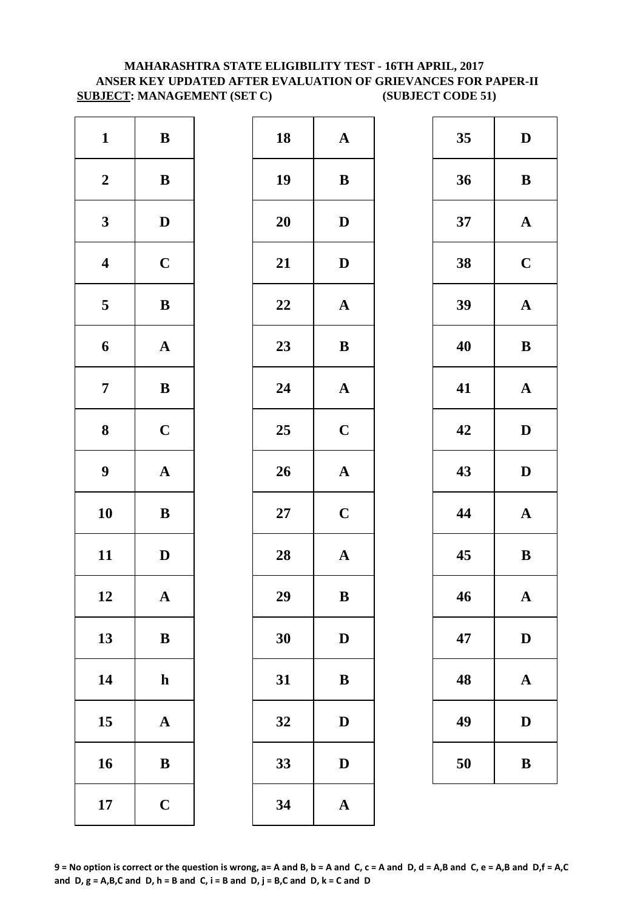**MAHARASHTRA STATE ELIGIBILITY TEST - 16TH APRIL, 2017**
**ANSER KEY UPDATED AFTER EVALUATION OF GRIEVANCES FOR PAPER-II**
**SUBJECT: MANAGEMENT (SET C) (SUBJECT CODE 51)**

| Q | Ans | Q | Ans | Q | Ans |
|---|---|---|---|---|---|
| 1 | B | 18 | A | 35 | D |
| 2 | B | 19 | B | 36 | B |
| 3 | D | 20 | D | 37 | A |
| 4 | C | 21 | D | 38 | C |
| 5 | B | 22 | A | 39 | A |
| 6 | A | 23 | B | 40 | B |
| 7 | B | 24 | A | 41 | A |
| 8 | C | 25 | C | 42 | D |
| 9 | A | 26 | A | 43 | D |
| 10 | B | 27 | C | 44 | A |
| 11 | D | 28 | A | 45 | B |
| 12 | A | 29 | B | 46 | A |
| 13 | B | 30 | D | 47 | D |
| 14 | h | 31 | B | 48 | A |
| 15 | A | 32 | D | 49 | D |
| 16 | B | 33 | D | 50 | B |
| 17 | C | 34 | A | | |

**9 = No option is correct or the question is wrong, a= A and B, b = A and C, c = A and D, d = A,B and C, e = A,B and D,f = A,C and D, g = A,B,C and D, h = B and C, i = B and D, j = B,C and D, k = C and D**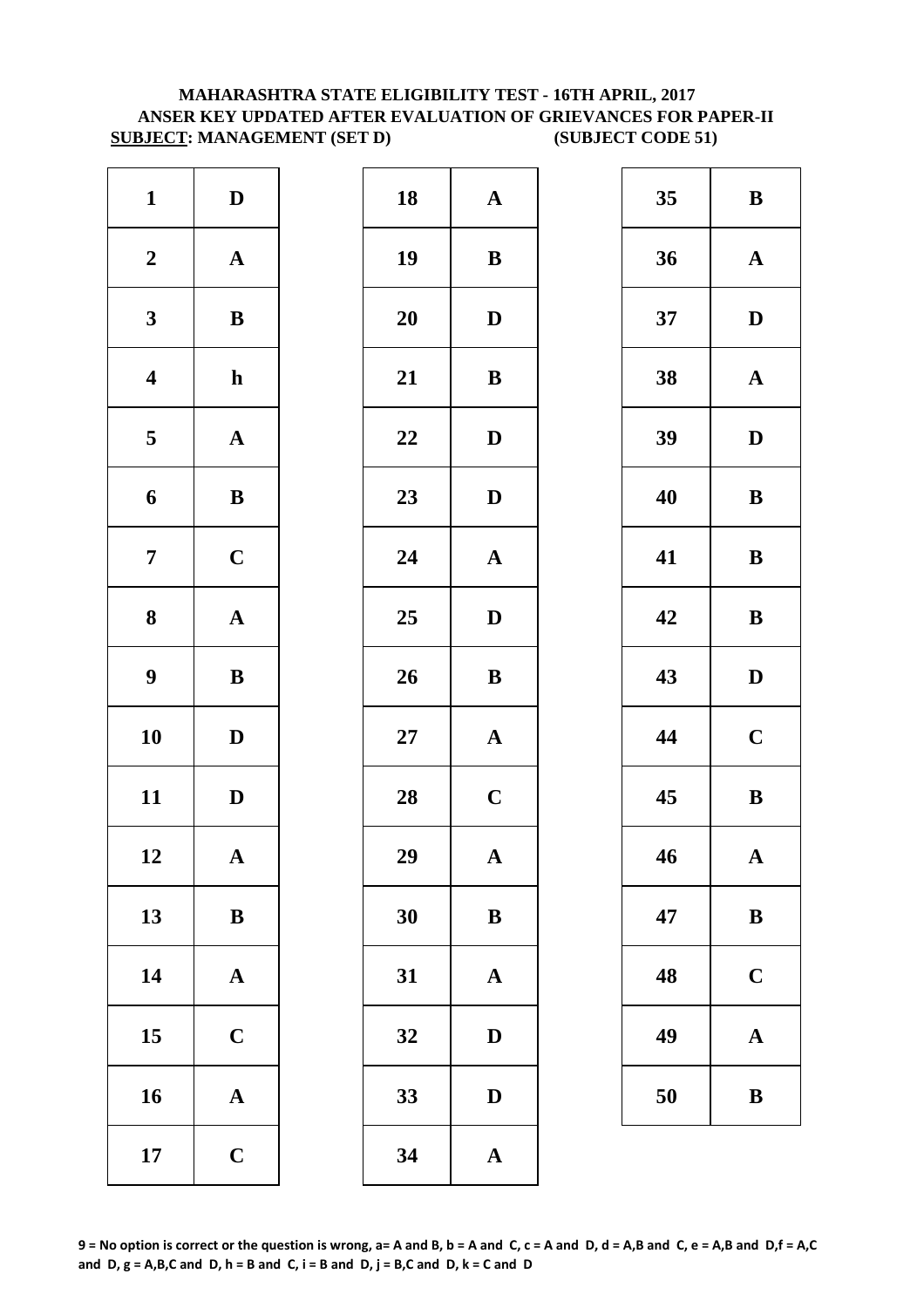**MAHARASHTRA STATE ELIGIBILITY TEST - 16TH APRIL, 2017**
**ANSER KEY UPDATED AFTER EVALUATION OF GRIEVANCES FOR PAPER-II**
**SUBJECT: MANAGEMENT (SET D) (SUBJECT CODE 51)**

| Q | Ans | Q | Ans | Q | Ans |
|---|---|---|---|---|---|
| 1 | D | 18 | A | 35 | B |
| 2 | A | 19 | B | 36 | A |
| 3 | B | 20 | D | 37 | D |
| 4 | h | 21 | B | 38 | A |
| 5 | A | 22 | D | 39 | D |
| 6 | B | 23 | D | 40 | B |
| 7 | C | 24 | A | 41 | B |
| 8 | A | 25 | D | 42 | B |
| 9 | B | 26 | B | 43 | D |
| 10 | D | 27 | A | 44 | C |
| 11 | D | 28 | C | 45 | B |
| 12 | A | 29 | A | 46 | A |
| 13 | B | 30 | B | 47 | B |
| 14 | A | 31 | A | 48 | C |
| 15 | C | 32 | D | 49 | A |
| 16 | A | 33 | D | 50 | B |
| 17 | C | 34 | A | | |

**9 = No option is correct or the question is wrong, a= A and B, b = A and C, c = A and D, d = A,B and C, e = A,B and D,f = A,C and D, g = A,B,C and D, h = B and C, i = B and D, j = B,C and D, k = C and D**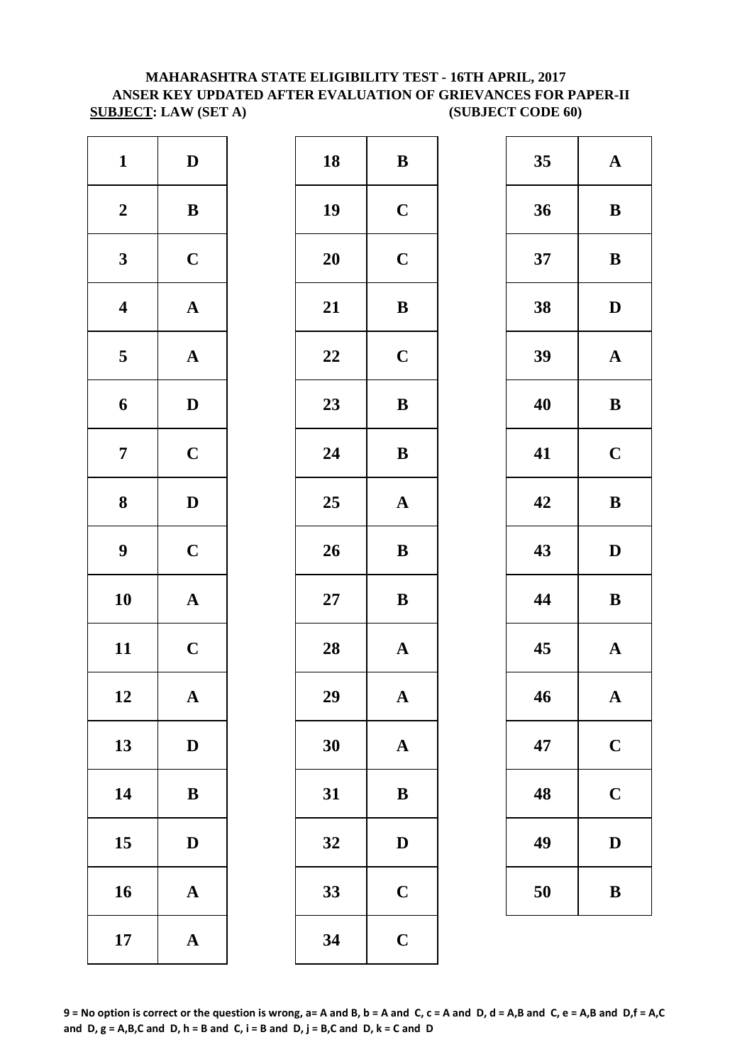**MAHARASHTRA STATE ELIGIBILITY TEST - 16TH APRIL, 2017**
**ANSER KEY UPDATED AFTER EVALUATION OF GRIEVANCES FOR PAPER-II**
**SUBJECT: LAW (SET A) (SUBJECT CODE 60)**

| Q | Ans | Q | Ans | Q | Ans |
|---|---|---|---|---|---|
| 1 | D | 18 | B | 35 | A |
| 2 | B | 19 | C | 36 | B |
| 3 | C | 20 | C | 37 | B |
| 4 | A | 21 | B | 38 | D |
| 5 | A | 22 | C | 39 | A |
| 6 | D | 23 | B | 40 | B |
| 7 | C | 24 | B | 41 | C |
| 8 | D | 25 | A | 42 | B |
| 9 | C | 26 | B | 43 | D |
| 10 | A | 27 | B | 44 | B |
| 11 | C | 28 | A | 45 | A |
| 12 | A | 29 | A | 46 | A |
| 13 | D | 30 | A | 47 | C |
| 14 | B | 31 | B | 48 | C |
| 15 | D | 32 | D | 49 | D |
| 16 | A | 33 | C | 50 | B |
| 17 | A | 34 | C | | |

**9 = No option is correct or the question is wrong, a= A and B, b = A and C, c = A and D, d = A,B and C, e = A,B and D,f = A,C and D, g = A,B,C and D, h = B and C, i = B and D, j = B,C and D, k = C and D**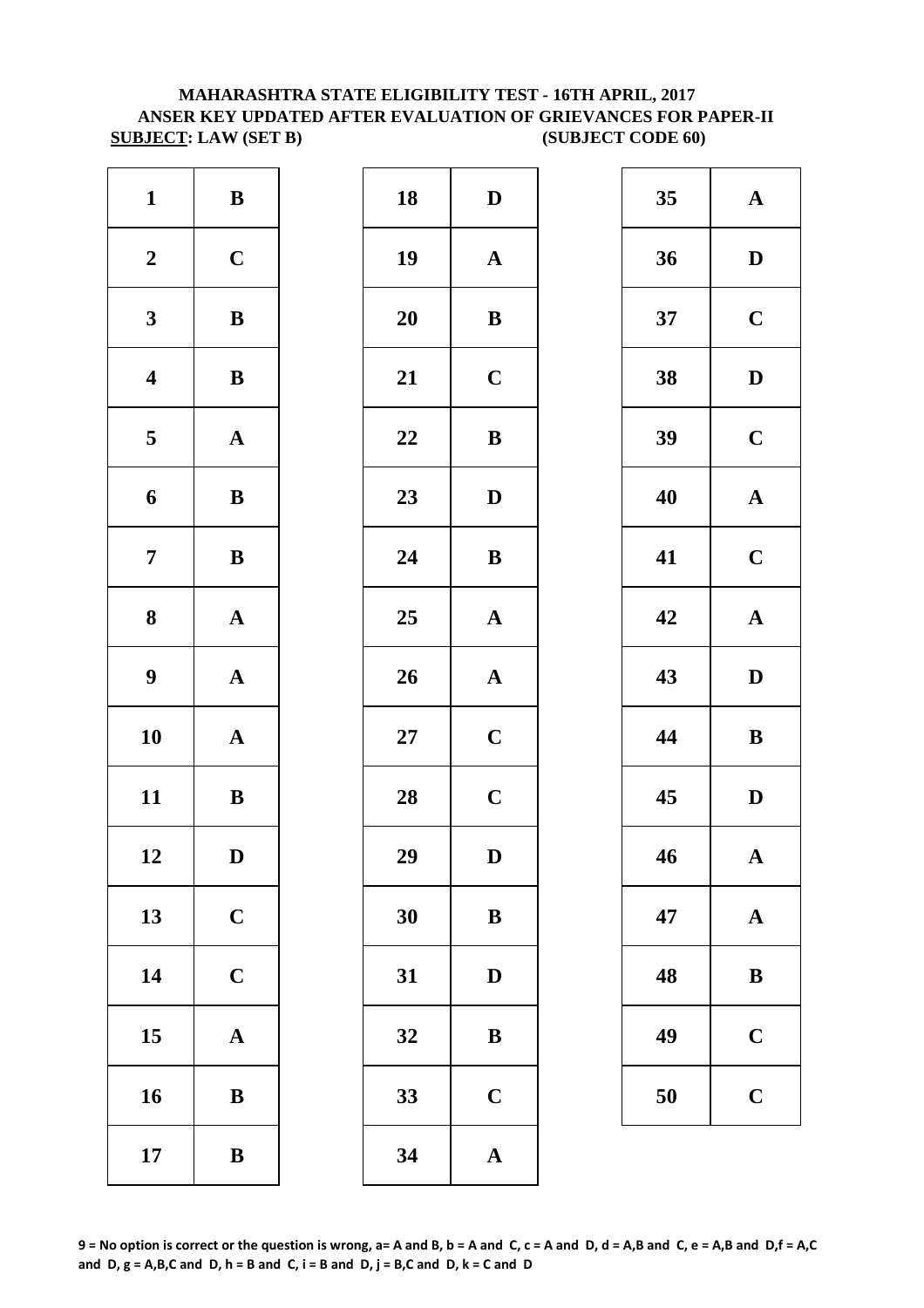**MAHARASHTRA STATE ELIGIBILITY TEST - 16TH APRIL, 2017**
**ANSER KEY UPDATED AFTER EVALUATION OF GRIEVANCES FOR PAPER-II**
**SUBJECT: LAW (SET B) (SUBJECT CODE 60)**

| Q | Ans | Q | Ans | Q | Ans |
|---|---|---|---|---|---|
| 1 | B | 18 | D | 35 | A |
| 2 | C | 19 | A | 36 | D |
| 3 | B | 20 | B | 37 | C |
| 4 | B | 21 | C | 38 | D |
| 5 | A | 22 | B | 39 | C |
| 6 | B | 23 | D | 40 | A |
| 7 | B | 24 | B | 41 | C |
| 8 | A | 25 | A | 42 | A |
| 9 | A | 26 | A | 43 | D |
| 10 | A | 27 | C | 44 | B |
| 11 | B | 28 | C | 45 | D |
| 12 | D | 29 | D | 46 | A |
| 13 | C | 30 | B | 47 | A |
| 14 | C | 31 | D | 48 | B |
| 15 | A | 32 | B | 49 | C |
| 16 | B | 33 | C | 50 | C |
| 17 | B | 34 | A | | |

**9 = No option is correct or the question is wrong, a= A and B, b = A and C, c = A and D, d = A,B and C, e = A,B and D,f = A,C and D, g = A,B,C and D, h = B and C, i = B and D, j = B,C and D, k = C and D**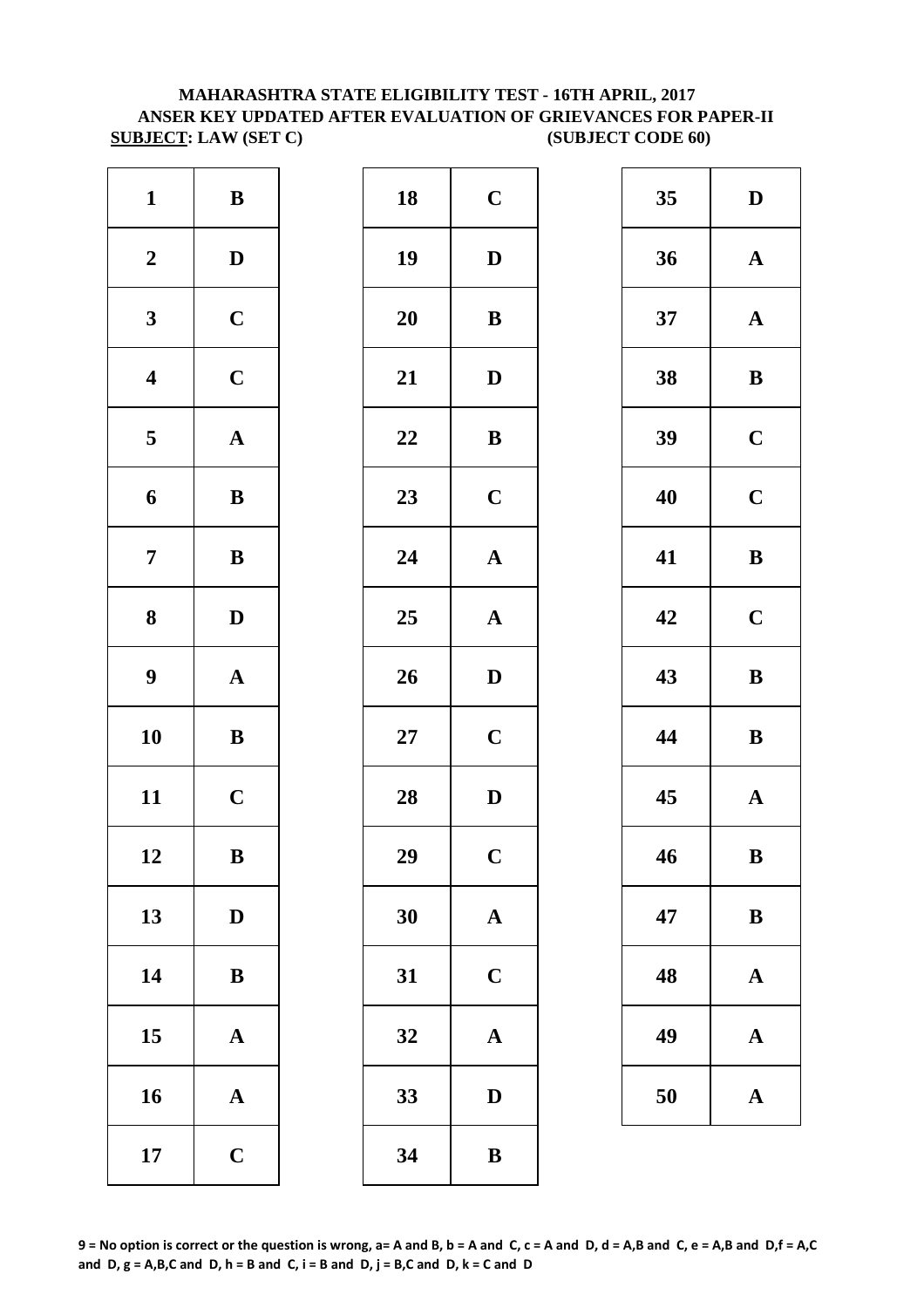**MAHARASHTRA STATE ELIGIBILITY TEST - 16TH APRIL, 2017**
**ANSER KEY UPDATED AFTER EVALUATION OF GRIEVANCES FOR PAPER-II**
**SUBJECT: LAW (SET C) (SUBJECT CODE 60)**

| Q | Ans | Q | Ans | Q | Ans |
|---|---|---|---|---|---|
| 1 | B | 18 | C | 35 | D |
| 2 | D | 19 | D | 36 | A |
| 3 | C | 20 | B | 37 | A |
| 4 | C | 21 | D | 38 | B |
| 5 | A | 22 | B | 39 | C |
| 6 | B | 23 | C | 40 | C |
| 7 | B | 24 | A | 41 | B |
| 8 | D | 25 | A | 42 | C |
| 9 | A | 26 | D | 43 | B |
| 10 | B | 27 | C | 44 | B |
| 11 | C | 28 | D | 45 | A |
| 12 | B | 29 | C | 46 | B |
| 13 | D | 30 | A | 47 | B |
| 14 | B | 31 | C | 48 | A |
| 15 | A | 32 | A | 49 | A |
| 16 | A | 33 | D | 50 | A |
| 17 | C | 34 | B | | |

**9 = No option is correct or the question is wrong, a= A and B, b = A and C, c = A and D, d = A,B and C, e = A,B and D,f = A,C and D, g = A,B,C and D, h = B and C, i = B and D, j = B,C and D, k = C and D**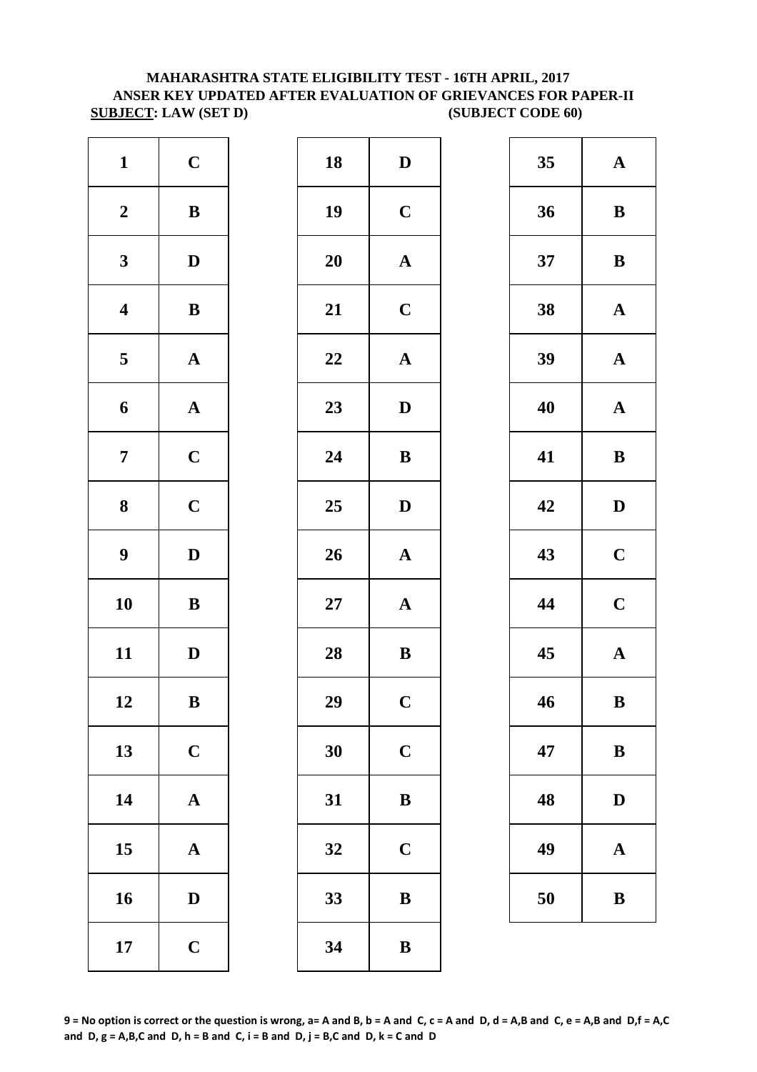**MAHARASHTRA STATE ELIGIBILITY TEST - 16TH APRIL, 2017**
**ANSER KEY UPDATED AFTER EVALUATION OF GRIEVANCES FOR PAPER-II**
**SUBJECT: LAW (SET D) (SUBJECT CODE 60)**

| Q | Ans | Q | Ans | Q | Ans |
|---|---|---|---|---|---|
| 1 | C | 18 | D | 35 | A |
| 2 | B | 19 | C | 36 | B |
| 3 | D | 20 | A | 37 | B |
| 4 | B | 21 | C | 38 | A |
| 5 | A | 22 | A | 39 | A |
| 6 | A | 23 | D | 40 | A |
| 7 | C | 24 | B | 41 | B |
| 8 | C | 25 | D | 42 | D |
| 9 | D | 26 | A | 43 | C |
| 10 | B | 27 | A | 44 | C |
| 11 | D | 28 | B | 45 | A |
| 12 | B | 29 | C | 46 | B |
| 13 | C | 30 | C | 47 | B |
| 14 | A | 31 | B | 48 | D |
| 15 | A | 32 | C | 49 | A |
| 16 | D | 33 | B | 50 | B |
| 17 | C | 34 | B | | |

**9 = No option is correct or the question is wrong, a= A and B, b = A and C, c = A and D, d = A,B and C, e = A,B and D,f = A,C and D, g = A,B,C and D, h = B and C, i = B and D, j = B,C and D, k = C and D**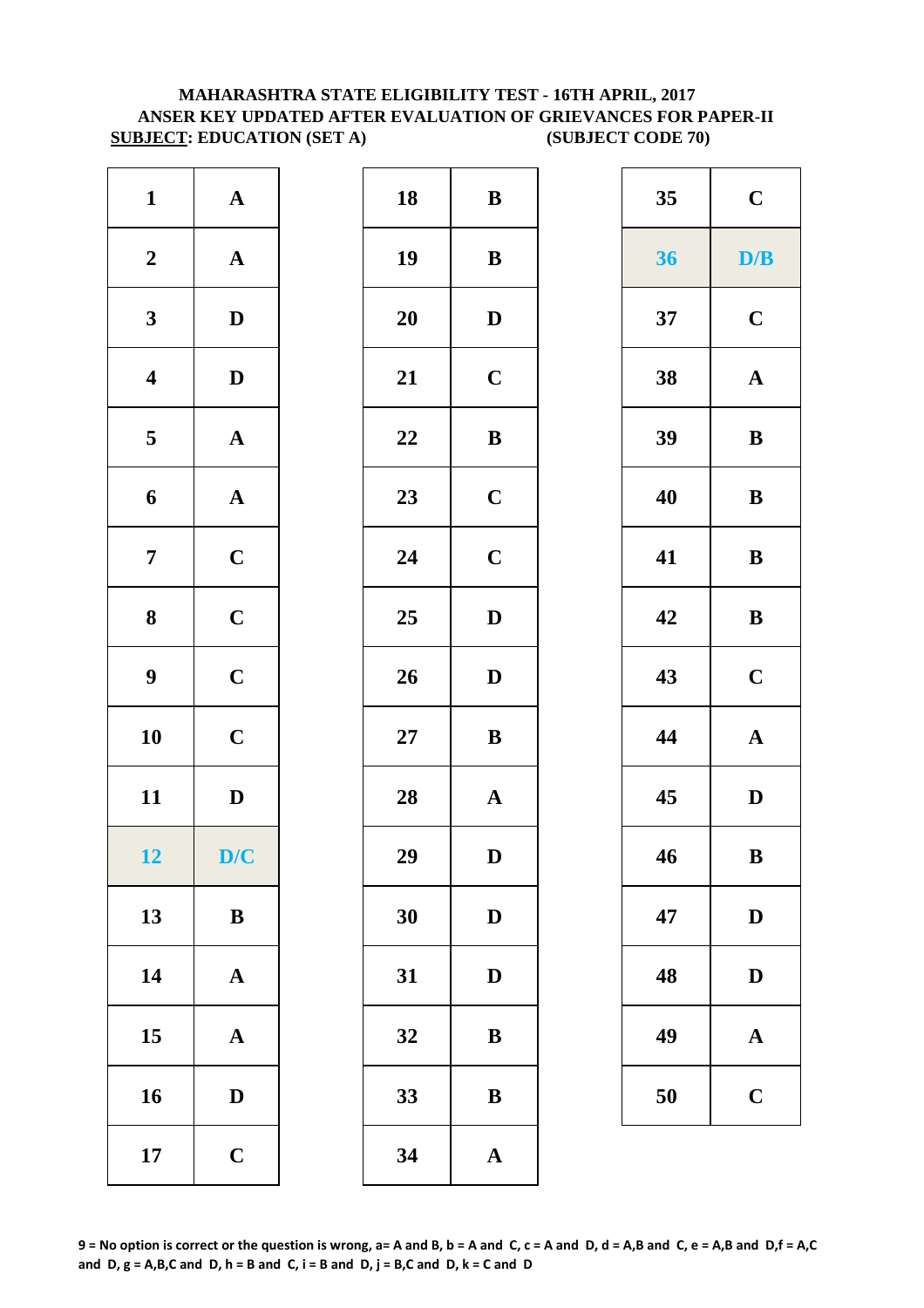**MAHARASHTRA STATE ELIGIBILITY TEST - 16TH APRIL, 2017**
**ANSER KEY UPDATED AFTER EVALUATION OF GRIEVANCES FOR PAPER-II**
**SUBJECT: EDUCATION (SET A) (SUBJECT CODE 70)**

| Q | Ans | Q | Ans | Q | Ans |
|---|---|---|---|---|---|
| 1 | A | 18 | B | 35 | C |
| 2 | A | 19 | B | 36 | D/B |
| 3 | D | 20 | D | 37 | C |
| 4 | D | 21 | C | 38 | A |
| 5 | A | 22 | B | 39 | B |
| 6 | A | 23 | C | 40 | B |
| 7 | C | 24 | C | 41 | B |
| 8 | C | 25 | D | 42 | B |
| 9 | C | 26 | D | 43 | C |
| 10 | C | 27 | B | 44 | A |
| 11 | D | 28 | A | 45 | D |
| 12 | D/C | 29 | D | 46 | B |
| 13 | B | 30 | D | 47 | D |
| 14 | A | 31 | D | 48 | D |
| 15 | A | 32 | B | 49 | A |
| 16 | D | 33 | B | 50 | C |
| 17 | C | 34 | A | | |

**9 = No option is correct or the question is wrong, a= A and B, b = A and C, c = A and D, d = A,B and C, e = A,B and D,f = A,C and D, g = A,B,C and D, h = B and C, i = B and D, j = B,C and D, k = C and D**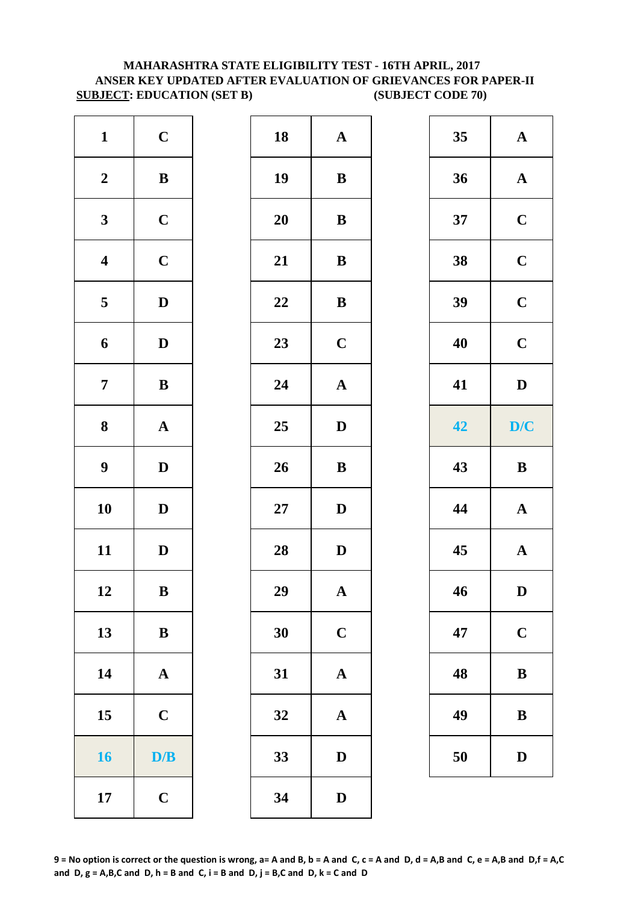**MAHARASHTRA STATE ELIGIBILITY TEST - 16TH APRIL, 2017**
**ANSER KEY UPDATED AFTER EVALUATION OF GRIEVANCES FOR PAPER-II**
**SUBJECT: EDUCATION (SET B) (SUBJECT CODE 70)**

| Q | Ans | Q | Ans | Q | Ans |
|---|---|---|---|---|---|
| 1 | C | 18 | A | 35 | A |
| 2 | B | 19 | B | 36 | A |
| 3 | C | 20 | B | 37 | C |
| 4 | C | 21 | B | 38 | C |
| 5 | D | 22 | B | 39 | C |
| 6 | D | 23 | C | 40 | C |
| 7 | B | 24 | A | 41 | D |
| 8 | A | 25 | D | 42 | D/C |
| 9 | D | 26 | B | 43 | B |
| 10 | D | 27 | D | 44 | A |
| 11 | D | 28 | D | 45 | A |
| 12 | B | 29 | A | 46 | D |
| 13 | B | 30 | C | 47 | C |
| 14 | A | 31 | A | 48 | B |
| 15 | C | 32 | A | 49 | B |
| 16 | D/B | 33 | D | 50 | D |
| 17 | C | 34 | D | | |

**9 = No option is correct or the question is wrong, a= A and B, b = A and C, c = A and D, d = A,B and C, e = A,B and D,f = A,C and D, g = A,B,C and D, h = B and C, i = B and D, j = B,C and D, k = C and D**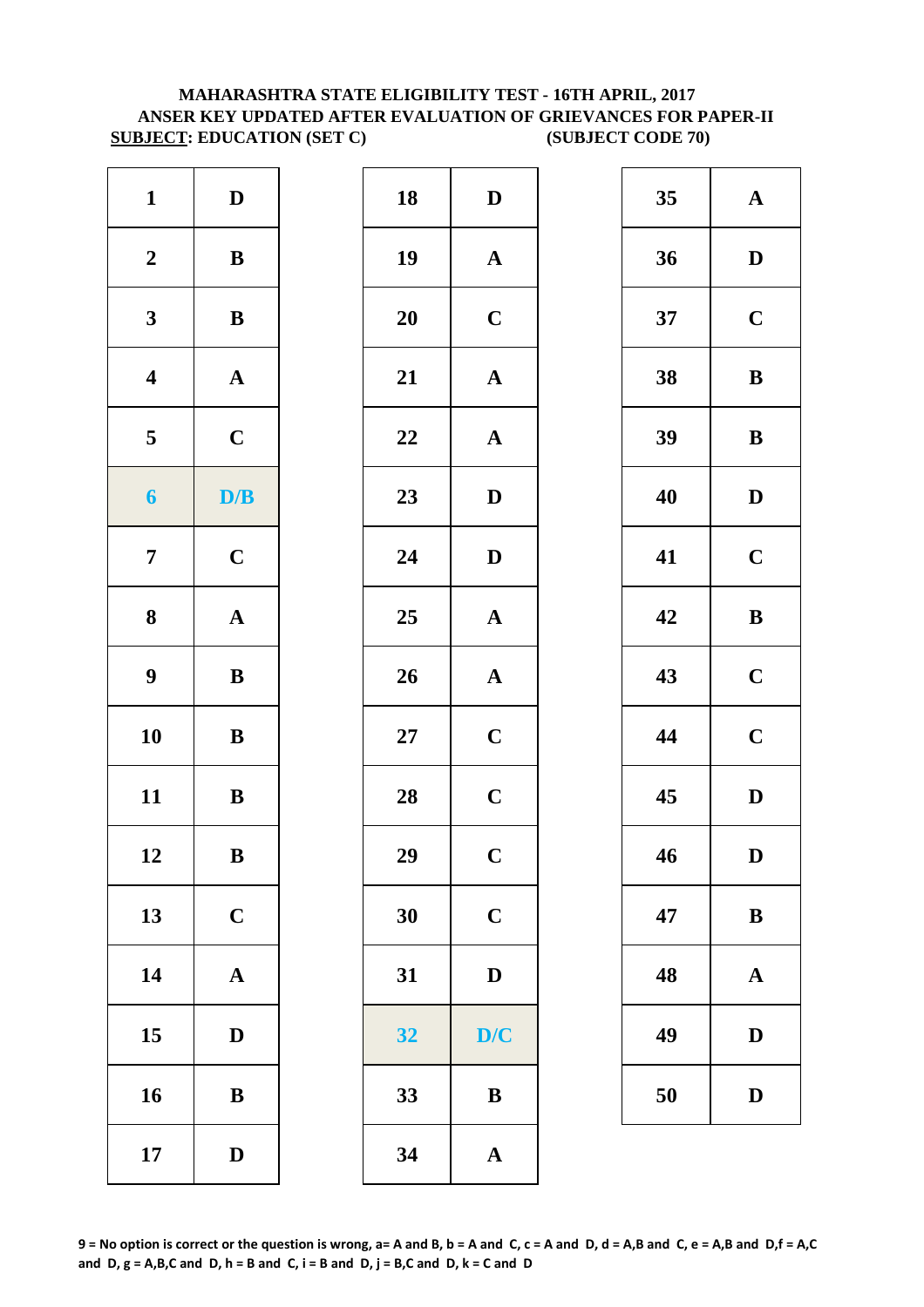**MAHARASHTRA STATE ELIGIBILITY TEST - 16TH APRIL, 2017**
**ANSER KEY UPDATED AFTER EVALUATION OF GRIEVANCES FOR PAPER-II**
**SUBJECT: EDUCATION (SET C) (SUBJECT CODE 70)**

| Q | Ans | Q | Ans | Q | Ans |
|---|---|---|---|---|---|
| 1 | D | 18 | D | 35 | A |
| 2 | B | 19 | A | 36 | D |
| 3 | B | 20 | C | 37 | C |
| 4 | A | 21 | A | 38 | B |
| 5 | C | 22 | A | 39 | B |
| 6 | D/B | 23 | D | 40 | D |
| 7 | C | 24 | D | 41 | C |
| 8 | A | 25 | A | 42 | B |
| 9 | B | 26 | A | 43 | C |
| 10 | B | 27 | C | 44 | C |
| 11 | B | 28 | C | 45 | D |
| 12 | B | 29 | C | 46 | D |
| 13 | C | 30 | C | 47 | B |
| 14 | A | 31 | D | 48 | A |
| 15 | D | 32 | D/C | 49 | D |
| 16 | B | 33 | B | 50 | D |
| 17 | D | 34 | A | | |

**9 = No option is correct or the question is wrong, a= A and B, b = A and C, c = A and D, d = A,B and C, e = A,B and D,f = A,C and D, g = A,B,C and D, h = B and C, i = B and D, j = B,C and D, k = C and D**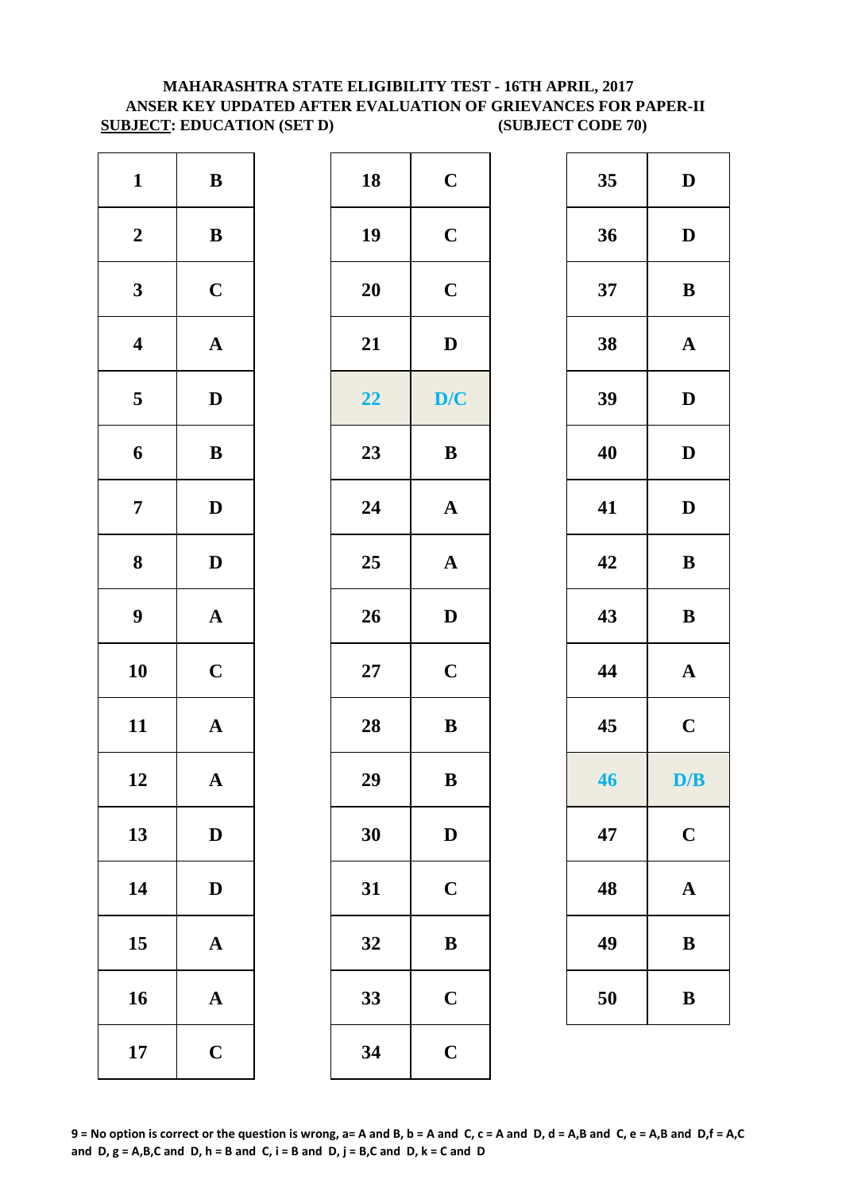**MAHARASHTRA STATE ELIGIBILITY TEST - 16TH APRIL, 2017**
**ANSER KEY UPDATED AFTER EVALUATION OF GRIEVANCES FOR PAPER-II**
**SUBJECT: EDUCATION (SET D)** **(SUBJECT CODE 70)**

| Q | Ans | Q | Ans | Q | Ans |
|---|---|---|---|---|---|
| 1 | B | 18 | C | 35 | D |
| 2 | B | 19 | C | 36 | D |
| 3 | C | 20 | C | 37 | B |
| 4 | A | 21 | D | 38 | A |
| 5 | D | 22 | D/C | 39 | D |
| 6 | B | 23 | B | 40 | D |
| 7 | D | 24 | A | 41 | D |
| 8 | D | 25 | A | 42 | B |
| 9 | A | 26 | D | 43 | B |
| 10 | C | 27 | C | 44 | A |
| 11 | A | 28 | B | 45 | C |
| 12 | A | 29 | B | 46 | D/B |
| 13 | D | 30 | D | 47 | C |
| 14 | D | 31 | C | 48 | A |
| 15 | A | 32 | B | 49 | B |
| 16 | A | 33 | C | 50 | B |
| 17 | C | 34 | C | | |

**9 = No option is correct or the question is wrong, a= A and B, b = A and C, c = A and D, d = A,B and C, e = A,B and D,f = A,C and D, g = A,B,C and D, h = B and C, i = B and D, j = B,C and D, k = C and D**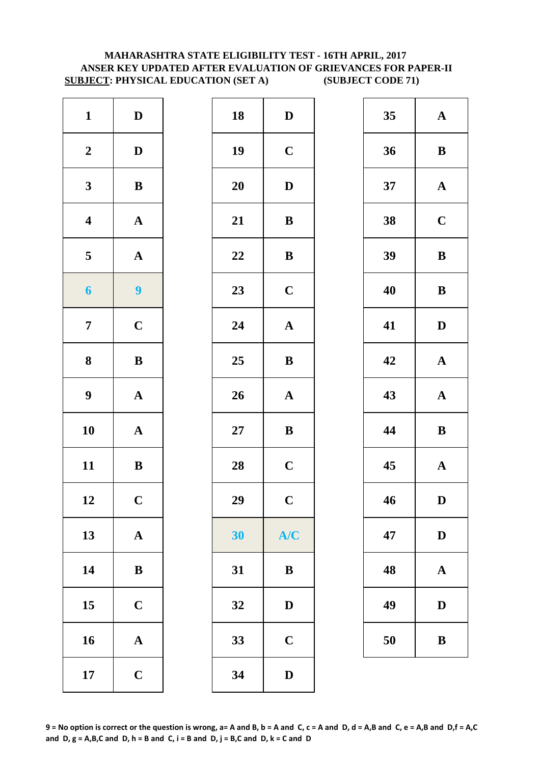**MAHARASHTRA STATE ELIGIBILITY TEST - 16TH APRIL, 2017**
**ANSER KEY UPDATED AFTER EVALUATION OF GRIEVANCES FOR PAPER-II**
**SUBJECT: PHYSICAL EDUCATION (SET A) (SUBJECT CODE 71)**

| Q | Ans | Q | Ans | Q | Ans |
|---|---|---|---|---|---|
| 1 | D | 18 | D | 35 | A |
| 2 | D | 19 | C | 36 | B |
| 3 | B | 20 | D | 37 | A |
| 4 | A | 21 | B | 38 | C |
| 5 | A | 22 | B | 39 | B |
| 6 | 9 | 23 | C | 40 | B |
| 7 | C | 24 | A | 41 | D |
| 8 | B | 25 | B | 42 | A |
| 9 | A | 26 | A | 43 | A |
| 10 | A | 27 | B | 44 | B |
| 11 | B | 28 | C | 45 | A |
| 12 | C | 29 | C | 46 | D |
| 13 | A | 30 | A/C | 47 | D |
| 14 | B | 31 | B | 48 | A |
| 15 | C | 32 | D | 49 | D |
| 16 | A | 33 | C | 50 | B |
| 17 | C | 34 | D | | |

**9 = No option is correct or the question is wrong, a= A and B, b = A and C, c = A and D, d = A,B and C, e = A,B and D,f = A,C and D, g = A,B,C and D, h = B and C, i = B and D, j = B,C and D, k = C and D**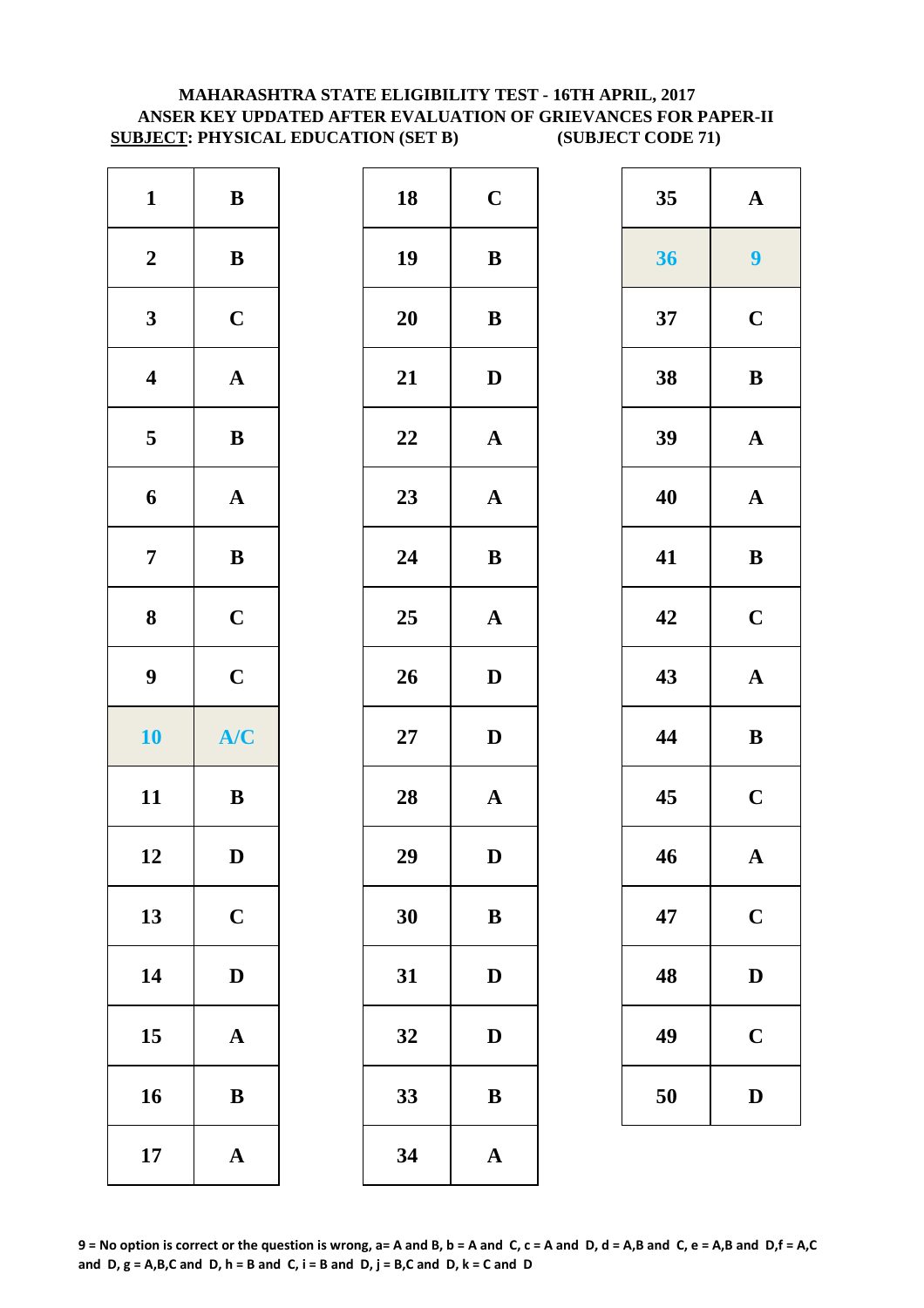**MAHARASHTRA STATE ELIGIBILITY TEST - 16TH APRIL, 2017**
**ANSER KEY UPDATED AFTER EVALUATION OF GRIEVANCES FOR PAPER-II**
**SUBJECT: PHYSICAL EDUCATION (SET B) (SUBJECT CODE 71)**

| Q | Ans |
|---|---|
| 1 | B |
| 2 | B |
| 3 | C |
| 4 | A |
| 5 | B |
| 6 | A |
| 7 | B |
| 8 | C |
| 9 | C |
| 10 | A/C |
| 11 | B |
| 12 | D |
| 13 | C |
| 14 | D |
| 15 | A |
| 16 | B |
| 17 | A |

| Q | Ans |
|---|---|
| 18 | C |
| 19 | B |
| 20 | B |
| 21 | D |
| 22 | A |
| 23 | A |
| 24 | B |
| 25 | A |
| 26 | D |
| 27 | D |
| 28 | A |
| 29 | D |
| 30 | B |
| 31 | D |
| 32 | D |
| 33 | B |
| 34 | A |

| Q | Ans |
|---|---|
| 35 | A |
| 36 | 9 |
| 37 | C |
| 38 | B |
| 39 | A |
| 40 | A |
| 41 | B |
| 42 | C |
| 43 | A |
| 44 | B |
| 45 | C |
| 46 | A |
| 47 | C |
| 48 | D |
| 49 | C |
| 50 | D |

**9 = No option is correct or the question is wrong, a= A and B, b = A and C, c = A and D, d = A,B and C, e = A,B and D,f = A,C and D, g = A,B,C and D, h = B and C, i = B and D, j = B,C and D, k = C and D**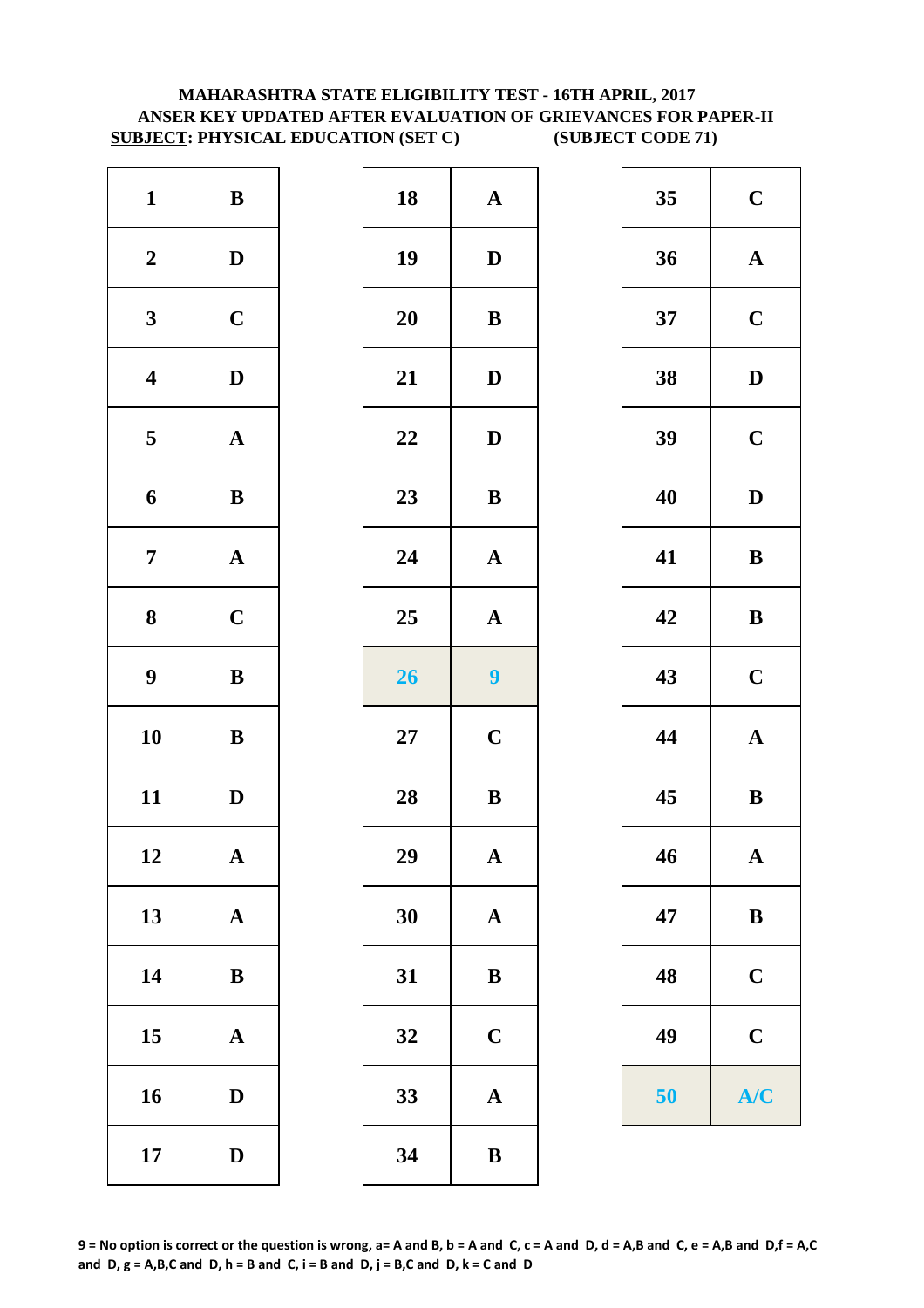**MAHARASHTRA STATE ELIGIBILITY TEST - 16TH APRIL, 2017**
**ANSER KEY UPDATED AFTER EVALUATION OF GRIEVANCES FOR PAPER-II**
**SUBJECT: PHYSICAL EDUCATION (SET C) (SUBJECT CODE 71)**

| Q | Ans | Q | Ans | Q | Ans |
|---|---|---|---|---|---|
| 1 | B | 18 | A | 35 | C |
| 2 | D | 19 | D | 36 | A |
| 3 | C | 20 | B | 37 | C |
| 4 | D | 21 | D | 38 | D |
| 5 | A | 22 | D | 39 | C |
| 6 | B | 23 | B | 40 | D |
| 7 | A | 24 | A | 41 | B |
| 8 | C | 25 | A | 42 | B |
| 9 | B | 26 | 9 | 43 | C |
| 10 | B | 27 | C | 44 | A |
| 11 | D | 28 | B | 45 | B |
| 12 | A | 29 | A | 46 | A |
| 13 | A | 30 | A | 47 | B |
| 14 | B | 31 | B | 48 | C |
| 15 | A | 32 | C | 49 | C |
| 16 | D | 33 | A | 50 | A/C |
| 17 | D | 34 | B | | |

**9 = No option is correct or the question is wrong, a= A and B, b = A and C, c = A and D, d = A,B and C, e = A,B and D,f = A,C and D, g = A,B,C and D, h = B and C, i = B and D, j = B,C and D, k = C and D**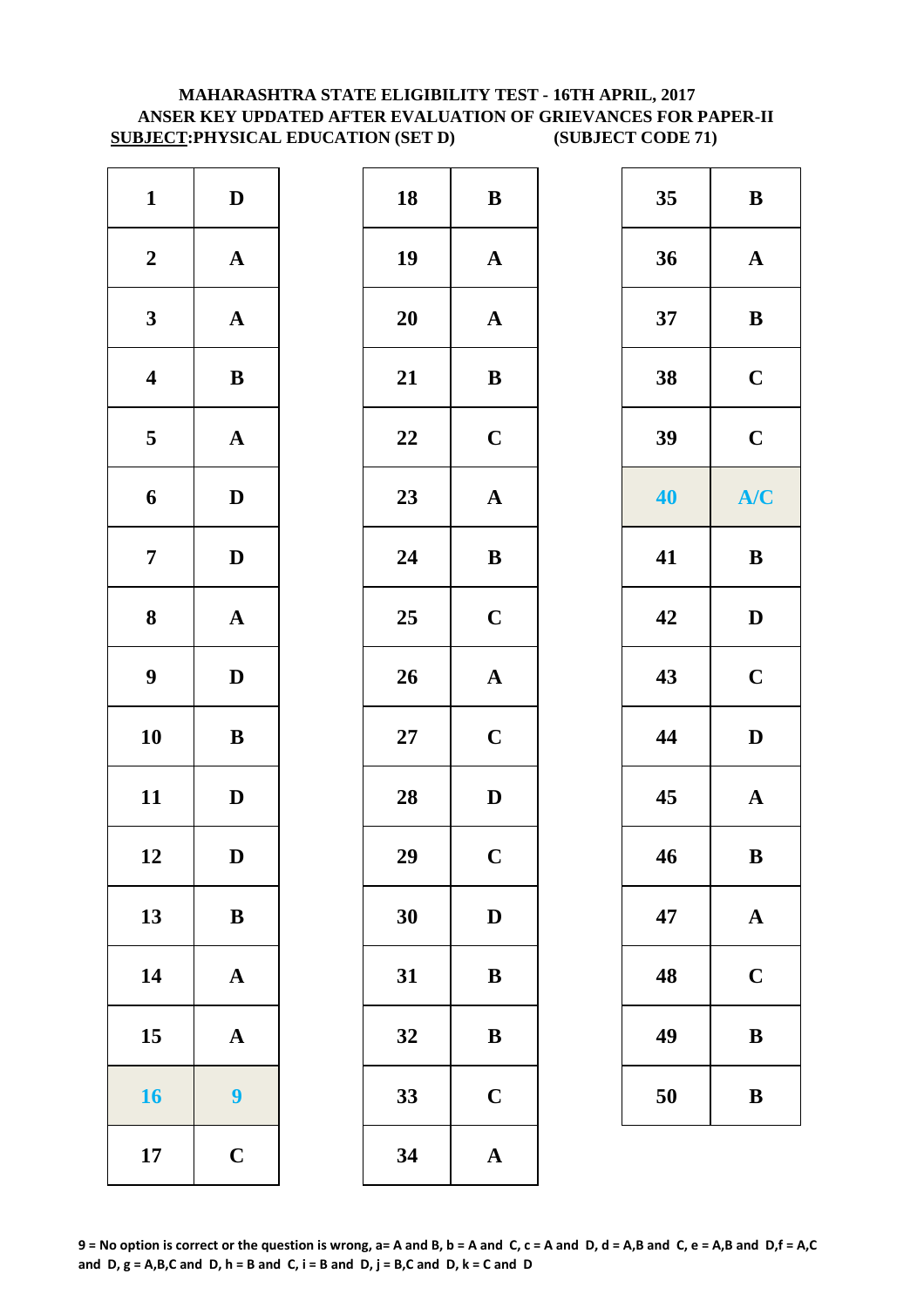**MAHARASHTRA STATE ELIGIBILITY TEST - 16TH APRIL, 2017**
**ANSER KEY UPDATED AFTER EVALUATION OF GRIEVANCES FOR PAPER-II**
**SUBJECT:PHYSICAL EDUCATION (SET D) (SUBJECT CODE 71)**

| | | | | | |
|---|---|---|---|---|---|
| 1 | D | 18 | B | 35 | B |
| 2 | A | 19 | A | 36 | A |
| 3 | A | 20 | A | 37 | B |
| 4 | B | 21 | B | 38 | C |
| 5 | A | 22 | C | 39 | C |
| 6 | D | 23 | A | 40 | A/C |
| 7 | D | 24 | B | 41 | B |
| 8 | A | 25 | C | 42 | D |
| 9 | D | 26 | A | 43 | C |
| 10 | B | 27 | C | 44 | D |
| 11 | D | 28 | D | 45 | A |
| 12 | D | 29 | C | 46 | B |
| 13 | B | 30 | D | 47 | A |
| 14 | A | 31 | B | 48 | C |
| 15 | A | 32 | B | 49 | B |
| 16 | 9 | 33 | C | 50 | B |
| 17 | C | 34 | A | | |

**9 = No option is correct or the question is wrong, a= A and B, b = A and C, c = A and D, d = A,B and C, e = A,B and D,f = A,C and D, g = A,B,C and D, h = B and C, i = B and D, j = B,C and D, k = C and D**